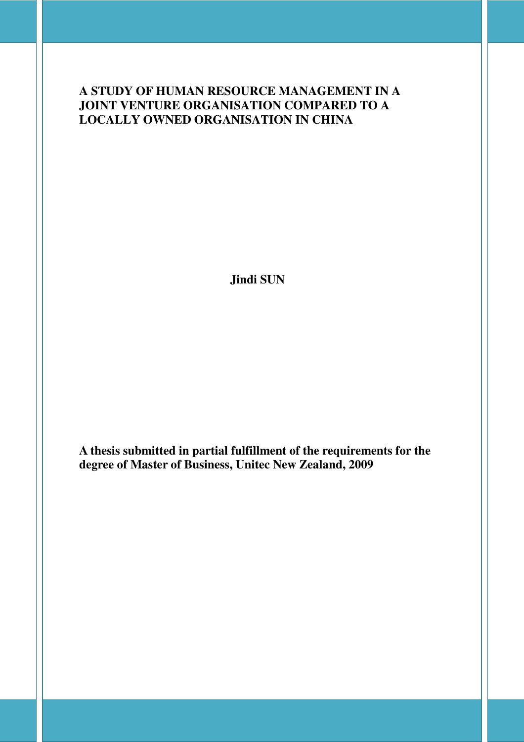# A STUDY OF HUMAN RESOURCE MANAGEMENT IN A JOINT VENTURE ORGANISATION COMPARED TO A LOCALLY OWNED ORGANISATION IN CHINA

**Jindi SUN**

**A thesis submitted in partial fulfillment of the requirements for the degree of Master of Business, Unitec New Zealand, 2009**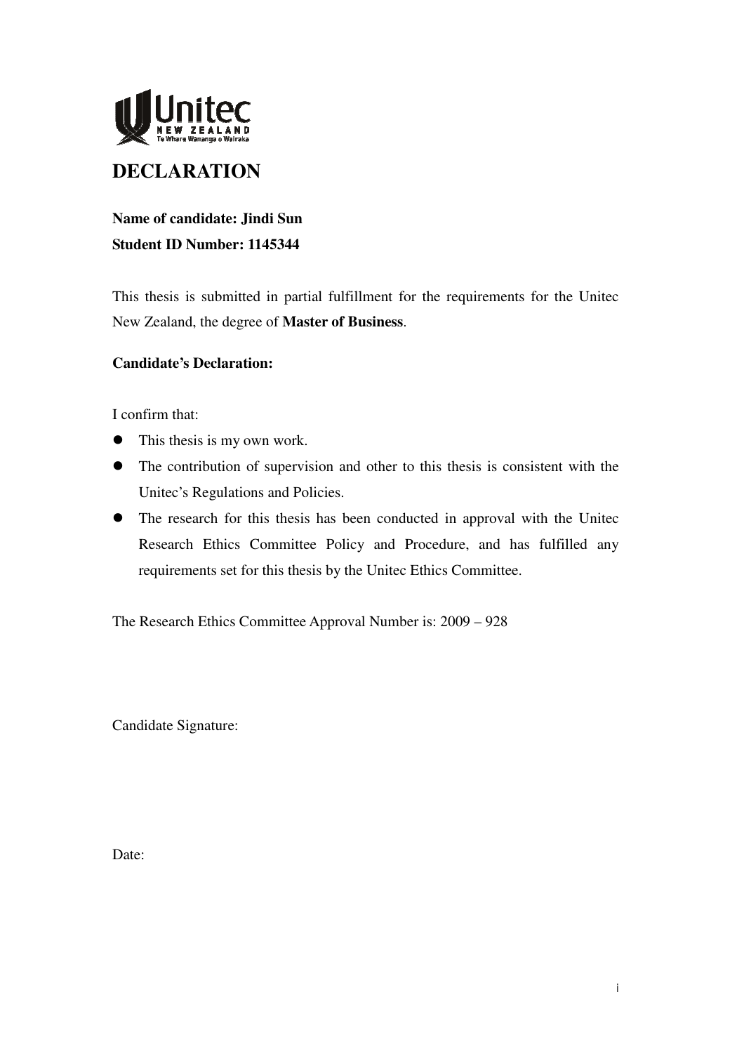# DECLARATION

**Name of candidate: Jindi Sun**
**Student ID Number: 1145344**

This thesis is submitted in partial fulfillment for the requirements for the Unitec New Zealand, the degree of **Master of Business**.

**Candidate's Declaration:**

I confirm that:

- This thesis is my own work.
- The contribution of supervision and other to this thesis is consistent with the Unitec's Regulations and Policies.
- The research for this thesis has been conducted in approval with the Unitec Research Ethics Committee Policy and Procedure, and has fulfilled any requirements set for this thesis by the Unitec Ethics Committee.

The Research Ethics Committee Approval Number is: 2009 – 928

Candidate Signature:

Date: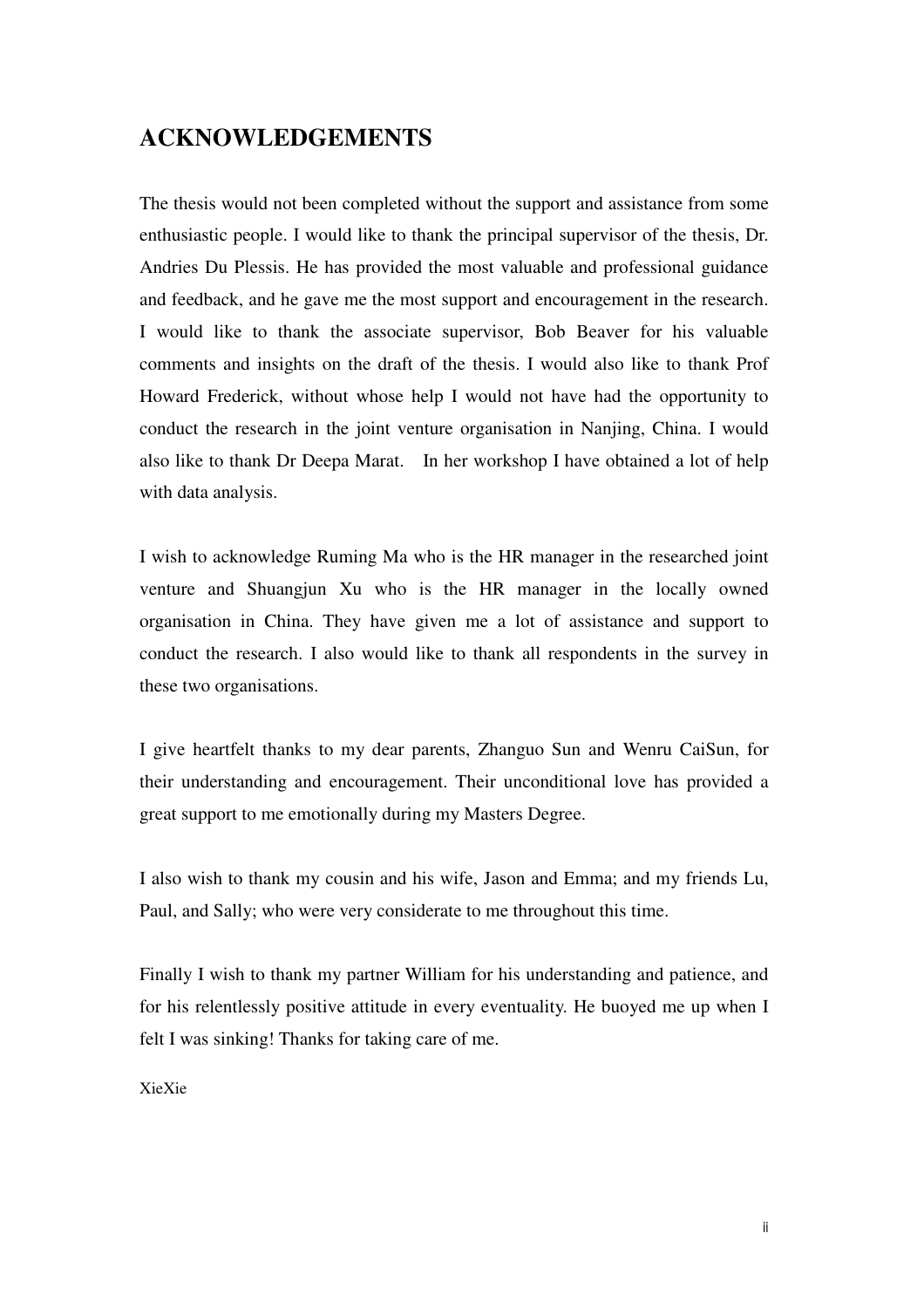# ACKNOWLEDGEMENTS

The thesis would not been completed without the support and assistance from some enthusiastic people. I would like to thank the principal supervisor of the thesis, Dr. Andries Du Plessis. He has provided the most valuable and professional guidance and feedback, and he gave me the most support and encouragement in the research. I would like to thank the associate supervisor, Bob Beaver for his valuable comments and insights on the draft of the thesis. I would also like to thank Prof Howard Frederick, without whose help I would not have had the opportunity to conduct the research in the joint venture organisation in Nanjing, China. I would also like to thank Dr Deepa Marat. In her workshop I have obtained a lot of help with data analysis.

I wish to acknowledge Ruming Ma who is the HR manager in the researched joint venture and Shuangjun Xu who is the HR manager in the locally owned organisation in China. They have given me a lot of assistance and support to conduct the research. I also would like to thank all respondents in the survey in these two organisations.

I give heartfelt thanks to my dear parents, Zhanguo Sun and Wenru CaiSun, for their understanding and encouragement. Their unconditional love has provided a great support to me emotionally during my Masters Degree.

I also wish to thank my cousin and his wife, Jason and Emma; and my friends Lu, Paul, and Sally; who were very considerate to me throughout this time.

Finally I wish to thank my partner William for his understanding and patience, and for his relentlessly positive attitude in every eventuality. He buoyed me up when I felt I was sinking! Thanks for taking care of me.

XieXie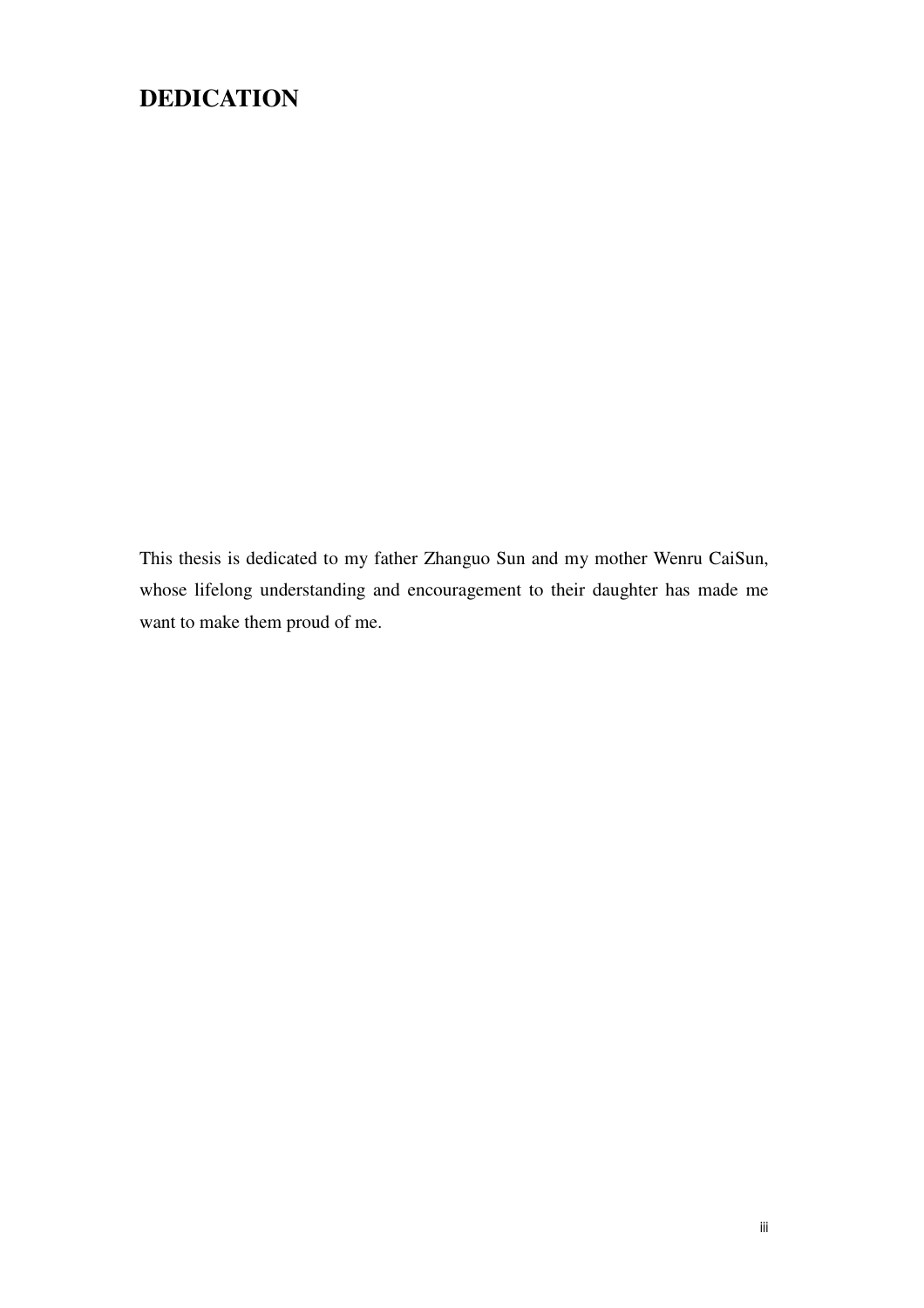# DEDICATION

This thesis is dedicated to my father Zhanguo Sun and my mother Wenru CaiSun, whose lifelong understanding and encouragement to their daughter has made me want to make them proud of me.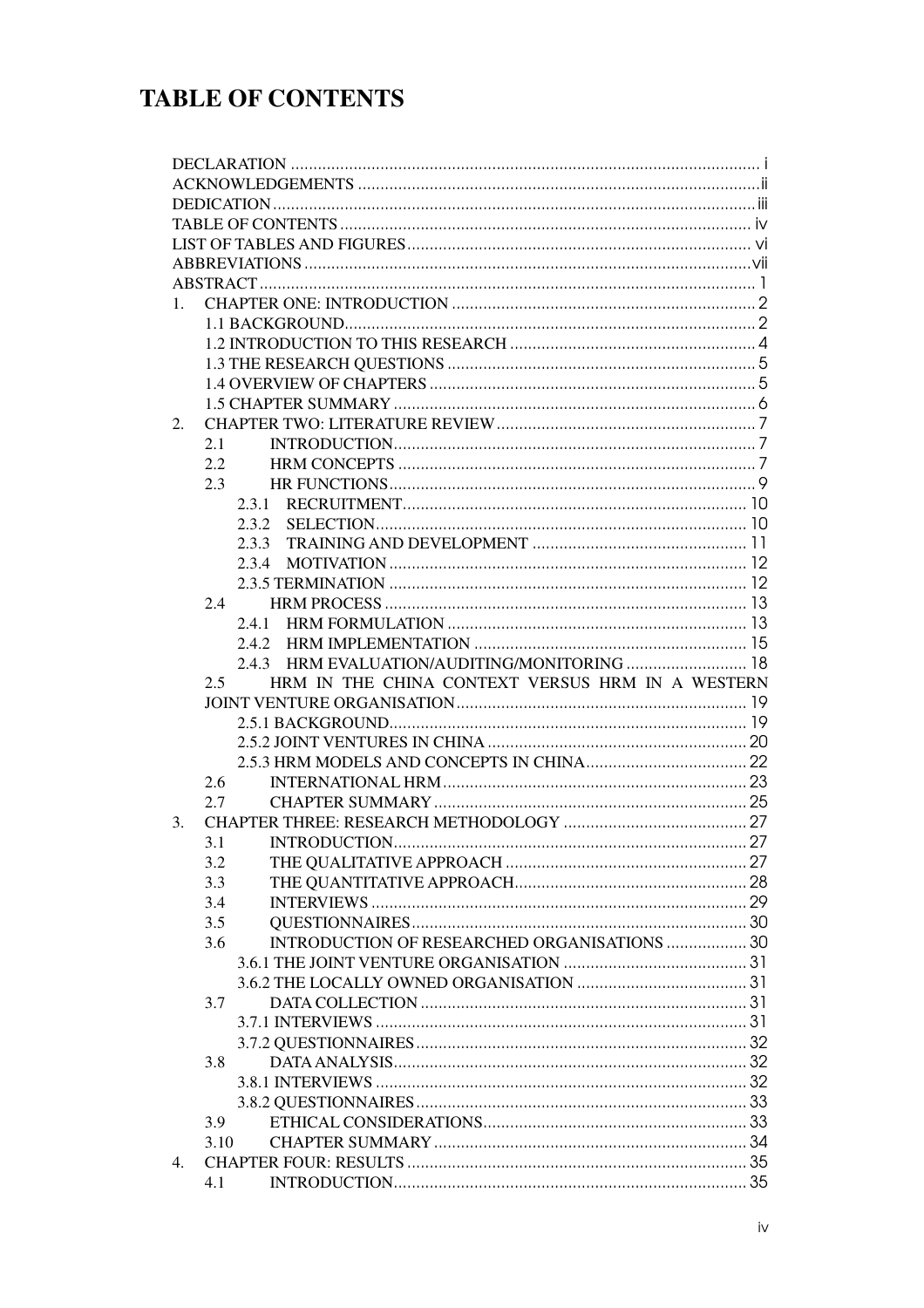# TABLE OF CONTENTS

DECLARATION ..... i
ACKNOWLEDGEMENTS ..... ii
DEDICATION ..... iii
TABLE OF CONTENTS ..... iv
LIST OF TABLES AND FIGURES ..... vi
ABBREVIATIONS ..... vii
ABSTRACT ..... 1

1. CHAPTER ONE: INTRODUCTION ..... 2
   - 1.1 BACKGROUND ..... 2
   - 1.2 INTRODUCTION TO THIS RESEARCH ..... 4
   - 1.3 THE RESEARCH QUESTIONS ..... 5
   - 1.4 OVERVIEW OF CHAPTERS ..... 5
   - 1.5 CHAPTER SUMMARY ..... 6
2. CHAPTER TWO: LITERATURE REVIEW ..... 7
   - 2.1 INTRODUCTION ..... 7
   - 2.2 HRM CONCEPTS ..... 7
   - 2.3 HR FUNCTIONS ..... 9
     - 2.3.1 RECRUITMENT ..... 10
     - 2.3.2 SELECTION ..... 10
     - 2.3.3 TRAINING AND DEVELOPMENT ..... 11
     - 2.3.4 MOTIVATION ..... 12
     - 2.3.5 TERMINATION ..... 12
   - 2.4 HRM PROCESS ..... 13
     - 2.4.1 HRM FORMULATION ..... 13
     - 2.4.2 HRM IMPLEMENTATION ..... 15
     - 2.4.3 HRM EVALUATION/AUDITING/MONITORING ..... 18
   - 2.5 HRM IN THE CHINA CONTEXT VERSUS HRM IN A WESTERN JOINT VENTURE ORGANISATION ..... 19
     - 2.5.1 BACKGROUND ..... 19
     - 2.5.2 JOINT VENTURES IN CHINA ..... 20
     - 2.5.3 HRM MODELS AND CONCEPTS IN CHINA ..... 22
   - 2.6 INTERNATIONAL HRM ..... 23
   - 2.7 CHAPTER SUMMARY ..... 25
3. CHAPTER THREE: RESEARCH METHODOLOGY ..... 27
   - 3.1 INTRODUCTION ..... 27
   - 3.2 THE QUALITATIVE APPROACH ..... 27
   - 3.3 THE QUANTITATIVE APPROACH ..... 28
   - 3.4 INTERVIEWS ..... 29
   - 3.5 QUESTIONNAIRES ..... 30
   - 3.6 INTRODUCTION OF RESEARCHED ORGANISATIONS ..... 30
     - 3.6.1 THE JOINT VENTURE ORGANISATION ..... 31
     - 3.6.2 THE LOCALLY OWNED ORGANISATION ..... 31
   - 3.7 DATA COLLECTION ..... 31
     - 3.7.1 INTERVIEWS ..... 31
     - 3.7.2 QUESTIONNAIRES ..... 32
   - 3.8 DATA ANALYSIS ..... 32
     - 3.8.1 INTERVIEWS ..... 32
     - 3.8.2 QUESTIONNAIRES ..... 33
   - 3.9 ETHICAL CONSIDERATIONS ..... 33
   - 3.10 CHAPTER SUMMARY ..... 34
4. CHAPTER FOUR: RESULTS ..... 35
   - 4.1 INTRODUCTION ..... 35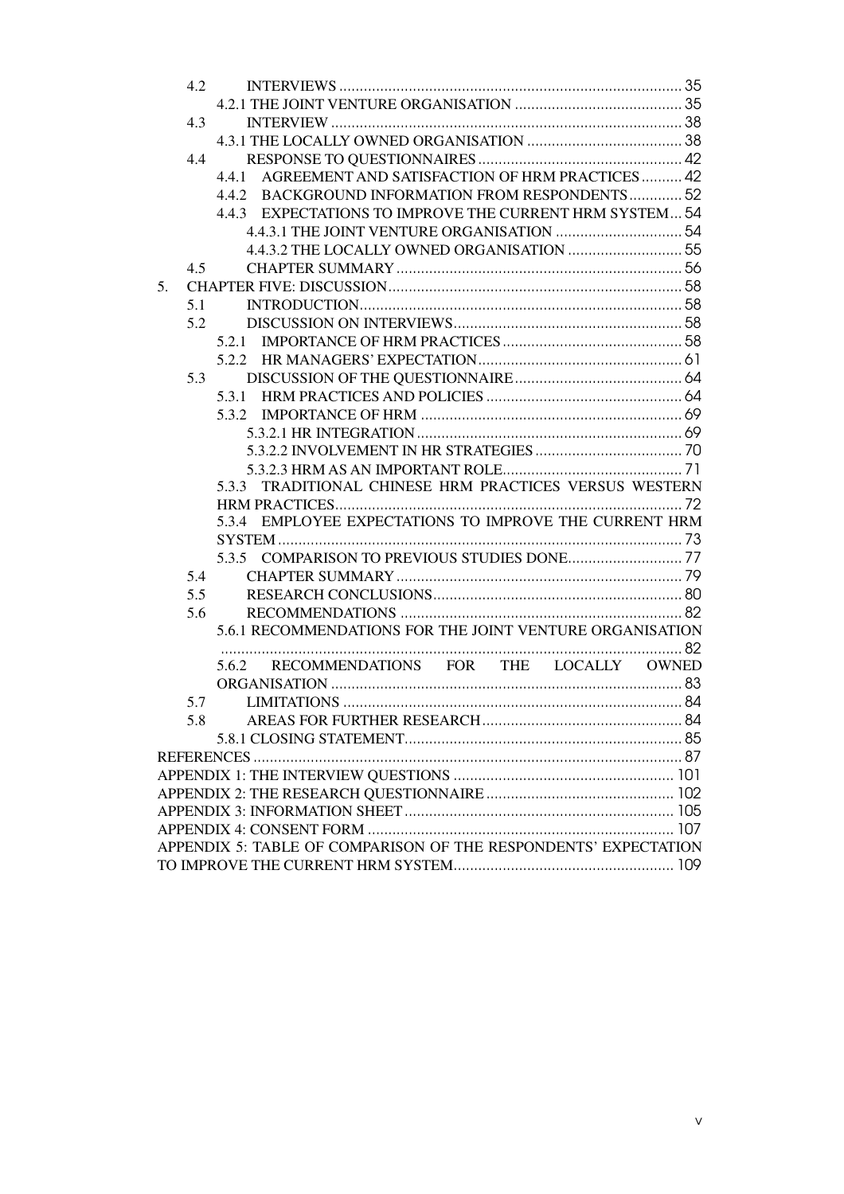- 4.2 INTERVIEWS .......... 35
  - 4.2.1 THE JOINT VENTURE ORGANISATION .......... 35
- 4.3 INTERVIEW .......... 38
  - 4.3.1 THE LOCALLY OWNED ORGANISATION .......... 38
- 4.4 RESPONSE TO QUESTIONNAIRES .......... 42
  - 4.4.1 AGREEMENT AND SATISFACTION OF HRM PRACTICES .......... 42
  - 4.4.2 BACKGROUND INFORMATION FROM RESPONDENTS .......... 52
  - 4.4.3 EXPECTATIONS TO IMPROVE THE CURRENT HRM SYSTEM .......... 54
    - 4.4.3.1 THE JOINT VENTURE ORGANISATION .......... 54
    - 4.4.3.2 THE LOCALLY OWNED ORGANISATION .......... 55
- 4.5 CHAPTER SUMMARY .......... 56

5. CHAPTER FIVE: DISCUSSION .......... 58
   - 5.1 INTRODUCTION .......... 58
   - 5.2 DISCUSSION ON INTERVIEWS .......... 58
     - 5.2.1 IMPORTANCE OF HRM PRACTICES .......... 58
     - 5.2.2 HR MANAGERS' EXPECTATION .......... 61
   - 5.3 DISCUSSION OF THE QUESTIONNAIRE .......... 64
     - 5.3.1 HRM PRACTICES AND POLICIES .......... 64
     - 5.3.2 IMPORTANCE OF HRM .......... 69
       - 5.3.2.1 HR INTEGRATION .......... 69
       - 5.3.2.2 INVOLVEMENT IN HR STRATEGIES .......... 70
       - 5.3.2.3 HRM AS AN IMPORTANT ROLE .......... 71
     - 5.3.3 TRADITIONAL CHINESE HRM PRACTICES VERSUS WESTERN HRM PRACTICES .......... 72
     - 5.3.4 EMPLOYEE EXPECTATIONS TO IMPROVE THE CURRENT HRM SYSTEM .......... 73
     - 5.3.5 COMPARISON TO PREVIOUS STUDIES DONE .......... 77
   - 5.4 CHAPTER SUMMARY .......... 79
   - 5.5 RESEARCH CONCLUSIONS .......... 80
   - 5.6 RECOMMENDATIONS .......... 82
     - 5.6.1 RECOMMENDATIONS FOR THE JOINT VENTURE ORGANISATION .......... 82
     - 5.6.2 RECOMMENDATIONS FOR THE LOCALLY OWNED ORGANISATION .......... 83
   - 5.7 LIMITATIONS .......... 84
   - 5.8 AREAS FOR FURTHER RESEARCH .......... 84
     - 5.8.1 CLOSING STATEMENT .......... 85

REFERENCES .......... 87

APPENDIX 1: THE INTERVIEW QUESTIONS .......... 101

APPENDIX 2: THE RESEARCH QUESTIONNAIRE .......... 102

APPENDIX 3: INFORMATION SHEET .......... 105

APPENDIX 4: CONSENT FORM .......... 107

APPENDIX 5: TABLE OF COMPARISON OF THE RESPONDENTS' EXPECTATION TO IMPROVE THE CURRENT HRM SYSTEM .......... 109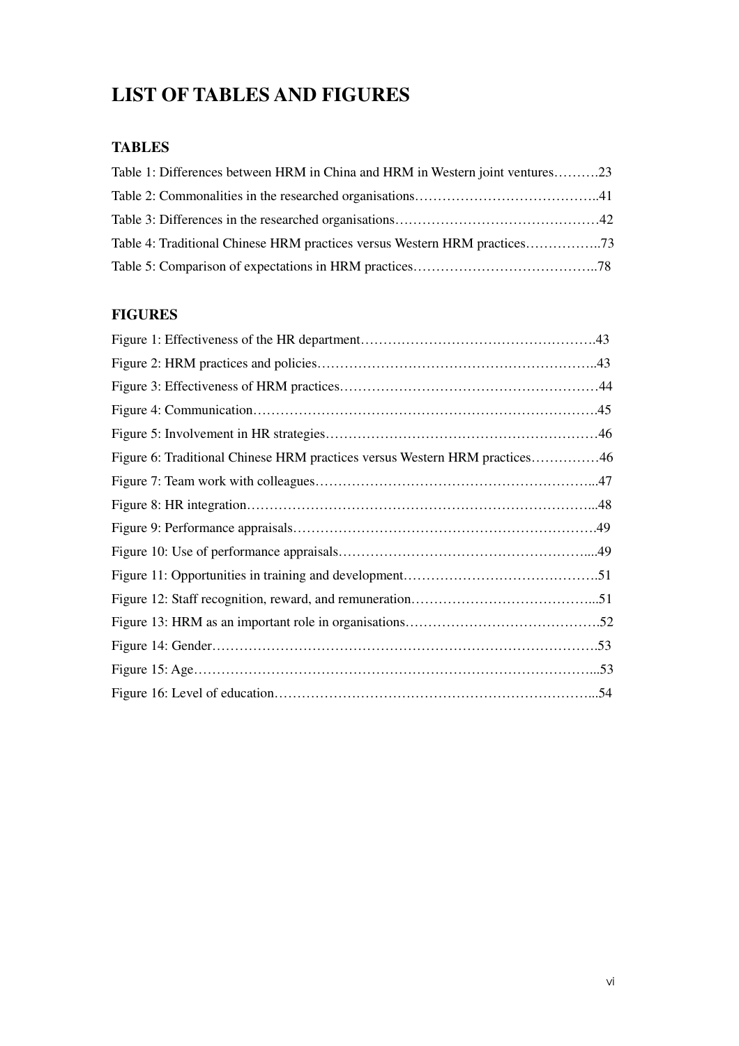# LIST OF TABLES AND FIGURES

## TABLES

Table 1: Differences between HRM in China and HRM in Western joint ventures……….23

Table 2: Commonalities in the researched organisations………………………………..41

Table 3: Differences in the researched organisations……………………………………42

Table 4: Traditional Chinese HRM practices versus Western HRM practices……………..73

Table 5: Comparison of expectations in HRM practices…………………………………..78

## FIGURES

Figure 1: Effectiveness of the HR department…………………………………………….43

Figure 2: HRM practices and policies……………………………………………………..43

Figure 3: Effectiveness of HRM practices…………………………………………………44

Figure 4: Communication………………………………………………………………….45

Figure 5: Involvement in HR strategies……………………………………………………46

Figure 6: Traditional Chinese HRM practices versus Western HRM practices……………46

Figure 7: Team work with colleagues……………………………………………………...47

Figure 8: HR integration…………………………………………………………………...48

Figure 9: Performance appraisals………………………………………………………….49

Figure 10: Use of performance appraisals………………………………………………....49

Figure 11: Opportunities in training and development…………………………………….51

Figure 12: Staff recognition, reward, and remuneration…………………………………...51

Figure 13: HRM as an important role in organisations……………………………………52

Figure 14: Gender………………………………………………………………………….53

Figure 15: Age……………………………………………………………………………...53

Figure 16: Level of education……………………………………………………………...54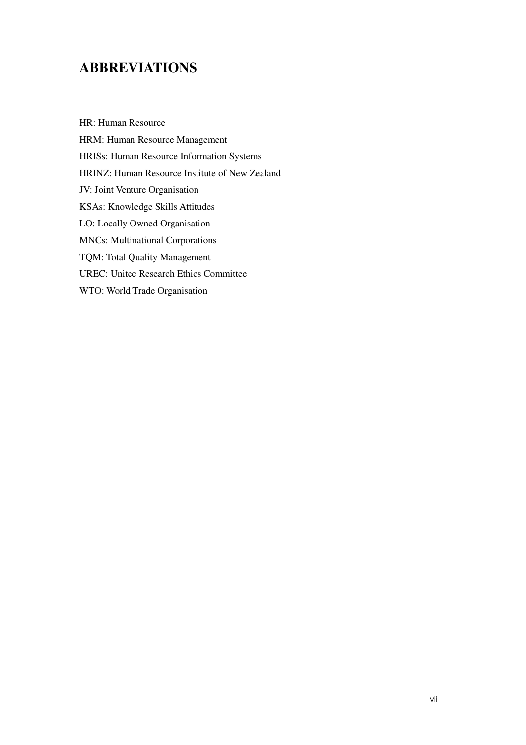# ABBREVIATIONS

HR: Human Resource

HRM: Human Resource Management

HRISs: Human Resource Information Systems

HRINZ: Human Resource Institute of New Zealand

JV: Joint Venture Organisation

KSAs: Knowledge Skills Attitudes

LO: Locally Owned Organisation

MNCs: Multinational Corporations

TQM: Total Quality Management

UREC: Unitec Research Ethics Committee

WTO: World Trade Organisation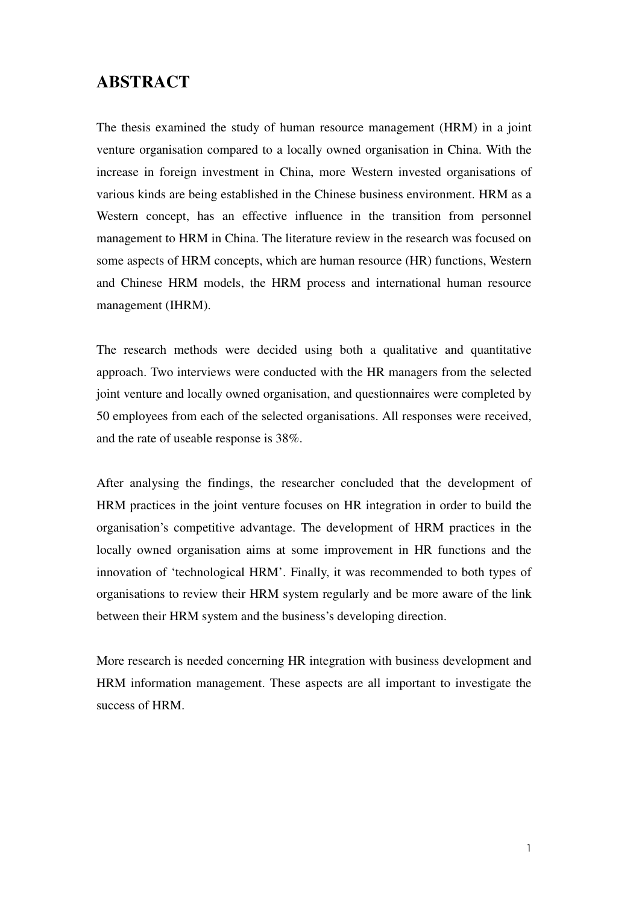# ABSTRACT

The thesis examined the study of human resource management (HRM) in a joint venture organisation compared to a locally owned organisation in China. With the increase in foreign investment in China, more Western invested organisations of various kinds are being established in the Chinese business environment. HRM as a Western concept, has an effective influence in the transition from personnel management to HRM in China. The literature review in the research was focused on some aspects of HRM concepts, which are human resource (HR) functions, Western and Chinese HRM models, the HRM process and international human resource management (IHRM).

The research methods were decided using both a qualitative and quantitative approach. Two interviews were conducted with the HR managers from the selected joint venture and locally owned organisation, and questionnaires were completed by 50 employees from each of the selected organisations. All responses were received, and the rate of useable response is 38%.

After analysing the findings, the researcher concluded that the development of HRM practices in the joint venture focuses on HR integration in order to build the organisation's competitive advantage. The development of HRM practices in the locally owned organisation aims at some improvement in HR functions and the innovation of 'technological HRM'. Finally, it was recommended to both types of organisations to review their HRM system regularly and be more aware of the link between their HRM system and the business's developing direction.

More research is needed concerning HR integration with business development and HRM information management. These aspects are all important to investigate the success of HRM.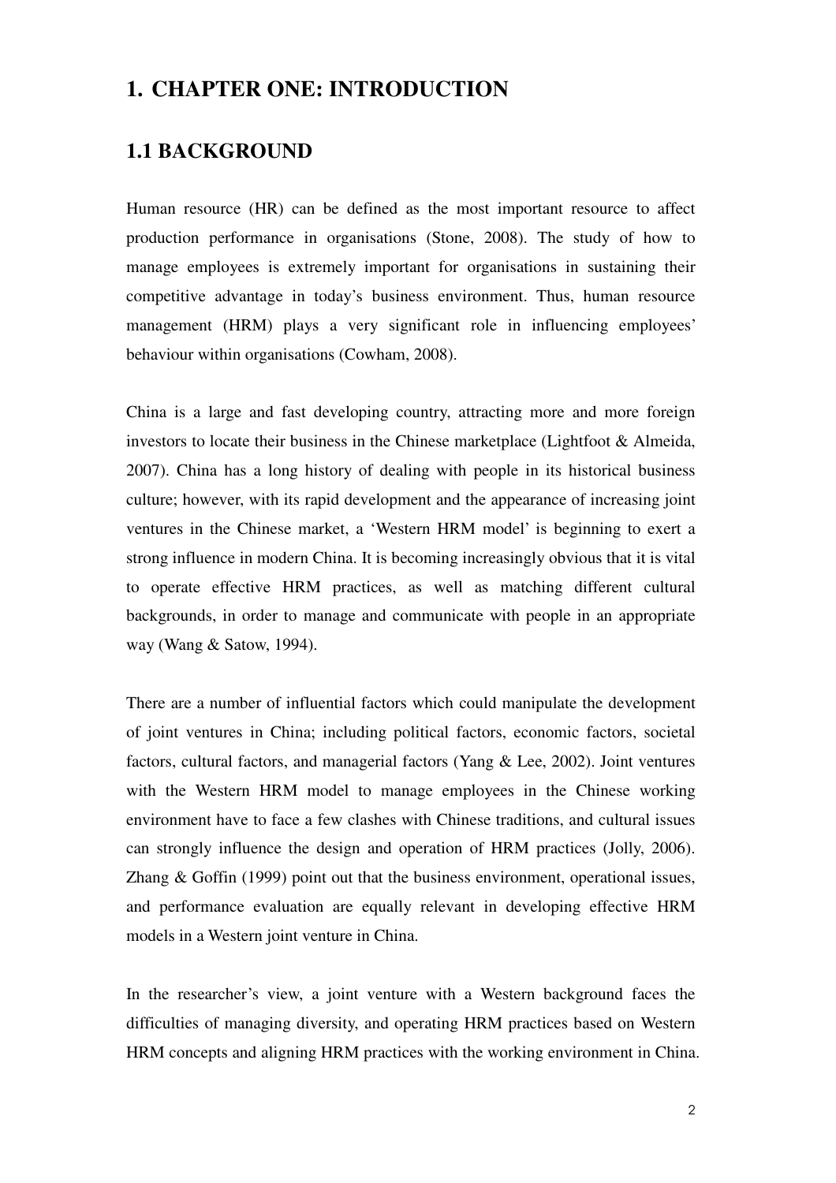# 1. CHAPTER ONE: INTRODUCTION

## 1.1 BACKGROUND

Human resource (HR) can be defined as the most important resource to affect production performance in organisations (Stone, 2008). The study of how to manage employees is extremely important for organisations in sustaining their competitive advantage in today's business environment. Thus, human resource management (HRM) plays a very significant role in influencing employees' behaviour within organisations (Cowham, 2008).

China is a large and fast developing country, attracting more and more foreign investors to locate their business in the Chinese marketplace (Lightfoot & Almeida, 2007). China has a long history of dealing with people in its historical business culture; however, with its rapid development and the appearance of increasing joint ventures in the Chinese market, a 'Western HRM model' is beginning to exert a strong influence in modern China. It is becoming increasingly obvious that it is vital to operate effective HRM practices, as well as matching different cultural backgrounds, in order to manage and communicate with people in an appropriate way (Wang & Satow, 1994).

There are a number of influential factors which could manipulate the development of joint ventures in China; including political factors, economic factors, societal factors, cultural factors, and managerial factors (Yang & Lee, 2002). Joint ventures with the Western HRM model to manage employees in the Chinese working environment have to face a few clashes with Chinese traditions, and cultural issues can strongly influence the design and operation of HRM practices (Jolly, 2006). Zhang & Goffin (1999) point out that the business environment, operational issues, and performance evaluation are equally relevant in developing effective HRM models in a Western joint venture in China.

In the researcher's view, a joint venture with a Western background faces the difficulties of managing diversity, and operating HRM practices based on Western HRM concepts and aligning HRM practices with the working environment in China.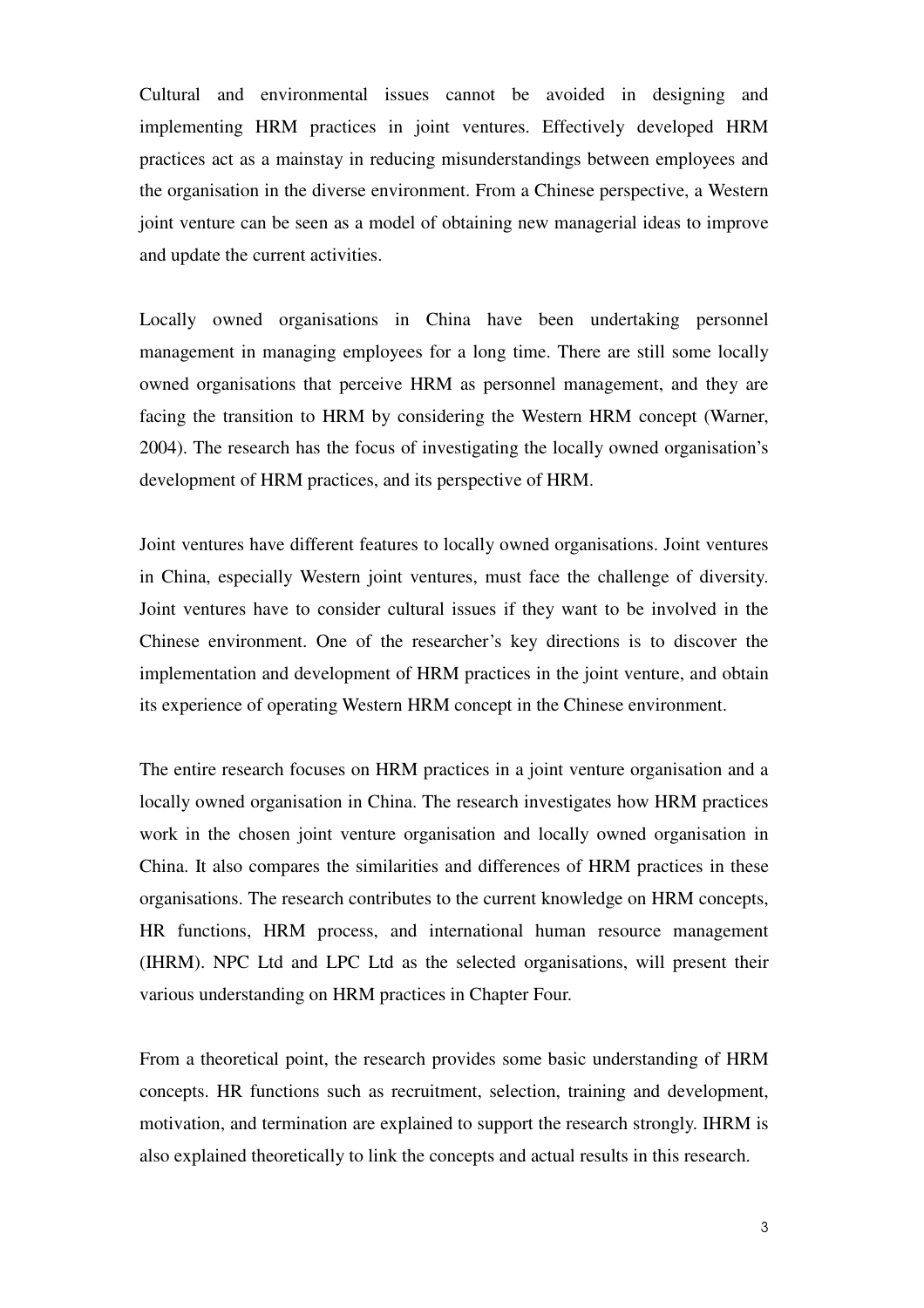Cultural and environmental issues cannot be avoided in designing and implementing HRM practices in joint ventures. Effectively developed HRM practices act as a mainstay in reducing misunderstandings between employees and the organisation in the diverse environment. From a Chinese perspective, a Western joint venture can be seen as a model of obtaining new managerial ideas to improve and update the current activities.

Locally owned organisations in China have been undertaking personnel management in managing employees for a long time. There are still some locally owned organisations that perceive HRM as personnel management, and they are facing the transition to HRM by considering the Western HRM concept (Warner, 2004). The research has the focus of investigating the locally owned organisation's development of HRM practices, and its perspective of HRM.

Joint ventures have different features to locally owned organisations. Joint ventures in China, especially Western joint ventures, must face the challenge of diversity. Joint ventures have to consider cultural issues if they want to be involved in the Chinese environment. One of the researcher's key directions is to discover the implementation and development of HRM practices in the joint venture, and obtain its experience of operating Western HRM concept in the Chinese environment.

The entire research focuses on HRM practices in a joint venture organisation and a locally owned organisation in China. The research investigates how HRM practices work in the chosen joint venture organisation and locally owned organisation in China. It also compares the similarities and differences of HRM practices in these organisations. The research contributes to the current knowledge on HRM concepts, HR functions, HRM process, and international human resource management (IHRM). NPC Ltd and LPC Ltd as the selected organisations, will present their various understanding on HRM practices in Chapter Four.

From a theoretical point, the research provides some basic understanding of HRM concepts. HR functions such as recruitment, selection, training and development, motivation, and termination are explained to support the research strongly. IHRM is also explained theoretically to link the concepts and actual results in this research.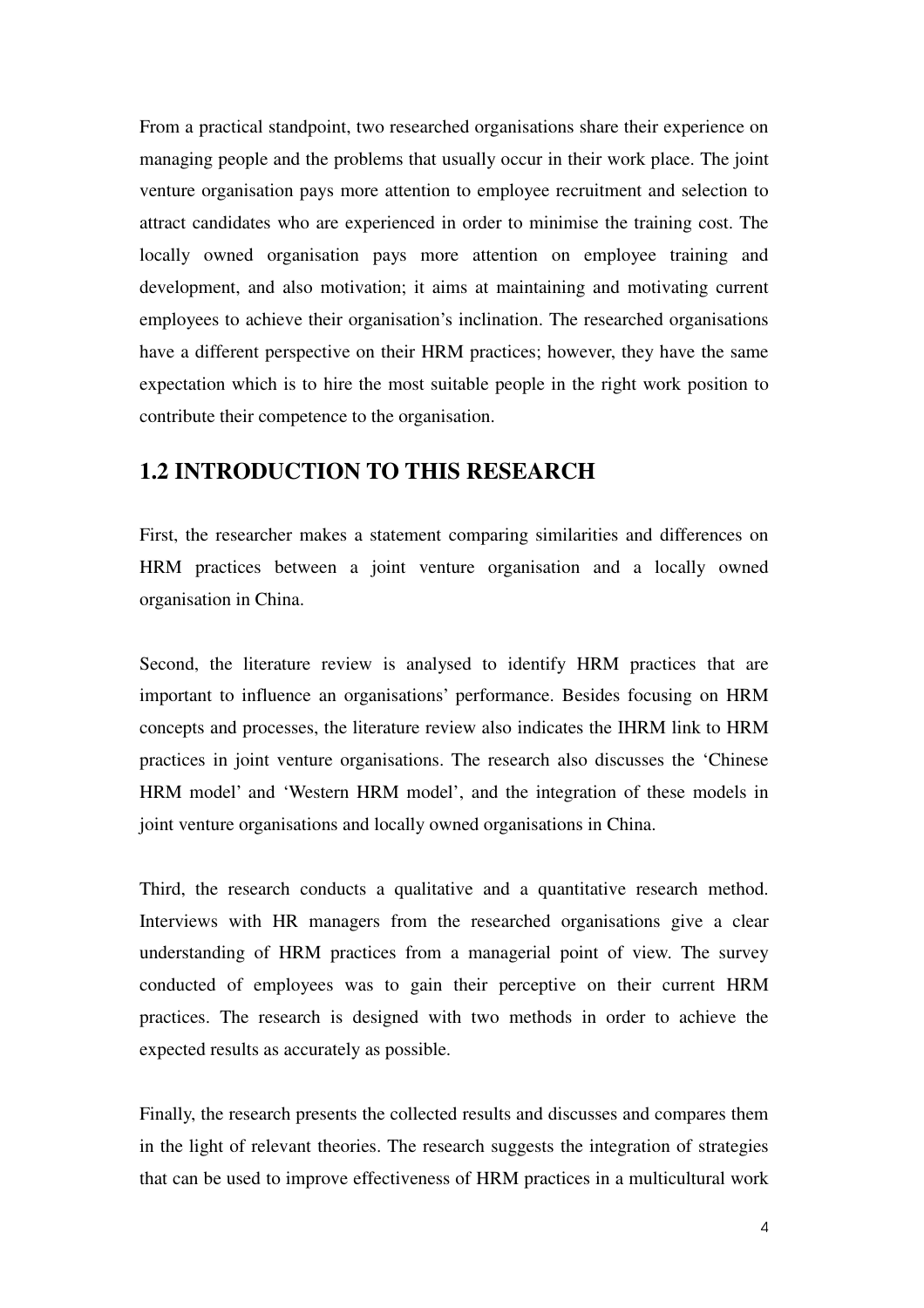From a practical standpoint, two researched organisations share their experience on managing people and the problems that usually occur in their work place. The joint venture organisation pays more attention to employee recruitment and selection to attract candidates who are experienced in order to minimise the training cost. The locally owned organisation pays more attention on employee training and development, and also motivation; it aims at maintaining and motivating current employees to achieve their organisation's inclination. The researched organisations have a different perspective on their HRM practices; however, they have the same expectation which is to hire the most suitable people in the right work position to contribute their competence to the organisation.

## 1.2 INTRODUCTION TO THIS RESEARCH

First, the researcher makes a statement comparing similarities and differences on HRM practices between a joint venture organisation and a locally owned organisation in China.

Second, the literature review is analysed to identify HRM practices that are important to influence an organisations' performance. Besides focusing on HRM concepts and processes, the literature review also indicates the IHRM link to HRM practices in joint venture organisations. The research also discusses the 'Chinese HRM model' and 'Western HRM model', and the integration of these models in joint venture organisations and locally owned organisations in China.

Third, the research conducts a qualitative and a quantitative research method. Interviews with HR managers from the researched organisations give a clear understanding of HRM practices from a managerial point of view. The survey conducted of employees was to gain their perceptive on their current HRM practices. The research is designed with two methods in order to achieve the expected results as accurately as possible.

Finally, the research presents the collected results and discusses and compares them in the light of relevant theories. The research suggests the integration of strategies that can be used to improve effectiveness of HRM practices in a multicultural work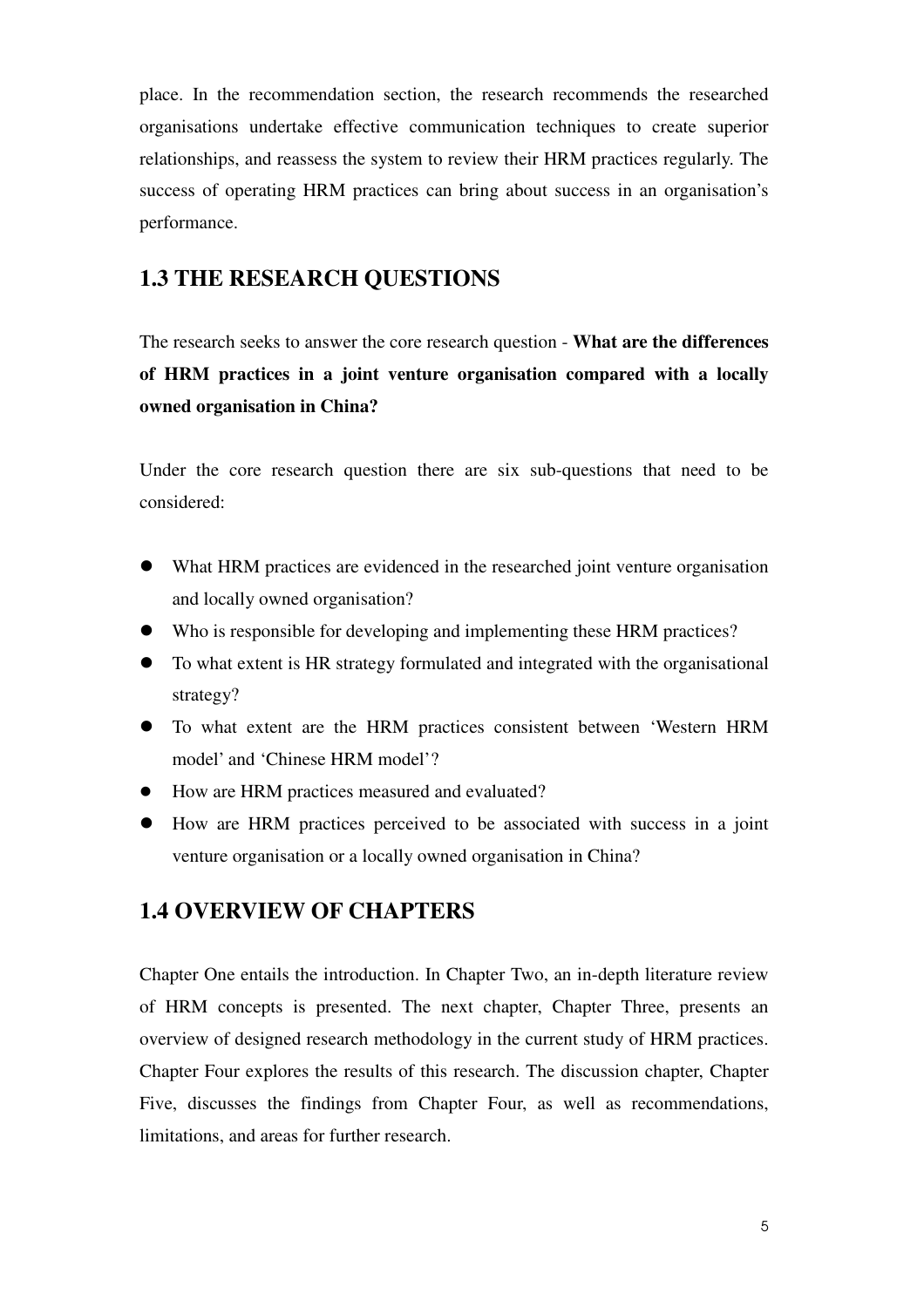place. In the recommendation section, the research recommends the researched organisations undertake effective communication techniques to create superior relationships, and reassess the system to review their HRM practices regularly. The success of operating HRM practices can bring about success in an organisation's performance.

## 1.3 THE RESEARCH QUESTIONS

The research seeks to answer the core research question - **What are the differences of HRM practices in a joint venture organisation compared with a locally owned organisation in China?**

Under the core research question there are six sub-questions that need to be considered:

- What HRM practices are evidenced in the researched joint venture organisation and locally owned organisation?
- Who is responsible for developing and implementing these HRM practices?
- To what extent is HR strategy formulated and integrated with the organisational strategy?
- To what extent are the HRM practices consistent between 'Western HRM model' and 'Chinese HRM model'?
- How are HRM practices measured and evaluated?
- How are HRM practices perceived to be associated with success in a joint venture organisation or a locally owned organisation in China?

## 1.4 OVERVIEW OF CHAPTERS

Chapter One entails the introduction. In Chapter Two, an in-depth literature review of HRM concepts is presented. The next chapter, Chapter Three, presents an overview of designed research methodology in the current study of HRM practices. Chapter Four explores the results of this research. The discussion chapter, Chapter Five, discusses the findings from Chapter Four, as well as recommendations, limitations, and areas for further research.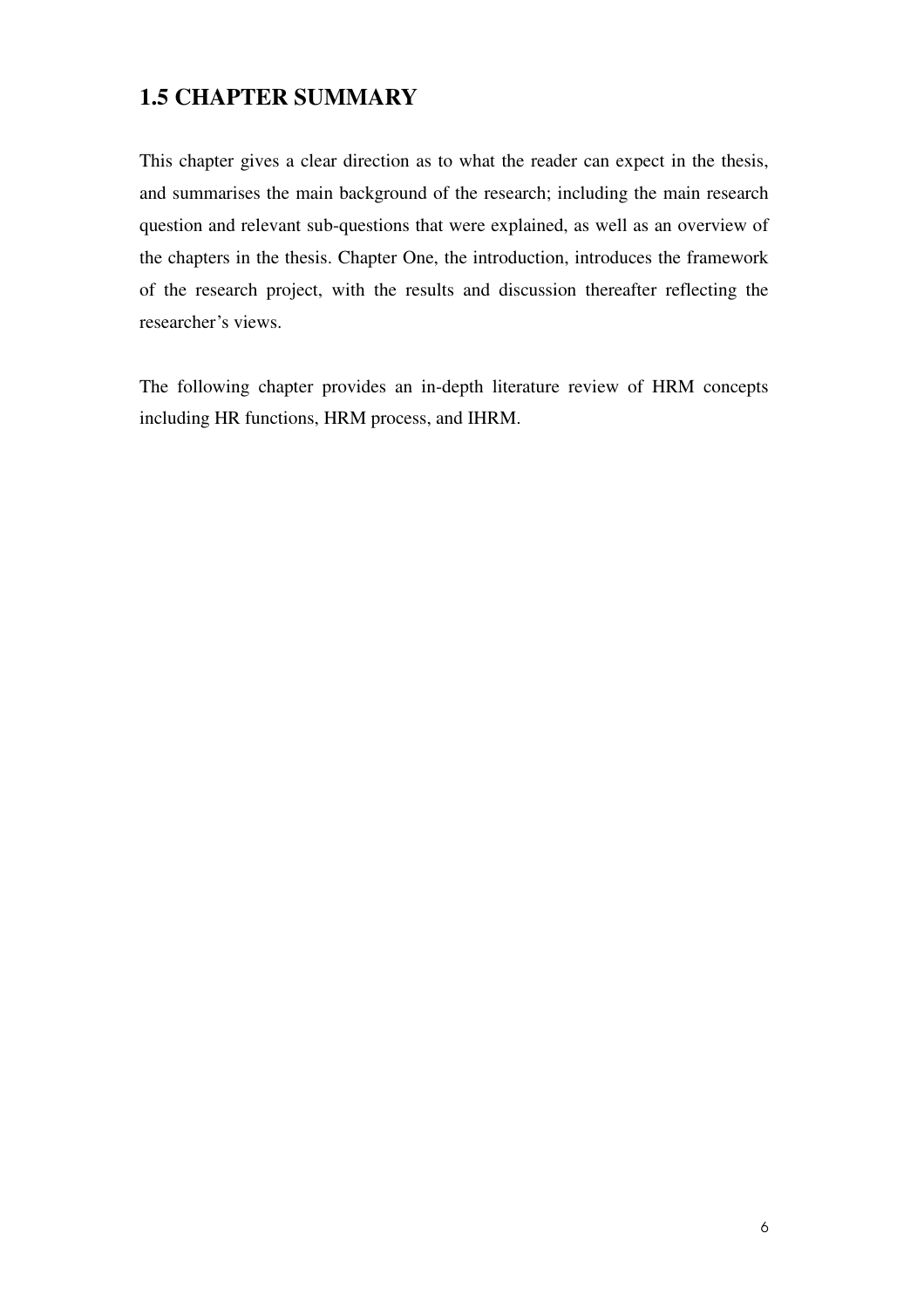## 1.5 CHAPTER SUMMARY

This chapter gives a clear direction as to what the reader can expect in the thesis, and summarises the main background of the research; including the main research question and relevant sub-questions that were explained, as well as an overview of the chapters in the thesis. Chapter One, the introduction, introduces the framework of the research project, with the results and discussion thereafter reflecting the researcher's views.

The following chapter provides an in-depth literature review of HRM concepts including HR functions, HRM process, and IHRM.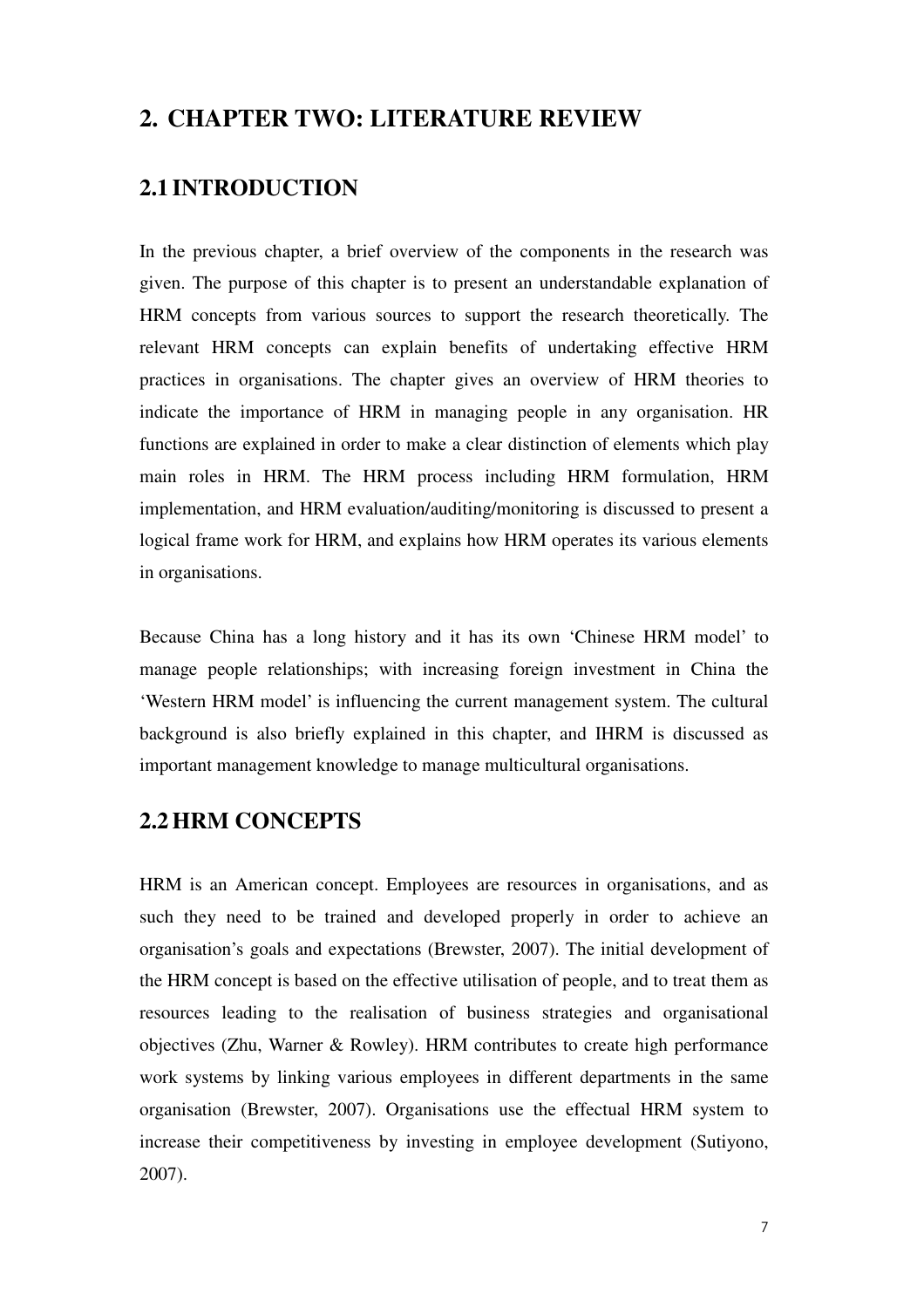# 2. CHAPTER TWO: LITERATURE REVIEW

## 2.1 INTRODUCTION

In the previous chapter, a brief overview of the components in the research was given. The purpose of this chapter is to present an understandable explanation of HRM concepts from various sources to support the research theoretically. The relevant HRM concepts can explain benefits of undertaking effective HRM practices in organisations. The chapter gives an overview of HRM theories to indicate the importance of HRM in managing people in any organisation. HR functions are explained in order to make a clear distinction of elements which play main roles in HRM. The HRM process including HRM formulation, HRM implementation, and HRM evaluation/auditing/monitoring is discussed to present a logical frame work for HRM, and explains how HRM operates its various elements in organisations.

Because China has a long history and it has its own 'Chinese HRM model' to manage people relationships; with increasing foreign investment in China the 'Western HRM model' is influencing the current management system. The cultural background is also briefly explained in this chapter, and IHRM is discussed as important management knowledge to manage multicultural organisations.

## 2.2 HRM CONCEPTS

HRM is an American concept. Employees are resources in organisations, and as such they need to be trained and developed properly in order to achieve an organisation's goals and expectations (Brewster, 2007). The initial development of the HRM concept is based on the effective utilisation of people, and to treat them as resources leading to the realisation of business strategies and organisational objectives (Zhu, Warner & Rowley). HRM contributes to create high performance work systems by linking various employees in different departments in the same organisation (Brewster, 2007). Organisations use the effectual HRM system to increase their competitiveness by investing in employee development (Sutiyono, 2007).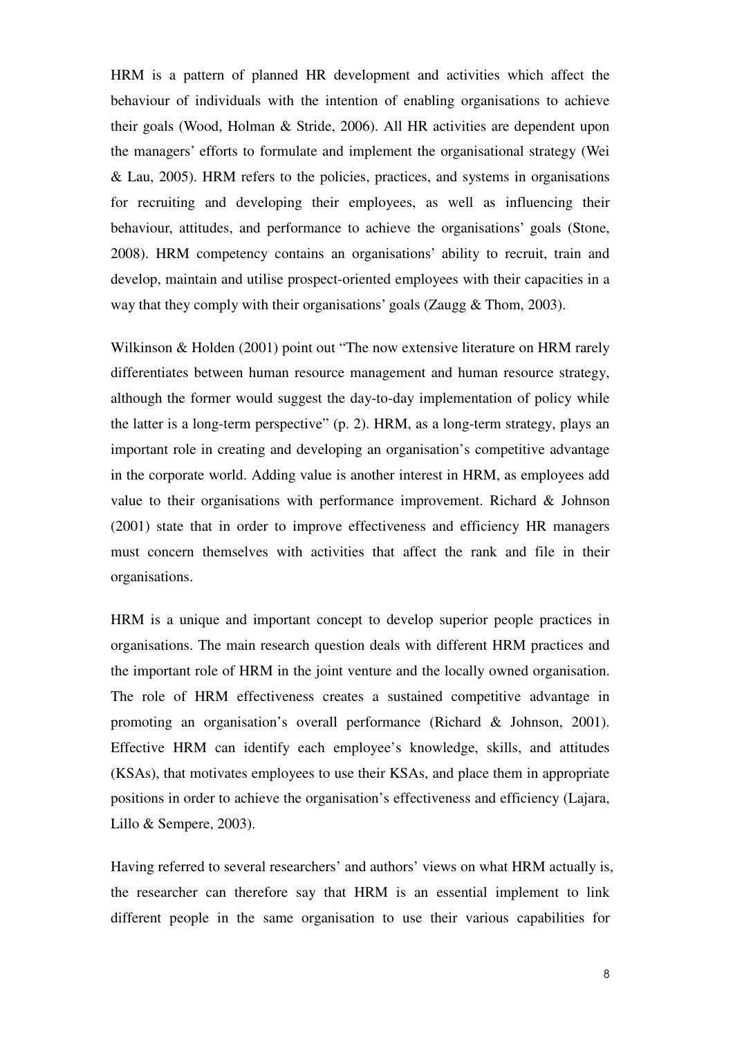HRM is a pattern of planned HR development and activities which affect the behaviour of individuals with the intention of enabling organisations to achieve their goals (Wood, Holman & Stride, 2006). All HR activities are dependent upon the managers' efforts to formulate and implement the organisational strategy (Wei & Lau, 2005). HRM refers to the policies, practices, and systems in organisations for recruiting and developing their employees, as well as influencing their behaviour, attitudes, and performance to achieve the organisations' goals (Stone, 2008). HRM competency contains an organisations' ability to recruit, train and develop, maintain and utilise prospect-oriented employees with their capacities in a way that they comply with their organisations' goals (Zaugg & Thom, 2003).

Wilkinson & Holden (2001) point out "The now extensive literature on HRM rarely differentiates between human resource management and human resource strategy, although the former would suggest the day-to-day implementation of policy while the latter is a long-term perspective" (p. 2). HRM, as a long-term strategy, plays an important role in creating and developing an organisation's competitive advantage in the corporate world. Adding value is another interest in HRM, as employees add value to their organisations with performance improvement. Richard & Johnson (2001) state that in order to improve effectiveness and efficiency HR managers must concern themselves with activities that affect the rank and file in their organisations.

HRM is a unique and important concept to develop superior people practices in organisations. The main research question deals with different HRM practices and the important role of HRM in the joint venture and the locally owned organisation. The role of HRM effectiveness creates a sustained competitive advantage in promoting an organisation's overall performance (Richard & Johnson, 2001). Effective HRM can identify each employee's knowledge, skills, and attitudes (KSAs), that motivates employees to use their KSAs, and place them in appropriate positions in order to achieve the organisation's effectiveness and efficiency (Lajara, Lillo & Sempere, 2003).

Having referred to several researchers' and authors' views on what HRM actually is, the researcher can therefore say that HRM is an essential implement to link different people in the same organisation to use their various capabilities for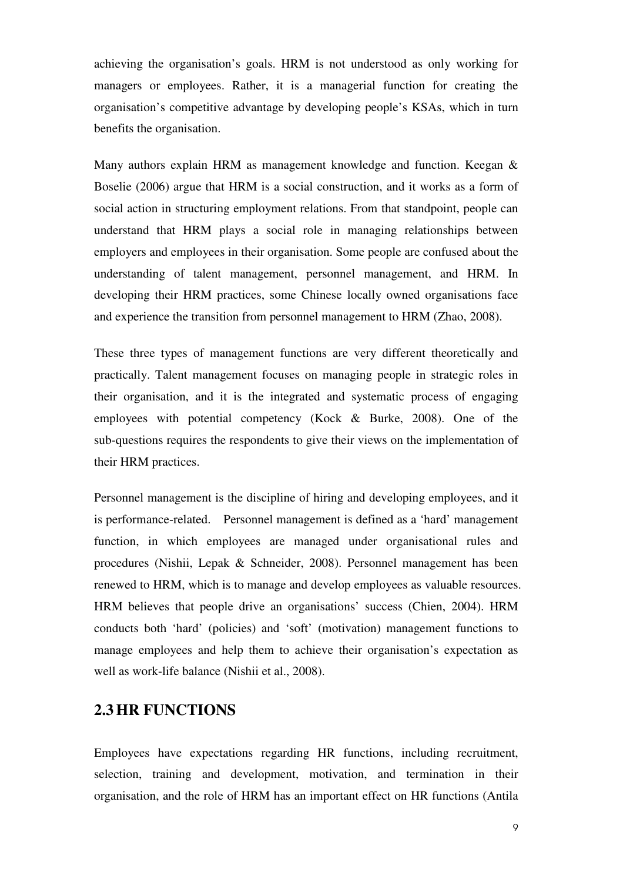achieving the organisation's goals. HRM is not understood as only working for managers or employees. Rather, it is a managerial function for creating the organisation's competitive advantage by developing people's KSAs, which in turn benefits the organisation.

Many authors explain HRM as management knowledge and function. Keegan & Boselie (2006) argue that HRM is a social construction, and it works as a form of social action in structuring employment relations. From that standpoint, people can understand that HRM plays a social role in managing relationships between employers and employees in their organisation. Some people are confused about the understanding of talent management, personnel management, and HRM. In developing their HRM practices, some Chinese locally owned organisations face and experience the transition from personnel management to HRM (Zhao, 2008).

These three types of management functions are very different theoretically and practically. Talent management focuses on managing people in strategic roles in their organisation, and it is the integrated and systematic process of engaging employees with potential competency (Kock & Burke, 2008). One of the sub-questions requires the respondents to give their views on the implementation of their HRM practices.

Personnel management is the discipline of hiring and developing employees, and it is performance-related. Personnel management is defined as a 'hard' management function, in which employees are managed under organisational rules and procedures (Nishii, Lepak & Schneider, 2008). Personnel management has been renewed to HRM, which is to manage and develop employees as valuable resources. HRM believes that people drive an organisations' success (Chien, 2004). HRM conducts both 'hard' (policies) and 'soft' (motivation) management functions to manage employees and help them to achieve their organisation's expectation as well as work-life balance (Nishii et al., 2008).

## 2.3 HR FUNCTIONS

Employees have expectations regarding HR functions, including recruitment, selection, training and development, motivation, and termination in their organisation, and the role of HRM has an important effect on HR functions (Antila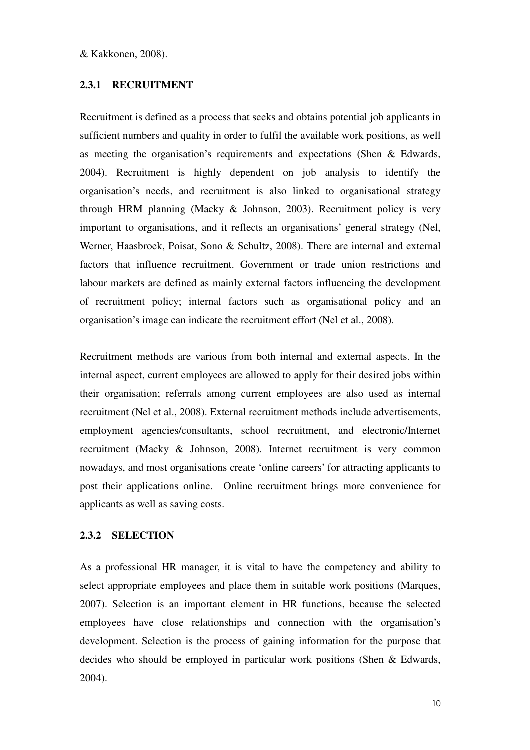& Kakkonen, 2008).

### 2.3.1 RECRUITMENT

Recruitment is defined as a process that seeks and obtains potential job applicants in sufficient numbers and quality in order to fulfil the available work positions, as well as meeting the organisation's requirements and expectations (Shen & Edwards, 2004). Recruitment is highly dependent on job analysis to identify the organisation's needs, and recruitment is also linked to organisational strategy through HRM planning (Macky & Johnson, 2003). Recruitment policy is very important to organisations, and it reflects an organisations' general strategy (Nel, Werner, Haasbroek, Poisat, Sono & Schultz, 2008). There are internal and external factors that influence recruitment. Government or trade union restrictions and labour markets are defined as mainly external factors influencing the development of recruitment policy; internal factors such as organisational policy and an organisation's image can indicate the recruitment effort (Nel et al., 2008).

Recruitment methods are various from both internal and external aspects. In the internal aspect, current employees are allowed to apply for their desired jobs within their organisation; referrals among current employees are also used as internal recruitment (Nel et al., 2008). External recruitment methods include advertisements, employment agencies/consultants, school recruitment, and electronic/Internet recruitment (Macky & Johnson, 2008). Internet recruitment is very common nowadays, and most organisations create 'online careers' for attracting applicants to post their applications online. Online recruitment brings more convenience for applicants as well as saving costs.

### 2.3.2 SELECTION

As a professional HR manager, it is vital to have the competency and ability to select appropriate employees and place them in suitable work positions (Marques, 2007). Selection is an important element in HR functions, because the selected employees have close relationships and connection with the organisation's development. Selection is the process of gaining information for the purpose that decides who should be employed in particular work positions (Shen & Edwards, 2004).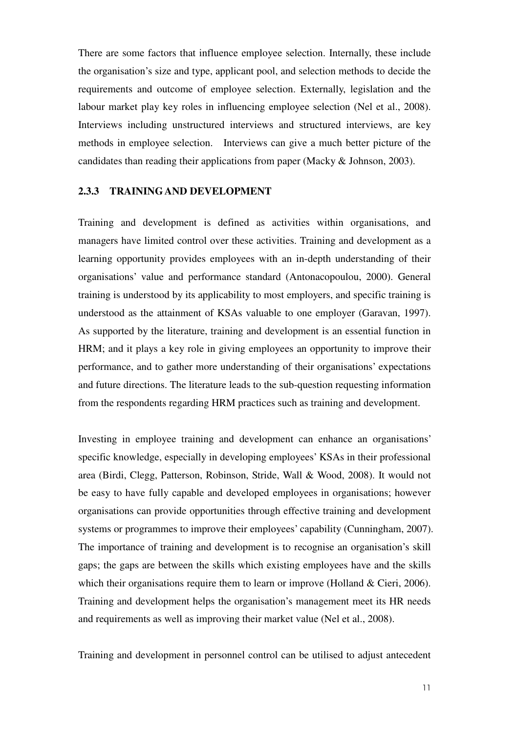There are some factors that influence employee selection. Internally, these include the organisation's size and type, applicant pool, and selection methods to decide the requirements and outcome of employee selection. Externally, legislation and the labour market play key roles in influencing employee selection (Nel et al., 2008). Interviews including unstructured interviews and structured interviews, are key methods in employee selection. Interviews can give a much better picture of the candidates than reading their applications from paper (Macky & Johnson, 2003).

### 2.3.3 TRAINING AND DEVELOPMENT

Training and development is defined as activities within organisations, and managers have limited control over these activities. Training and development as a learning opportunity provides employees with an in-depth understanding of their organisations' value and performance standard (Antonacopoulou, 2000). General training is understood by its applicability to most employers, and specific training is understood as the attainment of KSAs valuable to one employer (Garavan, 1997). As supported by the literature, training and development is an essential function in HRM; and it plays a key role in giving employees an opportunity to improve their performance, and to gather more understanding of their organisations' expectations and future directions. The literature leads to the sub-question requesting information from the respondents regarding HRM practices such as training and development.

Investing in employee training and development can enhance an organisations' specific knowledge, especially in developing employees' KSAs in their professional area (Birdi, Clegg, Patterson, Robinson, Stride, Wall & Wood, 2008). It would not be easy to have fully capable and developed employees in organisations; however organisations can provide opportunities through effective training and development systems or programmes to improve their employees' capability (Cunningham, 2007). The importance of training and development is to recognise an organisation's skill gaps; the gaps are between the skills which existing employees have and the skills which their organisations require them to learn or improve (Holland & Cieri, 2006). Training and development helps the organisation's management meet its HR needs and requirements as well as improving their market value (Nel et al., 2008).

Training and development in personnel control can be utilised to adjust antecedent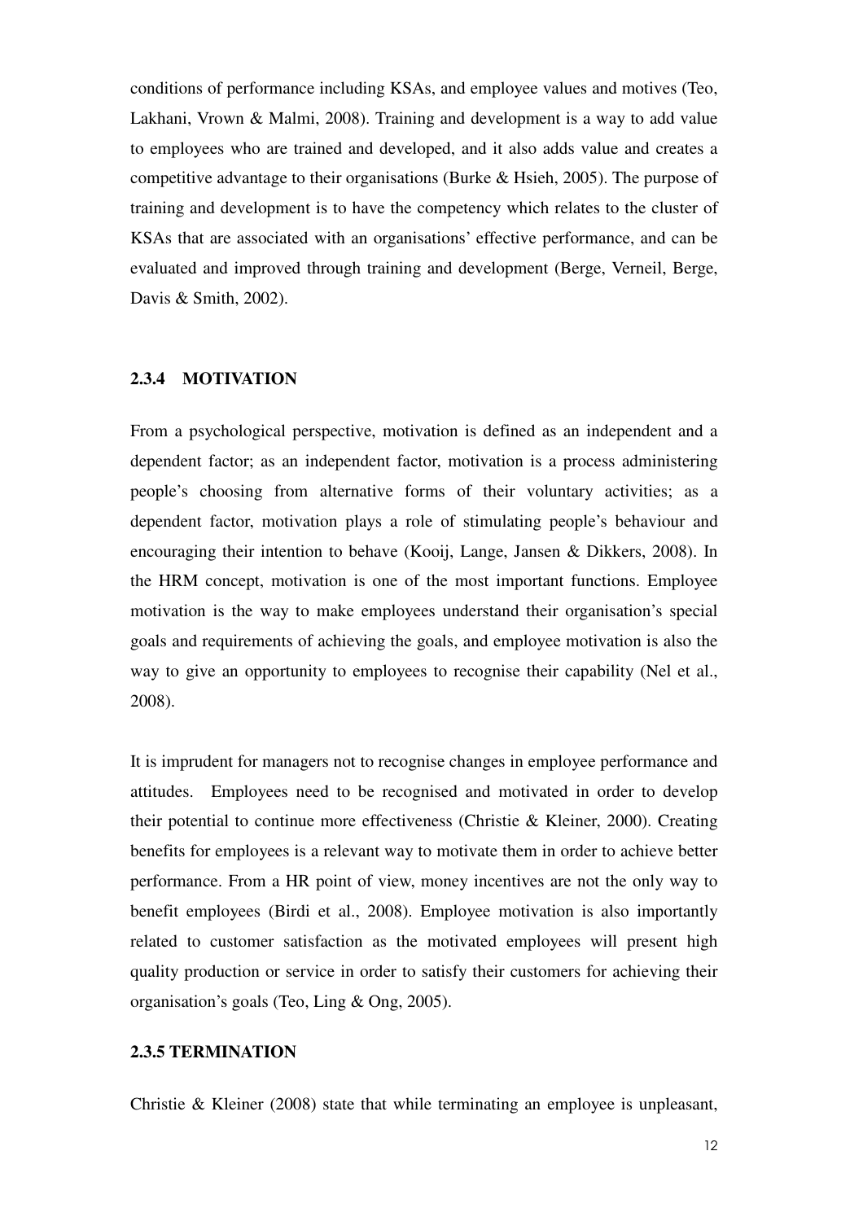conditions of performance including KSAs, and employee values and motives (Teo, Lakhani, Vrown & Malmi, 2008). Training and development is a way to add value to employees who are trained and developed, and it also adds value and creates a competitive advantage to their organisations (Burke & Hsieh, 2005). The purpose of training and development is to have the competency which relates to the cluster of KSAs that are associated with an organisations' effective performance, and can be evaluated and improved through training and development (Berge, Verneil, Berge, Davis & Smith, 2002).

### 2.3.4 MOTIVATION

From a psychological perspective, motivation is defined as an independent and a dependent factor; as an independent factor, motivation is a process administering people's choosing from alternative forms of their voluntary activities; as a dependent factor, motivation plays a role of stimulating people's behaviour and encouraging their intention to behave (Kooij, Lange, Jansen & Dikkers, 2008). In the HRM concept, motivation is one of the most important functions. Employee motivation is the way to make employees understand their organisation's special goals and requirements of achieving the goals, and employee motivation is also the way to give an opportunity to employees to recognise their capability (Nel et al., 2008).

It is imprudent for managers not to recognise changes in employee performance and attitudes. Employees need to be recognised and motivated in order to develop their potential to continue more effectiveness (Christie & Kleiner, 2000). Creating benefits for employees is a relevant way to motivate them in order to achieve better performance. From a HR point of view, money incentives are not the only way to benefit employees (Birdi et al., 2008). Employee motivation is also importantly related to customer satisfaction as the motivated employees will present high quality production or service in order to satisfy their customers for achieving their organisation's goals (Teo, Ling & Ong, 2005).

### 2.3.5 TERMINATION

Christie & Kleiner (2008) state that while terminating an employee is unpleasant,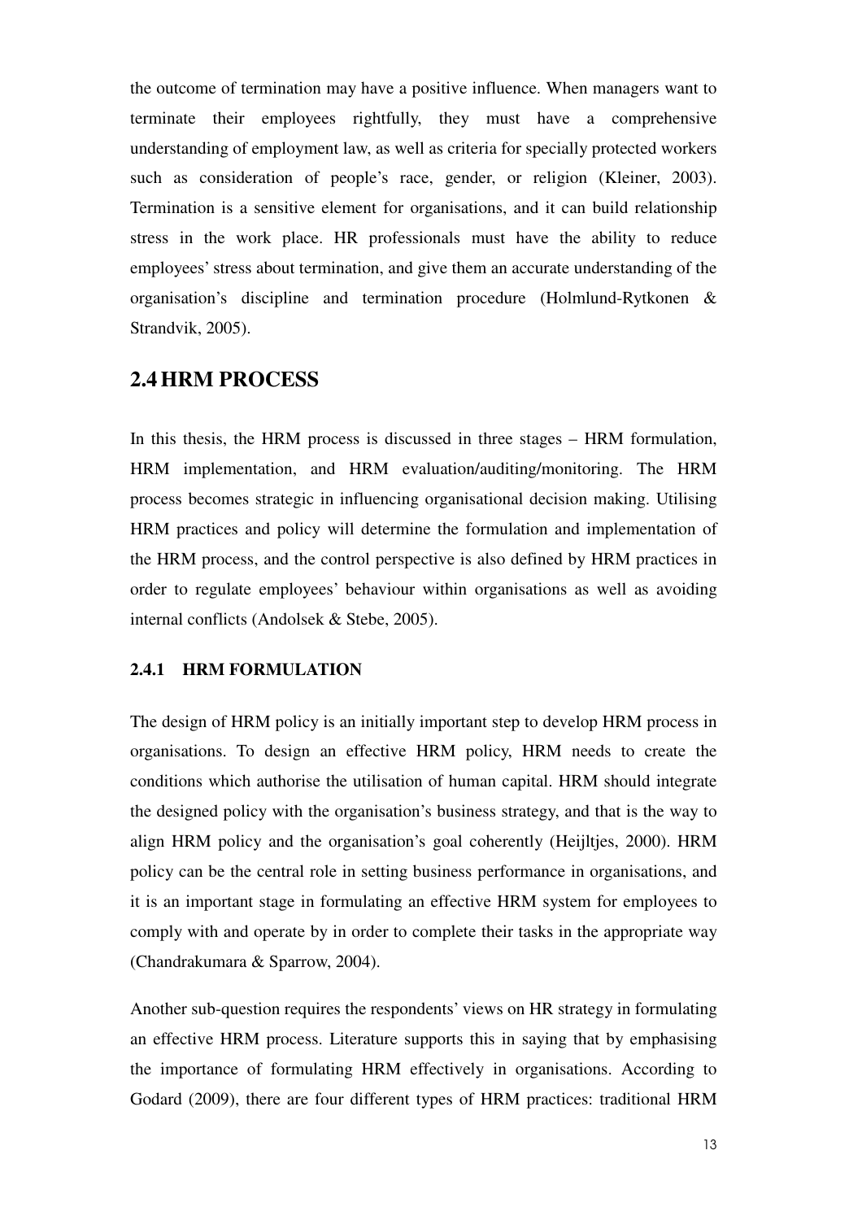the outcome of termination may have a positive influence. When managers want to terminate their employees rightfully, they must have a comprehensive understanding of employment law, as well as criteria for specially protected workers such as consideration of people's race, gender, or religion (Kleiner, 2003). Termination is a sensitive element for organisations, and it can build relationship stress in the work place. HR professionals must have the ability to reduce employees' stress about termination, and give them an accurate understanding of the organisation's discipline and termination procedure (Holmlund-Rytkonen & Strandvik, 2005).

## 2.4 HRM PROCESS

In this thesis, the HRM process is discussed in three stages – HRM formulation, HRM implementation, and HRM evaluation/auditing/monitoring. The HRM process becomes strategic in influencing organisational decision making. Utilising HRM practices and policy will determine the formulation and implementation of the HRM process, and the control perspective is also defined by HRM practices in order to regulate employees' behaviour within organisations as well as avoiding internal conflicts (Andolsek & Stebe, 2005).

### 2.4.1 HRM FORMULATION

The design of HRM policy is an initially important step to develop HRM process in organisations. To design an effective HRM policy, HRM needs to create the conditions which authorise the utilisation of human capital. HRM should integrate the designed policy with the organisation's business strategy, and that is the way to align HRM policy and the organisation's goal coherently (Heijltjes, 2000). HRM policy can be the central role in setting business performance in organisations, and it is an important stage in formulating an effective HRM system for employees to comply with and operate by in order to complete their tasks in the appropriate way (Chandrakumara & Sparrow, 2004).

Another sub-question requires the respondents' views on HR strategy in formulating an effective HRM process. Literature supports this in saying that by emphasising the importance of formulating HRM effectively in organisations. According to Godard (2009), there are four different types of HRM practices: traditional HRM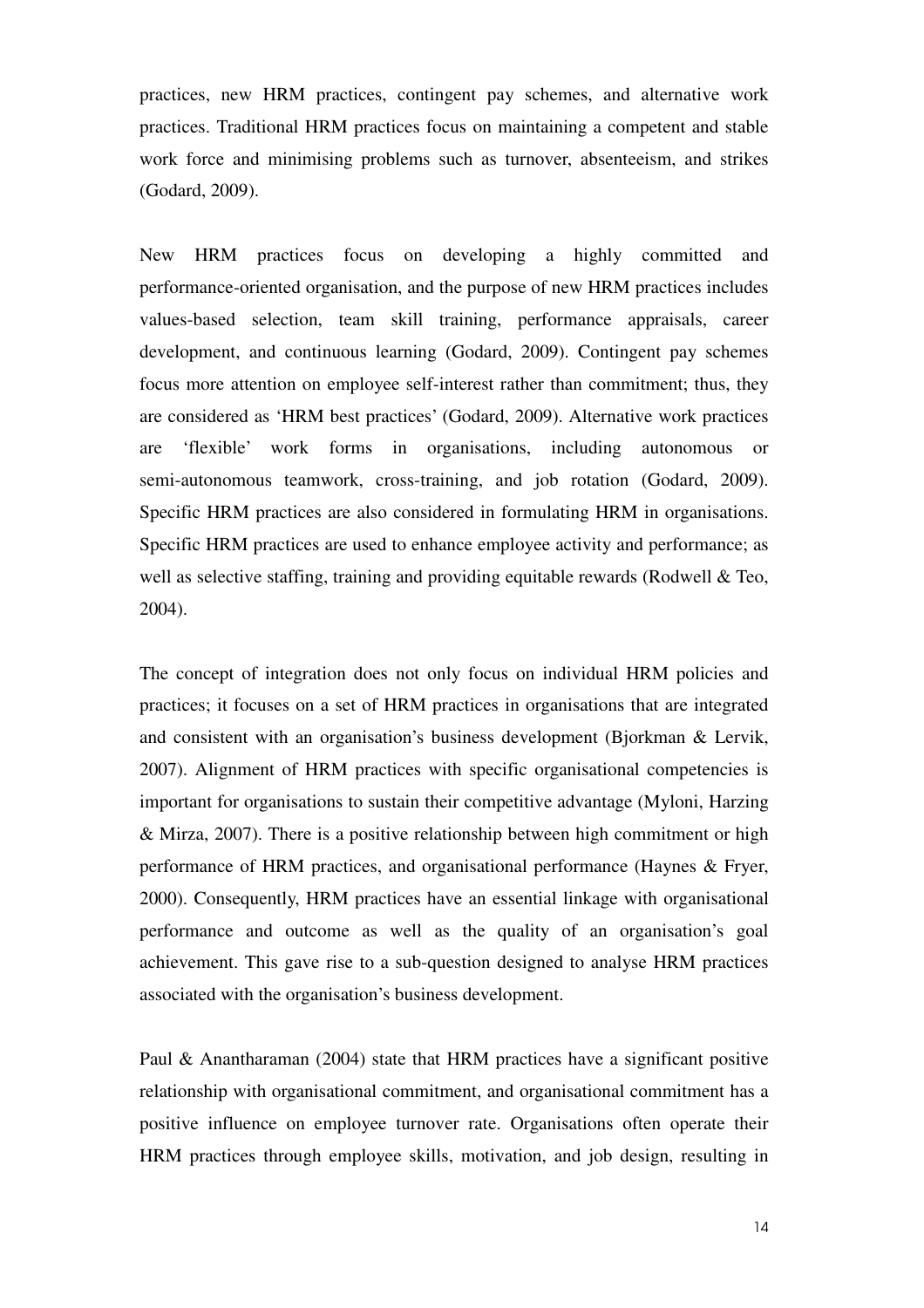practices, new HRM practices, contingent pay schemes, and alternative work practices. Traditional HRM practices focus on maintaining a competent and stable work force and minimising problems such as turnover, absenteeism, and strikes (Godard, 2009).

New HRM practices focus on developing a highly committed and performance-oriented organisation, and the purpose of new HRM practices includes values-based selection, team skill training, performance appraisals, career development, and continuous learning (Godard, 2009). Contingent pay schemes focus more attention on employee self-interest rather than commitment; thus, they are considered as 'HRM best practices' (Godard, 2009). Alternative work practices are 'flexible' work forms in organisations, including autonomous or semi-autonomous teamwork, cross-training, and job rotation (Godard, 2009). Specific HRM practices are also considered in formulating HRM in organisations. Specific HRM practices are used to enhance employee activity and performance; as well as selective staffing, training and providing equitable rewards (Rodwell & Teo, 2004).

The concept of integration does not only focus on individual HRM policies and practices; it focuses on a set of HRM practices in organisations that are integrated and consistent with an organisation's business development (Bjorkman & Lervik, 2007). Alignment of HRM practices with specific organisational competencies is important for organisations to sustain their competitive advantage (Myloni, Harzing & Mirza, 2007). There is a positive relationship between high commitment or high performance of HRM practices, and organisational performance (Haynes & Fryer, 2000). Consequently, HRM practices have an essential linkage with organisational performance and outcome as well as the quality of an organisation's goal achievement. This gave rise to a sub-question designed to analyse HRM practices associated with the organisation's business development.

Paul & Anantharaman (2004) state that HRM practices have a significant positive relationship with organisational commitment, and organisational commitment has a positive influence on employee turnover rate. Organisations often operate their HRM practices through employee skills, motivation, and job design, resulting in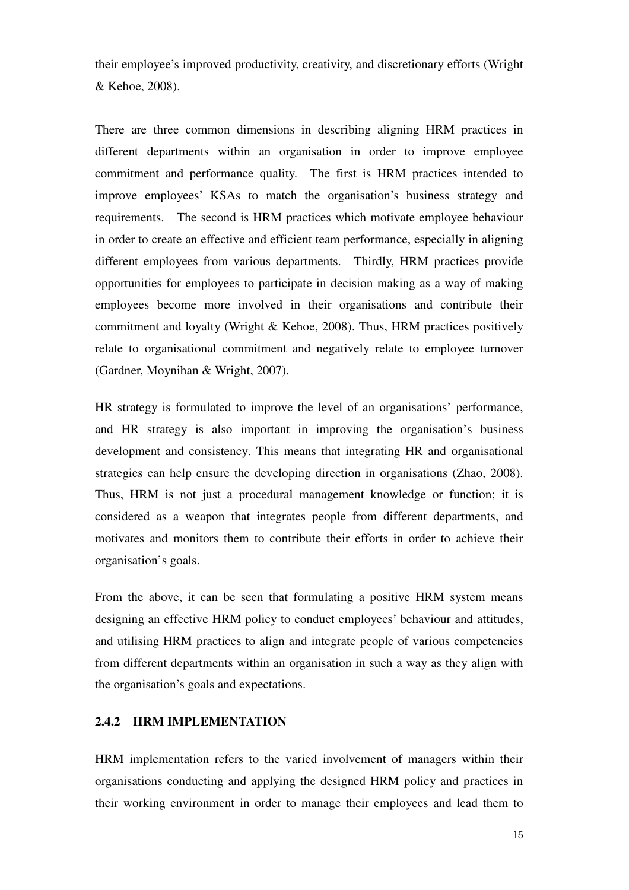their employee's improved productivity, creativity, and discretionary efforts (Wright & Kehoe, 2008).

There are three common dimensions in describing aligning HRM practices in different departments within an organisation in order to improve employee commitment and performance quality. The first is HRM practices intended to improve employees' KSAs to match the organisation's business strategy and requirements. The second is HRM practices which motivate employee behaviour in order to create an effective and efficient team performance, especially in aligning different employees from various departments. Thirdly, HRM practices provide opportunities for employees to participate in decision making as a way of making employees become more involved in their organisations and contribute their commitment and loyalty (Wright & Kehoe, 2008). Thus, HRM practices positively relate to organisational commitment and negatively relate to employee turnover (Gardner, Moynihan & Wright, 2007).

HR strategy is formulated to improve the level of an organisations' performance, and HR strategy is also important in improving the organisation's business development and consistency. This means that integrating HR and organisational strategies can help ensure the developing direction in organisations (Zhao, 2008). Thus, HRM is not just a procedural management knowledge or function; it is considered as a weapon that integrates people from different departments, and motivates and monitors them to contribute their efforts in order to achieve their organisation's goals.

From the above, it can be seen that formulating a positive HRM system means designing an effective HRM policy to conduct employees' behaviour and attitudes, and utilising HRM practices to align and integrate people of various competencies from different departments within an organisation in such a way as they align with the organisation's goals and expectations.

### 2.4.2 HRM IMPLEMENTATION

HRM implementation refers to the varied involvement of managers within their organisations conducting and applying the designed HRM policy and practices in their working environment in order to manage their employees and lead them to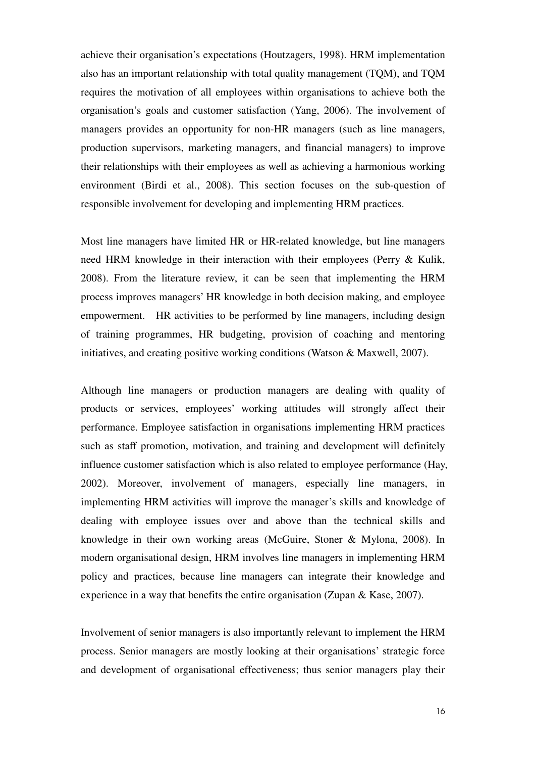achieve their organisation's expectations (Houtzagers, 1998). HRM implementation also has an important relationship with total quality management (TQM), and TQM requires the motivation of all employees within organisations to achieve both the organisation's goals and customer satisfaction (Yang, 2006). The involvement of managers provides an opportunity for non-HR managers (such as line managers, production supervisors, marketing managers, and financial managers) to improve their relationships with their employees as well as achieving a harmonious working environment (Birdi et al., 2008). This section focuses on the sub-question of responsible involvement for developing and implementing HRM practices.

Most line managers have limited HR or HR-related knowledge, but line managers need HRM knowledge in their interaction with their employees (Perry & Kulik, 2008). From the literature review, it can be seen that implementing the HRM process improves managers' HR knowledge in both decision making, and employee empowerment. HR activities to be performed by line managers, including design of training programmes, HR budgeting, provision of coaching and mentoring initiatives, and creating positive working conditions (Watson & Maxwell, 2007).

Although line managers or production managers are dealing with quality of products or services, employees' working attitudes will strongly affect their performance. Employee satisfaction in organisations implementing HRM practices such as staff promotion, motivation, and training and development will definitely influence customer satisfaction which is also related to employee performance (Hay, 2002). Moreover, involvement of managers, especially line managers, in implementing HRM activities will improve the manager's skills and knowledge of dealing with employee issues over and above than the technical skills and knowledge in their own working areas (McGuire, Stoner & Mylona, 2008). In modern organisational design, HRM involves line managers in implementing HRM policy and practices, because line managers can integrate their knowledge and experience in a way that benefits the entire organisation (Zupan & Kase, 2007).

Involvement of senior managers is also importantly relevant to implement the HRM process. Senior managers are mostly looking at their organisations' strategic force and development of organisational effectiveness; thus senior managers play their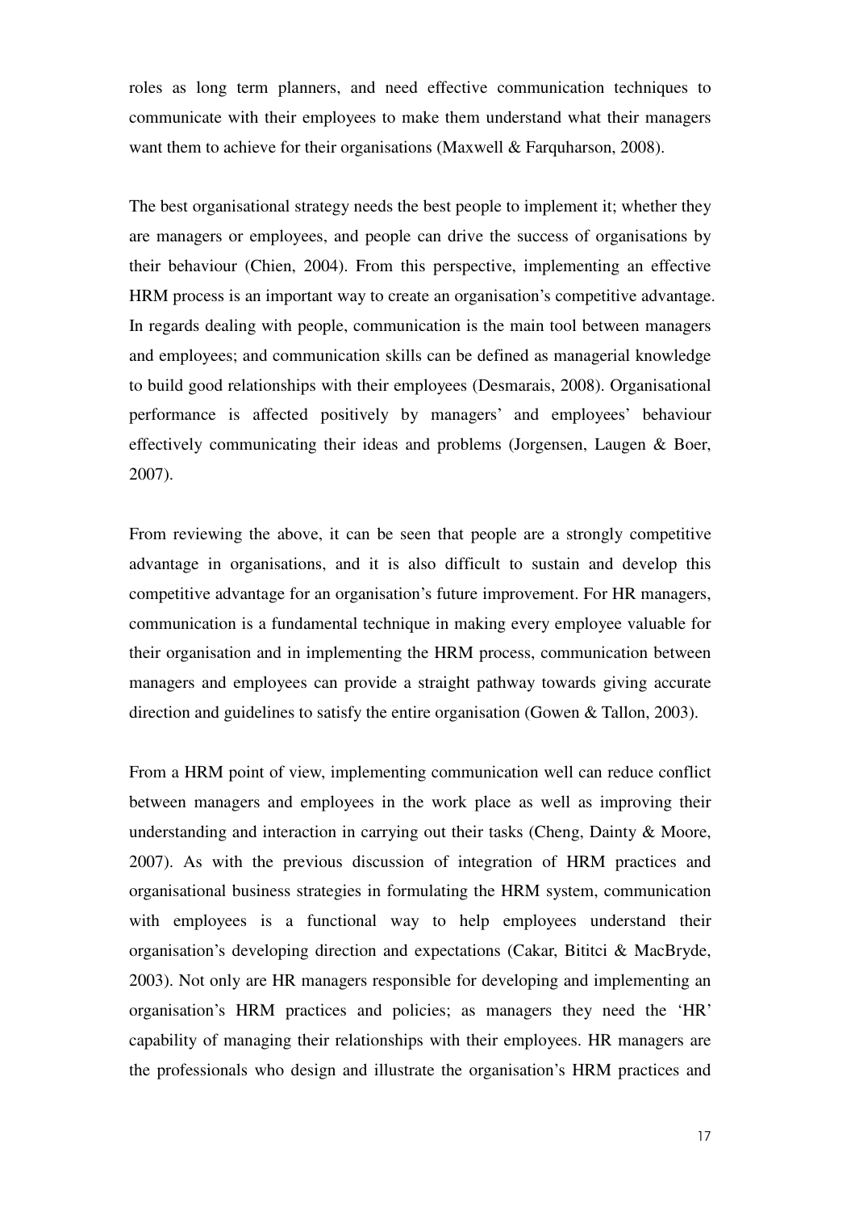roles as long term planners, and need effective communication techniques to communicate with their employees to make them understand what their managers want them to achieve for their organisations (Maxwell & Farquharson, 2008).

The best organisational strategy needs the best people to implement it; whether they are managers or employees, and people can drive the success of organisations by their behaviour (Chien, 2004). From this perspective, implementing an effective HRM process is an important way to create an organisation's competitive advantage. In regards dealing with people, communication is the main tool between managers and employees; and communication skills can be defined as managerial knowledge to build good relationships with their employees (Desmarais, 2008). Organisational performance is affected positively by managers' and employees' behaviour effectively communicating their ideas and problems (Jorgensen, Laugen & Boer, 2007).

From reviewing the above, it can be seen that people are a strongly competitive advantage in organisations, and it is also difficult to sustain and develop this competitive advantage for an organisation's future improvement. For HR managers, communication is a fundamental technique in making every employee valuable for their organisation and in implementing the HRM process, communication between managers and employees can provide a straight pathway towards giving accurate direction and guidelines to satisfy the entire organisation (Gowen & Tallon, 2003).

From a HRM point of view, implementing communication well can reduce conflict between managers and employees in the work place as well as improving their understanding and interaction in carrying out their tasks (Cheng, Dainty & Moore, 2007). As with the previous discussion of integration of HRM practices and organisational business strategies in formulating the HRM system, communication with employees is a functional way to help employees understand their organisation's developing direction and expectations (Cakar, Bititci & MacBryde, 2003). Not only are HR managers responsible for developing and implementing an organisation's HRM practices and policies; as managers they need the 'HR' capability of managing their relationships with their employees. HR managers are the professionals who design and illustrate the organisation's HRM practices and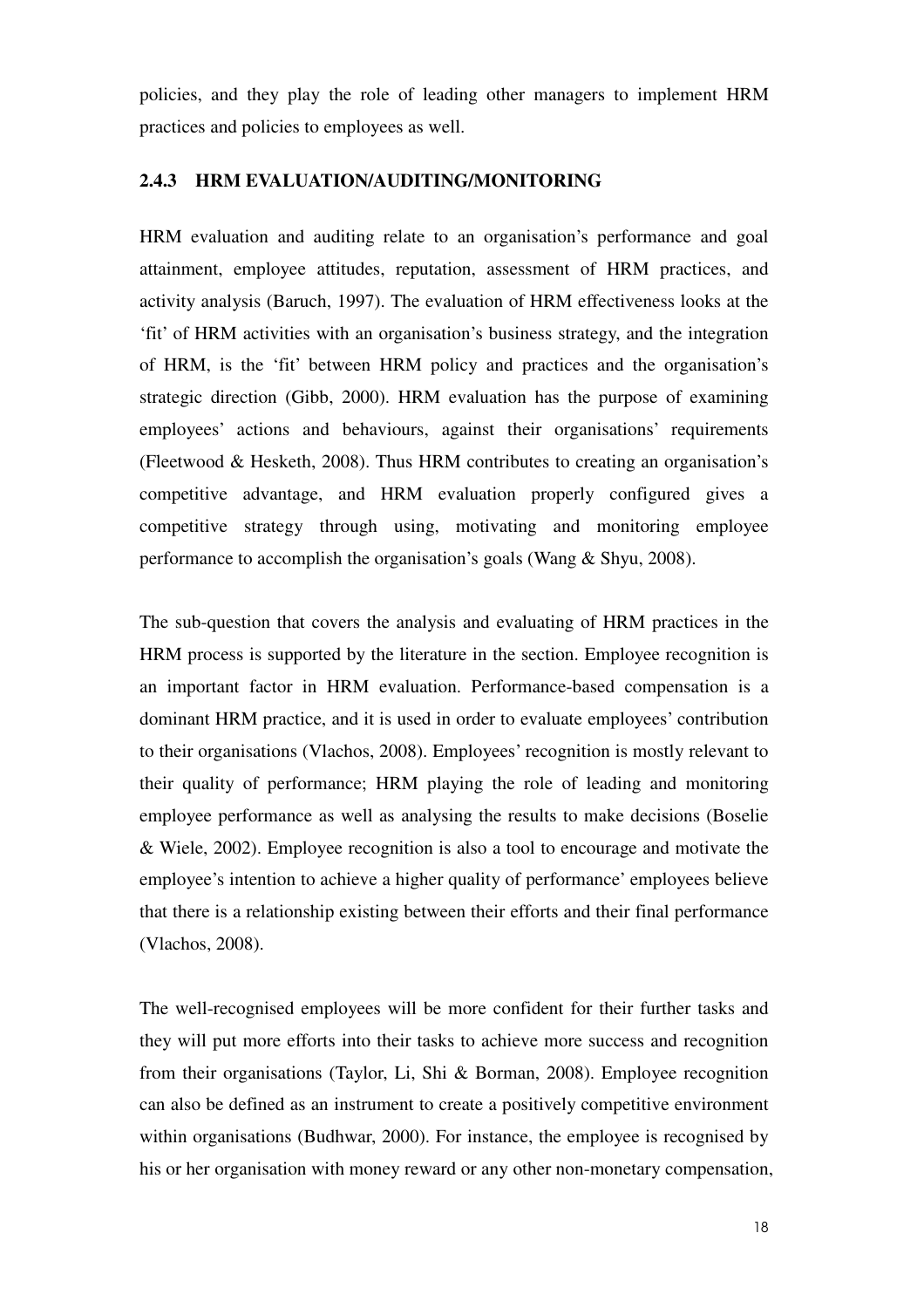policies, and they play the role of leading other managers to implement HRM practices and policies to employees as well.

### 2.4.3 HRM EVALUATION/AUDITING/MONITORING

HRM evaluation and auditing relate to an organisation's performance and goal attainment, employee attitudes, reputation, assessment of HRM practices, and activity analysis (Baruch, 1997). The evaluation of HRM effectiveness looks at the 'fit' of HRM activities with an organisation's business strategy, and the integration of HRM, is the 'fit' between HRM policy and practices and the organisation's strategic direction (Gibb, 2000). HRM evaluation has the purpose of examining employees' actions and behaviours, against their organisations' requirements (Fleetwood & Hesketh, 2008). Thus HRM contributes to creating an organisation's competitive advantage, and HRM evaluation properly configured gives a competitive strategy through using, motivating and monitoring employee performance to accomplish the organisation's goals (Wang & Shyu, 2008).

The sub-question that covers the analysis and evaluating of HRM practices in the HRM process is supported by the literature in the section. Employee recognition is an important factor in HRM evaluation. Performance-based compensation is a dominant HRM practice, and it is used in order to evaluate employees' contribution to their organisations (Vlachos, 2008). Employees' recognition is mostly relevant to their quality of performance; HRM playing the role of leading and monitoring employee performance as well as analysing the results to make decisions (Boselie & Wiele, 2002). Employee recognition is also a tool to encourage and motivate the employee's intention to achieve a higher quality of performance' employees believe that there is a relationship existing between their efforts and their final performance (Vlachos, 2008).

The well-recognised employees will be more confident for their further tasks and they will put more efforts into their tasks to achieve more success and recognition from their organisations (Taylor, Li, Shi & Borman, 2008). Employee recognition can also be defined as an instrument to create a positively competitive environment within organisations (Budhwar, 2000). For instance, the employee is recognised by his or her organisation with money reward or any other non-monetary compensation,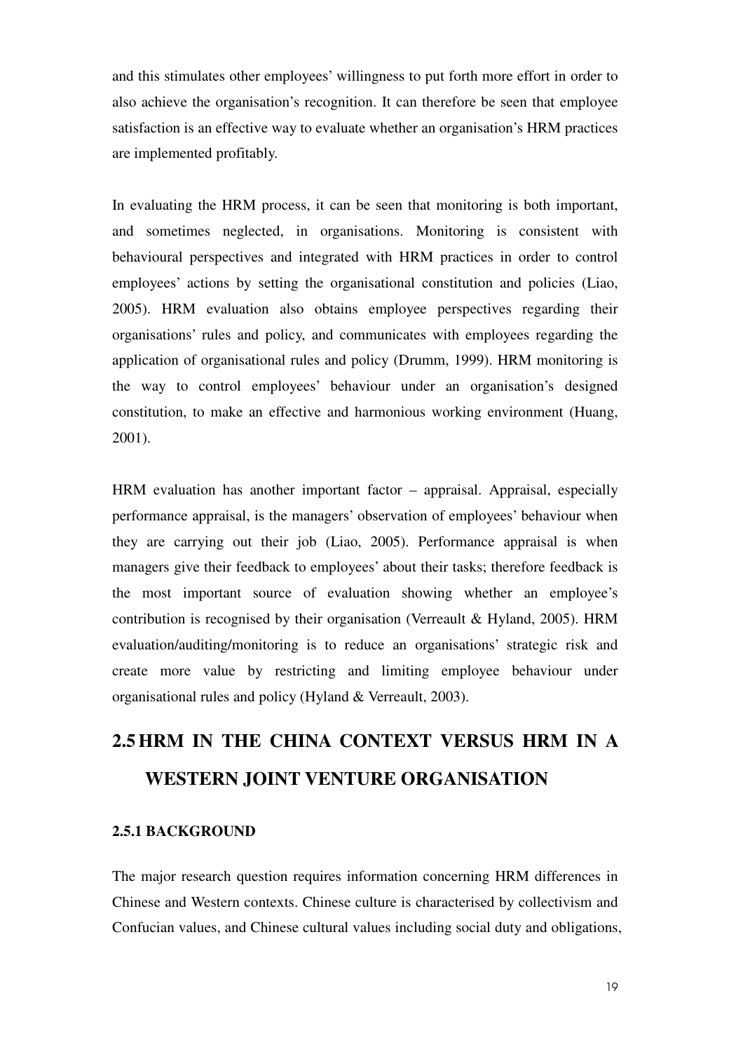and this stimulates other employees' willingness to put forth more effort in order to also achieve the organisation's recognition. It can therefore be seen that employee satisfaction is an effective way to evaluate whether an organisation's HRM practices are implemented profitably.

In evaluating the HRM process, it can be seen that monitoring is both important, and sometimes neglected, in organisations. Monitoring is consistent with behavioural perspectives and integrated with HRM practices in order to control employees' actions by setting the organisational constitution and policies (Liao, 2005). HRM evaluation also obtains employee perspectives regarding their organisations' rules and policy, and communicates with employees regarding the application of organisational rules and policy (Drumm, 1999). HRM monitoring is the way to control employees' behaviour under an organisation's designed constitution, to make an effective and harmonious working environment (Huang, 2001).

HRM evaluation has another important factor – appraisal. Appraisal, especially performance appraisal, is the managers' observation of employees' behaviour when they are carrying out their job (Liao, 2005). Performance appraisal is when managers give their feedback to employees' about their tasks; therefore feedback is the most important source of evaluation showing whether an employee's contribution is recognised by their organisation (Verreault & Hyland, 2005). HRM evaluation/auditing/monitoring is to reduce an organisations' strategic risk and create more value by restricting and limiting employee behaviour under organisational rules and policy (Hyland & Verreault, 2003).

## 2.5 HRM IN THE CHINA CONTEXT VERSUS HRM IN A WESTERN JOINT VENTURE ORGANISATION

### 2.5.1 BACKGROUND

The major research question requires information concerning HRM differences in Chinese and Western contexts. Chinese culture is characterised by collectivism and Confucian values, and Chinese cultural values including social duty and obligations,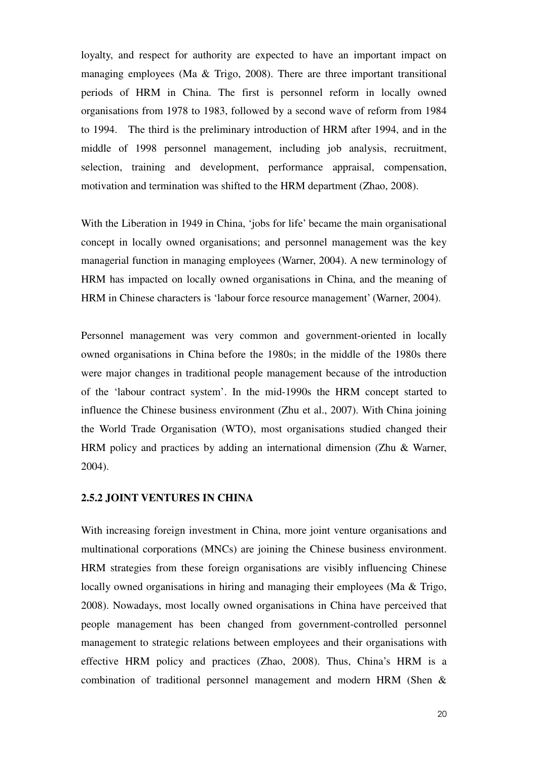loyalty, and respect for authority are expected to have an important impact on managing employees (Ma & Trigo, 2008). There are three important transitional periods of HRM in China. The first is personnel reform in locally owned organisations from 1978 to 1983, followed by a second wave of reform from 1984 to 1994. The third is the preliminary introduction of HRM after 1994, and in the middle of 1998 personnel management, including job analysis, recruitment, selection, training and development, performance appraisal, compensation, motivation and termination was shifted to the HRM department (Zhao, 2008).

With the Liberation in 1949 in China, 'jobs for life' became the main organisational concept in locally owned organisations; and personnel management was the key managerial function in managing employees (Warner, 2004). A new terminology of HRM has impacted on locally owned organisations in China, and the meaning of HRM in Chinese characters is 'labour force resource management' (Warner, 2004).

Personnel management was very common and government-oriented in locally owned organisations in China before the 1980s; in the middle of the 1980s there were major changes in traditional people management because of the introduction of the 'labour contract system'. In the mid-1990s the HRM concept started to influence the Chinese business environment (Zhu et al., 2007). With China joining the World Trade Organisation (WTO), most organisations studied changed their HRM policy and practices by adding an international dimension (Zhu & Warner, 2004).

### 2.5.2 JOINT VENTURES IN CHINA

With increasing foreign investment in China, more joint venture organisations and multinational corporations (MNCs) are joining the Chinese business environment. HRM strategies from these foreign organisations are visibly influencing Chinese locally owned organisations in hiring and managing their employees (Ma & Trigo, 2008). Nowadays, most locally owned organisations in China have perceived that people management has been changed from government-controlled personnel management to strategic relations between employees and their organisations with effective HRM policy and practices (Zhao, 2008). Thus, China's HRM is a combination of traditional personnel management and modern HRM (Shen &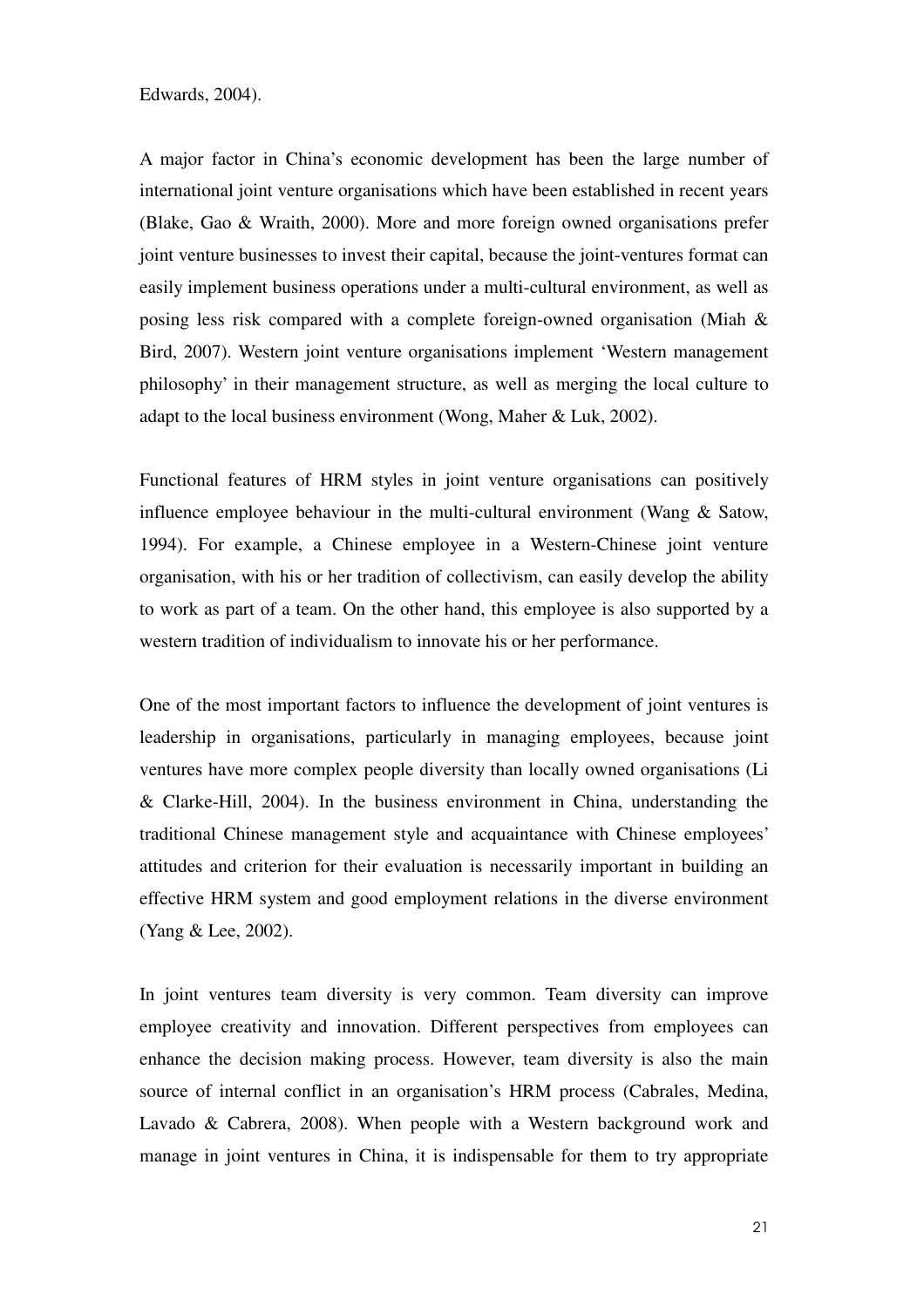Edwards, 2004).

A major factor in China's economic development has been the large number of international joint venture organisations which have been established in recent years (Blake, Gao & Wraith, 2000). More and more foreign owned organisations prefer joint venture businesses to invest their capital, because the joint-ventures format can easily implement business operations under a multi-cultural environment, as well as posing less risk compared with a complete foreign-owned organisation (Miah & Bird, 2007). Western joint venture organisations implement 'Western management philosophy' in their management structure, as well as merging the local culture to adapt to the local business environment (Wong, Maher & Luk, 2002).

Functional features of HRM styles in joint venture organisations can positively influence employee behaviour in the multi-cultural environment (Wang & Satow, 1994). For example, a Chinese employee in a Western-Chinese joint venture organisation, with his or her tradition of collectivism, can easily develop the ability to work as part of a team. On the other hand, this employee is also supported by a western tradition of individualism to innovate his or her performance.

One of the most important factors to influence the development of joint ventures is leadership in organisations, particularly in managing employees, because joint ventures have more complex people diversity than locally owned organisations (Li & Clarke-Hill, 2004). In the business environment in China, understanding the traditional Chinese management style and acquaintance with Chinese employees' attitudes and criterion for their evaluation is necessarily important in building an effective HRM system and good employment relations in the diverse environment (Yang & Lee, 2002).

In joint ventures team diversity is very common. Team diversity can improve employee creativity and innovation. Different perspectives from employees can enhance the decision making process. However, team diversity is also the main source of internal conflict in an organisation's HRM process (Cabrales, Medina, Lavado & Cabrera, 2008). When people with a Western background work and manage in joint ventures in China, it is indispensable for them to try appropriate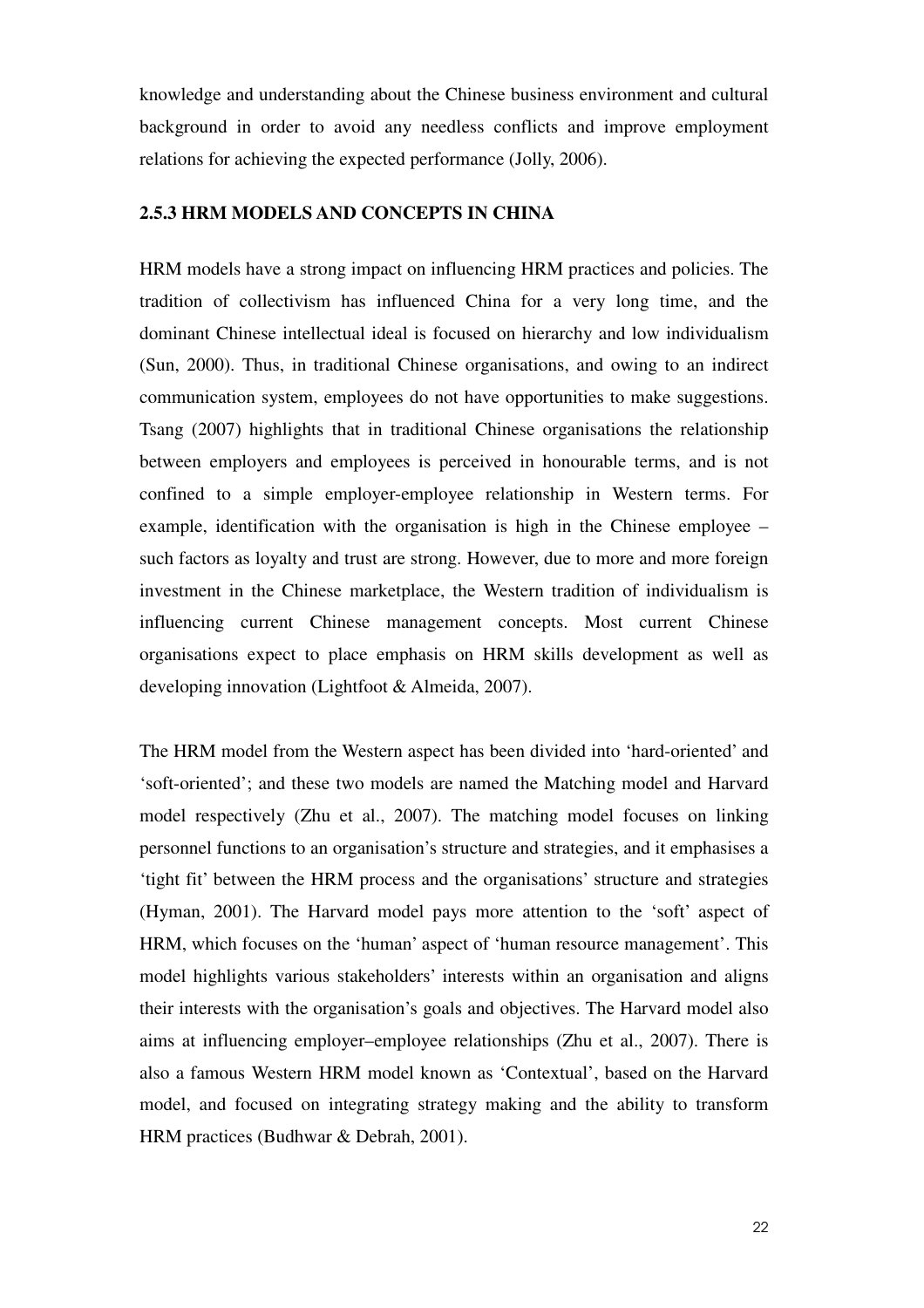knowledge and understanding about the Chinese business environment and cultural background in order to avoid any needless conflicts and improve employment relations for achieving the expected performance (Jolly, 2006).

### 2.5.3 HRM MODELS AND CONCEPTS IN CHINA

HRM models have a strong impact on influencing HRM practices and policies. The tradition of collectivism has influenced China for a very long time, and the dominant Chinese intellectual ideal is focused on hierarchy and low individualism (Sun, 2000). Thus, in traditional Chinese organisations, and owing to an indirect communication system, employees do not have opportunities to make suggestions. Tsang (2007) highlights that in traditional Chinese organisations the relationship between employers and employees is perceived in honourable terms, and is not confined to a simple employer-employee relationship in Western terms. For example, identification with the organisation is high in the Chinese employee – such factors as loyalty and trust are strong. However, due to more and more foreign investment in the Chinese marketplace, the Western tradition of individualism is influencing current Chinese management concepts. Most current Chinese organisations expect to place emphasis on HRM skills development as well as developing innovation (Lightfoot & Almeida, 2007).

The HRM model from the Western aspect has been divided into 'hard-oriented' and 'soft-oriented'; and these two models are named the Matching model and Harvard model respectively (Zhu et al., 2007). The matching model focuses on linking personnel functions to an organisation's structure and strategies, and it emphasises a 'tight fit' between the HRM process and the organisations' structure and strategies (Hyman, 2001). The Harvard model pays more attention to the 'soft' aspect of HRM, which focuses on the 'human' aspect of 'human resource management'. This model highlights various stakeholders' interests within an organisation and aligns their interests with the organisation's goals and objectives. The Harvard model also aims at influencing employer–employee relationships (Zhu et al., 2007). There is also a famous Western HRM model known as 'Contextual', based on the Harvard model, and focused on integrating strategy making and the ability to transform HRM practices (Budhwar & Debrah, 2001).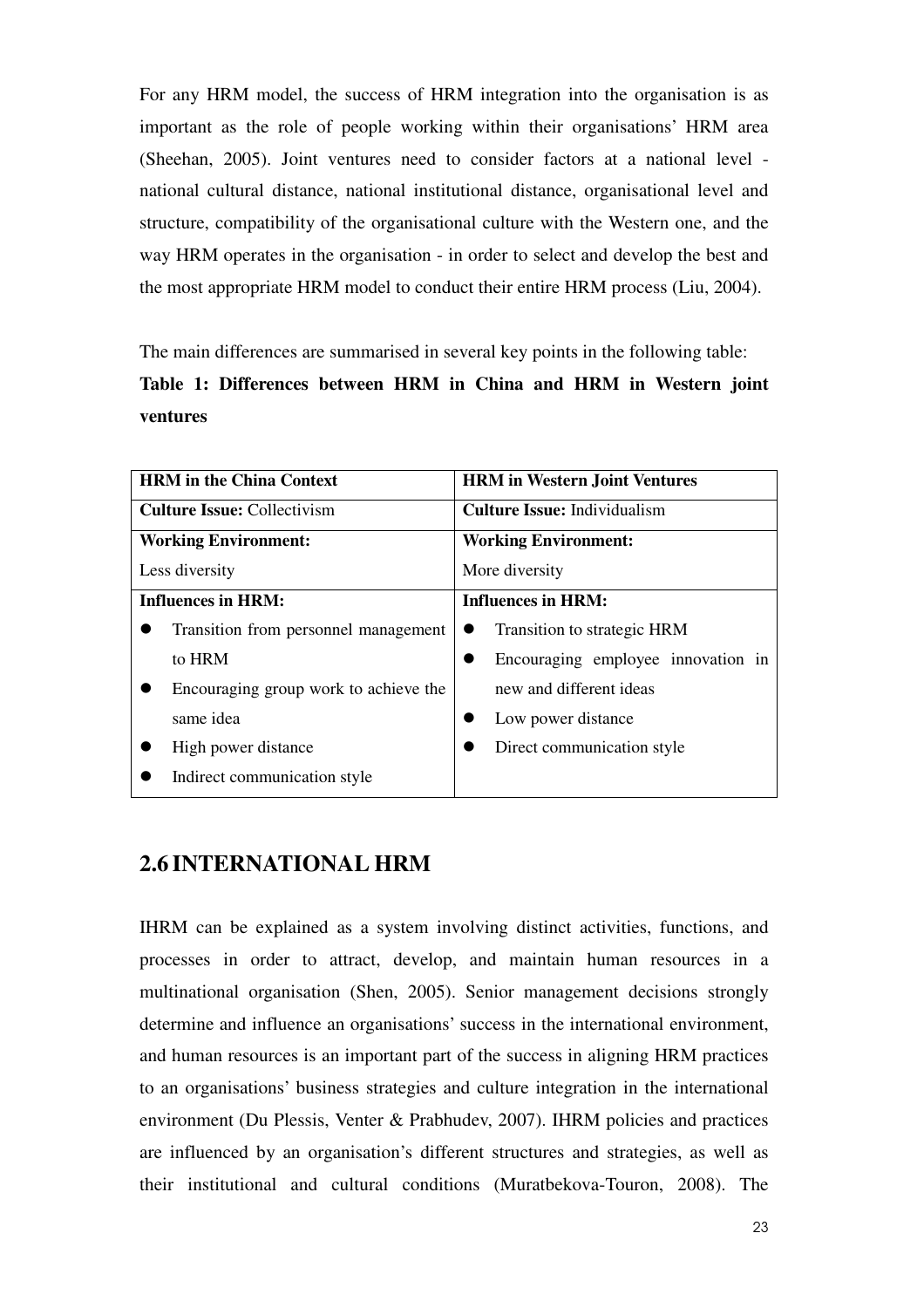For any HRM model, the success of HRM integration into the organisation is as important as the role of people working within their organisations' HRM area (Sheehan, 2005). Joint ventures need to consider factors at a national level - national cultural distance, national institutional distance, organisational level and structure, compatibility of the organisational culture with the Western one, and the way HRM operates in the organisation - in order to select and develop the best and the most appropriate HRM model to conduct their entire HRM process (Liu, 2004).

The main differences are summarised in several key points in the following table:

**Table 1: Differences between HRM in China and HRM in Western joint ventures**

| **HRM in the China Context** | **HRM in Western Joint Ventures** |
|---|---|
| **Culture Issue:** Collectivism | **Culture Issue:** Individualism |
| **Working Environment:**<br>Less diversity | **Working Environment:**<br>More diversity |
| **Influences in HRM:**<br>• Transition from personnel management to HRM<br>• Encouraging group work to achieve the same idea<br>• High power distance<br>• Indirect communication style | **Influences in HRM:**<br>• Transition to strategic HRM<br>• Encouraging employee innovation in new and different ideas<br>• Low power distance<br>• Direct communication style |

## 2.6 INTERNATIONAL HRM

IHRM can be explained as a system involving distinct activities, functions, and processes in order to attract, develop, and maintain human resources in a multinational organisation (Shen, 2005). Senior management decisions strongly determine and influence an organisations' success in the international environment, and human resources is an important part of the success in aligning HRM practices to an organisations' business strategies and culture integration in the international environment (Du Plessis, Venter & Prabhudev, 2007). IHRM policies and practices are influenced by an organisation's different structures and strategies, as well as their institutional and cultural conditions (Muratbekova-Touron, 2008). The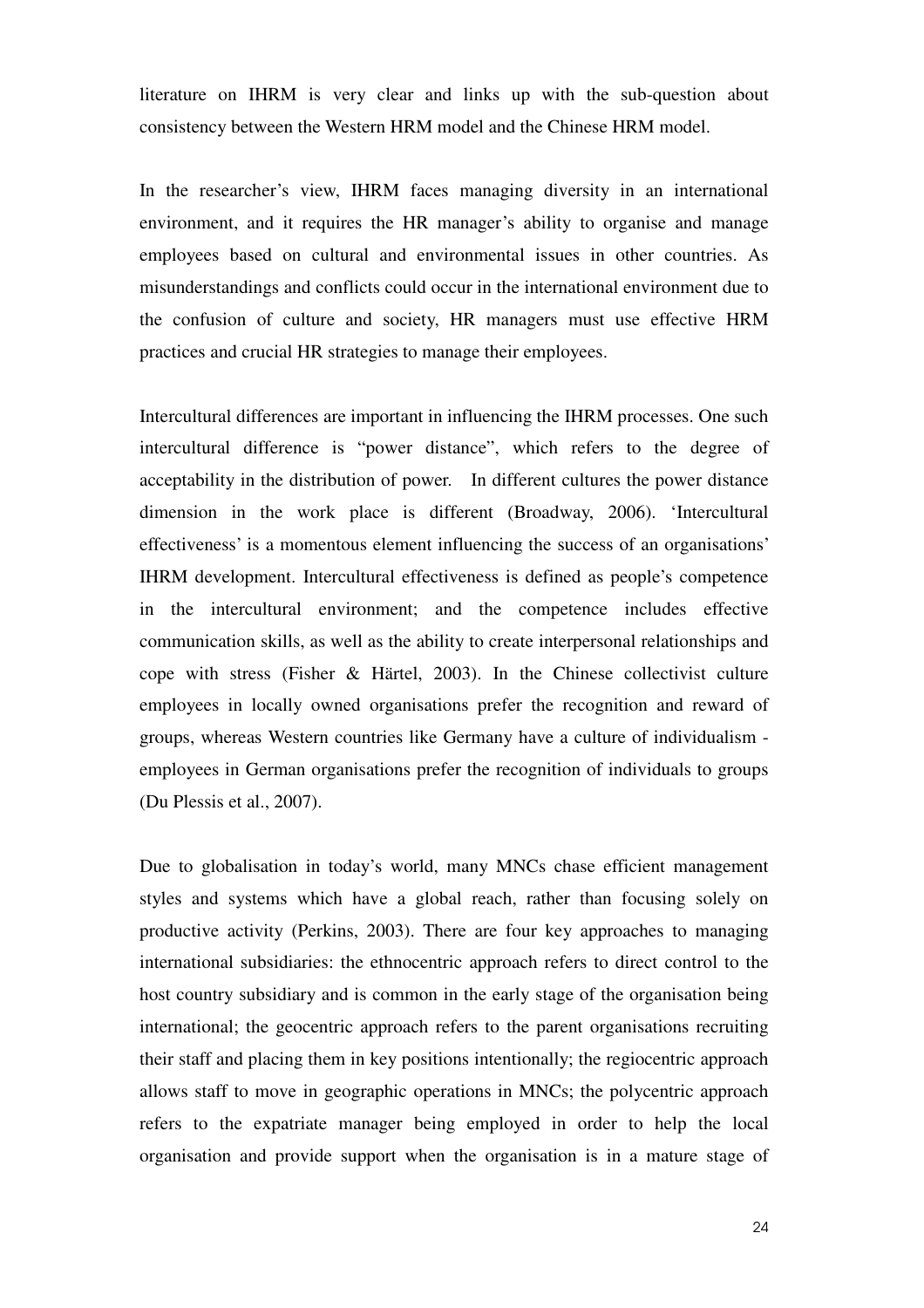literature on IHRM is very clear and links up with the sub-question about consistency between the Western HRM model and the Chinese HRM model.

In the researcher's view, IHRM faces managing diversity in an international environment, and it requires the HR manager's ability to organise and manage employees based on cultural and environmental issues in other countries. As misunderstandings and conflicts could occur in the international environment due to the confusion of culture and society, HR managers must use effective HRM practices and crucial HR strategies to manage their employees.

Intercultural differences are important in influencing the IHRM processes. One such intercultural difference is "power distance", which refers to the degree of acceptability in the distribution of power. In different cultures the power distance dimension in the work place is different (Broadway, 2006). 'Intercultural effectiveness' is a momentous element influencing the success of an organisations' IHRM development. Intercultural effectiveness is defined as people's competence in the intercultural environment; and the competence includes effective communication skills, as well as the ability to create interpersonal relationships and cope with stress (Fisher & Härtel, 2003). In the Chinese collectivist culture employees in locally owned organisations prefer the recognition and reward of groups, whereas Western countries like Germany have a culture of individualism - employees in German organisations prefer the recognition of individuals to groups (Du Plessis et al., 2007).

Due to globalisation in today's world, many MNCs chase efficient management styles and systems which have a global reach, rather than focusing solely on productive activity (Perkins, 2003). There are four key approaches to managing international subsidiaries: the ethnocentric approach refers to direct control to the host country subsidiary and is common in the early stage of the organisation being international; the geocentric approach refers to the parent organisations recruiting their staff and placing them in key positions intentionally; the regiocentric approach allows staff to move in geographic operations in MNCs; the polycentric approach refers to the expatriate manager being employed in order to help the local organisation and provide support when the organisation is in a mature stage of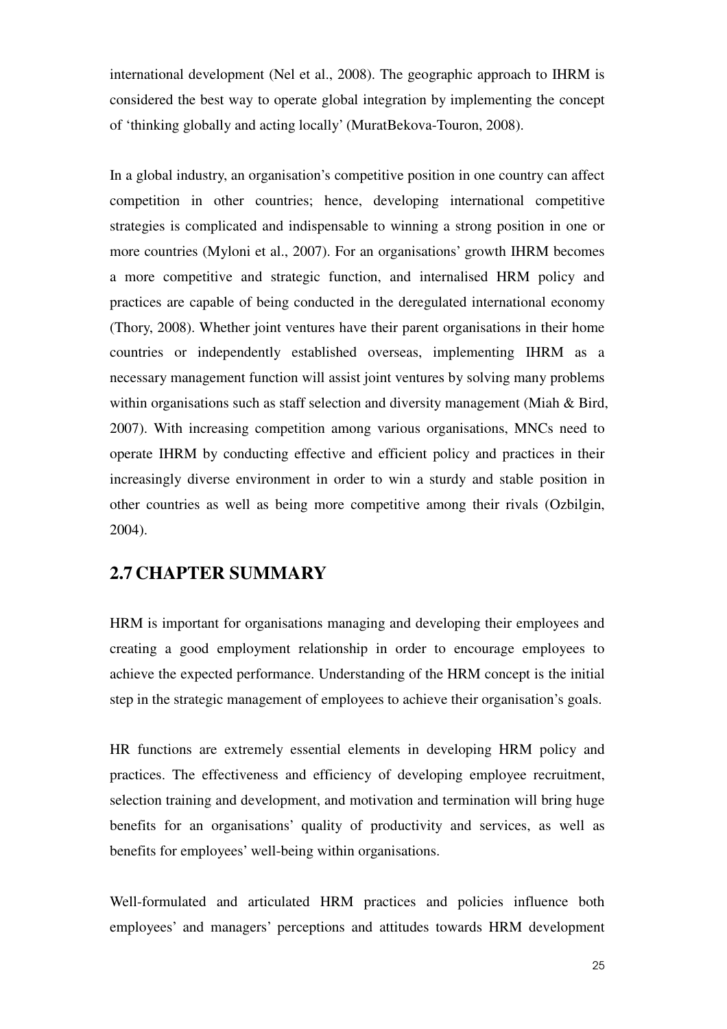international development (Nel et al., 2008). The geographic approach to IHRM is considered the best way to operate global integration by implementing the concept of 'thinking globally and acting locally' (MuratBekova-Touron, 2008).

In a global industry, an organisation's competitive position in one country can affect competition in other countries; hence, developing international competitive strategies is complicated and indispensable to winning a strong position in one or more countries (Myloni et al., 2007). For an organisations' growth IHRM becomes a more competitive and strategic function, and internalised HRM policy and practices are capable of being conducted in the deregulated international economy (Thory, 2008). Whether joint ventures have their parent organisations in their home countries or independently established overseas, implementing IHRM as a necessary management function will assist joint ventures by solving many problems within organisations such as staff selection and diversity management (Miah & Bird, 2007). With increasing competition among various organisations, MNCs need to operate IHRM by conducting effective and efficient policy and practices in their increasingly diverse environment in order to win a sturdy and stable position in other countries as well as being more competitive among their rivals (Ozbilgin, 2004).

## 2.7 CHAPTER SUMMARY

HRM is important for organisations managing and developing their employees and creating a good employment relationship in order to encourage employees to achieve the expected performance. Understanding of the HRM concept is the initial step in the strategic management of employees to achieve their organisation's goals.

HR functions are extremely essential elements in developing HRM policy and practices. The effectiveness and efficiency of developing employee recruitment, selection training and development, and motivation and termination will bring huge benefits for an organisations' quality of productivity and services, as well as benefits for employees' well-being within organisations.

Well-formulated and articulated HRM practices and policies influence both employees' and managers' perceptions and attitudes towards HRM development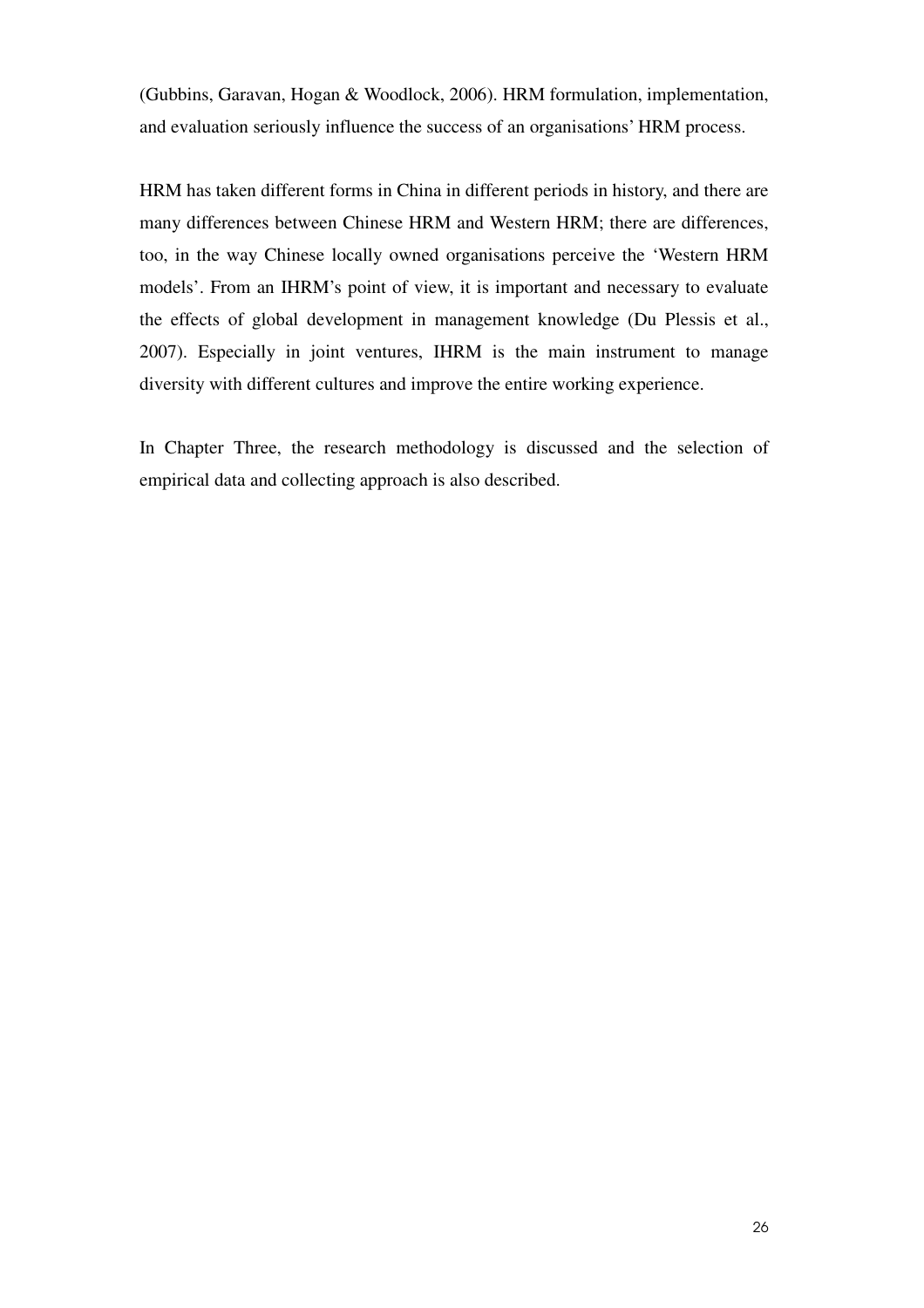(Gubbins, Garavan, Hogan & Woodlock, 2006). HRM formulation, implementation, and evaluation seriously influence the success of an organisations' HRM process.

HRM has taken different forms in China in different periods in history, and there are many differences between Chinese HRM and Western HRM; there are differences, too, in the way Chinese locally owned organisations perceive the 'Western HRM models'. From an IHRM's point of view, it is important and necessary to evaluate the effects of global development in management knowledge (Du Plessis et al., 2007). Especially in joint ventures, IHRM is the main instrument to manage diversity with different cultures and improve the entire working experience.

In Chapter Three, the research methodology is discussed and the selection of empirical data and collecting approach is also described.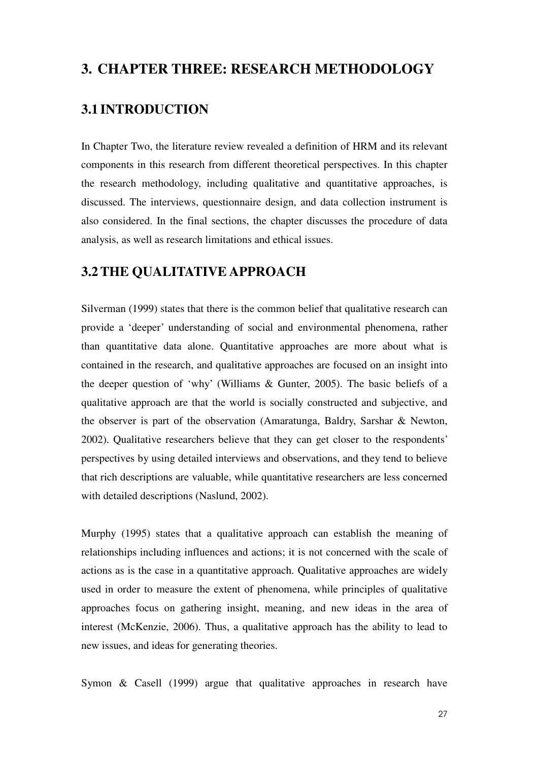# 3. CHAPTER THREE: RESEARCH METHODOLOGY

## 3.1 INTRODUCTION

In Chapter Two, the literature review revealed a definition of HRM and its relevant components in this research from different theoretical perspectives. In this chapter the research methodology, including qualitative and quantitative approaches, is discussed. The interviews, questionnaire design, and data collection instrument is also considered. In the final sections, the chapter discusses the procedure of data analysis, as well as research limitations and ethical issues.

## 3.2 THE QUALITATIVE APPROACH

Silverman (1999) states that there is the common belief that qualitative research can provide a 'deeper' understanding of social and environmental phenomena, rather than quantitative data alone. Quantitative approaches are more about what is contained in the research, and qualitative approaches are focused on an insight into the deeper question of 'why' (Williams & Gunter, 2005). The basic beliefs of a qualitative approach are that the world is socially constructed and subjective, and the observer is part of the observation (Amaratunga, Baldry, Sarshar & Newton, 2002). Qualitative researchers believe that they can get closer to the respondents' perspectives by using detailed interviews and observations, and they tend to believe that rich descriptions are valuable, while quantitative researchers are less concerned with detailed descriptions (Naslund, 2002).

Murphy (1995) states that a qualitative approach can establish the meaning of relationships including influences and actions; it is not concerned with the scale of actions as is the case in a quantitative approach. Qualitative approaches are widely used in order to measure the extent of phenomena, while principles of qualitative approaches focus on gathering insight, meaning, and new ideas in the area of interest (McKenzie, 2006). Thus, a qualitative approach has the ability to lead to new issues, and ideas for generating theories.

Symon & Casell (1999) argue that qualitative approaches in research have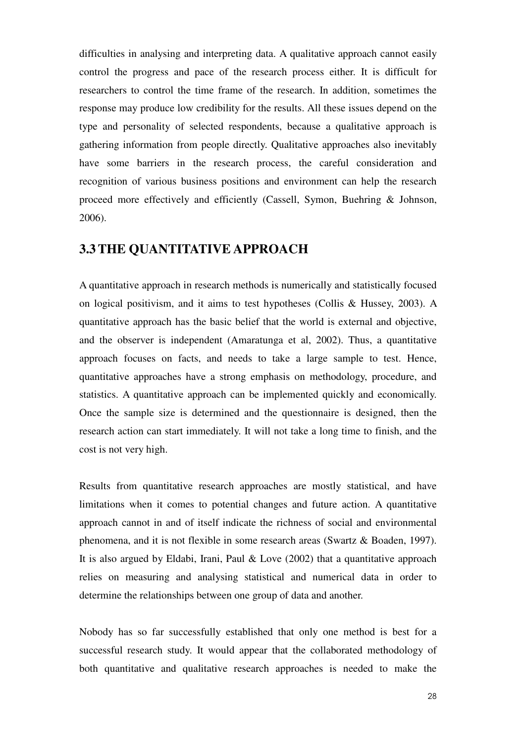difficulties in analysing and interpreting data. A qualitative approach cannot easily control the progress and pace of the research process either. It is difficult for researchers to control the time frame of the research. In addition, sometimes the response may produce low credibility for the results. All these issues depend on the type and personality of selected respondents, because a qualitative approach is gathering information from people directly. Qualitative approaches also inevitably have some barriers in the research process, the careful consideration and recognition of various business positions and environment can help the research proceed more effectively and efficiently (Cassell, Symon, Buehring & Johnson, 2006).

## 3.3 THE QUANTITATIVE APPROACH

A quantitative approach in research methods is numerically and statistically focused on logical positivism, and it aims to test hypotheses (Collis & Hussey, 2003). A quantitative approach has the basic belief that the world is external and objective, and the observer is independent (Amaratunga et al, 2002). Thus, a quantitative approach focuses on facts, and needs to take a large sample to test. Hence, quantitative approaches have a strong emphasis on methodology, procedure, and statistics. A quantitative approach can be implemented quickly and economically. Once the sample size is determined and the questionnaire is designed, then the research action can start immediately. It will not take a long time to finish, and the cost is not very high.

Results from quantitative research approaches are mostly statistical, and have limitations when it comes to potential changes and future action. A quantitative approach cannot in and of itself indicate the richness of social and environmental phenomena, and it is not flexible in some research areas (Swartz & Boaden, 1997). It is also argued by Eldabi, Irani, Paul & Love (2002) that a quantitative approach relies on measuring and analysing statistical and numerical data in order to determine the relationships between one group of data and another.

Nobody has so far successfully established that only one method is best for a successful research study. It would appear that the collaborated methodology of both quantitative and qualitative research approaches is needed to make the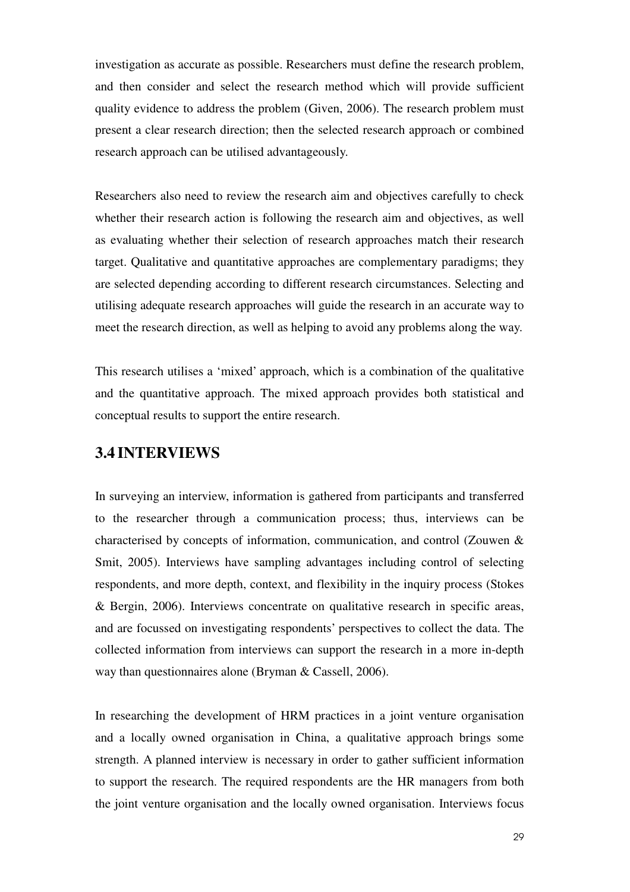investigation as accurate as possible. Researchers must define the research problem, and then consider and select the research method which will provide sufficient quality evidence to address the problem (Given, 2006). The research problem must present a clear research direction; then the selected research approach or combined research approach can be utilised advantageously.

Researchers also need to review the research aim and objectives carefully to check whether their research action is following the research aim and objectives, as well as evaluating whether their selection of research approaches match their research target. Qualitative and quantitative approaches are complementary paradigms; they are selected depending according to different research circumstances. Selecting and utilising adequate research approaches will guide the research in an accurate way to meet the research direction, as well as helping to avoid any problems along the way.

This research utilises a 'mixed' approach, which is a combination of the qualitative and the quantitative approach. The mixed approach provides both statistical and conceptual results to support the entire research.

## 3.4 INTERVIEWS

In surveying an interview, information is gathered from participants and transferred to the researcher through a communication process; thus, interviews can be characterised by concepts of information, communication, and control (Zouwen & Smit, 2005). Interviews have sampling advantages including control of selecting respondents, and more depth, context, and flexibility in the inquiry process (Stokes & Bergin, 2006). Interviews concentrate on qualitative research in specific areas, and are focussed on investigating respondents' perspectives to collect the data. The collected information from interviews can support the research in a more in-depth way than questionnaires alone (Bryman & Cassell, 2006).

In researching the development of HRM practices in a joint venture organisation and a locally owned organisation in China, a qualitative approach brings some strength. A planned interview is necessary in order to gather sufficient information to support the research. The required respondents are the HR managers from both the joint venture organisation and the locally owned organisation. Interviews focus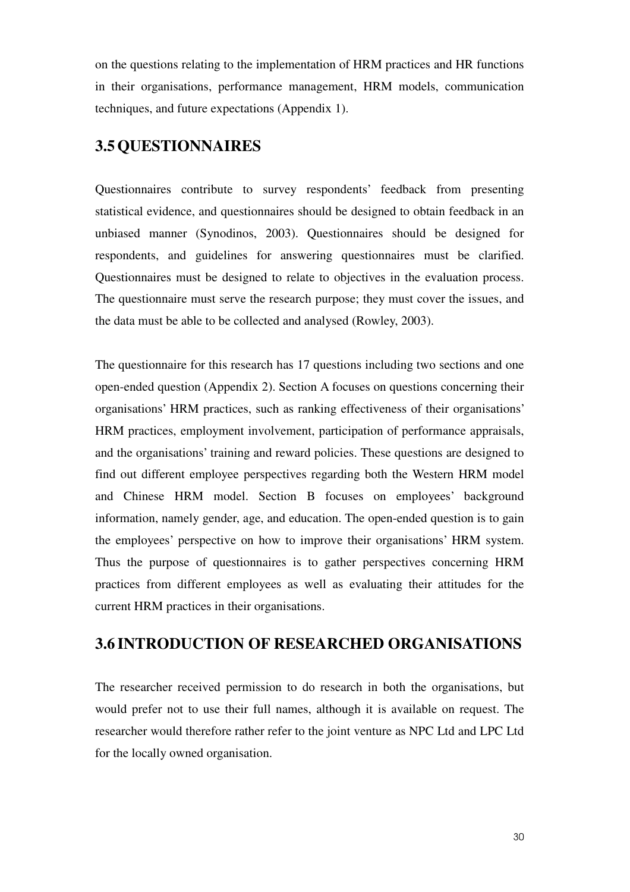on the questions relating to the implementation of HRM practices and HR functions in their organisations, performance management, HRM models, communication techniques, and future expectations (Appendix 1).

## 3.5 QUESTIONNAIRES

Questionnaires contribute to survey respondents' feedback from presenting statistical evidence, and questionnaires should be designed to obtain feedback in an unbiased manner (Synodinos, 2003). Questionnaires should be designed for respondents, and guidelines for answering questionnaires must be clarified. Questionnaires must be designed to relate to objectives in the evaluation process. The questionnaire must serve the research purpose; they must cover the issues, and the data must be able to be collected and analysed (Rowley, 2003).

The questionnaire for this research has 17 questions including two sections and one open-ended question (Appendix 2). Section A focuses on questions concerning their organisations' HRM practices, such as ranking effectiveness of their organisations' HRM practices, employment involvement, participation of performance appraisals, and the organisations' training and reward policies. These questions are designed to find out different employee perspectives regarding both the Western HRM model and Chinese HRM model. Section B focuses on employees' background information, namely gender, age, and education. The open-ended question is to gain the employees' perspective on how to improve their organisations' HRM system. Thus the purpose of questionnaires is to gather perspectives concerning HRM practices from different employees as well as evaluating their attitudes for the current HRM practices in their organisations.

## 3.6 INTRODUCTION OF RESEARCHED ORGANISATIONS

The researcher received permission to do research in both the organisations, but would prefer not to use their full names, although it is available on request. The researcher would therefore rather refer to the joint venture as NPC Ltd and LPC Ltd for the locally owned organisation.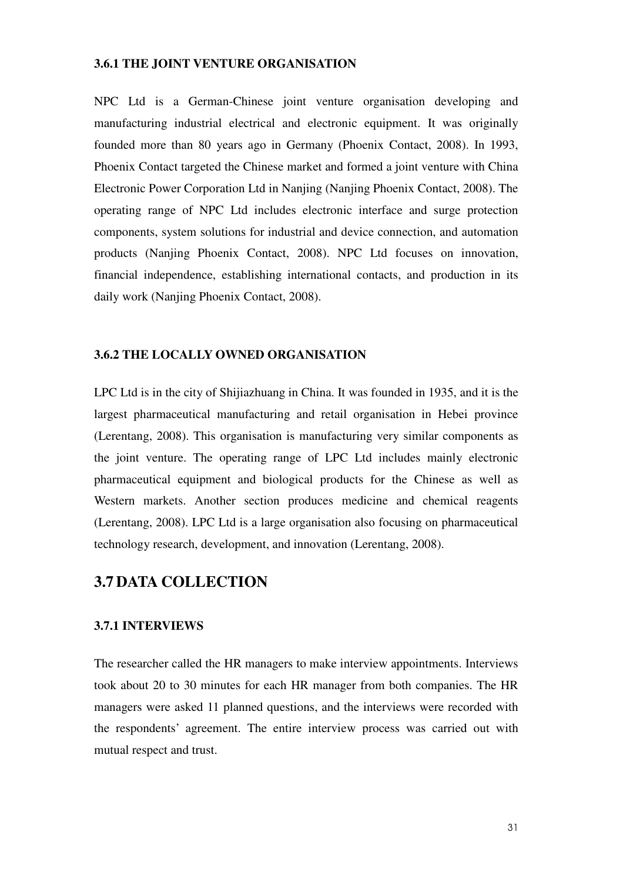### 3.6.1 THE JOINT VENTURE ORGANISATION

NPC Ltd is a German-Chinese joint venture organisation developing and manufacturing industrial electrical and electronic equipment. It was originally founded more than 80 years ago in Germany (Phoenix Contact, 2008). In 1993, Phoenix Contact targeted the Chinese market and formed a joint venture with China Electronic Power Corporation Ltd in Nanjing (Nanjing Phoenix Contact, 2008). The operating range of NPC Ltd includes electronic interface and surge protection components, system solutions for industrial and device connection, and automation products (Nanjing Phoenix Contact, 2008). NPC Ltd focuses on innovation, financial independence, establishing international contacts, and production in its daily work (Nanjing Phoenix Contact, 2008).

### 3.6.2 THE LOCALLY OWNED ORGANISATION

LPC Ltd is in the city of Shijiazhuang in China. It was founded in 1935, and it is the largest pharmaceutical manufacturing and retail organisation in Hebei province (Lerentang, 2008). This organisation is manufacturing very similar components as the joint venture. The operating range of LPC Ltd includes mainly electronic pharmaceutical equipment and biological products for the Chinese as well as Western markets. Another section produces medicine and chemical reagents (Lerentang, 2008). LPC Ltd is a large organisation also focusing on pharmaceutical technology research, development, and innovation (Lerentang, 2008).

## 3.7 DATA COLLECTION

### 3.7.1 INTERVIEWS

The researcher called the HR managers to make interview appointments. Interviews took about 20 to 30 minutes for each HR manager from both companies. The HR managers were asked 11 planned questions, and the interviews were recorded with the respondents' agreement. The entire interview process was carried out with mutual respect and trust.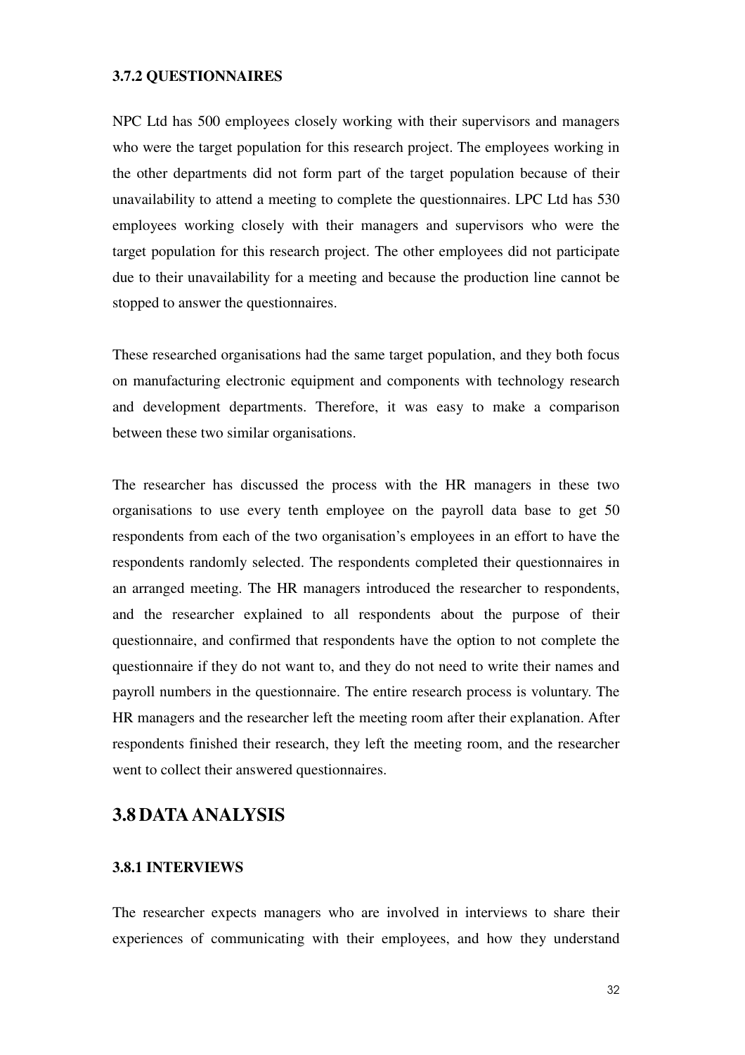#### 3.7.2 QUESTIONNAIRES

NPC Ltd has 500 employees closely working with their supervisors and managers who were the target population for this research project. The employees working in the other departments did not form part of the target population because of their unavailability to attend a meeting to complete the questionnaires. LPC Ltd has 530 employees working closely with their managers and supervisors who were the target population for this research project. The other employees did not participate due to their unavailability for a meeting and because the production line cannot be stopped to answer the questionnaires.

These researched organisations had the same target population, and they both focus on manufacturing electronic equipment and components with technology research and development departments. Therefore, it was easy to make a comparison between these two similar organisations.

The researcher has discussed the process with the HR managers in these two organisations to use every tenth employee on the payroll data base to get 50 respondents from each of the two organisation's employees in an effort to have the respondents randomly selected. The respondents completed their questionnaires in an arranged meeting. The HR managers introduced the researcher to respondents, and the researcher explained to all respondents about the purpose of their questionnaire, and confirmed that respondents have the option to not complete the questionnaire if they do not want to, and they do not need to write their names and payroll numbers in the questionnaire. The entire research process is voluntary. The HR managers and the researcher left the meeting room after their explanation. After respondents finished their research, they left the meeting room, and the researcher went to collect their answered questionnaires.

## 3.8 DATA ANALYSIS

#### 3.8.1 INTERVIEWS

The researcher expects managers who are involved in interviews to share their experiences of communicating with their employees, and how they understand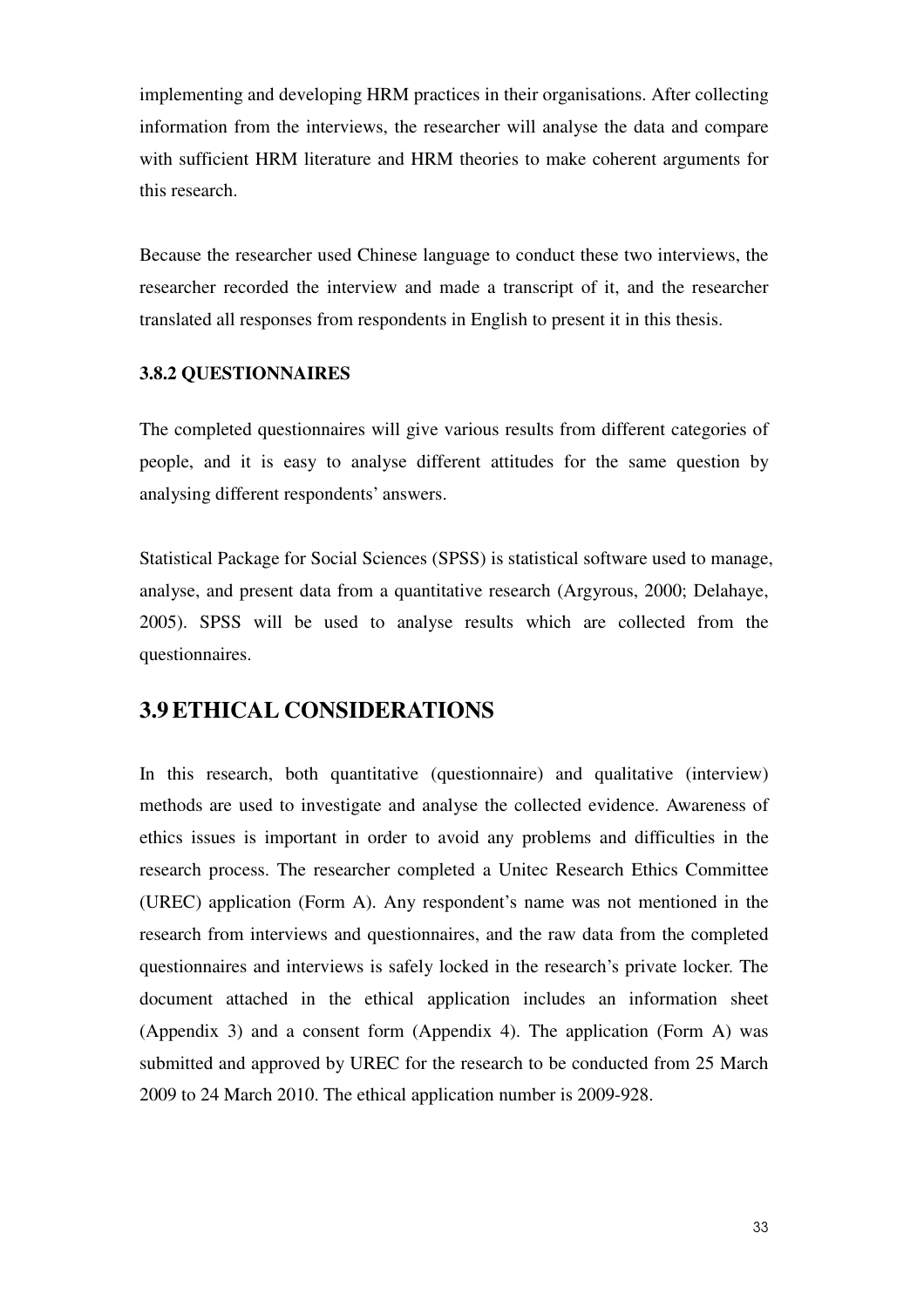implementing and developing HRM practices in their organisations. After collecting information from the interviews, the researcher will analyse the data and compare with sufficient HRM literature and HRM theories to make coherent arguments for this research.

Because the researcher used Chinese language to conduct these two interviews, the researcher recorded the interview and made a transcript of it, and the researcher translated all responses from respondents in English to present it in this thesis.

### 3.8.2 QUESTIONNAIRES

The completed questionnaires will give various results from different categories of people, and it is easy to analyse different attitudes for the same question by analysing different respondents' answers.

Statistical Package for Social Sciences (SPSS) is statistical software used to manage, analyse, and present data from a quantitative research (Argyrous, 2000; Delahaye, 2005). SPSS will be used to analyse results which are collected from the questionnaires.

## 3.9 ETHICAL CONSIDERATIONS

In this research, both quantitative (questionnaire) and qualitative (interview) methods are used to investigate and analyse the collected evidence. Awareness of ethics issues is important in order to avoid any problems and difficulties in the research process. The researcher completed a Unitec Research Ethics Committee (UREC) application (Form A). Any respondent's name was not mentioned in the research from interviews and questionnaires, and the raw data from the completed questionnaires and interviews is safely locked in the research's private locker. The document attached in the ethical application includes an information sheet (Appendix 3) and a consent form (Appendix 4). The application (Form A) was submitted and approved by UREC for the research to be conducted from 25 March 2009 to 24 March 2010. The ethical application number is 2009-928.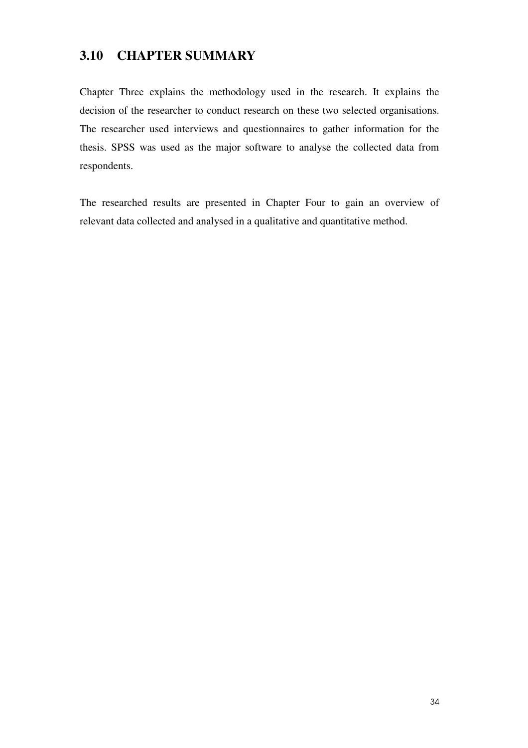## 3.10 CHAPTER SUMMARY

Chapter Three explains the methodology used in the research. It explains the decision of the researcher to conduct research on these two selected organisations. The researcher used interviews and questionnaires to gather information for the thesis. SPSS was used as the major software to analyse the collected data from respondents.

The researched results are presented in Chapter Four to gain an overview of relevant data collected and analysed in a qualitative and quantitative method.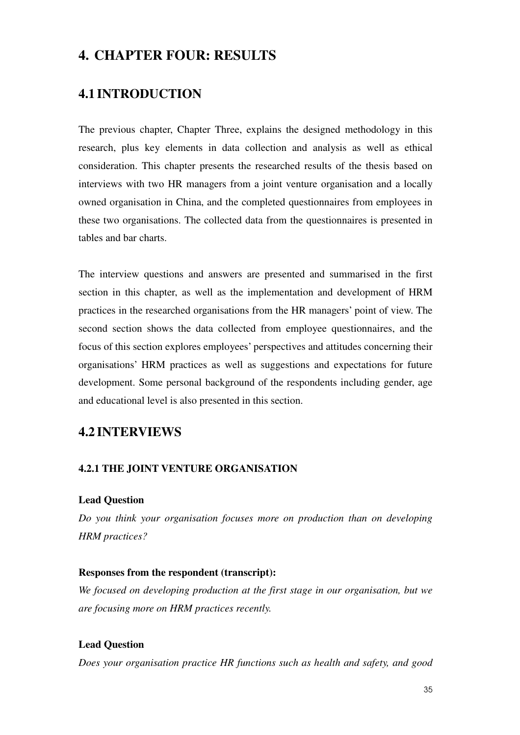# 4. CHAPTER FOUR: RESULTS

## 4.1 INTRODUCTION

The previous chapter, Chapter Three, explains the designed methodology in this research, plus key elements in data collection and analysis as well as ethical consideration. This chapter presents the researched results of the thesis based on interviews with two HR managers from a joint venture organisation and a locally owned organisation in China, and the completed questionnaires from employees in these two organisations. The collected data from the questionnaires is presented in tables and bar charts.

The interview questions and answers are presented and summarised in the first section in this chapter, as well as the implementation and development of HRM practices in the researched organisations from the HR managers' point of view. The second section shows the data collected from employee questionnaires, and the focus of this section explores employees' perspectives and attitudes concerning their organisations' HRM practices as well as suggestions and expectations for future development. Some personal background of the respondents including gender, age and educational level is also presented in this section.

## 4.2 INTERVIEWS

### 4.2.1 THE JOINT VENTURE ORGANISATION

**Lead Question**

*Do you think your organisation focuses more on production than on developing HRM practices?*

**Responses from the respondent (transcript):**

*We focused on developing production at the first stage in our organisation, but we are focusing more on HRM practices recently.*

**Lead Question**

*Does your organisation practice HR functions such as health and safety, and good*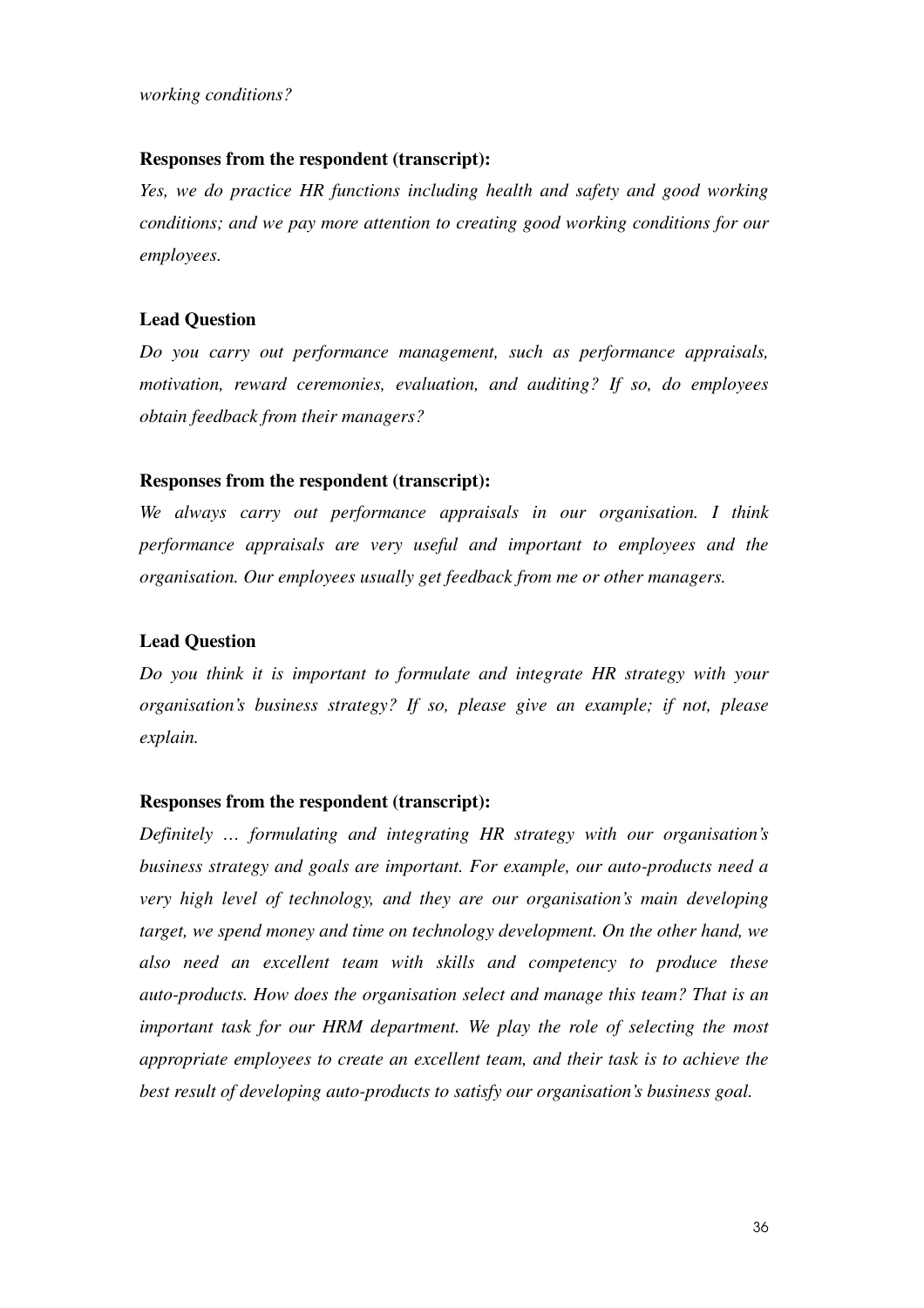*working conditions?*

**Responses from the respondent (transcript):**

*Yes, we do practice HR functions including health and safety and good working conditions; and we pay more attention to creating good working conditions for our employees.*

**Lead Question**

*Do you carry out performance management, such as performance appraisals, motivation, reward ceremonies, evaluation, and auditing? If so, do employees obtain feedback from their managers?*

**Responses from the respondent (transcript):**

*We always carry out performance appraisals in our organisation. I think performance appraisals are very useful and important to employees and the organisation. Our employees usually get feedback from me or other managers.*

**Lead Question**

*Do you think it is important to formulate and integrate HR strategy with your organisation's business strategy? If so, please give an example; if not, please explain.*

**Responses from the respondent (transcript):**

*Definitely … formulating and integrating HR strategy with our organisation's business strategy and goals are important. For example, our auto-products need a very high level of technology, and they are our organisation's main developing target, we spend money and time on technology development. On the other hand, we also need an excellent team with skills and competency to produce these auto-products. How does the organisation select and manage this team? That is an important task for our HRM department. We play the role of selecting the most appropriate employees to create an excellent team, and their task is to achieve the best result of developing auto-products to satisfy our organisation's business goal.*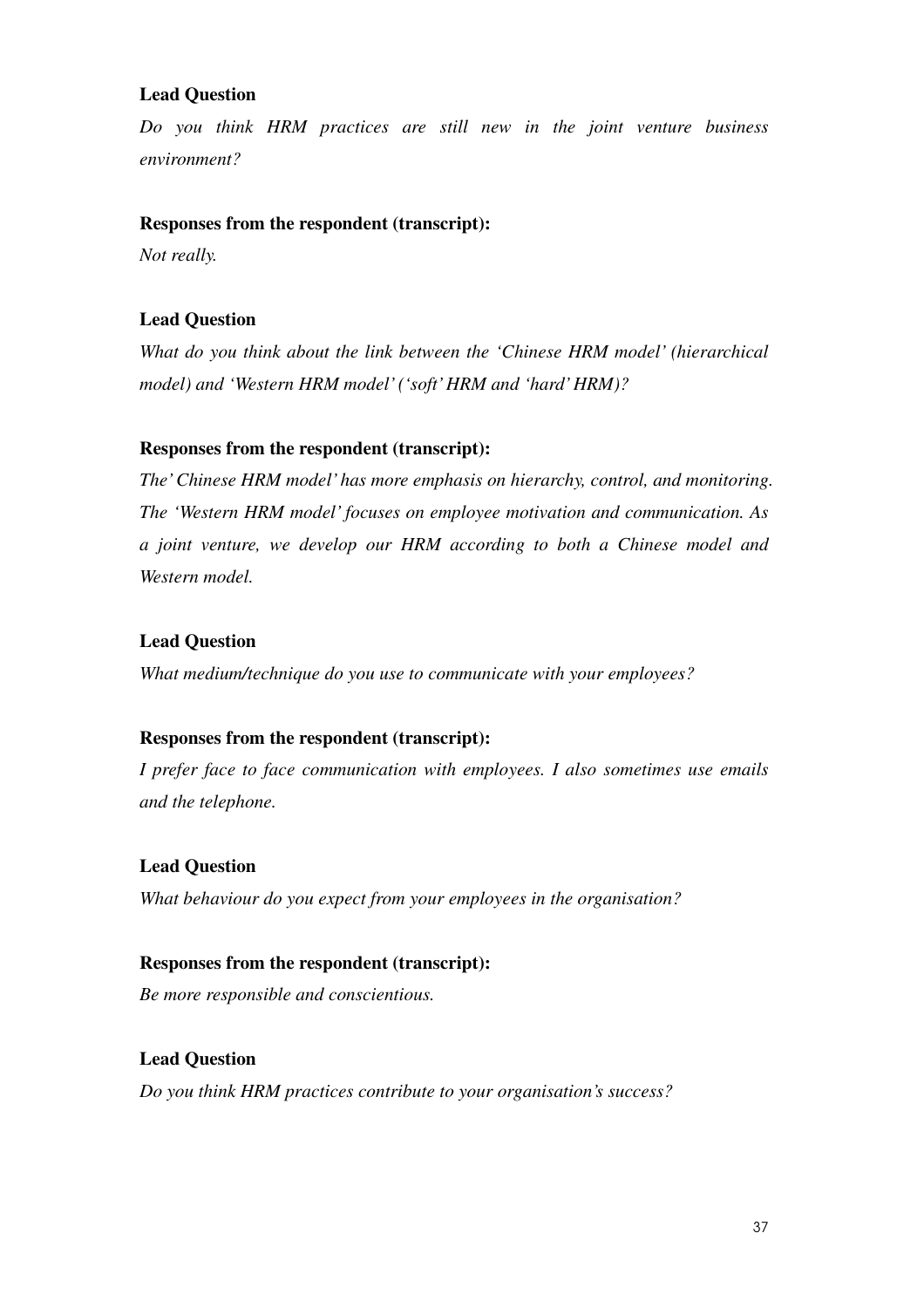**Lead Question**

*Do you think HRM practices are still new in the joint venture business environment?*

**Responses from the respondent (transcript):**

*Not really.*

**Lead Question**

*What do you think about the link between the 'Chinese HRM model' (hierarchical model) and 'Western HRM model' ('soft' HRM and 'hard' HRM)?*

**Responses from the respondent (transcript):**

*The' Chinese HRM model' has more emphasis on hierarchy, control, and monitoring. The 'Western HRM model' focuses on employee motivation and communication. As a joint venture, we develop our HRM according to both a Chinese model and Western model.*

**Lead Question**

*What medium/technique do you use to communicate with your employees?*

**Responses from the respondent (transcript):**

*I prefer face to face communication with employees. I also sometimes use emails and the telephone.*

**Lead Question**

*What behaviour do you expect from your employees in the organisation?*

**Responses from the respondent (transcript):**

*Be more responsible and conscientious.*

**Lead Question**

*Do you think HRM practices contribute to your organisation's success?*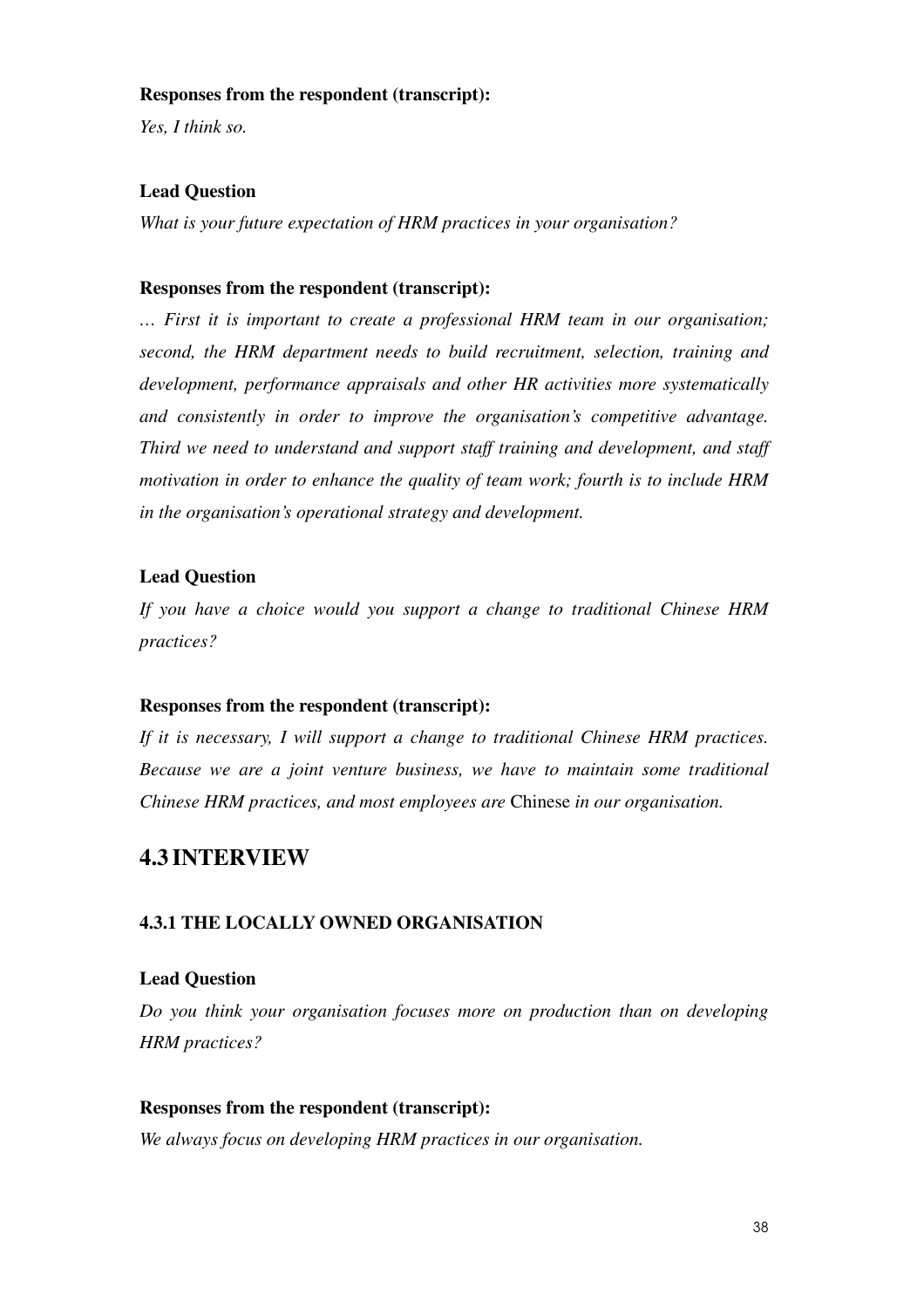**Responses from the respondent (transcript):**

*Yes, I think so.*

**Lead Question**

*What is your future expectation of HRM practices in your organisation?*

**Responses from the respondent (transcript):**

*… First it is important to create a professional HRM team in our organisation; second, the HRM department needs to build recruitment, selection, training and development, performance appraisals and other HR activities more systematically and consistently in order to improve the organisation's competitive advantage. Third we need to understand and support staff training and development, and staff motivation in order to enhance the quality of team work; fourth is to include HRM in the organisation's operational strategy and development.*

**Lead Question**

*If you have a choice would you support a change to traditional Chinese HRM practices?*

**Responses from the respondent (transcript):**

*If it is necessary, I will support a change to traditional Chinese HRM practices. Because we are a joint venture business, we have to maintain some traditional Chinese HRM practices, and most employees are* Chinese *in our organisation.*

## 4.3 INTERVIEW

### 4.3.1 THE LOCALLY OWNED ORGANISATION

**Lead Question**

*Do you think your organisation focuses more on production than on developing HRM practices?*

**Responses from the respondent (transcript):**

*We always focus on developing HRM practices in our organisation.*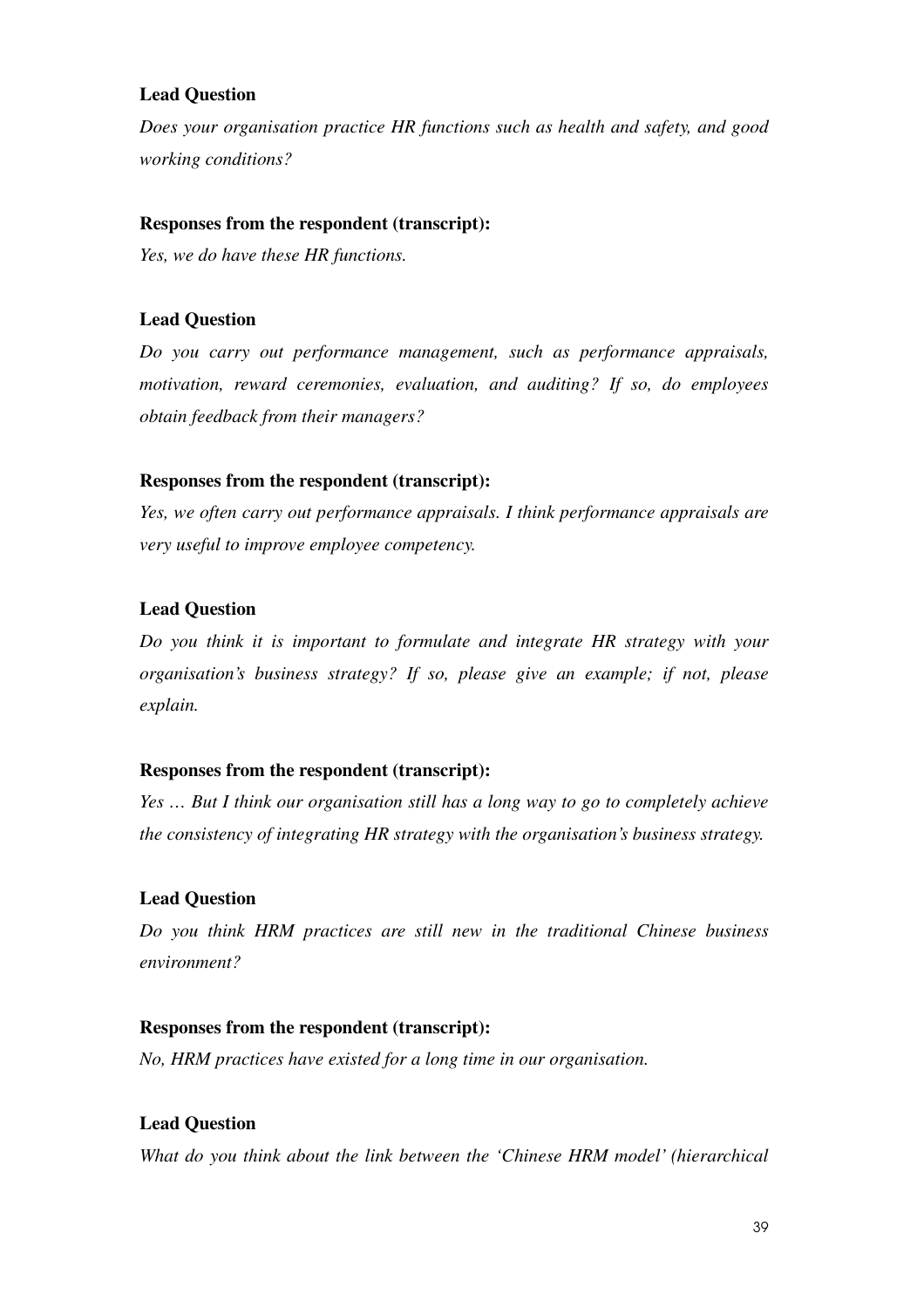**Lead Question**

*Does your organisation practice HR functions such as health and safety, and good working conditions?*

**Responses from the respondent (transcript):**

*Yes, we do have these HR functions.*

**Lead Question**

*Do you carry out performance management, such as performance appraisals, motivation, reward ceremonies, evaluation, and auditing? If so, do employees obtain feedback from their managers?*

**Responses from the respondent (transcript):**

*Yes, we often carry out performance appraisals. I think performance appraisals are very useful to improve employee competency.*

**Lead Question**

*Do you think it is important to formulate and integrate HR strategy with your organisation's business strategy? If so, please give an example; if not, please explain.*

**Responses from the respondent (transcript):**

*Yes … But I think our organisation still has a long way to go to completely achieve the consistency of integrating HR strategy with the organisation's business strategy.*

**Lead Question**

*Do you think HRM practices are still new in the traditional Chinese business environment?*

**Responses from the respondent (transcript):**

*No, HRM practices have existed for a long time in our organisation.*

**Lead Question**

*What do you think about the link between the 'Chinese HRM model' (hierarchical*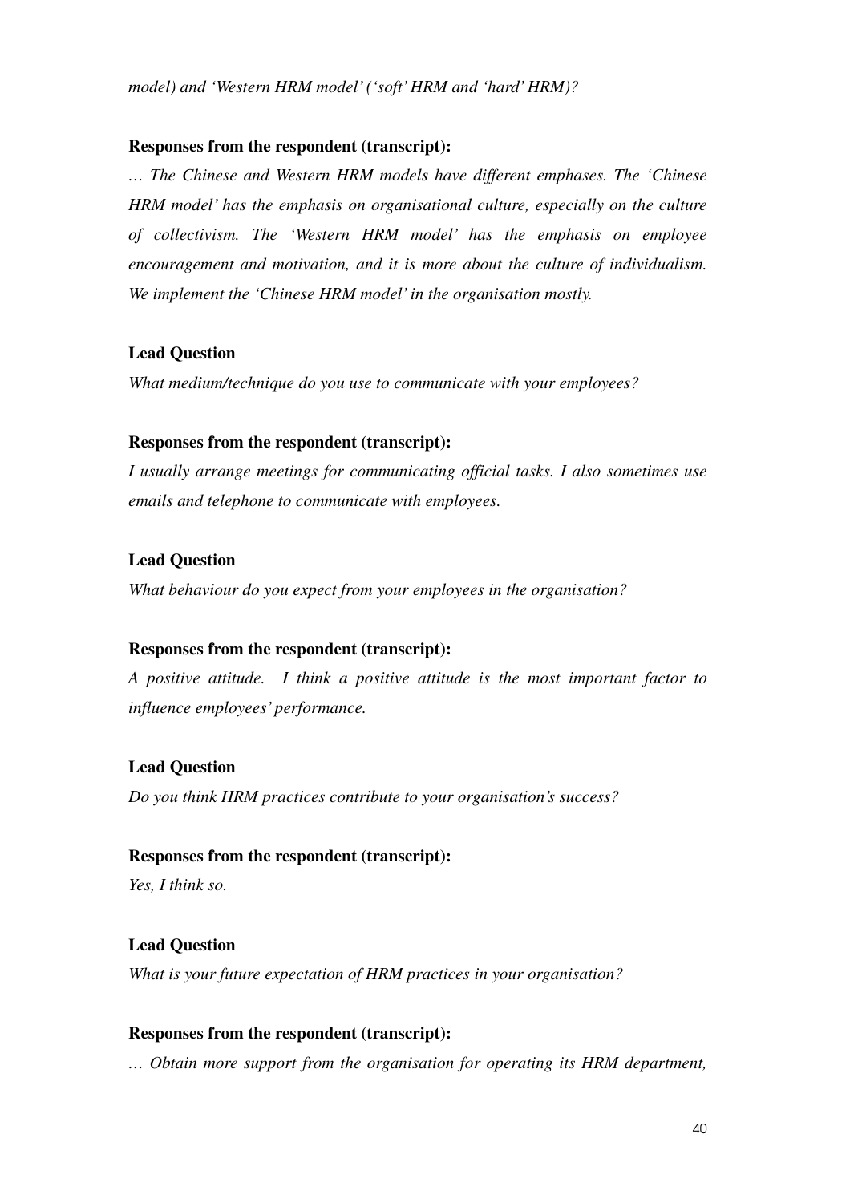*model) and 'Western HRM model' ('soft' HRM and 'hard' HRM)?*

**Responses from the respondent (transcript):**

*… The Chinese and Western HRM models have different emphases. The 'Chinese HRM model' has the emphasis on organisational culture, especially on the culture of collectivism. The 'Western HRM model' has the emphasis on employee encouragement and motivation, and it is more about the culture of individualism. We implement the 'Chinese HRM model' in the organisation mostly.*

**Lead Question**

*What medium/technique do you use to communicate with your employees?*

**Responses from the respondent (transcript):**

*I usually arrange meetings for communicating official tasks. I also sometimes use emails and telephone to communicate with employees.*

**Lead Question**

*What behaviour do you expect from your employees in the organisation?*

**Responses from the respondent (transcript):**

*A positive attitude. I think a positive attitude is the most important factor to influence employees' performance.*

**Lead Question**

*Do you think HRM practices contribute to your organisation's success?*

**Responses from the respondent (transcript):**

*Yes, I think so.*

**Lead Question**

*What is your future expectation of HRM practices in your organisation?*

**Responses from the respondent (transcript):**

*… Obtain more support from the organisation for operating its HRM department,*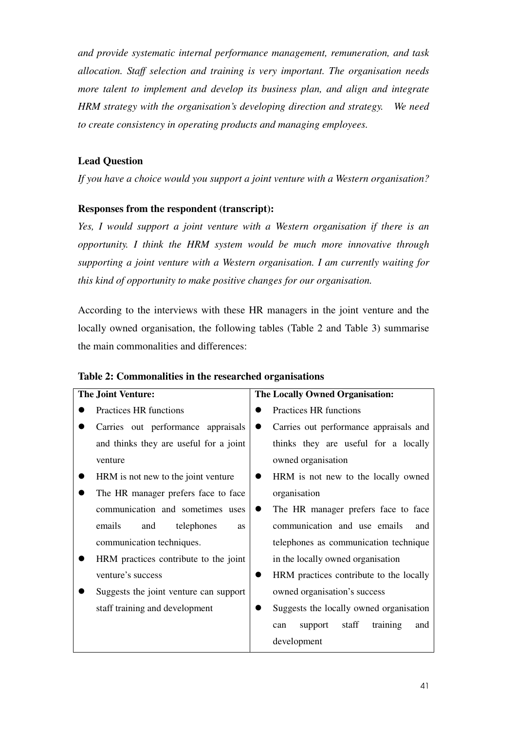*and provide systematic internal performance management, remuneration, and task allocation. Staff selection and training is very important. The organisation needs more talent to implement and develop its business plan, and align and integrate HRM strategy with the organisation's developing direction and strategy. We need to create consistency in operating products and managing employees.*

**Lead Question**

*If you have a choice would you support a joint venture with a Western organisation?*

**Responses from the respondent (transcript):**

*Yes, I would support a joint venture with a Western organisation if there is an opportunity. I think the HRM system would be much more innovative through supporting a joint venture with a Western organisation. I am currently waiting for this kind of opportunity to make positive changes for our organisation.*

According to the interviews with these HR managers in the joint venture and the locally owned organisation, the following tables (Table 2 and Table 3) summarise the main commonalities and differences:

**Table 2: Commonalities in the researched organisations**

| The Joint Venture: | The Locally Owned Organisation: |
|---|---|
| • Practices HR functions<br>• Carries out performance appraisals and thinks they are useful for a joint venture<br>• HRM is not new to the joint venture<br>• The HR manager prefers face to face communication and sometimes uses emails and telephones as communication techniques.<br>• HRM practices contribute to the joint venture's success<br>• Suggests the joint venture can support staff training and development | • Practices HR functions<br>• Carries out performance appraisals and thinks they are useful for a locally owned organisation<br>• HRM is not new to the locally owned organisation<br>• The HR manager prefers face to face communication and use emails and telephones as communication technique in the locally owned organisation<br>• HRM practices contribute to the locally owned organisation's success<br>• Suggests the locally owned organisation can support staff training and development |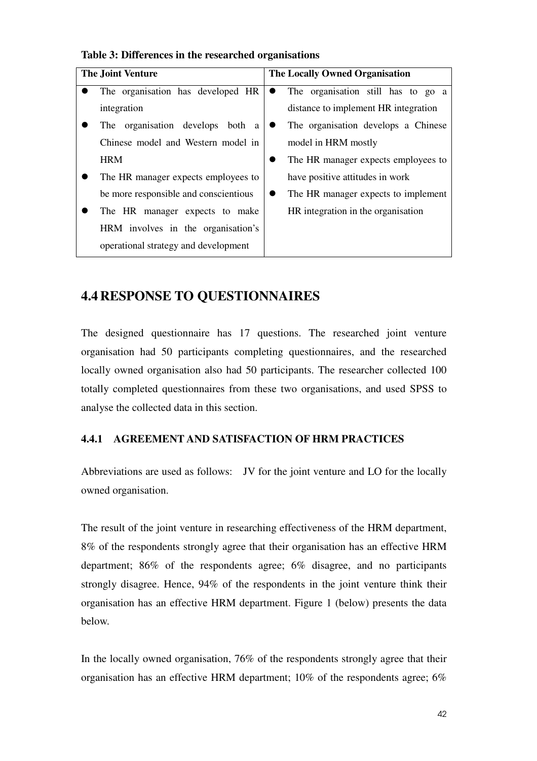**Table 3: Differences in the researched organisations**

| The Joint Venture | The Locally Owned Organisation |
|---|---|
| • The organisation has developed HR integration<br>• The organisation develops both a Chinese model and Western model in HRM<br>• The HR manager expects employees to be more responsible and conscientious<br>• The HR manager expects to make HRM involves in the organisation's operational strategy and development | • The organisation still has to go a distance to implement HR integration<br>• The organisation develops a Chinese model in HRM mostly<br>• The HR manager expects employees to have positive attitudes in work<br>• The HR manager expects to implement HR integration in the organisation |

## 4.4 RESPONSE TO QUESTIONNAIRES

The designed questionnaire has 17 questions. The researched joint venture organisation had 50 participants completing questionnaires, and the researched locally owned organisation also had 50 participants. The researcher collected 100 totally completed questionnaires from these two organisations, and used SPSS to analyse the collected data in this section.

### 4.4.1 AGREEMENT AND SATISFACTION OF HRM PRACTICES

Abbreviations are used as follows: JV for the joint venture and LO for the locally owned organisation.

The result of the joint venture in researching effectiveness of the HRM department, 8% of the respondents strongly agree that their organisation has an effective HRM department; 86% of the respondents agree; 6% disagree, and no participants strongly disagree. Hence, 94% of the respondents in the joint venture think their organisation has an effective HRM department. Figure 1 (below) presents the data below.

In the locally owned organisation, 76% of the respondents strongly agree that their organisation has an effective HRM department; 10% of the respondents agree; 6%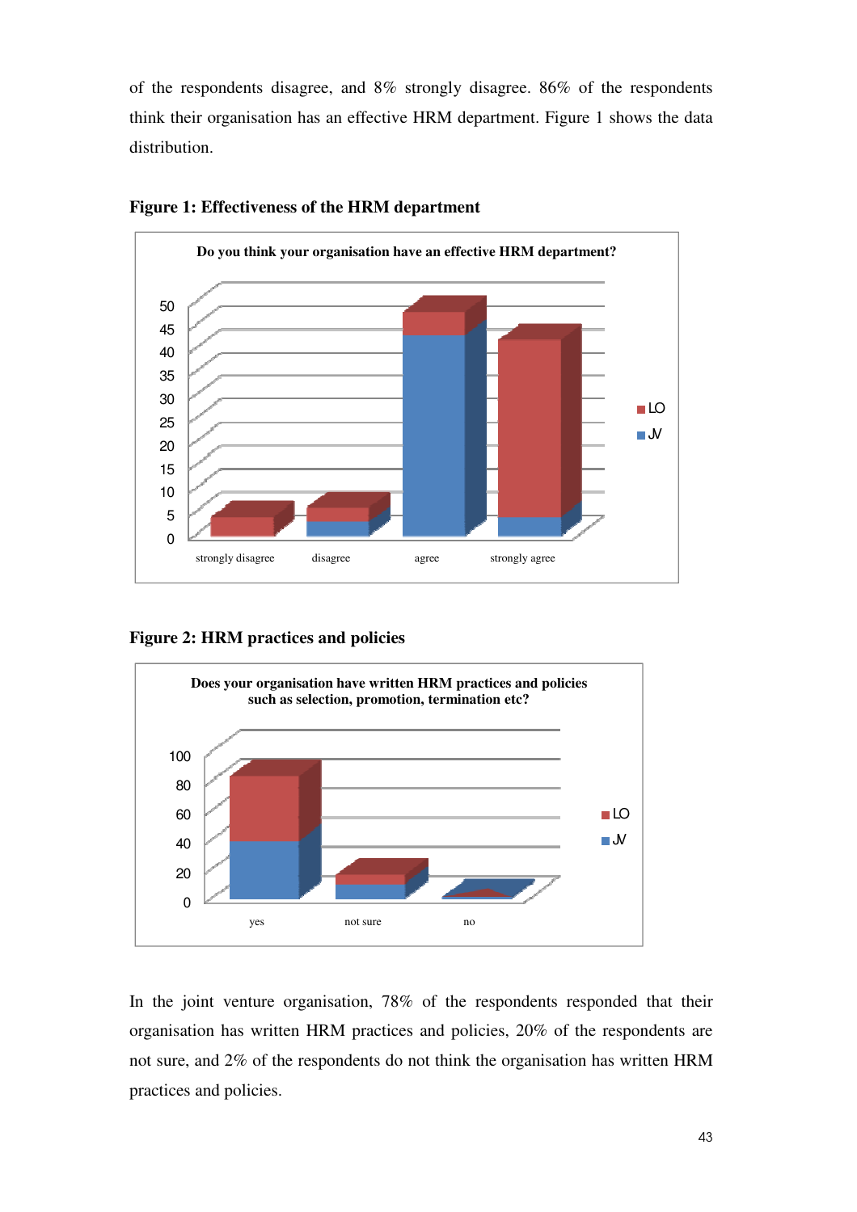of the respondents disagree, and 8% strongly disagree. 86% of the respondents think their organisation has an effective HRM department. Figure 1 shows the data distribution.

**Figure 1: Effectiveness of the HRM department**

**Figure 2: HRM practices and policies**

In the joint venture organisation, 78% of the respondents responded that their organisation has written HRM practices and policies, 20% of the respondents are not sure, and 2% of the respondents do not think the organisation has written HRM practices and policies.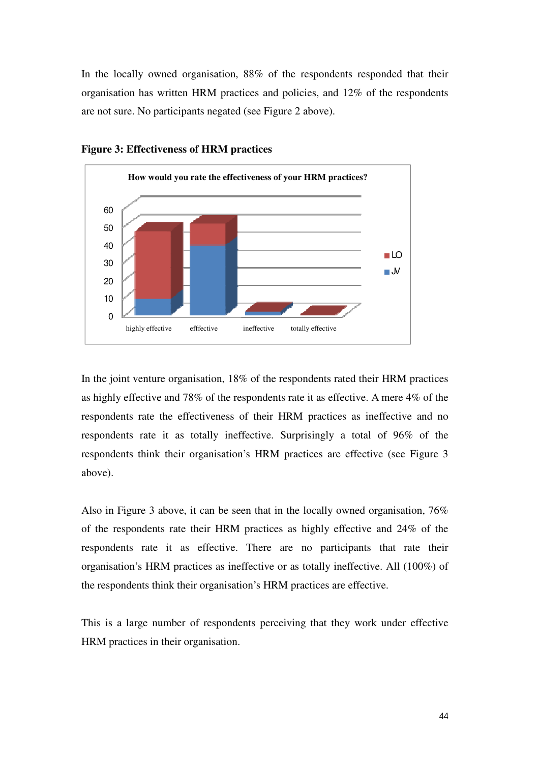In the locally owned organisation, 88% of the respondents responded that their organisation has written HRM practices and policies, and 12% of the respondents are not sure. No participants negated (see Figure 2 above).

**Figure 3: Effectiveness of HRM practices**

In the joint venture organisation, 18% of the respondents rated their HRM practices as highly effective and 78% of the respondents rate it as effective. A mere 4% of the respondents rate the effectiveness of their HRM practices as ineffective and no respondents rate it as totally ineffective. Surprisingly a total of 96% of the respondents think their organisation's HRM practices are effective (see Figure 3 above).

Also in Figure 3 above, it can be seen that in the locally owned organisation, 76% of the respondents rate their HRM practices as highly effective and 24% of the respondents rate it as effective. There are no participants that rate their organisation's HRM practices as ineffective or as totally ineffective. All (100%) of the respondents think their organisation's HRM practices are effective.

This is a large number of respondents perceiving that they work under effective HRM practices in their organisation.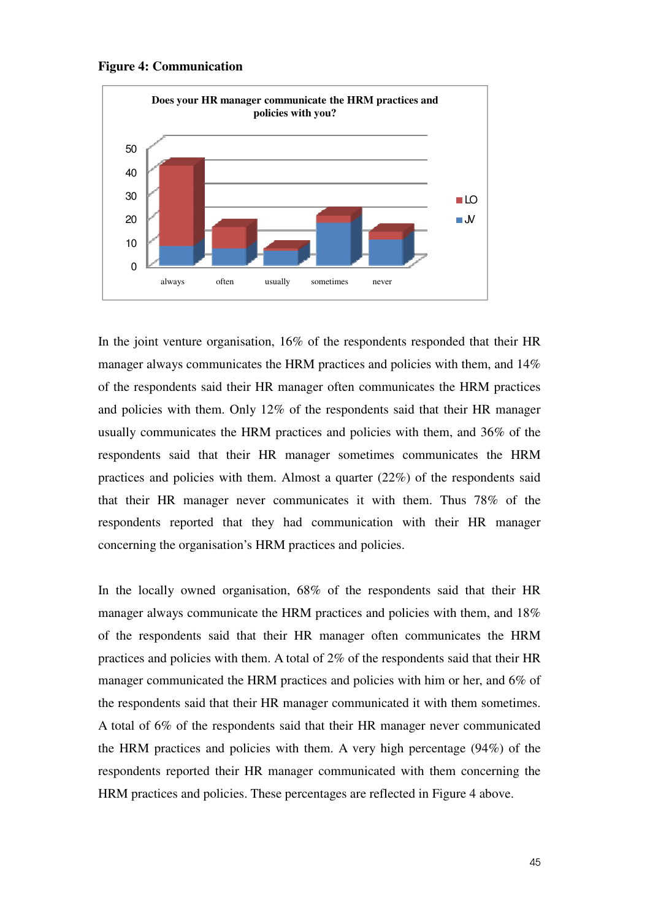**Figure 4: Communication**

In the joint venture organisation, 16% of the respondents responded that their HR manager always communicates the HRM practices and policies with them, and 14% of the respondents said their HR manager often communicates the HRM practices and policies with them. Only 12% of the respondents said that their HR manager usually communicates the HRM practices and policies with them, and 36% of the respondents said that their HR manager sometimes communicates the HRM practices and policies with them. Almost a quarter (22%) of the respondents said that their HR manager never communicates it with them. Thus 78% of the respondents reported that they had communication with their HR manager concerning the organisation's HRM practices and policies.

In the locally owned organisation, 68% of the respondents said that their HR manager always communicate the HRM practices and policies with them, and 18% of the respondents said that their HR manager often communicates the HRM practices and policies with them. A total of 2% of the respondents said that their HR manager communicated the HRM practices and policies with him or her, and 6% of the respondents said that their HR manager communicated it with them sometimes. A total of 6% of the respondents said that their HR manager never communicated the HRM practices and policies with them. A very high percentage (94%) of the respondents reported their HR manager communicated with them concerning the HRM practices and policies. These percentages are reflected in Figure 4 above.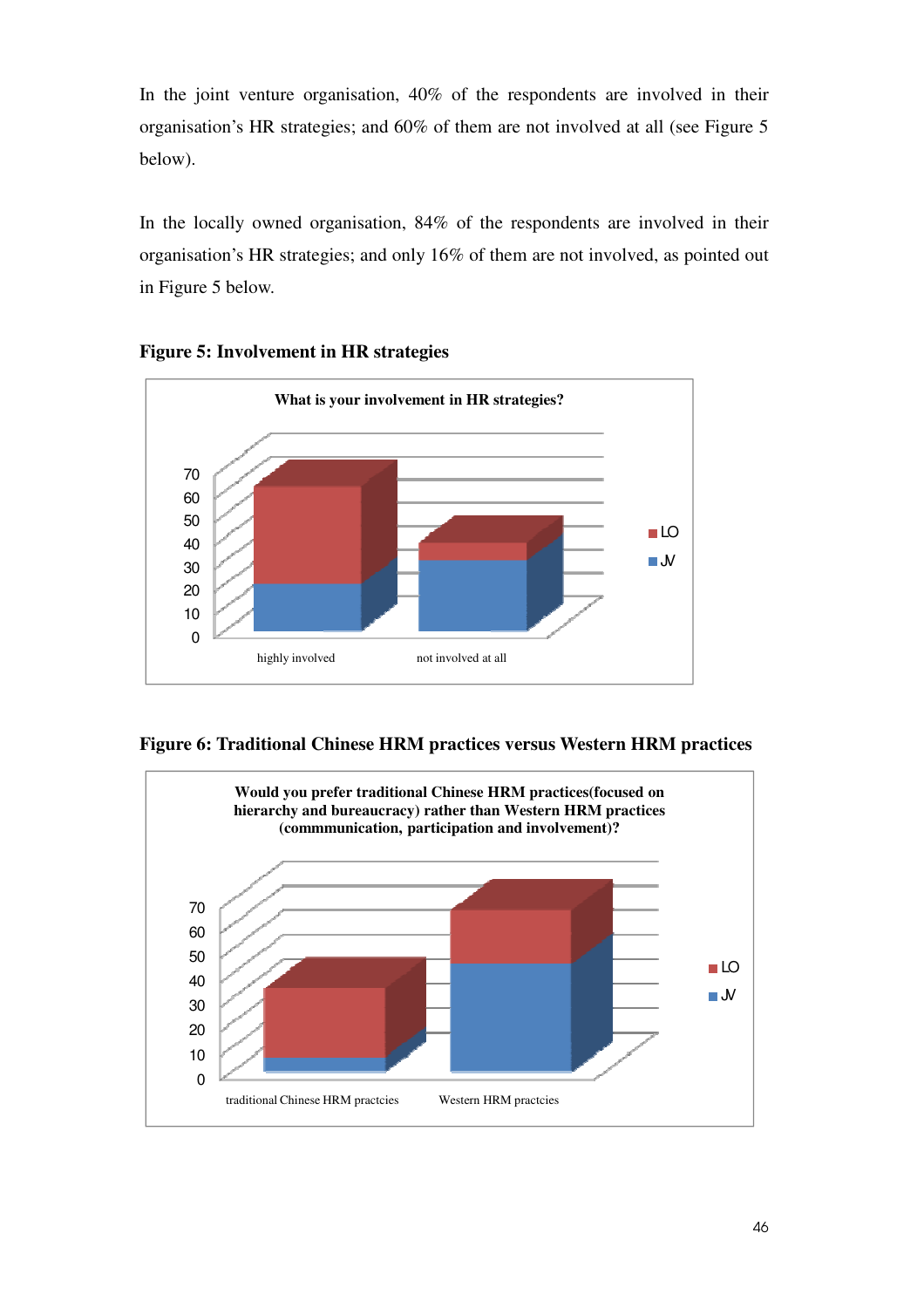In the joint venture organisation, 40% of the respondents are involved in their organisation's HR strategies; and 60% of them are not involved at all (see Figure 5 below).

In the locally owned organisation, 84% of the respondents are involved in their organisation's HR strategies; and only 16% of them are not involved, as pointed out in Figure 5 below.

**Figure 5: Involvement in HR strategies**

**What is your involvement in HR strategies?**

70
60
50
40
30
20
10
0

highly involved    not involved at all

LO
JV

**Figure 6: Traditional Chinese HRM practices versus Western HRM practices**

**Would you prefer traditional Chinese HRM practices(focused on hierarchy and bureaucracy) rather than Western HRM practices (commmunication, participation and involvement)?**

70
60
50
40
30
20
10
0

traditional Chinese HRM practcies    Western HRM practcies

LO
JV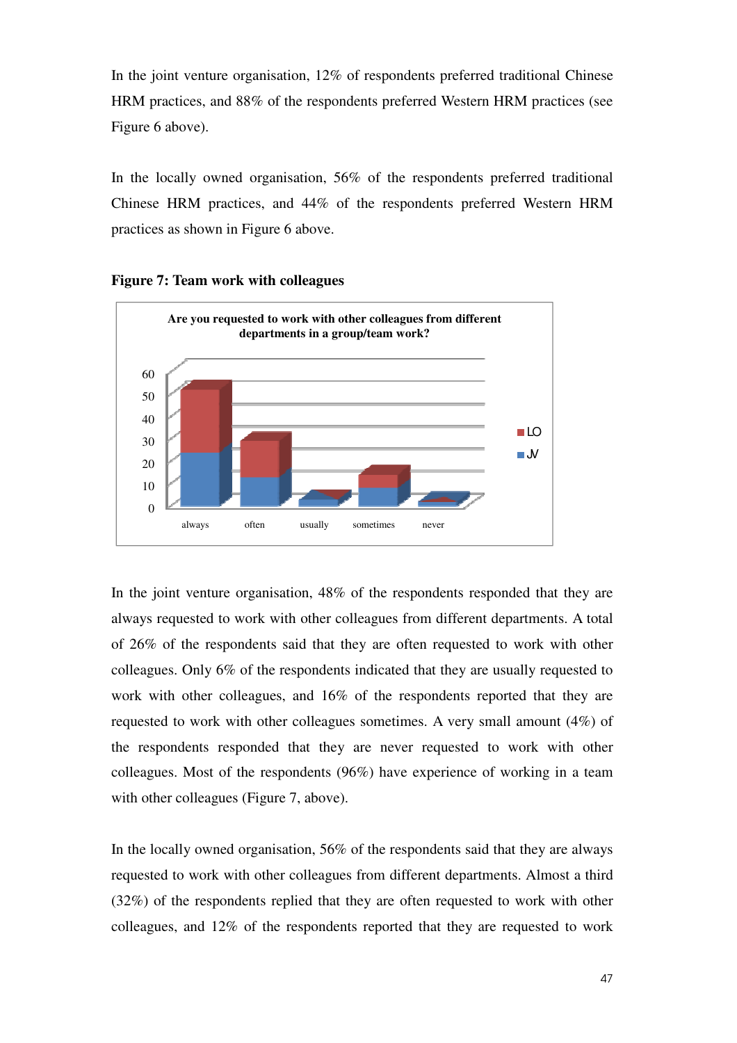In the joint venture organisation, 12% of respondents preferred traditional Chinese HRM practices, and 88% of the respondents preferred Western HRM practices (see Figure 6 above).

In the locally owned organisation, 56% of the respondents preferred traditional Chinese HRM practices, and 44% of the respondents preferred Western HRM practices as shown in Figure 6 above.

**Figure 7: Team work with colleagues**

**Are you requested to work with other colleagues from different departments in a group/team work?**

In the joint venture organisation, 48% of the respondents responded that they are always requested to work with other colleagues from different departments. A total of 26% of the respondents said that they are often requested to work with other colleagues. Only 6% of the respondents indicated that they are usually requested to work with other colleagues, and 16% of the respondents reported that they are requested to work with other colleagues sometimes. A very small amount (4%) of the respondents responded that they are never requested to work with other colleagues. Most of the respondents (96%) have experience of working in a team with other colleagues (Figure 7, above).

In the locally owned organisation, 56% of the respondents said that they are always requested to work with other colleagues from different departments. Almost a third (32%) of the respondents replied that they are often requested to work with other colleagues, and 12% of the respondents reported that they are requested to work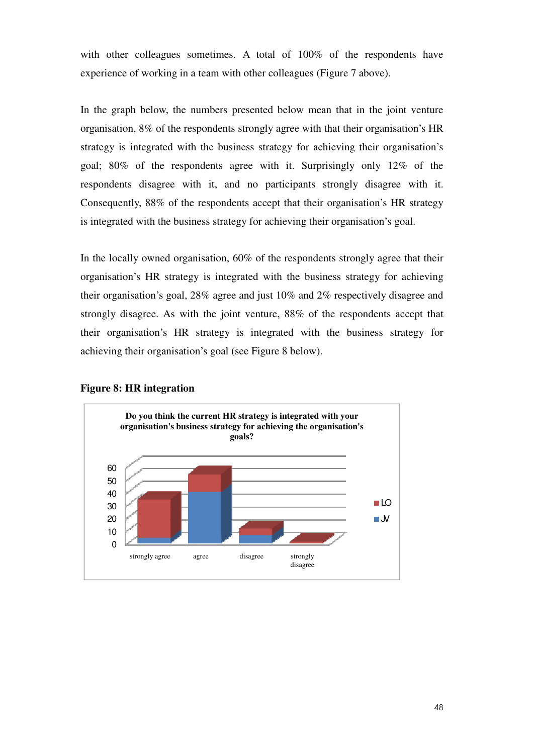with other colleagues sometimes. A total of 100% of the respondents have experience of working in a team with other colleagues (Figure 7 above).

In the graph below, the numbers presented below mean that in the joint venture organisation, 8% of the respondents strongly agree with that their organisation's HR strategy is integrated with the business strategy for achieving their organisation's goal; 80% of the respondents agree with it. Surprisingly only 12% of the respondents disagree with it, and no participants strongly disagree with it. Consequently, 88% of the respondents accept that their organisation's HR strategy is integrated with the business strategy for achieving their organisation's goal.

In the locally owned organisation, 60% of the respondents strongly agree that their organisation's HR strategy is integrated with the business strategy for achieving their organisation's goal, 28% agree and just 10% and 2% respectively disagree and strongly disagree. As with the joint venture, 88% of the respondents accept that their organisation's HR strategy is integrated with the business strategy for achieving their organisation's goal (see Figure 8 below).

**Figure 8: HR integration**

**Do you think the current HR strategy is integrated with your organisation's business strategy for achieving the organisation's goals?**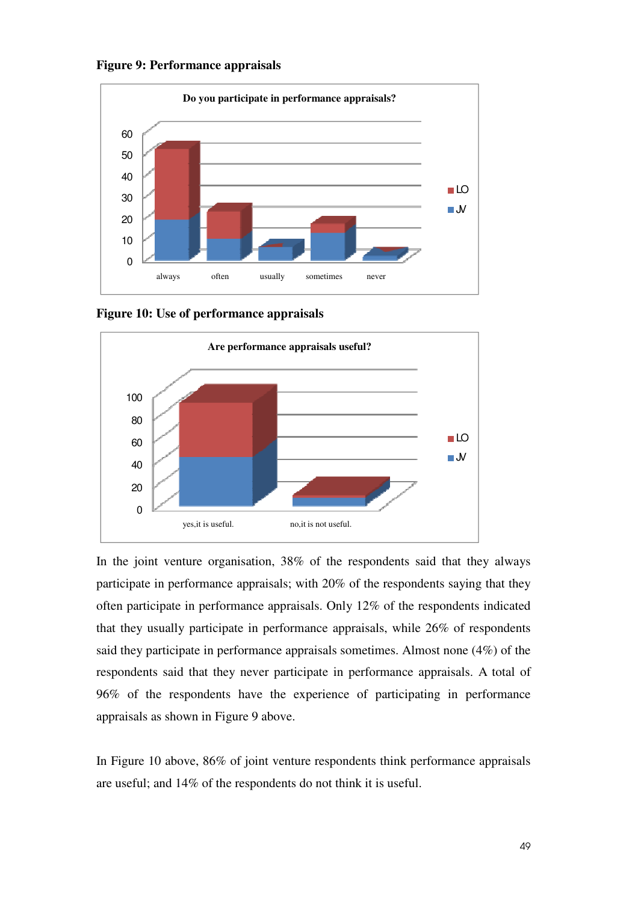**Figure 9: Performance appraisals**

**Figure 10: Use of performance appraisals**

In the joint venture organisation, 38% of the respondents said that they always participate in performance appraisals; with 20% of the respondents saying that they often participate in performance appraisals. Only 12% of the respondents indicated that they usually participate in performance appraisals, while 26% of respondents said they participate in performance appraisals sometimes. Almost none (4%) of the respondents said that they never participate in performance appraisals. A total of 96% of the respondents have the experience of participating in performance appraisals as shown in Figure 9 above.

In Figure 10 above, 86% of joint venture respondents think performance appraisals are useful; and 14% of the respondents do not think it is useful.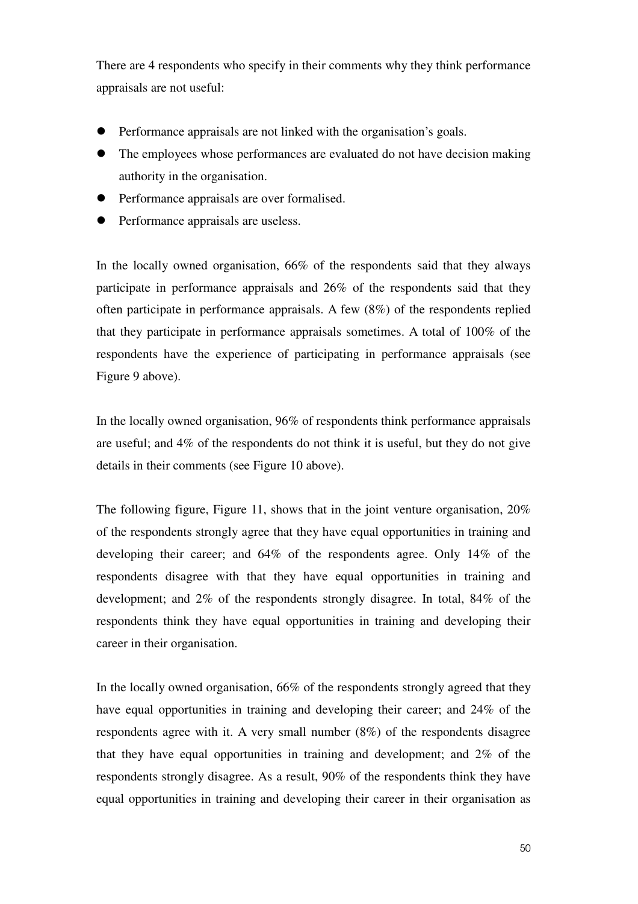There are 4 respondents who specify in their comments why they think performance appraisals are not useful:

- Performance appraisals are not linked with the organisation's goals.
- The employees whose performances are evaluated do not have decision making authority in the organisation.
- Performance appraisals are over formalised.
- Performance appraisals are useless.

In the locally owned organisation, 66% of the respondents said that they always participate in performance appraisals and 26% of the respondents said that they often participate in performance appraisals. A few (8%) of the respondents replied that they participate in performance appraisals sometimes. A total of 100% of the respondents have the experience of participating in performance appraisals (see Figure 9 above).

In the locally owned organisation, 96% of respondents think performance appraisals are useful; and 4% of the respondents do not think it is useful, but they do not give details in their comments (see Figure 10 above).

The following figure, Figure 11, shows that in the joint venture organisation, 20% of the respondents strongly agree that they have equal opportunities in training and developing their career; and 64% of the respondents agree. Only 14% of the respondents disagree with that they have equal opportunities in training and development; and 2% of the respondents strongly disagree. In total, 84% of the respondents think they have equal opportunities in training and developing their career in their organisation.

In the locally owned organisation, 66% of the respondents strongly agreed that they have equal opportunities in training and developing their career; and 24% of the respondents agree with it. A very small number (8%) of the respondents disagree that they have equal opportunities in training and development; and 2% of the respondents strongly disagree. As a result, 90% of the respondents think they have equal opportunities in training and developing their career in their organisation as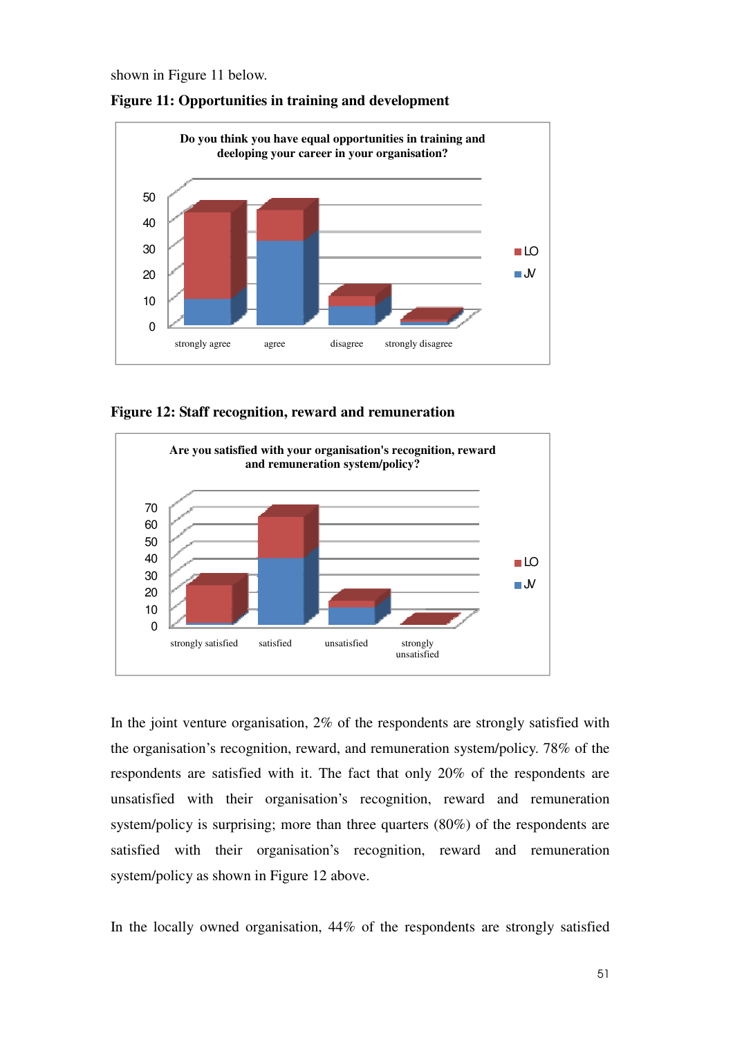shown in Figure 11 below.

**Figure 11: Opportunities in training and development**

**Figure 12: Staff recognition, reward and remuneration**

In the joint venture organisation, 2% of the respondents are strongly satisfied with the organisation's recognition, reward, and remuneration system/policy. 78% of the respondents are satisfied with it. The fact that only 20% of the respondents are unsatisfied with their organisation's recognition, reward and remuneration system/policy is surprising; more than three quarters (80%) of the respondents are satisfied with their organisation's recognition, reward and remuneration system/policy as shown in Figure 12 above.

In the locally owned organisation, 44% of the respondents are strongly satisfied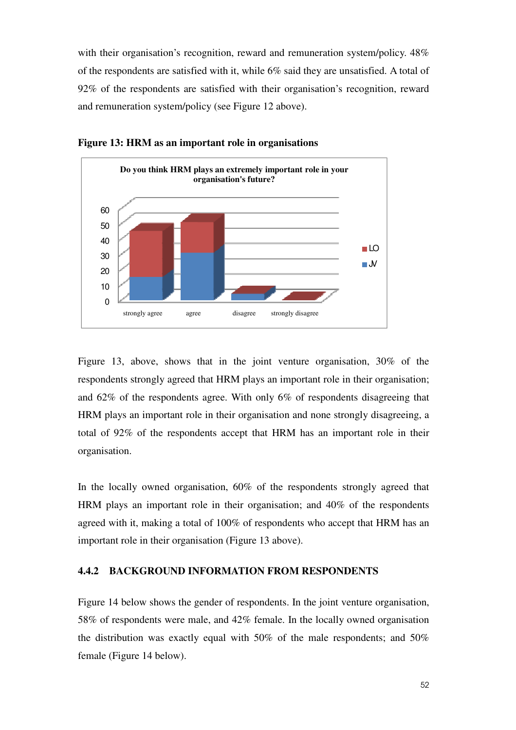with their organisation's recognition, reward and remuneration system/policy. 48% of the respondents are satisfied with it, while 6% said they are unsatisfied. A total of 92% of the respondents are satisfied with their organisation's recognition, reward and remuneration system/policy (see Figure 12 above).

**Figure 13: HRM as an important role in organisations**

Figure 13, above, shows that in the joint venture organisation, 30% of the respondents strongly agreed that HRM plays an important role in their organisation; and 62% of the respondents agree. With only 6% of respondents disagreeing that HRM plays an important role in their organisation and none strongly disagreeing, a total of 92% of the respondents accept that HRM has an important role in their organisation.

In the locally owned organisation, 60% of the respondents strongly agreed that HRM plays an important role in their organisation; and 40% of the respondents agreed with it, making a total of 100% of respondents who accept that HRM has an important role in their organisation (Figure 13 above).

### 4.4.2 BACKGROUND INFORMATION FROM RESPONDENTS

Figure 14 below shows the gender of respondents. In the joint venture organisation, 58% of respondents were male, and 42% female. In the locally owned organisation the distribution was exactly equal with 50% of the male respondents; and 50% female (Figure 14 below).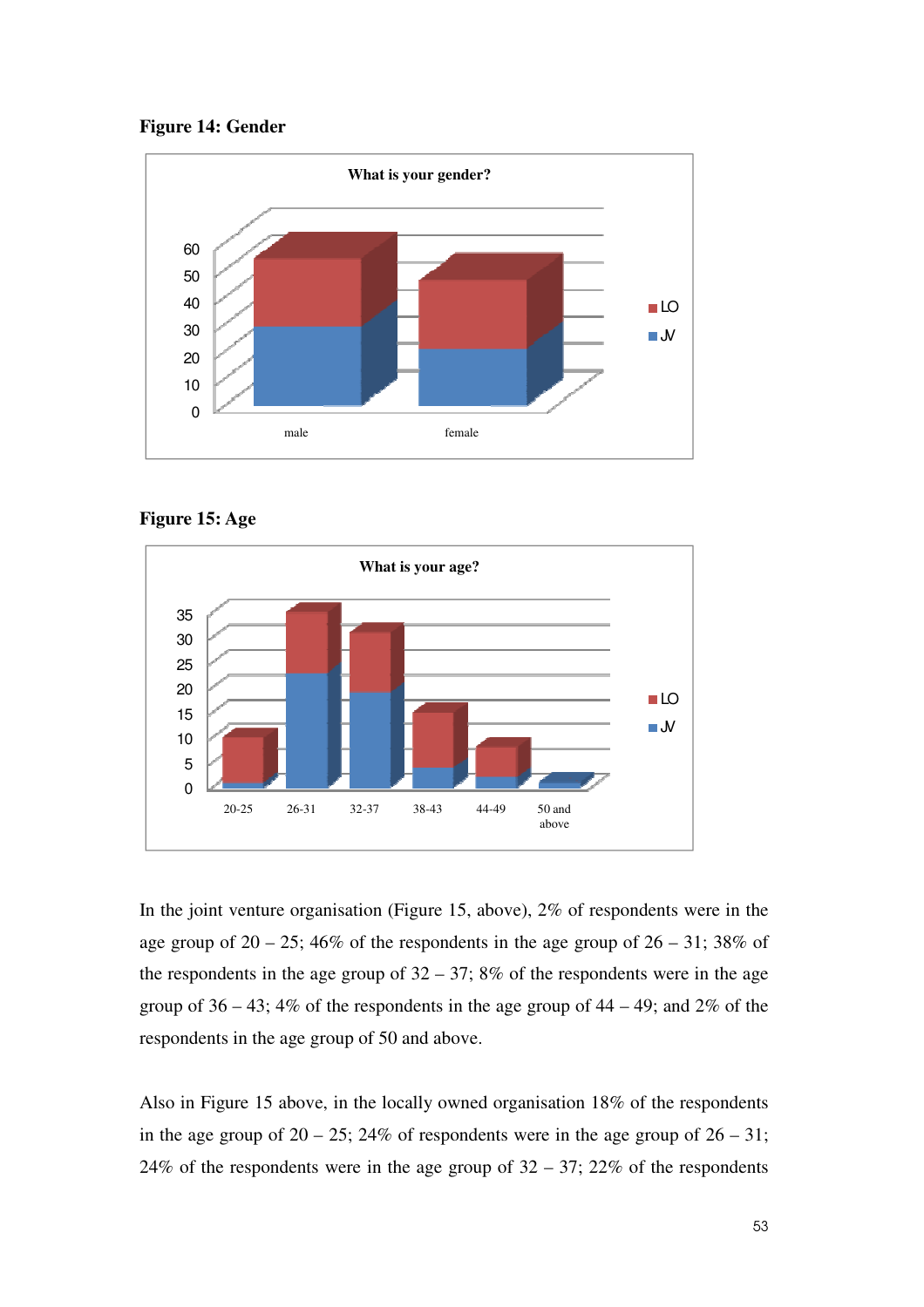**Figure 14: Gender**

**Figure 15: Age**

In the joint venture organisation (Figure 15, above), 2% of respondents were in the age group of 20 – 25; 46% of the respondents in the age group of 26 – 31; 38% of the respondents in the age group of 32 – 37; 8% of the respondents were in the age group of 36 – 43; 4% of the respondents in the age group of 44 – 49; and 2% of the respondents in the age group of 50 and above.

Also in Figure 15 above, in the locally owned organisation 18% of the respondents in the age group of 20 – 25; 24% of respondents were in the age group of 26 – 31; 24% of the respondents were in the age group of 32 – 37; 22% of the respondents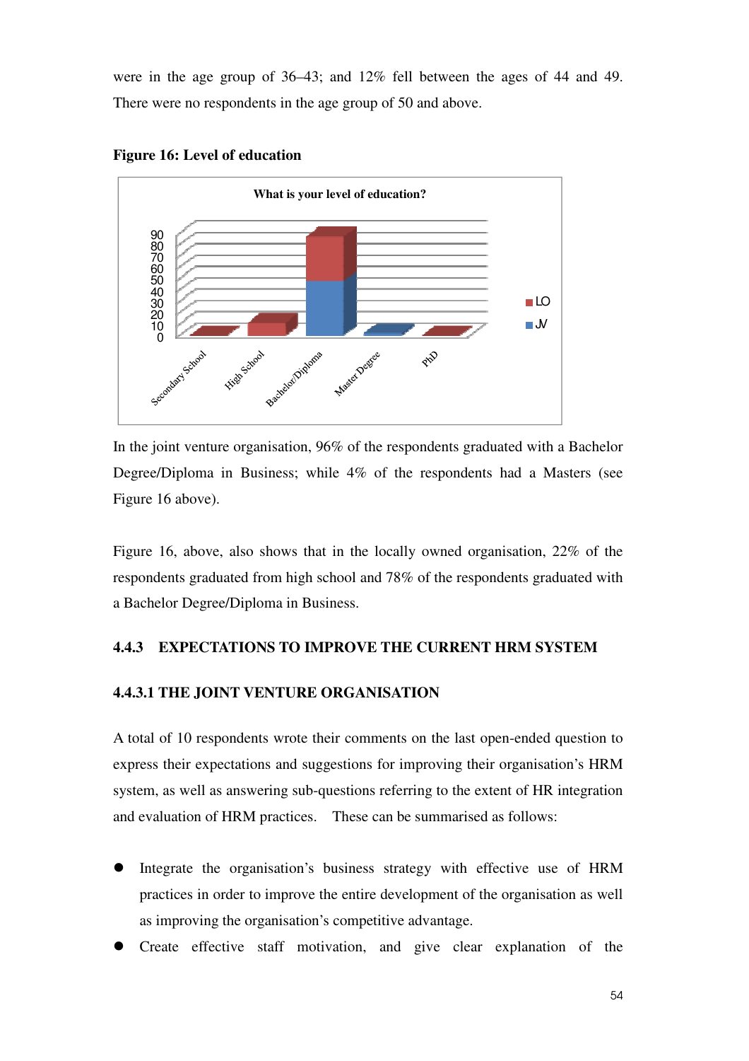were in the age group of 36–43; and 12% fell between the ages of 44 and 49. There were no respondents in the age group of 50 and above.

**Figure 16: Level of education**

In the joint venture organisation, 96% of the respondents graduated with a Bachelor Degree/Diploma in Business; while 4% of the respondents had a Masters (see Figure 16 above).

Figure 16, above, also shows that in the locally owned organisation, 22% of the respondents graduated from high school and 78% of the respondents graduated with a Bachelor Degree/Diploma in Business.

### 4.4.3 EXPECTATIONS TO IMPROVE THE CURRENT HRM SYSTEM

#### 4.4.3.1 THE JOINT VENTURE ORGANISATION

A total of 10 respondents wrote their comments on the last open-ended question to express their expectations and suggestions for improving their organisation's HRM system, as well as answering sub-questions referring to the extent of HR integration and evaluation of HRM practices. These can be summarised as follows:

- Integrate the organisation's business strategy with effective use of HRM practices in order to improve the entire development of the organisation as well as improving the organisation's competitive advantage.
- Create effective staff motivation, and give clear explanation of the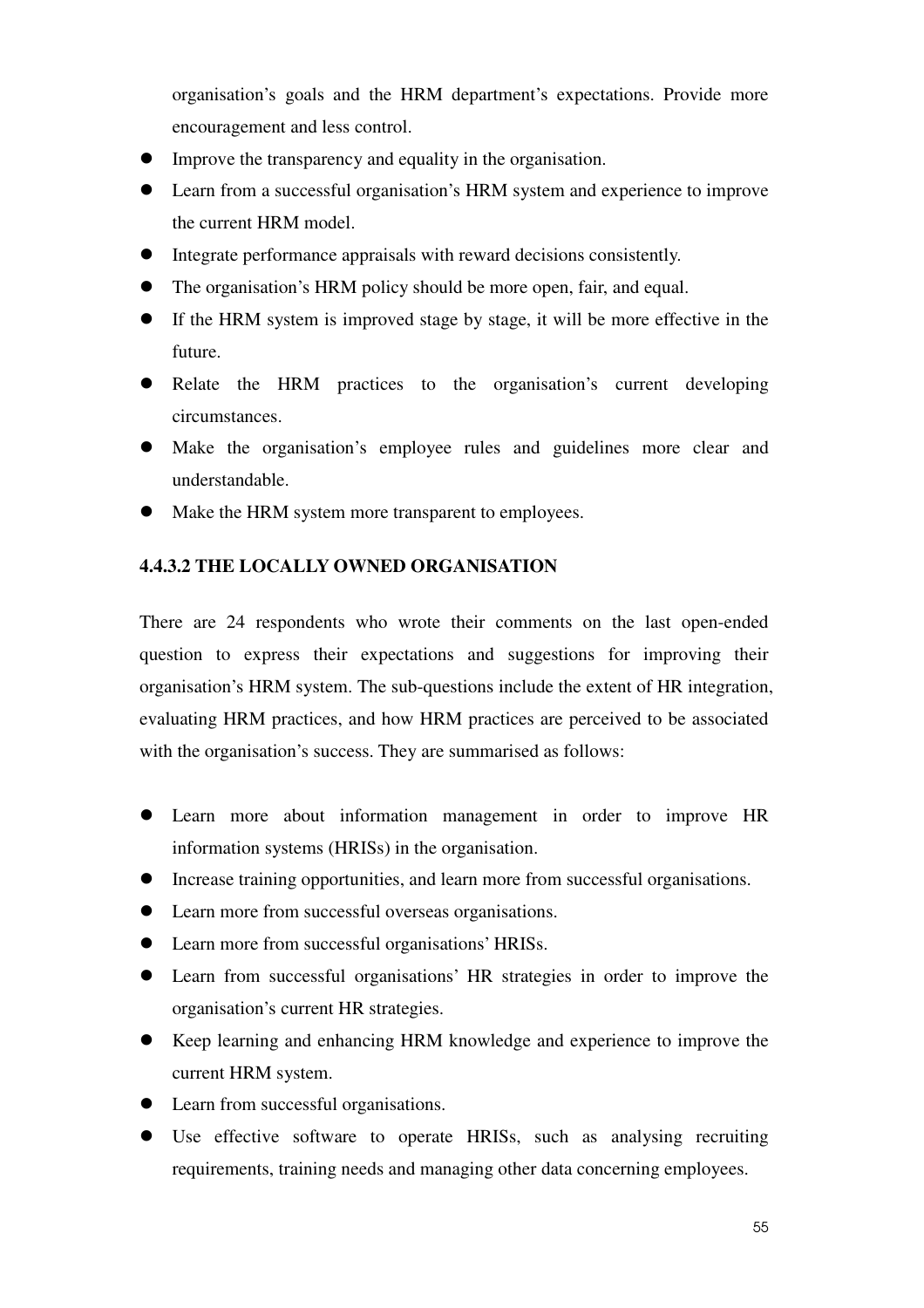organisation's goals and the HRM department's expectations. Provide more encouragement and less control.

- Improve the transparency and equality in the organisation.
- Learn from a successful organisation's HRM system and experience to improve the current HRM model.
- Integrate performance appraisals with reward decisions consistently.
- The organisation's HRM policy should be more open, fair, and equal.
- If the HRM system is improved stage by stage, it will be more effective in the future.
- Relate the HRM practices to the organisation's current developing circumstances.
- Make the organisation's employee rules and guidelines more clear and understandable.
- Make the HRM system more transparent to employees.

#### 4.4.3.2 THE LOCALLY OWNED ORGANISATION

There are 24 respondents who wrote their comments on the last open-ended question to express their expectations and suggestions for improving their organisation's HRM system. The sub-questions include the extent of HR integration, evaluating HRM practices, and how HRM practices are perceived to be associated with the organisation's success. They are summarised as follows:

- Learn more about information management in order to improve HR information systems (HRISs) in the organisation.
- Increase training opportunities, and learn more from successful organisations.
- Learn more from successful overseas organisations.
- Learn more from successful organisations' HRISs.
- Learn from successful organisations' HR strategies in order to improve the organisation's current HR strategies.
- Keep learning and enhancing HRM knowledge and experience to improve the current HRM system.
- Learn from successful organisations.
- Use effective software to operate HRISs, such as analysing recruiting requirements, training needs and managing other data concerning employees.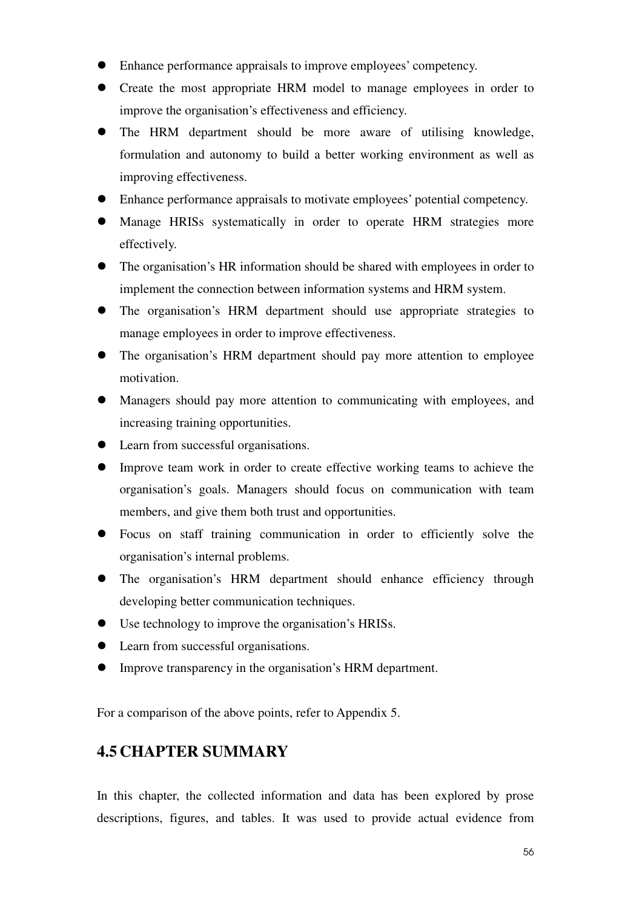- Enhance performance appraisals to improve employees' competency.
- Create the most appropriate HRM model to manage employees in order to improve the organisation's effectiveness and efficiency.
- The HRM department should be more aware of utilising knowledge, formulation and autonomy to build a better working environment as well as improving effectiveness.
- Enhance performance appraisals to motivate employees' potential competency.
- Manage HRISs systematically in order to operate HRM strategies more effectively.
- The organisation's HR information should be shared with employees in order to implement the connection between information systems and HRM system.
- The organisation's HRM department should use appropriate strategies to manage employees in order to improve effectiveness.
- The organisation's HRM department should pay more attention to employee motivation.
- Managers should pay more attention to communicating with employees, and increasing training opportunities.
- Learn from successful organisations.
- Improve team work in order to create effective working teams to achieve the organisation's goals. Managers should focus on communication with team members, and give them both trust and opportunities.
- Focus on staff training communication in order to efficiently solve the organisation's internal problems.
- The organisation's HRM department should enhance efficiency through developing better communication techniques.
- Use technology to improve the organisation's HRISs.
- Learn from successful organisations.
- Improve transparency in the organisation's HRM department.

For a comparison of the above points, refer to Appendix 5.

## 4.5 CHAPTER SUMMARY

In this chapter, the collected information and data has been explored by prose descriptions, figures, and tables. It was used to provide actual evidence from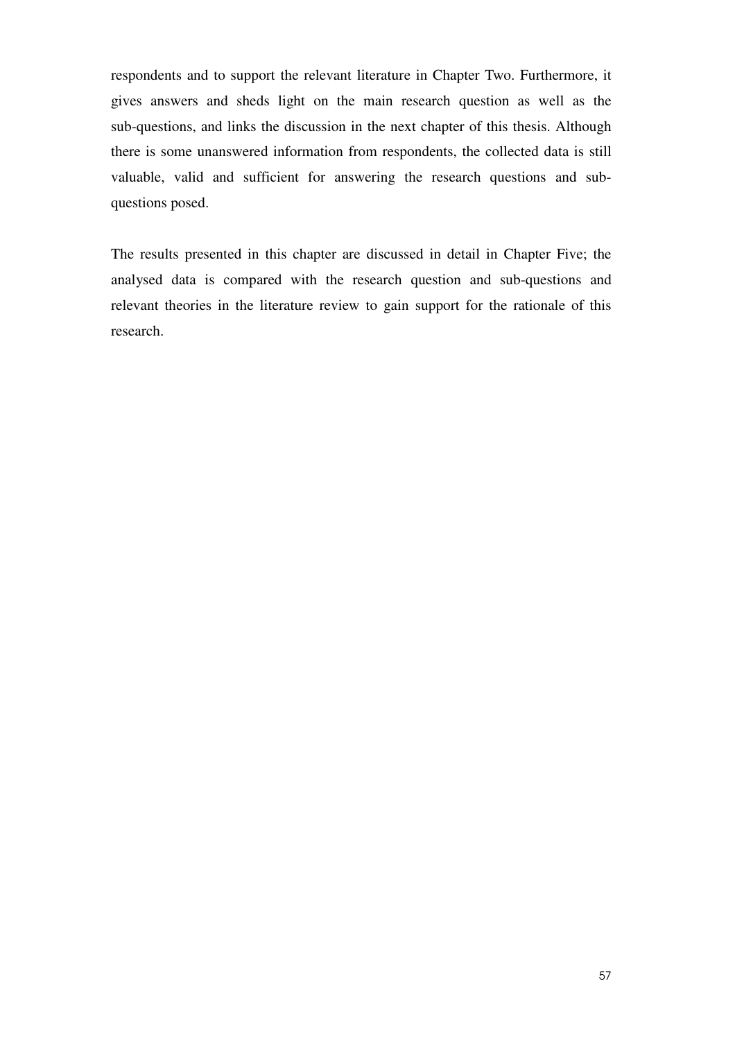respondents and to support the relevant literature in Chapter Two. Furthermore, it gives answers and sheds light on the main research question as well as the sub-questions, and links the discussion in the next chapter of this thesis. Although there is some unanswered information from respondents, the collected data is still valuable, valid and sufficient for answering the research questions and sub-questions posed.

The results presented in this chapter are discussed in detail in Chapter Five; the analysed data is compared with the research question and sub-questions and relevant theories in the literature review to gain support for the rationale of this research.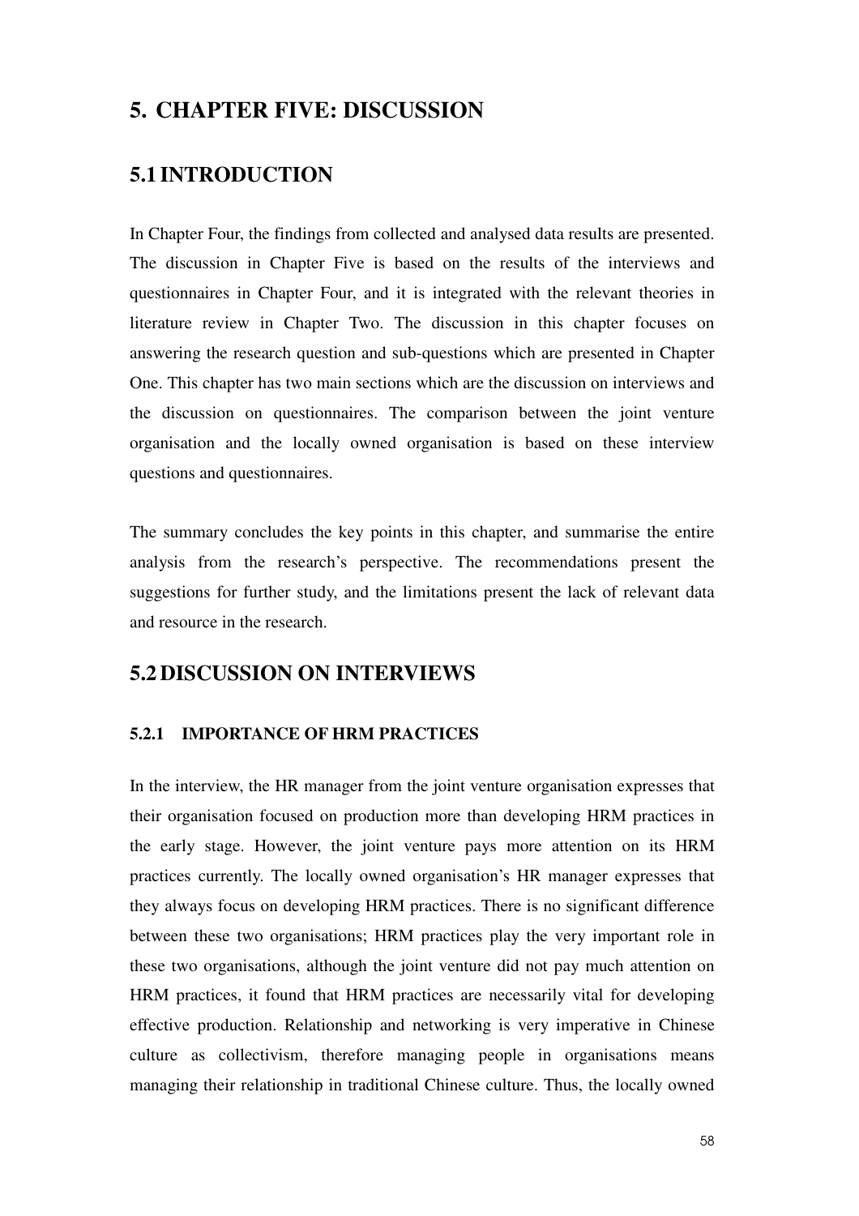# 5. CHAPTER FIVE: DISCUSSION

## 5.1 INTRODUCTION

In Chapter Four, the findings from collected and analysed data results are presented. The discussion in Chapter Five is based on the results of the interviews and questionnaires in Chapter Four, and it is integrated with the relevant theories in literature review in Chapter Two. The discussion in this chapter focuses on answering the research question and sub-questions which are presented in Chapter One. This chapter has two main sections which are the discussion on interviews and the discussion on questionnaires. The comparison between the joint venture organisation and the locally owned organisation is based on these interview questions and questionnaires.

The summary concludes the key points in this chapter, and summarise the entire analysis from the research's perspective. The recommendations present the suggestions for further study, and the limitations present the lack of relevant data and resource in the research.

## 5.2 DISCUSSION ON INTERVIEWS

### 5.2.1 IMPORTANCE OF HRM PRACTICES

In the interview, the HR manager from the joint venture organisation expresses that their organisation focused on production more than developing HRM practices in the early stage. However, the joint venture pays more attention on its HRM practices currently. The locally owned organisation's HR manager expresses that they always focus on developing HRM practices. There is no significant difference between these two organisations; HRM practices play the very important role in these two organisations, although the joint venture did not pay much attention on HRM practices, it found that HRM practices are necessarily vital for developing effective production. Relationship and networking is very imperative in Chinese culture as collectivism, therefore managing people in organisations means managing their relationship in traditional Chinese culture. Thus, the locally owned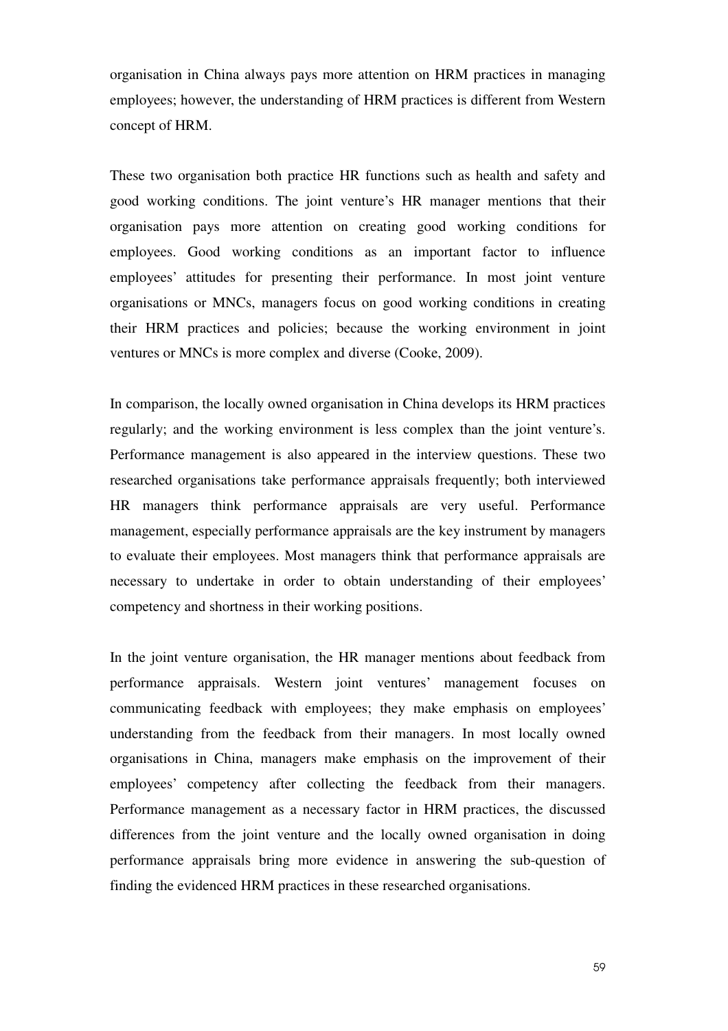organisation in China always pays more attention on HRM practices in managing employees; however, the understanding of HRM practices is different from Western concept of HRM.

These two organisation both practice HR functions such as health and safety and good working conditions. The joint venture's HR manager mentions that their organisation pays more attention on creating good working conditions for employees. Good working conditions as an important factor to influence employees' attitudes for presenting their performance. In most joint venture organisations or MNCs, managers focus on good working conditions in creating their HRM practices and policies; because the working environment in joint ventures or MNCs is more complex and diverse (Cooke, 2009).

In comparison, the locally owned organisation in China develops its HRM practices regularly; and the working environment is less complex than the joint venture's. Performance management is also appeared in the interview questions. These two researched organisations take performance appraisals frequently; both interviewed HR managers think performance appraisals are very useful. Performance management, especially performance appraisals are the key instrument by managers to evaluate their employees. Most managers think that performance appraisals are necessary to undertake in order to obtain understanding of their employees' competency and shortness in their working positions.

In the joint venture organisation, the HR manager mentions about feedback from performance appraisals. Western joint ventures' management focuses on communicating feedback with employees; they make emphasis on employees' understanding from the feedback from their managers. In most locally owned organisations in China, managers make emphasis on the improvement of their employees' competency after collecting the feedback from their managers. Performance management as a necessary factor in HRM practices, the discussed differences from the joint venture and the locally owned organisation in doing performance appraisals bring more evidence in answering the sub-question of finding the evidenced HRM practices in these researched organisations.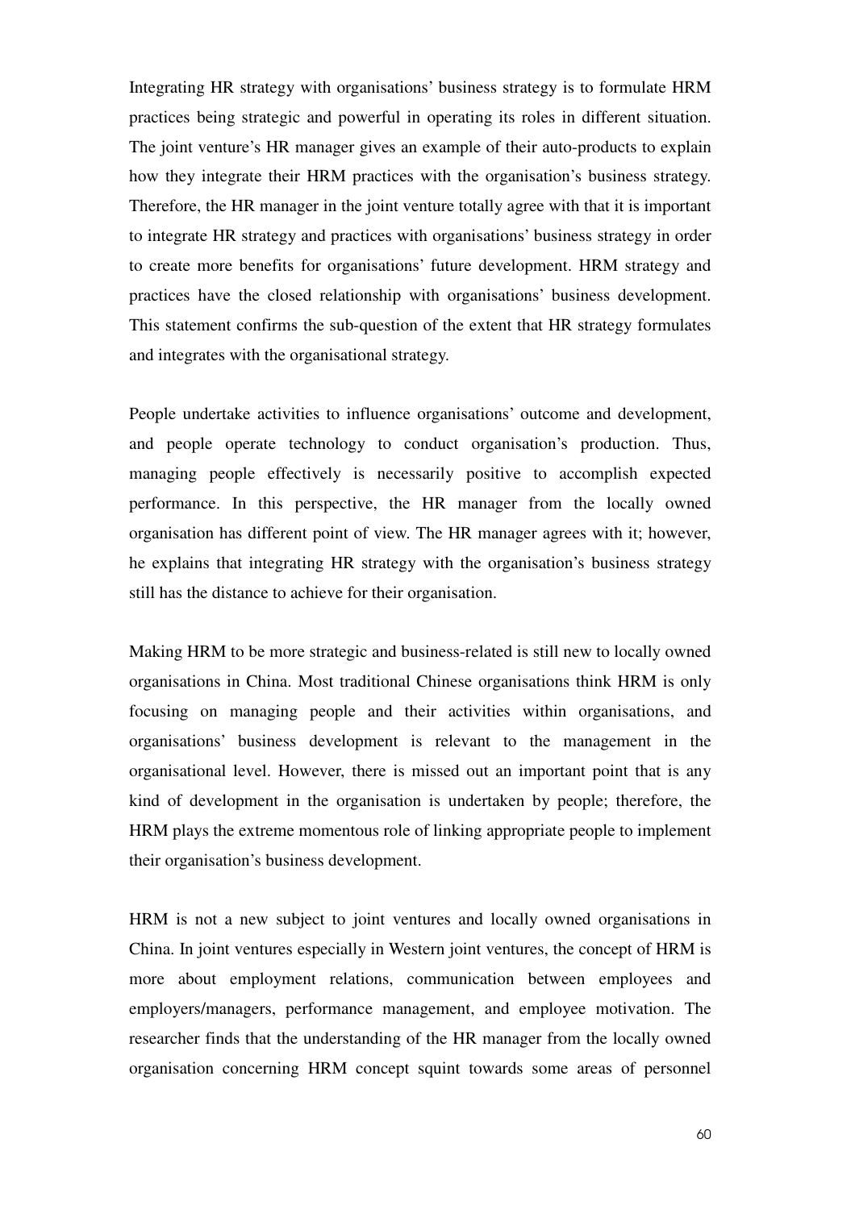Integrating HR strategy with organisations' business strategy is to formulate HRM practices being strategic and powerful in operating its roles in different situation. The joint venture's HR manager gives an example of their auto-products to explain how they integrate their HRM practices with the organisation's business strategy. Therefore, the HR manager in the joint venture totally agree with that it is important to integrate HR strategy and practices with organisations' business strategy in order to create more benefits for organisations' future development. HRM strategy and practices have the closed relationship with organisations' business development. This statement confirms the sub-question of the extent that HR strategy formulates and integrates with the organisational strategy.

People undertake activities to influence organisations' outcome and development, and people operate technology to conduct organisation's production. Thus, managing people effectively is necessarily positive to accomplish expected performance. In this perspective, the HR manager from the locally owned organisation has different point of view. The HR manager agrees with it; however, he explains that integrating HR strategy with the organisation's business strategy still has the distance to achieve for their organisation.

Making HRM to be more strategic and business-related is still new to locally owned organisations in China. Most traditional Chinese organisations think HRM is only focusing on managing people and their activities within organisations, and organisations' business development is relevant to the management in the organisational level. However, there is missed out an important point that is any kind of development in the organisation is undertaken by people; therefore, the HRM plays the extreme momentous role of linking appropriate people to implement their organisation's business development.

HRM is not a new subject to joint ventures and locally owned organisations in China. In joint ventures especially in Western joint ventures, the concept of HRM is more about employment relations, communication between employees and employers/managers, performance management, and employee motivation. The researcher finds that the understanding of the HR manager from the locally owned organisation concerning HRM concept squint towards some areas of personnel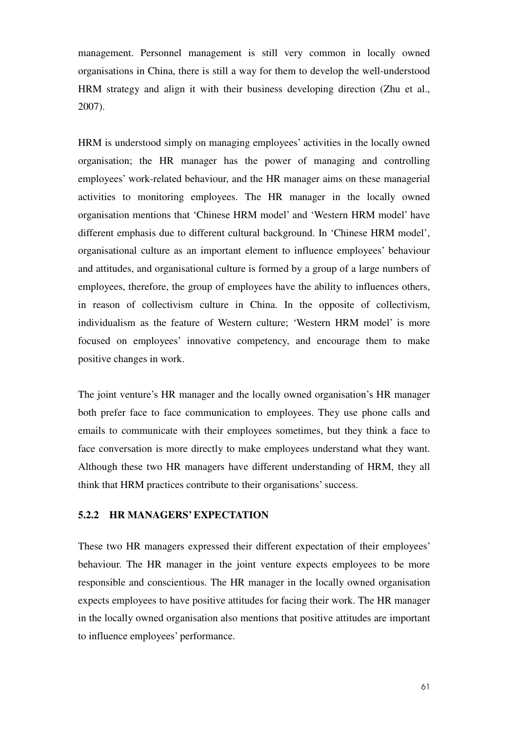management. Personnel management is still very common in locally owned organisations in China, there is still a way for them to develop the well-understood HRM strategy and align it with their business developing direction (Zhu et al., 2007).

HRM is understood simply on managing employees' activities in the locally owned organisation; the HR manager has the power of managing and controlling employees' work-related behaviour, and the HR manager aims on these managerial activities to monitoring employees. The HR manager in the locally owned organisation mentions that 'Chinese HRM model' and 'Western HRM model' have different emphasis due to different cultural background. In 'Chinese HRM model', organisational culture as an important element to influence employees' behaviour and attitudes, and organisational culture is formed by a group of a large numbers of employees, therefore, the group of employees have the ability to influences others, in reason of collectivism culture in China. In the opposite of collectivism, individualism as the feature of Western culture; 'Western HRM model' is more focused on employees' innovative competency, and encourage them to make positive changes in work.

The joint venture's HR manager and the locally owned organisation's HR manager both prefer face to face communication to employees. They use phone calls and emails to communicate with their employees sometimes, but they think a face to face conversation is more directly to make employees understand what they want. Although these two HR managers have different understanding of HRM, they all think that HRM practices contribute to their organisations' success.

### 5.2.2 HR MANAGERS' EXPECTATION

These two HR managers expressed their different expectation of their employees' behaviour. The HR manager in the joint venture expects employees to be more responsible and conscientious. The HR manager in the locally owned organisation expects employees to have positive attitudes for facing their work. The HR manager in the locally owned organisation also mentions that positive attitudes are important to influence employees' performance.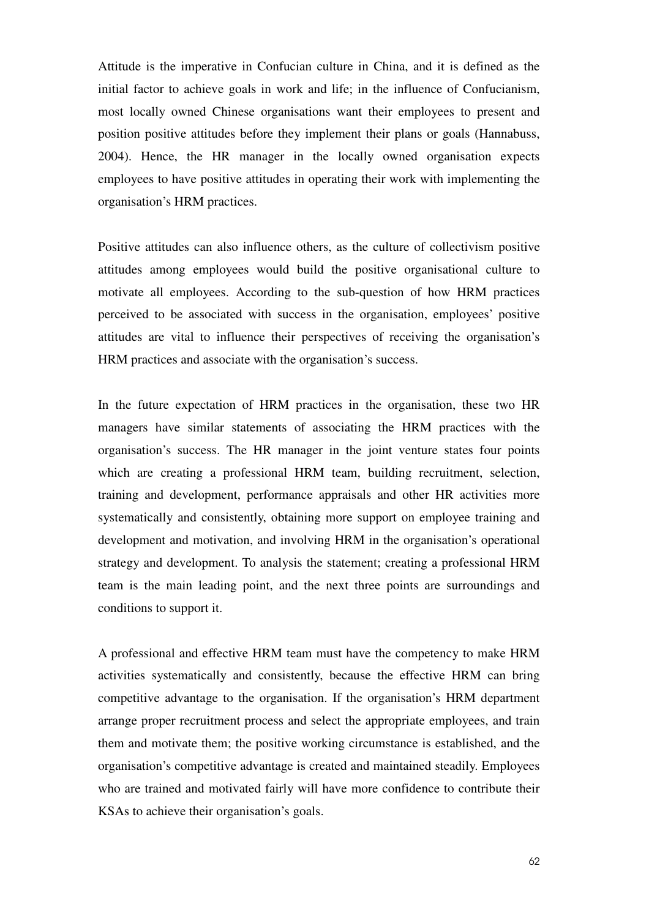Attitude is the imperative in Confucian culture in China, and it is defined as the initial factor to achieve goals in work and life; in the influence of Confucianism, most locally owned Chinese organisations want their employees to present and position positive attitudes before they implement their plans or goals (Hannabuss, 2004). Hence, the HR manager in the locally owned organisation expects employees to have positive attitudes in operating their work with implementing the organisation's HRM practices.

Positive attitudes can also influence others, as the culture of collectivism positive attitudes among employees would build the positive organisational culture to motivate all employees. According to the sub-question of how HRM practices perceived to be associated with success in the organisation, employees' positive attitudes are vital to influence their perspectives of receiving the organisation's HRM practices and associate with the organisation's success.

In the future expectation of HRM practices in the organisation, these two HR managers have similar statements of associating the HRM practices with the organisation's success. The HR manager in the joint venture states four points which are creating a professional HRM team, building recruitment, selection, training and development, performance appraisals and other HR activities more systematically and consistently, obtaining more support on employee training and development and motivation, and involving HRM in the organisation's operational strategy and development. To analysis the statement; creating a professional HRM team is the main leading point, and the next three points are surroundings and conditions to support it.

A professional and effective HRM team must have the competency to make HRM activities systematically and consistently, because the effective HRM can bring competitive advantage to the organisation. If the organisation's HRM department arrange proper recruitment process and select the appropriate employees, and train them and motivate them; the positive working circumstance is established, and the organisation's competitive advantage is created and maintained steadily. Employees who are trained and motivated fairly will have more confidence to contribute their KSAs to achieve their organisation's goals.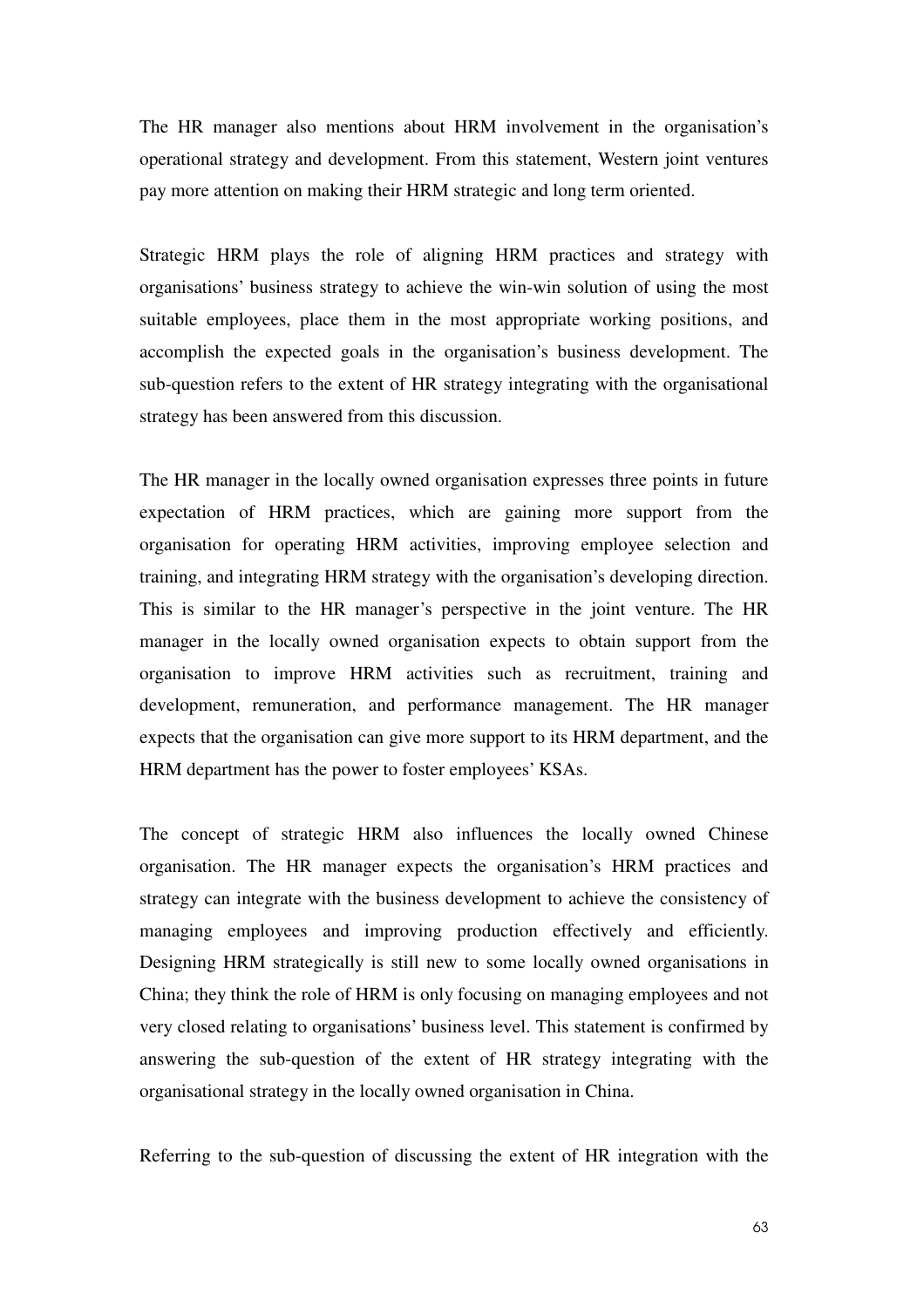The HR manager also mentions about HRM involvement in the organisation's operational strategy and development. From this statement, Western joint ventures pay more attention on making their HRM strategic and long term oriented.

Strategic HRM plays the role of aligning HRM practices and strategy with organisations' business strategy to achieve the win-win solution of using the most suitable employees, place them in the most appropriate working positions, and accomplish the expected goals in the organisation's business development. The sub-question refers to the extent of HR strategy integrating with the organisational strategy has been answered from this discussion.

The HR manager in the locally owned organisation expresses three points in future expectation of HRM practices, which are gaining more support from the organisation for operating HRM activities, improving employee selection and training, and integrating HRM strategy with the organisation's developing direction. This is similar to the HR manager's perspective in the joint venture. The HR manager in the locally owned organisation expects to obtain support from the organisation to improve HRM activities such as recruitment, training and development, remuneration, and performance management. The HR manager expects that the organisation can give more support to its HRM department, and the HRM department has the power to foster employees' KSAs.

The concept of strategic HRM also influences the locally owned Chinese organisation. The HR manager expects the organisation's HRM practices and strategy can integrate with the business development to achieve the consistency of managing employees and improving production effectively and efficiently. Designing HRM strategically is still new to some locally owned organisations in China; they think the role of HRM is only focusing on managing employees and not very closed relating to organisations' business level. This statement is confirmed by answering the sub-question of the extent of HR strategy integrating with the organisational strategy in the locally owned organisation in China.

Referring to the sub-question of discussing the extent of HR integration with the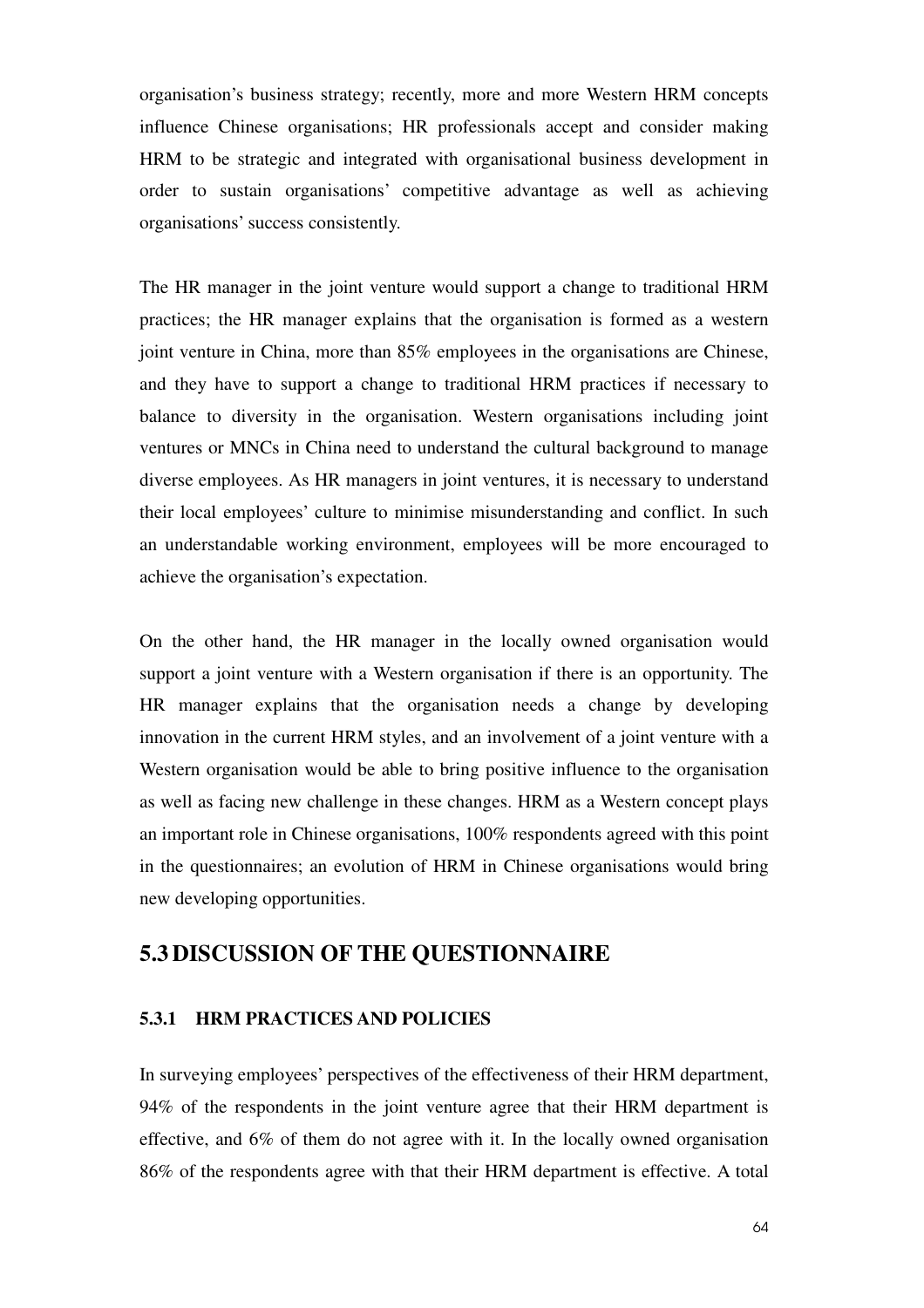organisation's business strategy; recently, more and more Western HRM concepts influence Chinese organisations; HR professionals accept and consider making HRM to be strategic and integrated with organisational business development in order to sustain organisations' competitive advantage as well as achieving organisations' success consistently.

The HR manager in the joint venture would support a change to traditional HRM practices; the HR manager explains that the organisation is formed as a western joint venture in China, more than 85% employees in the organisations are Chinese, and they have to support a change to traditional HRM practices if necessary to balance to diversity in the organisation. Western organisations including joint ventures or MNCs in China need to understand the cultural background to manage diverse employees. As HR managers in joint ventures, it is necessary to understand their local employees' culture to minimise misunderstanding and conflict. In such an understandable working environment, employees will be more encouraged to achieve the organisation's expectation.

On the other hand, the HR manager in the locally owned organisation would support a joint venture with a Western organisation if there is an opportunity. The HR manager explains that the organisation needs a change by developing innovation in the current HRM styles, and an involvement of a joint venture with a Western organisation would be able to bring positive influence to the organisation as well as facing new challenge in these changes. HRM as a Western concept plays an important role in Chinese organisations, 100% respondents agreed with this point in the questionnaires; an evolution of HRM in Chinese organisations would bring new developing opportunities.

## 5.3 DISCUSSION OF THE QUESTIONNAIRE

### 5.3.1 HRM PRACTICES AND POLICIES

In surveying employees' perspectives of the effectiveness of their HRM department, 94% of the respondents in the joint venture agree that their HRM department is effective, and 6% of them do not agree with it. In the locally owned organisation 86% of the respondents agree with that their HRM department is effective. A total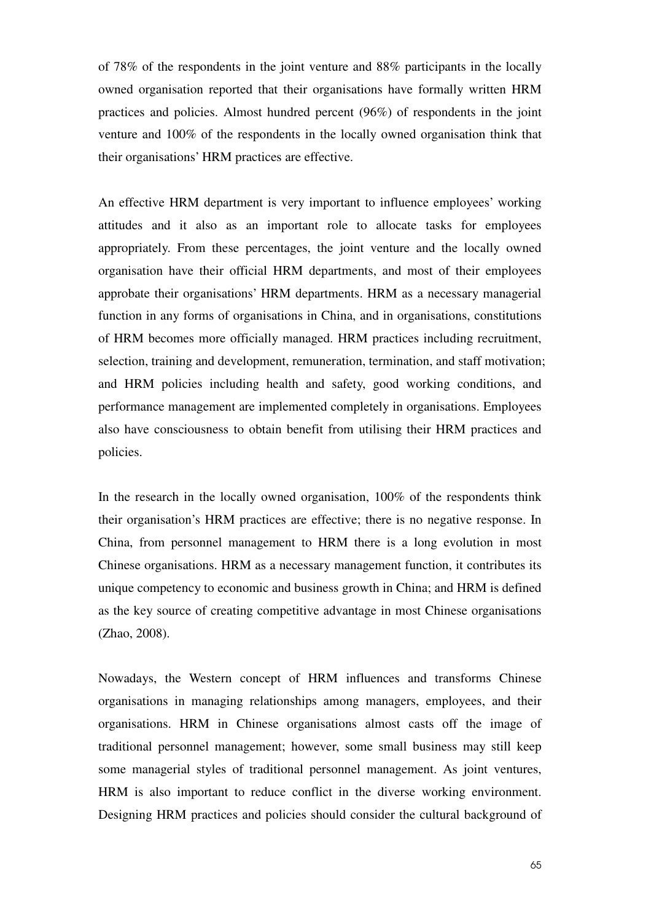of 78% of the respondents in the joint venture and 88% participants in the locally owned organisation reported that their organisations have formally written HRM practices and policies. Almost hundred percent (96%) of respondents in the joint venture and 100% of the respondents in the locally owned organisation think that their organisations' HRM practices are effective.

An effective HRM department is very important to influence employees' working attitudes and it also as an important role to allocate tasks for employees appropriately. From these percentages, the joint venture and the locally owned organisation have their official HRM departments, and most of their employees approbate their organisations' HRM departments. HRM as a necessary managerial function in any forms of organisations in China, and in organisations, constitutions of HRM becomes more officially managed. HRM practices including recruitment, selection, training and development, remuneration, termination, and staff motivation; and HRM policies including health and safety, good working conditions, and performance management are implemented completely in organisations. Employees also have consciousness to obtain benefit from utilising their HRM practices and policies.

In the research in the locally owned organisation, 100% of the respondents think their organisation's HRM practices are effective; there is no negative response. In China, from personnel management to HRM there is a long evolution in most Chinese organisations. HRM as a necessary management function, it contributes its unique competency to economic and business growth in China; and HRM is defined as the key source of creating competitive advantage in most Chinese organisations (Zhao, 2008).

Nowadays, the Western concept of HRM influences and transforms Chinese organisations in managing relationships among managers, employees, and their organisations. HRM in Chinese organisations almost casts off the image of traditional personnel management; however, some small business may still keep some managerial styles of traditional personnel management. As joint ventures, HRM is also important to reduce conflict in the diverse working environment. Designing HRM practices and policies should consider the cultural background of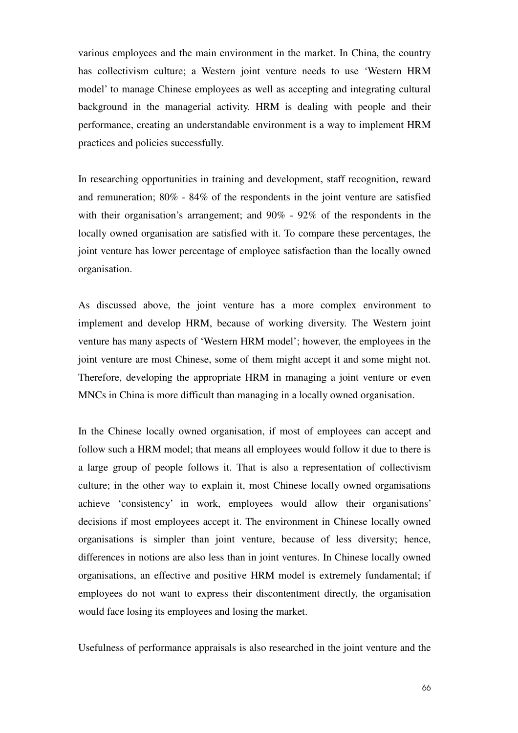various employees and the main environment in the market. In China, the country has collectivism culture; a Western joint venture needs to use 'Western HRM model' to manage Chinese employees as well as accepting and integrating cultural background in the managerial activity. HRM is dealing with people and their performance, creating an understandable environment is a way to implement HRM practices and policies successfully.

In researching opportunities in training and development, staff recognition, reward and remuneration; 80% - 84% of the respondents in the joint venture are satisfied with their organisation's arrangement; and 90% - 92% of the respondents in the locally owned organisation are satisfied with it. To compare these percentages, the joint venture has lower percentage of employee satisfaction than the locally owned organisation.

As discussed above, the joint venture has a more complex environment to implement and develop HRM, because of working diversity. The Western joint venture has many aspects of 'Western HRM model'; however, the employees in the joint venture are most Chinese, some of them might accept it and some might not. Therefore, developing the appropriate HRM in managing a joint venture or even MNCs in China is more difficult than managing in a locally owned organisation.

In the Chinese locally owned organisation, if most of employees can accept and follow such a HRM model; that means all employees would follow it due to there is a large group of people follows it. That is also a representation of collectivism culture; in the other way to explain it, most Chinese locally owned organisations achieve 'consistency' in work, employees would allow their organisations' decisions if most employees accept it. The environment in Chinese locally owned organisations is simpler than joint venture, because of less diversity; hence, differences in notions are also less than in joint ventures. In Chinese locally owned organisations, an effective and positive HRM model is extremely fundamental; if employees do not want to express their discontentment directly, the organisation would face losing its employees and losing the market.

Usefulness of performance appraisals is also researched in the joint venture and the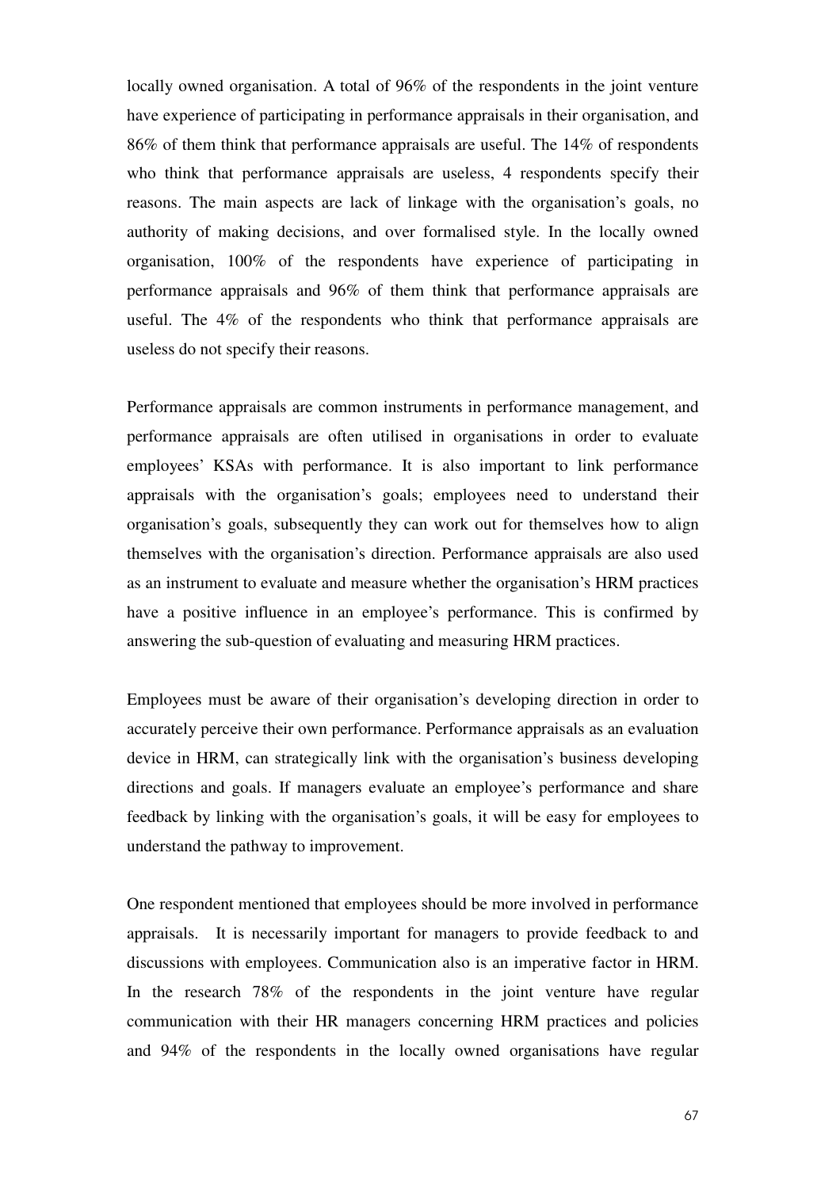locally owned organisation. A total of 96% of the respondents in the joint venture have experience of participating in performance appraisals in their organisation, and 86% of them think that performance appraisals are useful. The 14% of respondents who think that performance appraisals are useless, 4 respondents specify their reasons. The main aspects are lack of linkage with the organisation's goals, no authority of making decisions, and over formalised style. In the locally owned organisation, 100% of the respondents have experience of participating in performance appraisals and 96% of them think that performance appraisals are useful. The 4% of the respondents who think that performance appraisals are useless do not specify their reasons.

Performance appraisals are common instruments in performance management, and performance appraisals are often utilised in organisations in order to evaluate employees' KSAs with performance. It is also important to link performance appraisals with the organisation's goals; employees need to understand their organisation's goals, subsequently they can work out for themselves how to align themselves with the organisation's direction. Performance appraisals are also used as an instrument to evaluate and measure whether the organisation's HRM practices have a positive influence in an employee's performance. This is confirmed by answering the sub-question of evaluating and measuring HRM practices.

Employees must be aware of their organisation's developing direction in order to accurately perceive their own performance. Performance appraisals as an evaluation device in HRM, can strategically link with the organisation's business developing directions and goals. If managers evaluate an employee's performance and share feedback by linking with the organisation's goals, it will be easy for employees to understand the pathway to improvement.

One respondent mentioned that employees should be more involved in performance appraisals. It is necessarily important for managers to provide feedback to and discussions with employees. Communication also is an imperative factor in HRM. In the research 78% of the respondents in the joint venture have regular communication with their HR managers concerning HRM practices and policies and 94% of the respondents in the locally owned organisations have regular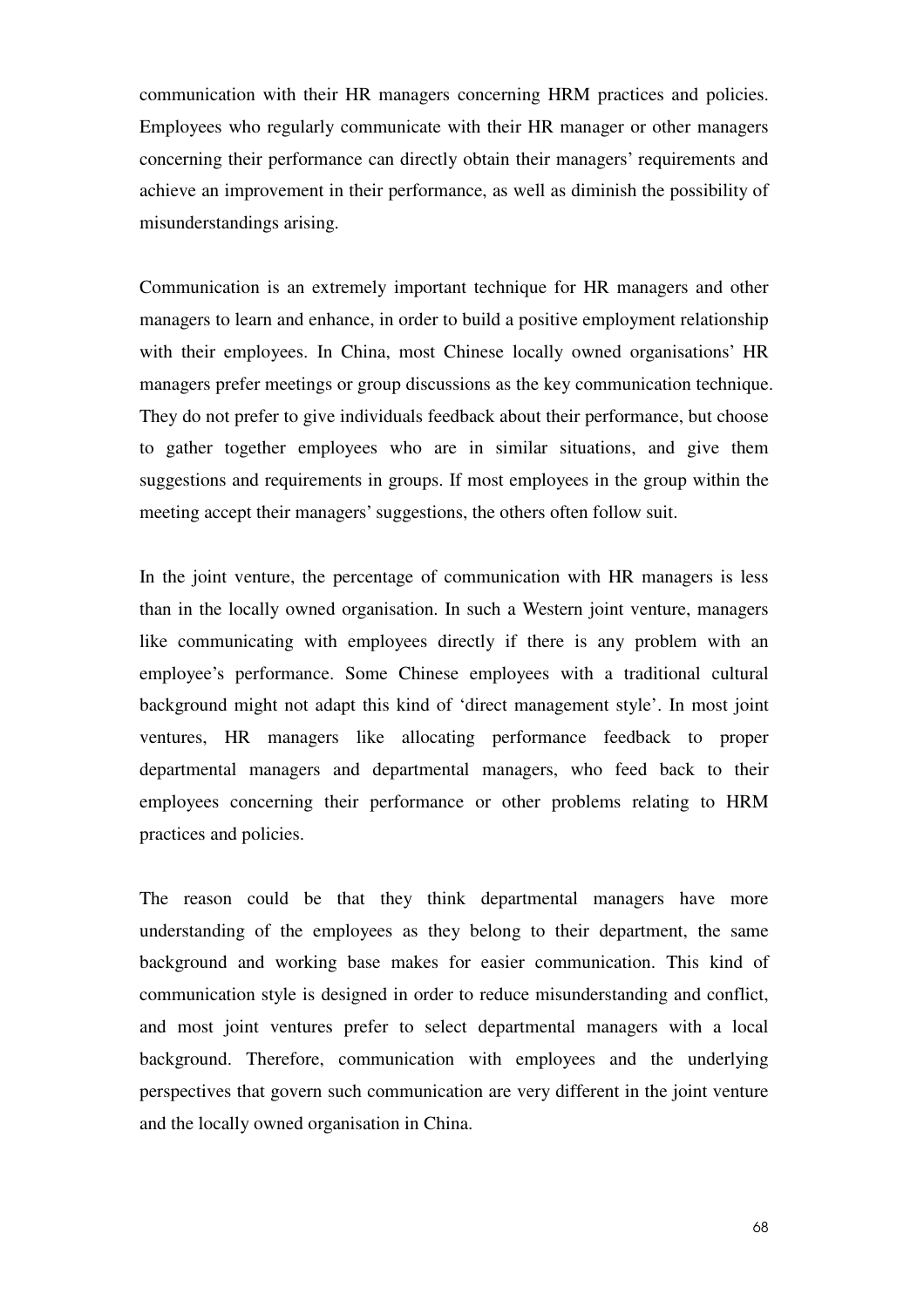communication with their HR managers concerning HRM practices and policies. Employees who regularly communicate with their HR manager or other managers concerning their performance can directly obtain their managers' requirements and achieve an improvement in their performance, as well as diminish the possibility of misunderstandings arising.

Communication is an extremely important technique for HR managers and other managers to learn and enhance, in order to build a positive employment relationship with their employees. In China, most Chinese locally owned organisations' HR managers prefer meetings or group discussions as the key communication technique. They do not prefer to give individuals feedback about their performance, but choose to gather together employees who are in similar situations, and give them suggestions and requirements in groups. If most employees in the group within the meeting accept their managers' suggestions, the others often follow suit.

In the joint venture, the percentage of communication with HR managers is less than in the locally owned organisation. In such a Western joint venture, managers like communicating with employees directly if there is any problem with an employee's performance. Some Chinese employees with a traditional cultural background might not adapt this kind of 'direct management style'. In most joint ventures, HR managers like allocating performance feedback to proper departmental managers and departmental managers, who feed back to their employees concerning their performance or other problems relating to HRM practices and policies.

The reason could be that they think departmental managers have more understanding of the employees as they belong to their department, the same background and working base makes for easier communication. This kind of communication style is designed in order to reduce misunderstanding and conflict, and most joint ventures prefer to select departmental managers with a local background. Therefore, communication with employees and the underlying perspectives that govern such communication are very different in the joint venture and the locally owned organisation in China.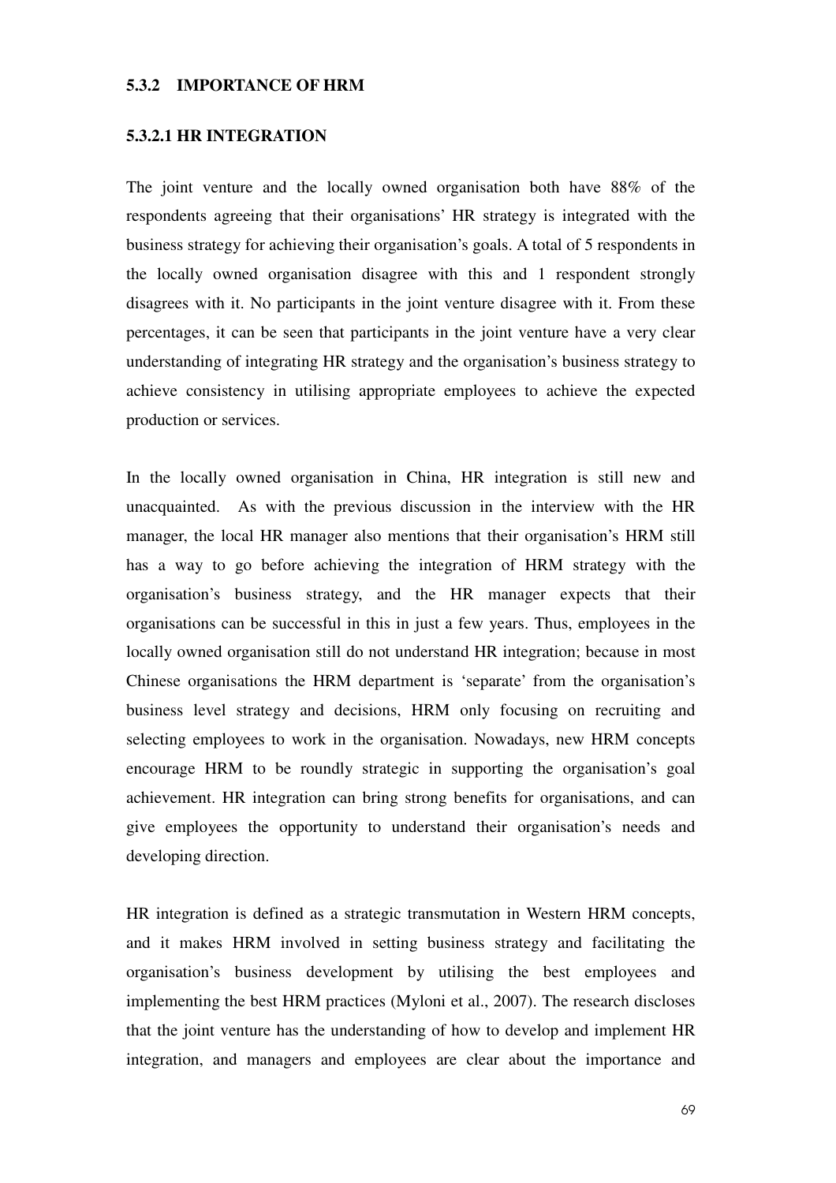### 5.3.2 IMPORTANCE OF HRM

#### 5.3.2.1 HR INTEGRATION

The joint venture and the locally owned organisation both have 88% of the respondents agreeing that their organisations' HR strategy is integrated with the business strategy for achieving their organisation's goals. A total of 5 respondents in the locally owned organisation disagree with this and 1 respondent strongly disagrees with it. No participants in the joint venture disagree with it. From these percentages, it can be seen that participants in the joint venture have a very clear understanding of integrating HR strategy and the organisation's business strategy to achieve consistency in utilising appropriate employees to achieve the expected production or services.

In the locally owned organisation in China, HR integration is still new and unacquainted. As with the previous discussion in the interview with the HR manager, the local HR manager also mentions that their organisation's HRM still has a way to go before achieving the integration of HRM strategy with the organisation's business strategy, and the HR manager expects that their organisations can be successful in this in just a few years. Thus, employees in the locally owned organisation still do not understand HR integration; because in most Chinese organisations the HRM department is 'separate' from the organisation's business level strategy and decisions, HRM only focusing on recruiting and selecting employees to work in the organisation. Nowadays, new HRM concepts encourage HRM to be roundly strategic in supporting the organisation's goal achievement. HR integration can bring strong benefits for organisations, and can give employees the opportunity to understand their organisation's needs and developing direction.

HR integration is defined as a strategic transmutation in Western HRM concepts, and it makes HRM involved in setting business strategy and facilitating the organisation's business development by utilising the best employees and implementing the best HRM practices (Myloni et al., 2007). The research discloses that the joint venture has the understanding of how to develop and implement HR integration, and managers and employees are clear about the importance and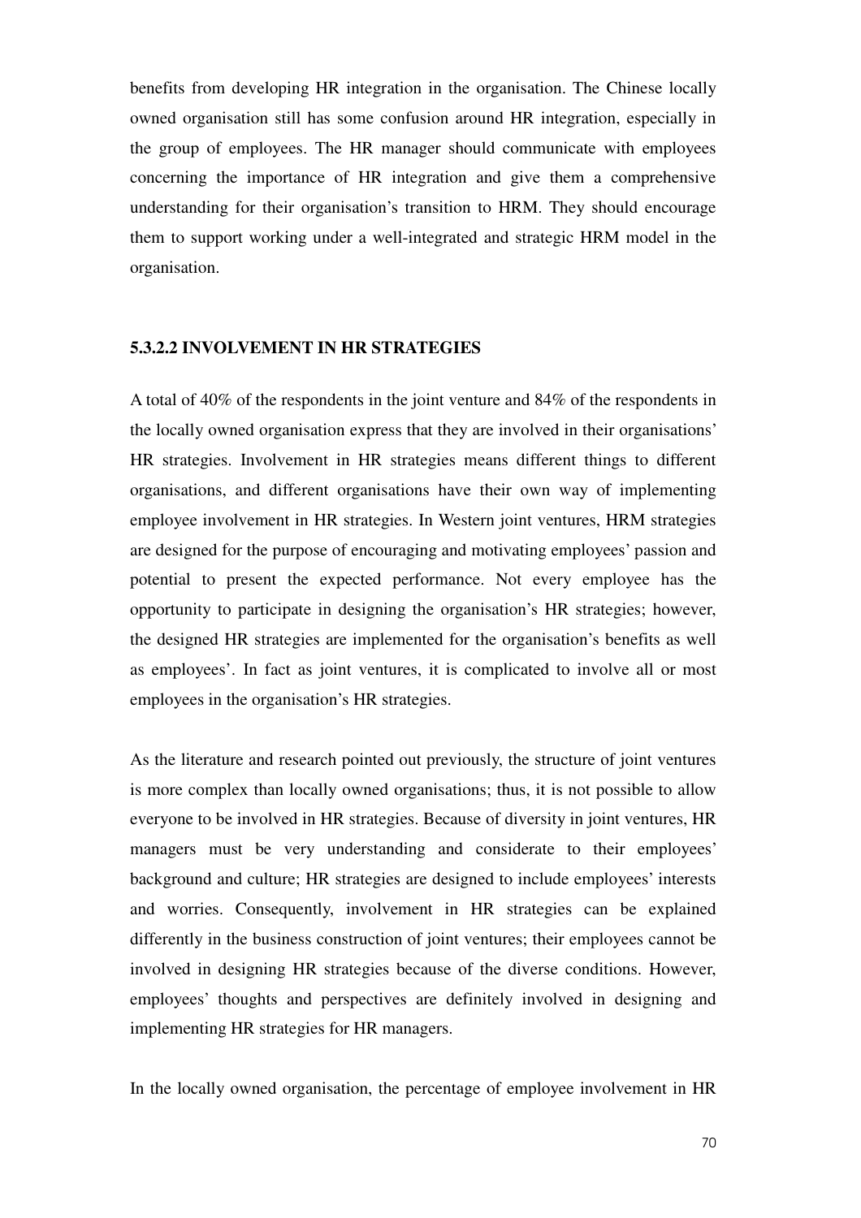benefits from developing HR integration in the organisation. The Chinese locally owned organisation still has some confusion around HR integration, especially in the group of employees. The HR manager should communicate with employees concerning the importance of HR integration and give them a comprehensive understanding for their organisation's transition to HRM. They should encourage them to support working under a well-integrated and strategic HRM model in the organisation.

#### 5.3.2.2 INVOLVEMENT IN HR STRATEGIES

A total of 40% of the respondents in the joint venture and 84% of the respondents in the locally owned organisation express that they are involved in their organisations' HR strategies. Involvement in HR strategies means different things to different organisations, and different organisations have their own way of implementing employee involvement in HR strategies. In Western joint ventures, HRM strategies are designed for the purpose of encouraging and motivating employees' passion and potential to present the expected performance. Not every employee has the opportunity to participate in designing the organisation's HR strategies; however, the designed HR strategies are implemented for the organisation's benefits as well as employees'. In fact as joint ventures, it is complicated to involve all or most employees in the organisation's HR strategies.

As the literature and research pointed out previously, the structure of joint ventures is more complex than locally owned organisations; thus, it is not possible to allow everyone to be involved in HR strategies. Because of diversity in joint ventures, HR managers must be very understanding and considerate to their employees' background and culture; HR strategies are designed to include employees' interests and worries. Consequently, involvement in HR strategies can be explained differently in the business construction of joint ventures; their employees cannot be involved in designing HR strategies because of the diverse conditions. However, employees' thoughts and perspectives are definitely involved in designing and implementing HR strategies for HR managers.

In the locally owned organisation, the percentage of employee involvement in HR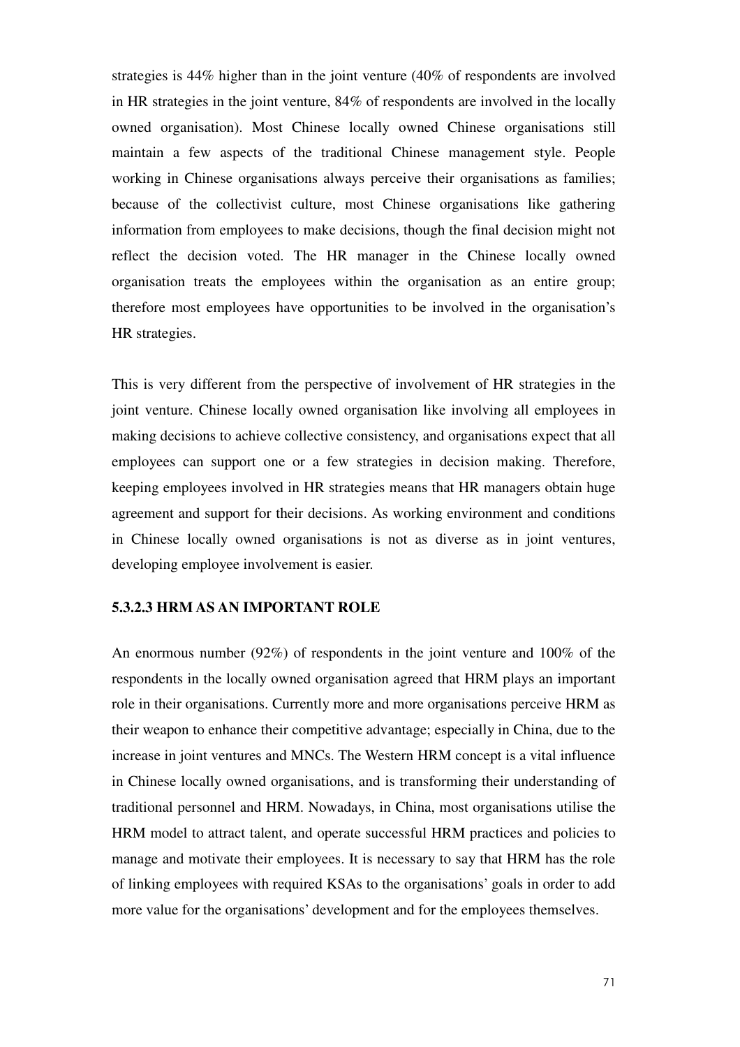strategies is 44% higher than in the joint venture (40% of respondents are involved in HR strategies in the joint venture, 84% of respondents are involved in the locally owned organisation). Most Chinese locally owned Chinese organisations still maintain a few aspects of the traditional Chinese management style. People working in Chinese organisations always perceive their organisations as families; because of the collectivist culture, most Chinese organisations like gathering information from employees to make decisions, though the final decision might not reflect the decision voted. The HR manager in the Chinese locally owned organisation treats the employees within the organisation as an entire group; therefore most employees have opportunities to be involved in the organisation's HR strategies.

This is very different from the perspective of involvement of HR strategies in the joint venture. Chinese locally owned organisation like involving all employees in making decisions to achieve collective consistency, and organisations expect that all employees can support one or a few strategies in decision making. Therefore, keeping employees involved in HR strategies means that HR managers obtain huge agreement and support for their decisions. As working environment and conditions in Chinese locally owned organisations is not as diverse as in joint ventures, developing employee involvement is easier.

#### 5.3.2.3 HRM AS AN IMPORTANT ROLE

An enormous number (92%) of respondents in the joint venture and 100% of the respondents in the locally owned organisation agreed that HRM plays an important role in their organisations. Currently more and more organisations perceive HRM as their weapon to enhance their competitive advantage; especially in China, due to the increase in joint ventures and MNCs. The Western HRM concept is a vital influence in Chinese locally owned organisations, and is transforming their understanding of traditional personnel and HRM. Nowadays, in China, most organisations utilise the HRM model to attract talent, and operate successful HRM practices and policies to manage and motivate their employees. It is necessary to say that HRM has the role of linking employees with required KSAs to the organisations' goals in order to add more value for the organisations' development and for the employees themselves.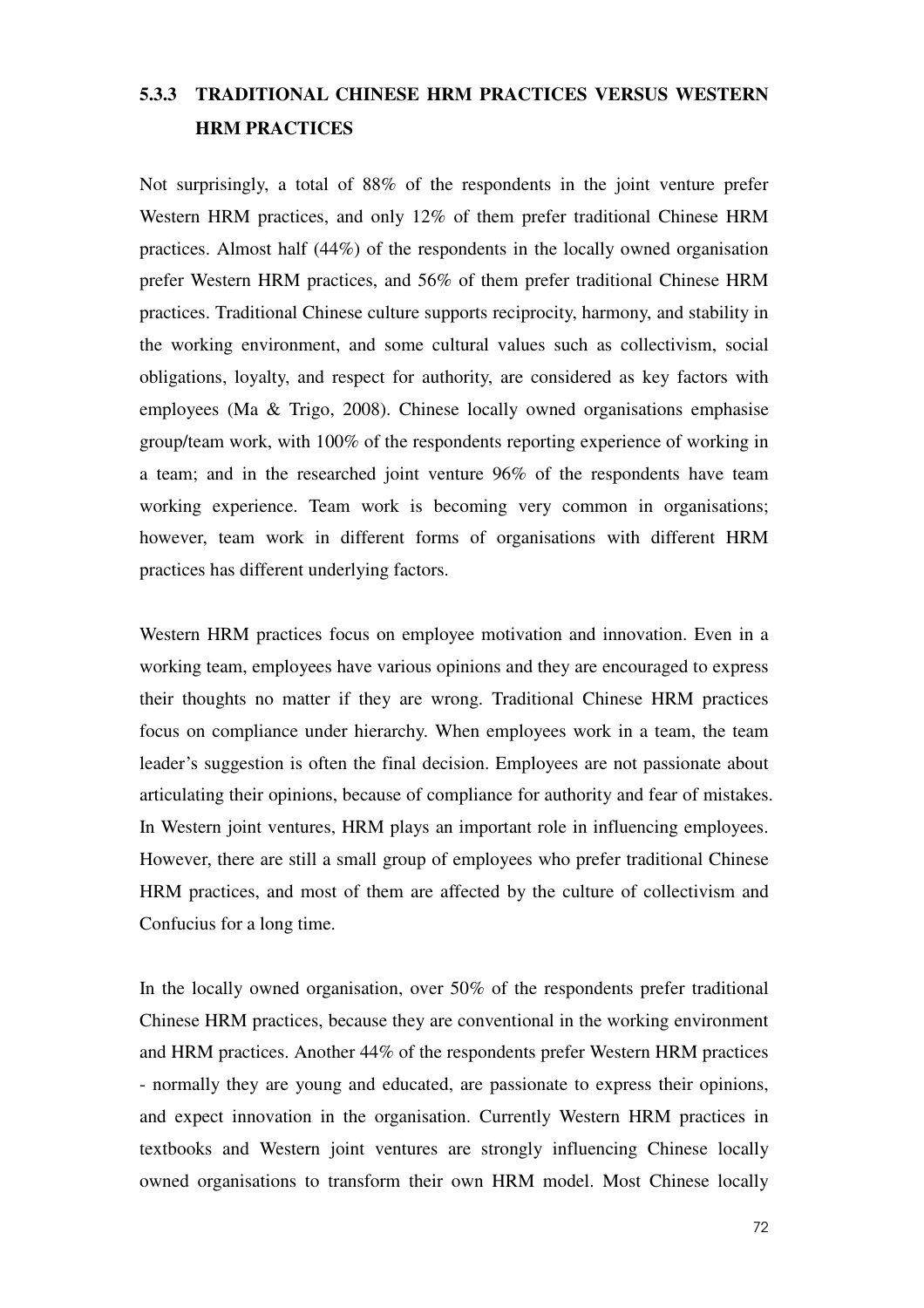### 5.3.3 TRADITIONAL CHINESE HRM PRACTICES VERSUS WESTERN HRM PRACTICES

Not surprisingly, a total of 88% of the respondents in the joint venture prefer Western HRM practices, and only 12% of them prefer traditional Chinese HRM practices. Almost half (44%) of the respondents in the locally owned organisation prefer Western HRM practices, and 56% of them prefer traditional Chinese HRM practices. Traditional Chinese culture supports reciprocity, harmony, and stability in the working environment, and some cultural values such as collectivism, social obligations, loyalty, and respect for authority, are considered as key factors with employees (Ma & Trigo, 2008). Chinese locally owned organisations emphasise group/team work, with 100% of the respondents reporting experience of working in a team; and in the researched joint venture 96% of the respondents have team working experience. Team work is becoming very common in organisations; however, team work in different forms of organisations with different HRM practices has different underlying factors.

Western HRM practices focus on employee motivation and innovation. Even in a working team, employees have various opinions and they are encouraged to express their thoughts no matter if they are wrong. Traditional Chinese HRM practices focus on compliance under hierarchy. When employees work in a team, the team leader's suggestion is often the final decision. Employees are not passionate about articulating their opinions, because of compliance for authority and fear of mistakes. In Western joint ventures, HRM plays an important role in influencing employees. However, there are still a small group of employees who prefer traditional Chinese HRM practices, and most of them are affected by the culture of collectivism and Confucius for a long time.

In the locally owned organisation, over 50% of the respondents prefer traditional Chinese HRM practices, because they are conventional in the working environment and HRM practices. Another 44% of the respondents prefer Western HRM practices - normally they are young and educated, are passionate to express their opinions, and expect innovation in the organisation. Currently Western HRM practices in textbooks and Western joint ventures are strongly influencing Chinese locally owned organisations to transform their own HRM model. Most Chinese locally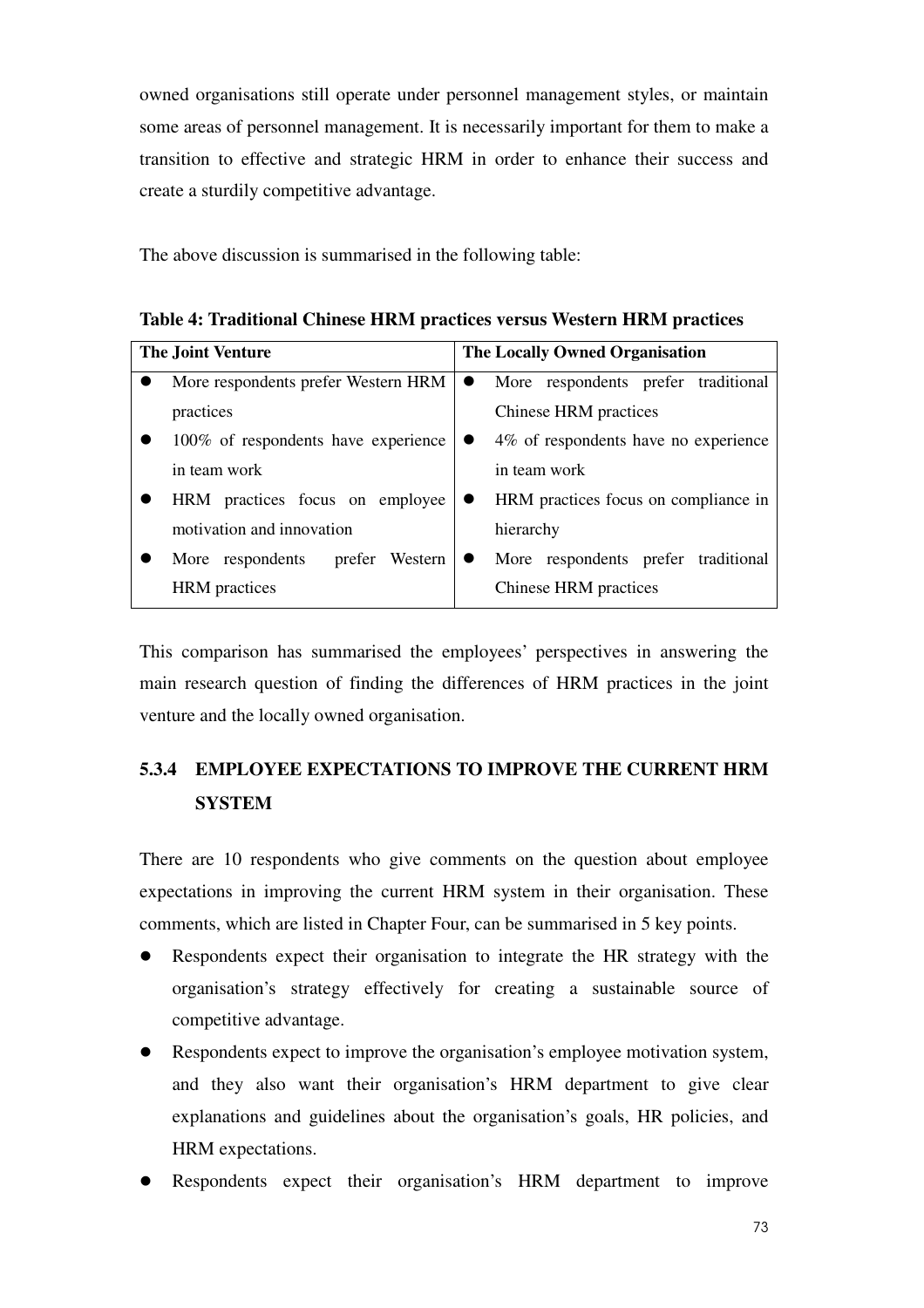owned organisations still operate under personnel management styles, or maintain some areas of personnel management. It is necessarily important for them to make a transition to effective and strategic HRM in order to enhance their success and create a sturdily competitive advantage.

The above discussion is summarised in the following table:

**Table 4: Traditional Chinese HRM practices versus Western HRM practices**

| The Joint Venture | The Locally Owned Organisation |
|---|---|
| • More respondents prefer Western HRM practices | • More respondents prefer traditional Chinese HRM practices |
| • 100% of respondents have experience in team work | • 4% of respondents have no experience in team work |
| • HRM practices focus on employee motivation and innovation | • HRM practices focus on compliance in hierarchy |
| • More respondents prefer Western HRM practices | • More respondents prefer traditional Chinese HRM practices |

This comparison has summarised the employees' perspectives in answering the main research question of finding the differences of HRM practices in the joint venture and the locally owned organisation.

### 5.3.4 EMPLOYEE EXPECTATIONS TO IMPROVE THE CURRENT HRM SYSTEM

There are 10 respondents who give comments on the question about employee expectations in improving the current HRM system in their organisation. These comments, which are listed in Chapter Four, can be summarised in 5 key points.

- Respondents expect their organisation to integrate the HR strategy with the organisation's strategy effectively for creating a sustainable source of competitive advantage.
- Respondents expect to improve the organisation's employee motivation system, and they also want their organisation's HRM department to give clear explanations and guidelines about the organisation's goals, HR policies, and HRM expectations.
- Respondents expect their organisation's HRM department to improve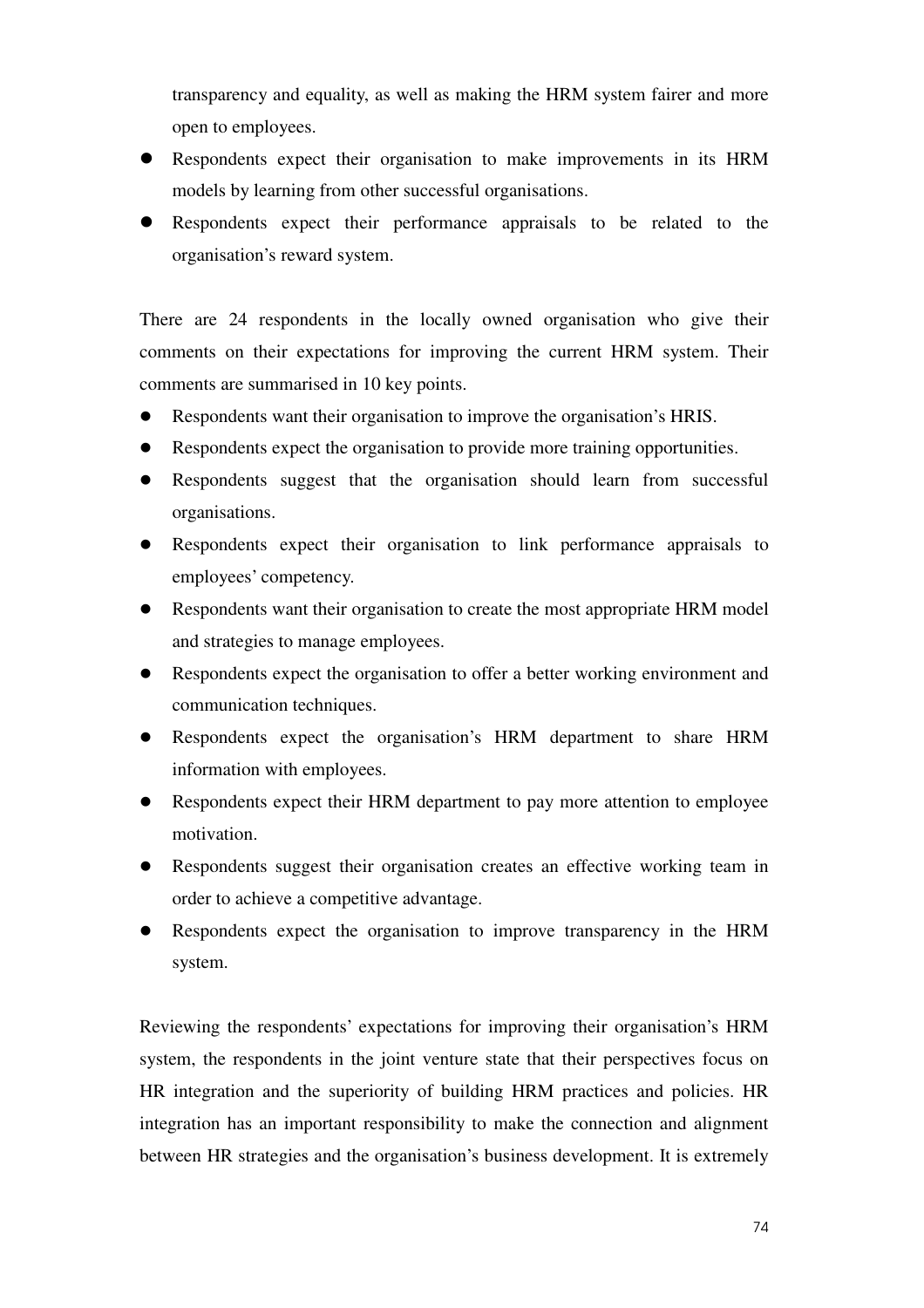transparency and equality, as well as making the HRM system fairer and more open to employees.

- Respondents expect their organisation to make improvements in its HRM models by learning from other successful organisations.
- Respondents expect their performance appraisals to be related to the organisation's reward system.

There are 24 respondents in the locally owned organisation who give their comments on their expectations for improving the current HRM system. Their comments are summarised in 10 key points.

- Respondents want their organisation to improve the organisation's HRIS.
- Respondents expect the organisation to provide more training opportunities.
- Respondents suggest that the organisation should learn from successful organisations.
- Respondents expect their organisation to link performance appraisals to employees' competency.
- Respondents want their organisation to create the most appropriate HRM model and strategies to manage employees.
- Respondents expect the organisation to offer a better working environment and communication techniques.
- Respondents expect the organisation's HRM department to share HRM information with employees.
- Respondents expect their HRM department to pay more attention to employee motivation.
- Respondents suggest their organisation creates an effective working team in order to achieve a competitive advantage.
- Respondents expect the organisation to improve transparency in the HRM system.

Reviewing the respondents' expectations for improving their organisation's HRM system, the respondents in the joint venture state that their perspectives focus on HR integration and the superiority of building HRM practices and policies. HR integration has an important responsibility to make the connection and alignment between HR strategies and the organisation's business development. It is extremely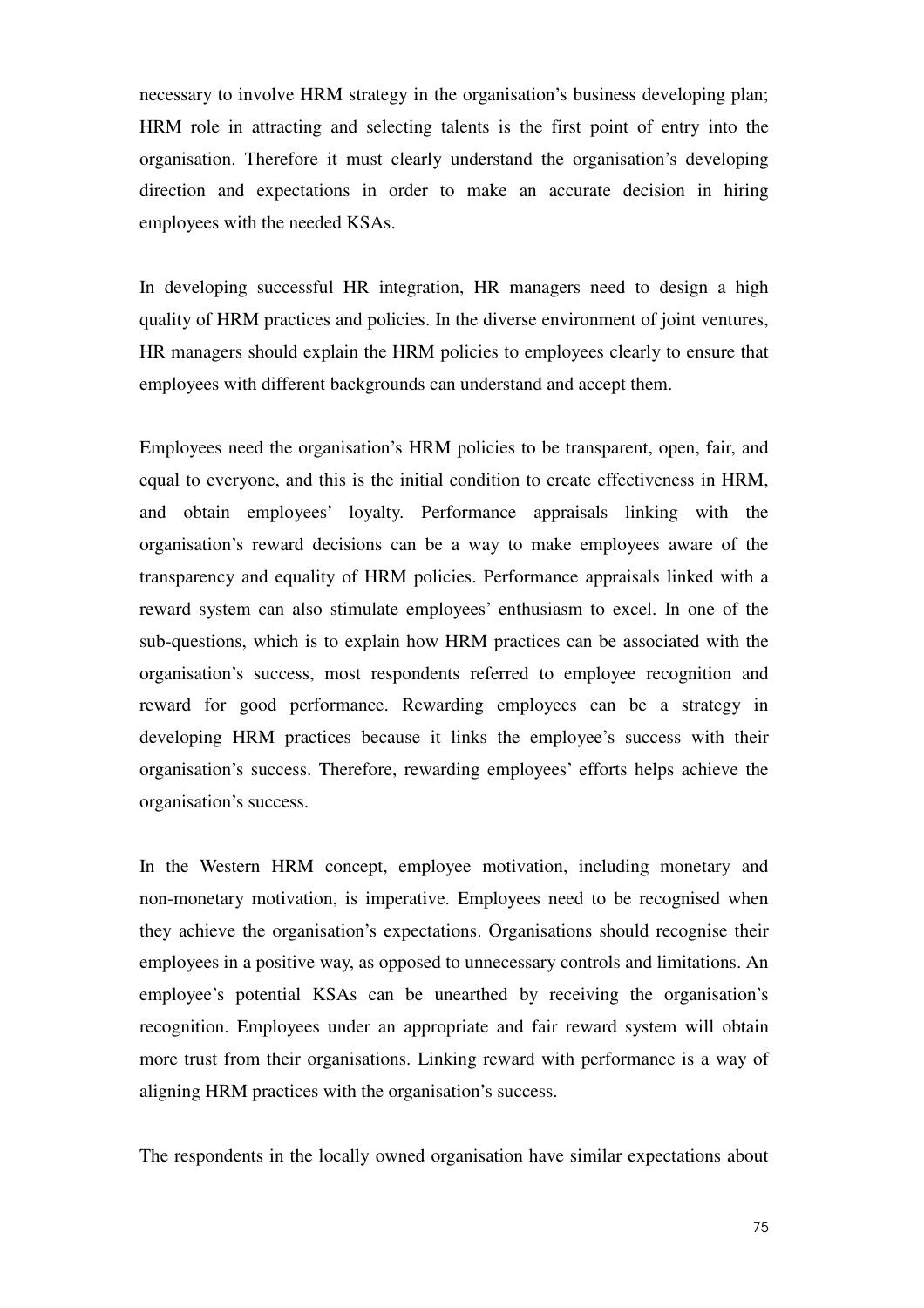necessary to involve HRM strategy in the organisation's business developing plan; HRM role in attracting and selecting talents is the first point of entry into the organisation. Therefore it must clearly understand the organisation's developing direction and expectations in order to make an accurate decision in hiring employees with the needed KSAs.

In developing successful HR integration, HR managers need to design a high quality of HRM practices and policies. In the diverse environment of joint ventures, HR managers should explain the HRM policies to employees clearly to ensure that employees with different backgrounds can understand and accept them.

Employees need the organisation's HRM policies to be transparent, open, fair, and equal to everyone, and this is the initial condition to create effectiveness in HRM, and obtain employees' loyalty. Performance appraisals linking with the organisation's reward decisions can be a way to make employees aware of the transparency and equality of HRM policies. Performance appraisals linked with a reward system can also stimulate employees' enthusiasm to excel. In one of the sub-questions, which is to explain how HRM practices can be associated with the organisation's success, most respondents referred to employee recognition and reward for good performance. Rewarding employees can be a strategy in developing HRM practices because it links the employee's success with their organisation's success. Therefore, rewarding employees' efforts helps achieve the organisation's success.

In the Western HRM concept, employee motivation, including monetary and non-monetary motivation, is imperative. Employees need to be recognised when they achieve the organisation's expectations. Organisations should recognise their employees in a positive way, as opposed to unnecessary controls and limitations. An employee's potential KSAs can be unearthed by receiving the organisation's recognition. Employees under an appropriate and fair reward system will obtain more trust from their organisations. Linking reward with performance is a way of aligning HRM practices with the organisation's success.

The respondents in the locally owned organisation have similar expectations about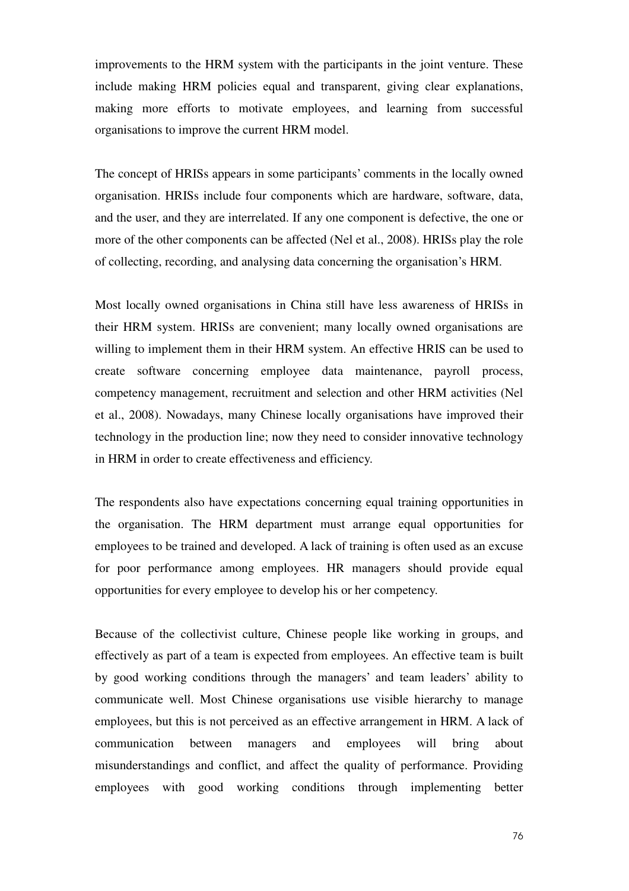improvements to the HRM system with the participants in the joint venture. These include making HRM policies equal and transparent, giving clear explanations, making more efforts to motivate employees, and learning from successful organisations to improve the current HRM model.

The concept of HRISs appears in some participants' comments in the locally owned organisation. HRISs include four components which are hardware, software, data, and the user, and they are interrelated. If any one component is defective, the one or more of the other components can be affected (Nel et al., 2008). HRISs play the role of collecting, recording, and analysing data concerning the organisation's HRM.

Most locally owned organisations in China still have less awareness of HRISs in their HRM system. HRISs are convenient; many locally owned organisations are willing to implement them in their HRM system. An effective HRIS can be used to create software concerning employee data maintenance, payroll process, competency management, recruitment and selection and other HRM activities (Nel et al., 2008). Nowadays, many Chinese locally organisations have improved their technology in the production line; now they need to consider innovative technology in HRM in order to create effectiveness and efficiency.

The respondents also have expectations concerning equal training opportunities in the organisation. The HRM department must arrange equal opportunities for employees to be trained and developed. A lack of training is often used as an excuse for poor performance among employees. HR managers should provide equal opportunities for every employee to develop his or her competency.

Because of the collectivist culture, Chinese people like working in groups, and effectively as part of a team is expected from employees. An effective team is built by good working conditions through the managers' and team leaders' ability to communicate well. Most Chinese organisations use visible hierarchy to manage employees, but this is not perceived as an effective arrangement in HRM. A lack of communication between managers and employees will bring about misunderstandings and conflict, and affect the quality of performance. Providing employees with good working conditions through implementing better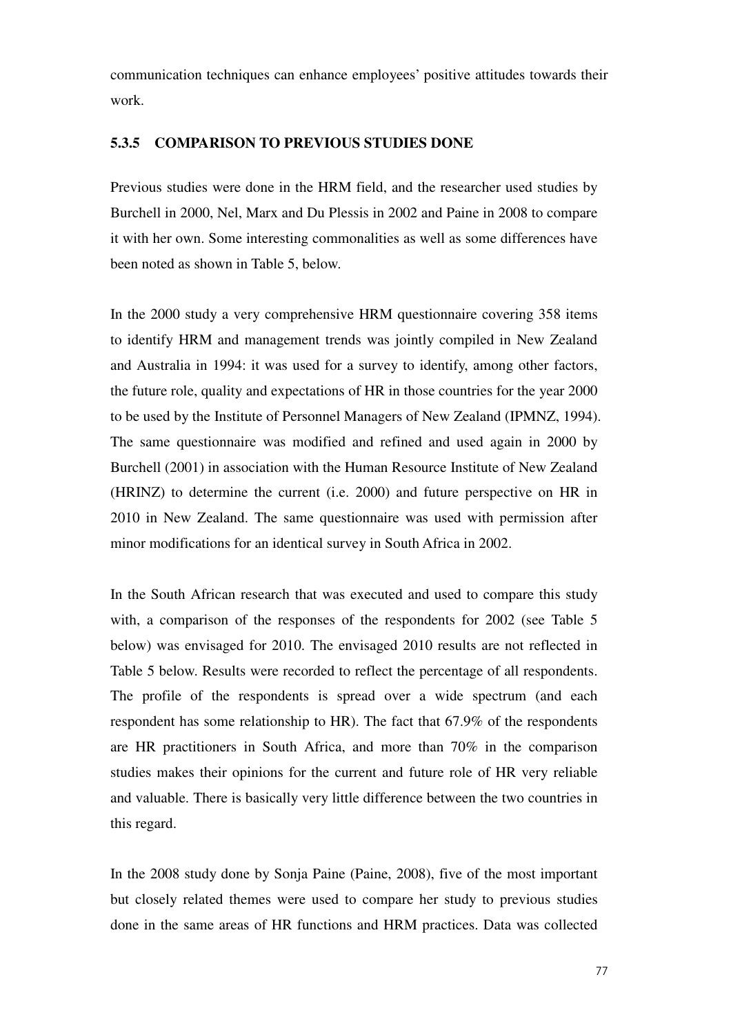communication techniques can enhance employees' positive attitudes towards their work.

### 5.3.5 COMPARISON TO PREVIOUS STUDIES DONE

Previous studies were done in the HRM field, and the researcher used studies by Burchell in 2000, Nel, Marx and Du Plessis in 2002 and Paine in 2008 to compare it with her own. Some interesting commonalities as well as some differences have been noted as shown in Table 5, below.

In the 2000 study a very comprehensive HRM questionnaire covering 358 items to identify HRM and management trends was jointly compiled in New Zealand and Australia in 1994: it was used for a survey to identify, among other factors, the future role, quality and expectations of HR in those countries for the year 2000 to be used by the Institute of Personnel Managers of New Zealand (IPMNZ, 1994). The same questionnaire was modified and refined and used again in 2000 by Burchell (2001) in association with the Human Resource Institute of New Zealand (HRINZ) to determine the current (i.e. 2000) and future perspective on HR in 2010 in New Zealand. The same questionnaire was used with permission after minor modifications for an identical survey in South Africa in 2002.

In the South African research that was executed and used to compare this study with, a comparison of the responses of the respondents for 2002 (see Table 5 below) was envisaged for 2010. The envisaged 2010 results are not reflected in Table 5 below. Results were recorded to reflect the percentage of all respondents. The profile of the respondents is spread over a wide spectrum (and each respondent has some relationship to HR). The fact that 67.9% of the respondents are HR practitioners in South Africa, and more than 70% in the comparison studies makes their opinions for the current and future role of HR very reliable and valuable. There is basically very little difference between the two countries in this regard.

In the 2008 study done by Sonja Paine (Paine, 2008), five of the most important but closely related themes were used to compare her study to previous studies done in the same areas of HR functions and HRM practices. Data was collected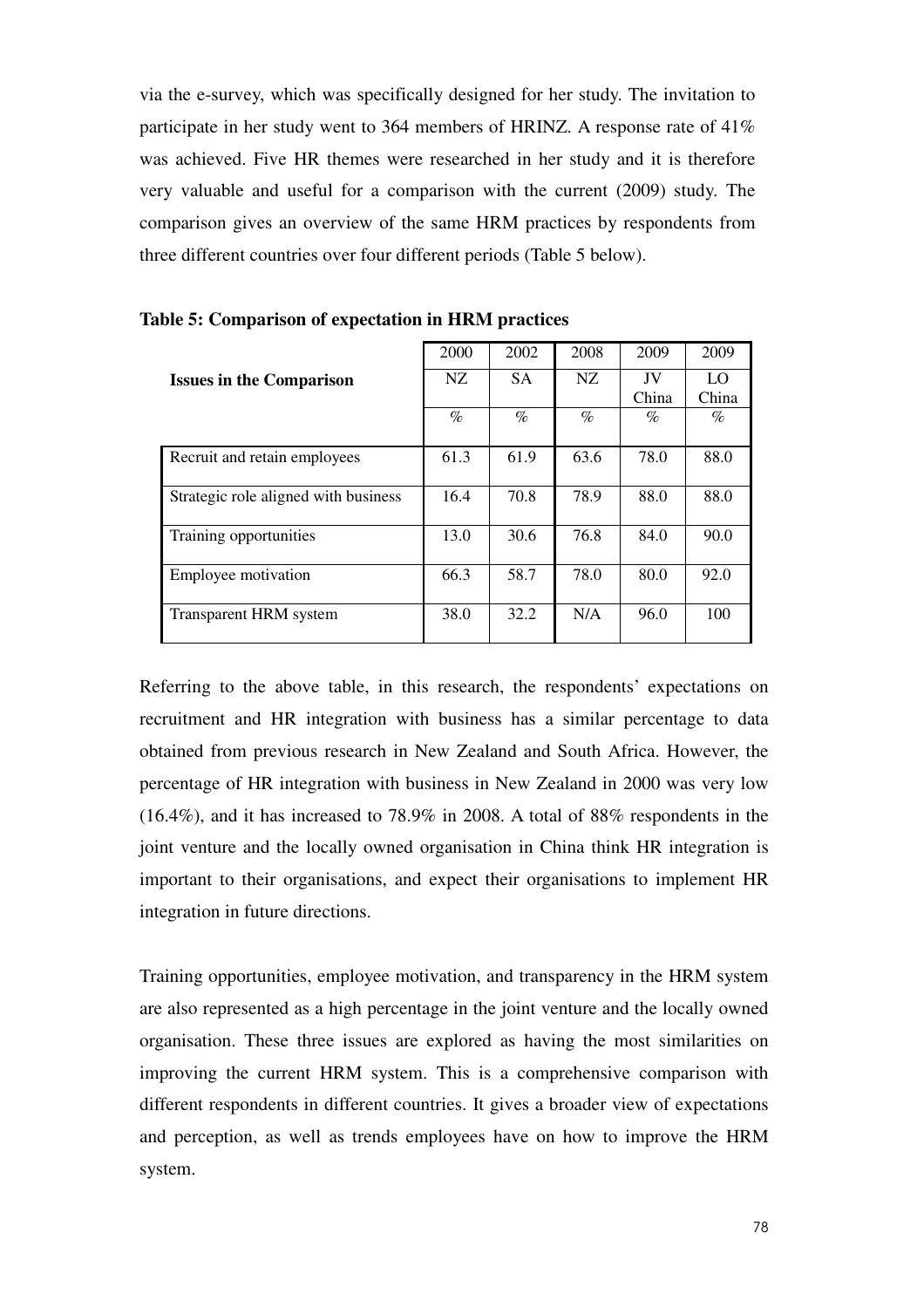via the e-survey, which was specifically designed for her study. The invitation to participate in her study went to 364 members of HRINZ. A response rate of 41% was achieved. Five HR themes were researched in her study and it is therefore very valuable and useful for a comparison with the current (2009) study. The comparison gives an overview of the same HRM practices by respondents from three different countries over four different periods (Table 5 below).

**Table 5: Comparison of expectation in HRM practices**

| Issues in the Comparison | 2000 | 2002 | 2008 | 2009 | 2009 |
|---|---|---|---|---|---|
| | NZ | SA | NZ | JV China | LO China |
| | % | % | % | % | % |
| Recruit and retain employees | 61.3 | 61.9 | 63.6 | 78.0 | 88.0 |
| Strategic role aligned with business | 16.4 | 70.8 | 78.9 | 88.0 | 88.0 |
| Training opportunities | 13.0 | 30.6 | 76.8 | 84.0 | 90.0 |
| Employee motivation | 66.3 | 58.7 | 78.0 | 80.0 | 92.0 |
| Transparent HRM system | 38.0 | 32.2 | N/A | 96.0 | 100 |

Referring to the above table, in this research, the respondents' expectations on recruitment and HR integration with business has a similar percentage to data obtained from previous research in New Zealand and South Africa. However, the percentage of HR integration with business in New Zealand in 2000 was very low (16.4%), and it has increased to 78.9% in 2008. A total of 88% respondents in the joint venture and the locally owned organisation in China think HR integration is important to their organisations, and expect their organisations to implement HR integration in future directions.

Training opportunities, employee motivation, and transparency in the HRM system are also represented as a high percentage in the joint venture and the locally owned organisation. These three issues are explored as having the most similarities on improving the current HRM system. This is a comprehensive comparison with different respondents in different countries. It gives a broader view of expectations and perception, as well as trends employees have on how to improve the HRM system.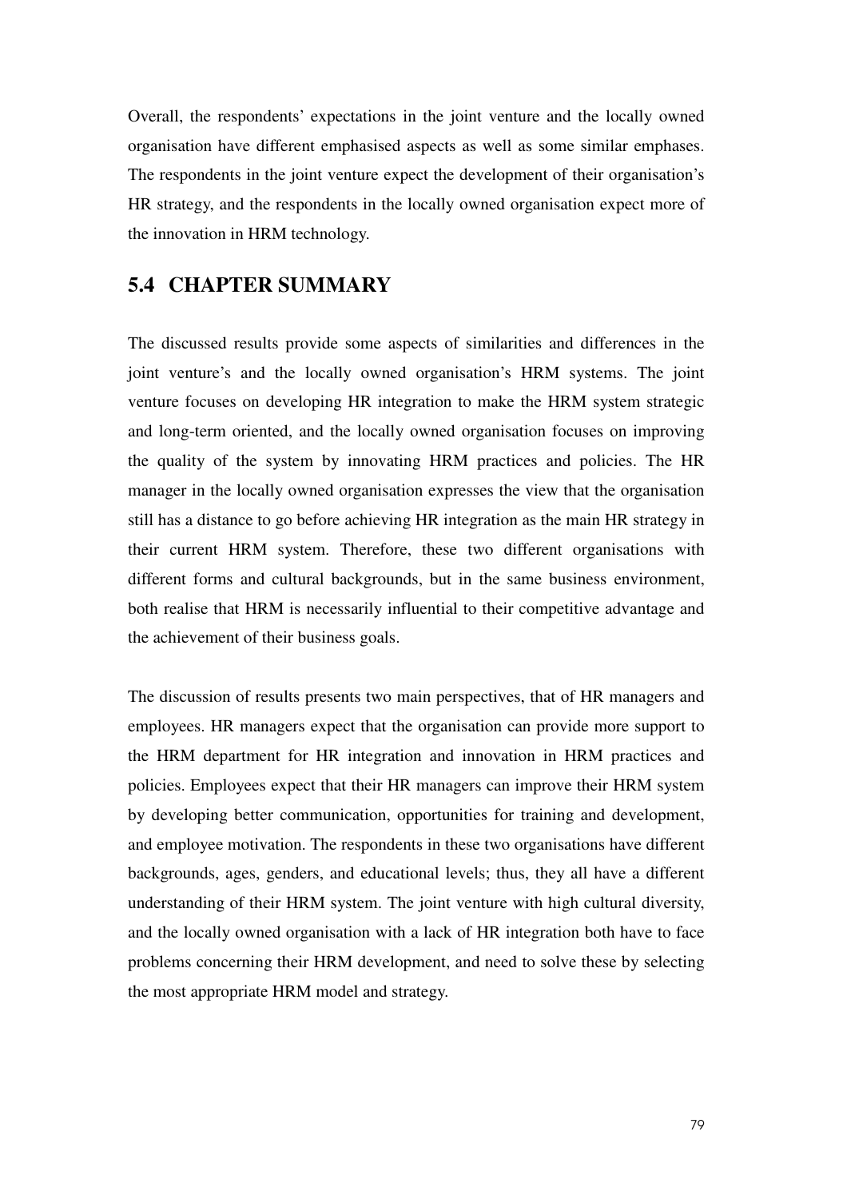Overall, the respondents' expectations in the joint venture and the locally owned organisation have different emphasised aspects as well as some similar emphases. The respondents in the joint venture expect the development of their organisation's HR strategy, and the respondents in the locally owned organisation expect more of the innovation in HRM technology.

## 5.4 CHAPTER SUMMARY

The discussed results provide some aspects of similarities and differences in the joint venture's and the locally owned organisation's HRM systems. The joint venture focuses on developing HR integration to make the HRM system strategic and long-term oriented, and the locally owned organisation focuses on improving the quality of the system by innovating HRM practices and policies. The HR manager in the locally owned organisation expresses the view that the organisation still has a distance to go before achieving HR integration as the main HR strategy in their current HRM system. Therefore, these two different organisations with different forms and cultural backgrounds, but in the same business environment, both realise that HRM is necessarily influential to their competitive advantage and the achievement of their business goals.

The discussion of results presents two main perspectives, that of HR managers and employees. HR managers expect that the organisation can provide more support to the HRM department for HR integration and innovation in HRM practices and policies. Employees expect that their HR managers can improve their HRM system by developing better communication, opportunities for training and development, and employee motivation. The respondents in these two organisations have different backgrounds, ages, genders, and educational levels; thus, they all have a different understanding of their HRM system. The joint venture with high cultural diversity, and the locally owned organisation with a lack of HR integration both have to face problems concerning their HRM development, and need to solve these by selecting the most appropriate HRM model and strategy.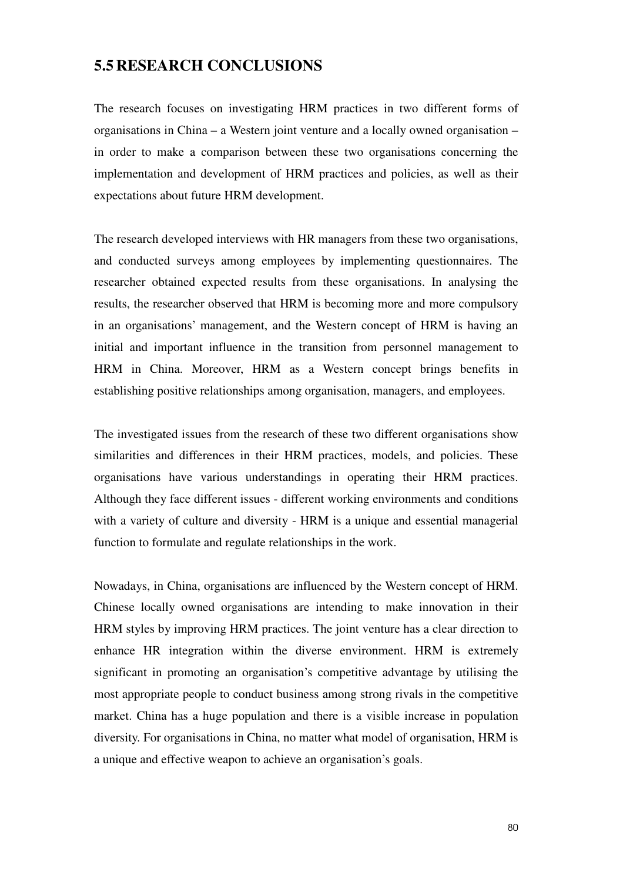## 5.5 RESEARCH CONCLUSIONS

The research focuses on investigating HRM practices in two different forms of organisations in China – a Western joint venture and a locally owned organisation – in order to make a comparison between these two organisations concerning the implementation and development of HRM practices and policies, as well as their expectations about future HRM development.

The research developed interviews with HR managers from these two organisations, and conducted surveys among employees by implementing questionnaires. The researcher obtained expected results from these organisations. In analysing the results, the researcher observed that HRM is becoming more and more compulsory in an organisations' management, and the Western concept of HRM is having an initial and important influence in the transition from personnel management to HRM in China. Moreover, HRM as a Western concept brings benefits in establishing positive relationships among organisation, managers, and employees.

The investigated issues from the research of these two different organisations show similarities and differences in their HRM practices, models, and policies. These organisations have various understandings in operating their HRM practices. Although they face different issues - different working environments and conditions with a variety of culture and diversity - HRM is a unique and essential managerial function to formulate and regulate relationships in the work.

Nowadays, in China, organisations are influenced by the Western concept of HRM. Chinese locally owned organisations are intending to make innovation in their HRM styles by improving HRM practices. The joint venture has a clear direction to enhance HR integration within the diverse environment. HRM is extremely significant in promoting an organisation's competitive advantage by utilising the most appropriate people to conduct business among strong rivals in the competitive market. China has a huge population and there is a visible increase in population diversity. For organisations in China, no matter what model of organisation, HRM is a unique and effective weapon to achieve an organisation's goals.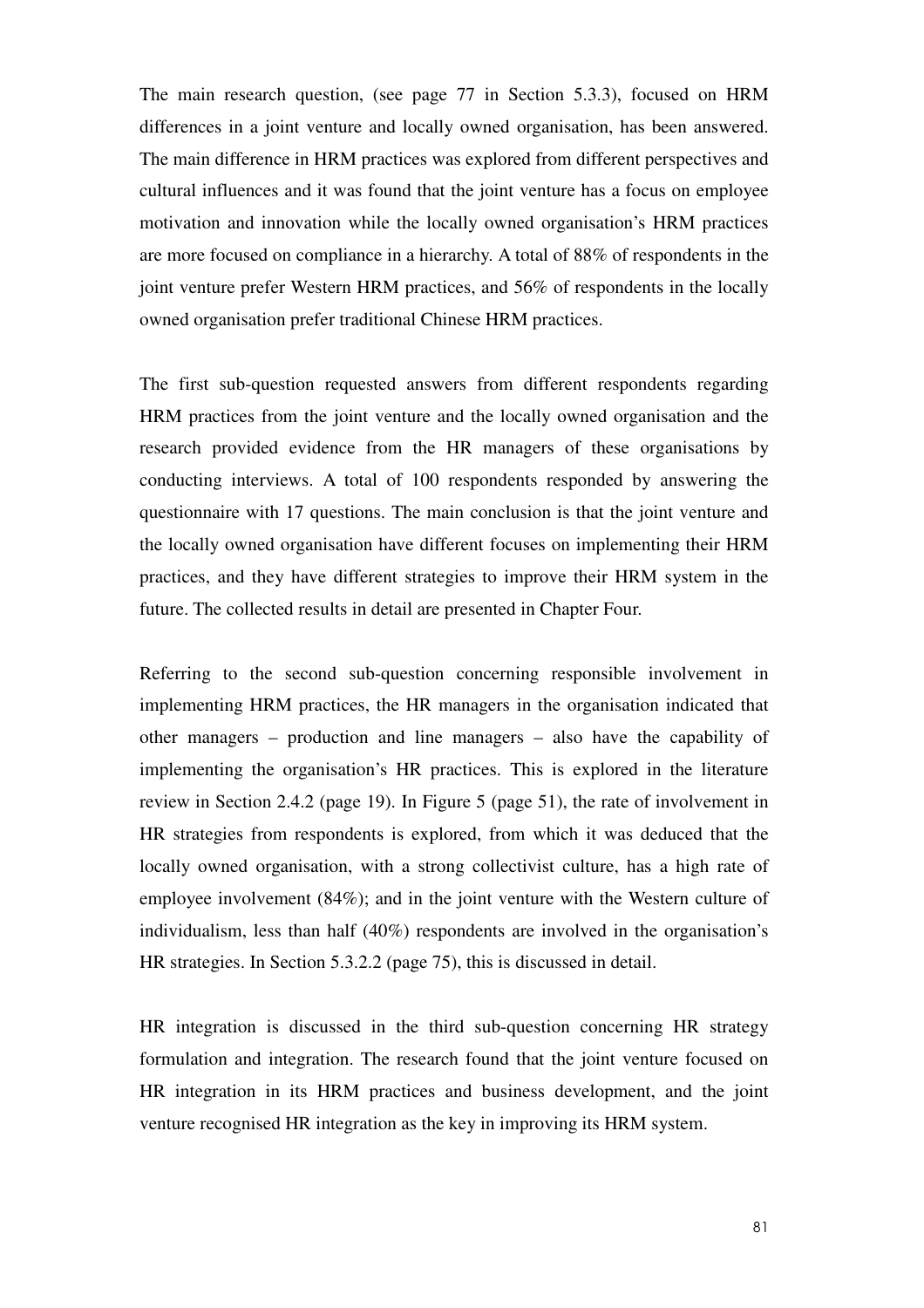The main research question, (see page 77 in Section 5.3.3), focused on HRM differences in a joint venture and locally owned organisation, has been answered. The main difference in HRM practices was explored from different perspectives and cultural influences and it was found that the joint venture has a focus on employee motivation and innovation while the locally owned organisation's HRM practices are more focused on compliance in a hierarchy. A total of 88% of respondents in the joint venture prefer Western HRM practices, and 56% of respondents in the locally owned organisation prefer traditional Chinese HRM practices.

The first sub-question requested answers from different respondents regarding HRM practices from the joint venture and the locally owned organisation and the research provided evidence from the HR managers of these organisations by conducting interviews. A total of 100 respondents responded by answering the questionnaire with 17 questions. The main conclusion is that the joint venture and the locally owned organisation have different focuses on implementing their HRM practices, and they have different strategies to improve their HRM system in the future. The collected results in detail are presented in Chapter Four.

Referring to the second sub-question concerning responsible involvement in implementing HRM practices, the HR managers in the organisation indicated that other managers – production and line managers – also have the capability of implementing the organisation's HR practices. This is explored in the literature review in Section 2.4.2 (page 19). In Figure 5 (page 51), the rate of involvement in HR strategies from respondents is explored, from which it was deduced that the locally owned organisation, with a strong collectivist culture, has a high rate of employee involvement (84%); and in the joint venture with the Western culture of individualism, less than half (40%) respondents are involved in the organisation's HR strategies. In Section 5.3.2.2 (page 75), this is discussed in detail.

HR integration is discussed in the third sub-question concerning HR strategy formulation and integration. The research found that the joint venture focused on HR integration in its HRM practices and business development, and the joint venture recognised HR integration as the key in improving its HRM system.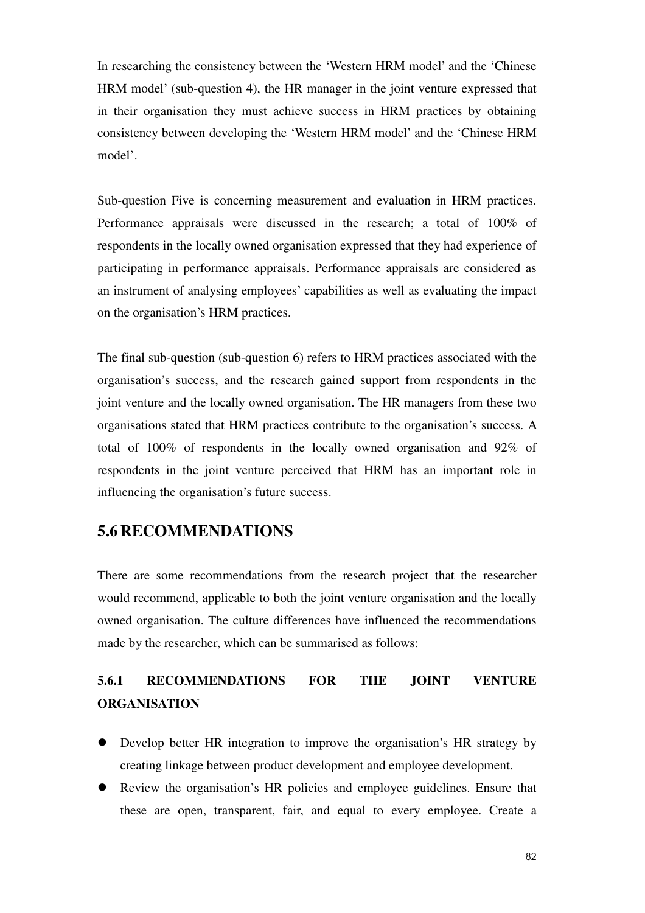In researching the consistency between the 'Western HRM model' and the 'Chinese HRM model' (sub-question 4), the HR manager in the joint venture expressed that in their organisation they must achieve success in HRM practices by obtaining consistency between developing the 'Western HRM model' and the 'Chinese HRM model'.

Sub-question Five is concerning measurement and evaluation in HRM practices. Performance appraisals were discussed in the research; a total of 100% of respondents in the locally owned organisation expressed that they had experience of participating in performance appraisals. Performance appraisals are considered as an instrument of analysing employees' capabilities as well as evaluating the impact on the organisation's HRM practices.

The final sub-question (sub-question 6) refers to HRM practices associated with the organisation's success, and the research gained support from respondents in the joint venture and the locally owned organisation. The HR managers from these two organisations stated that HRM practices contribute to the organisation's success. A total of 100% of respondents in the locally owned organisation and 92% of respondents in the joint venture perceived that HRM has an important role in influencing the organisation's future success.

## 5.6 RECOMMENDATIONS

There are some recommendations from the research project that the researcher would recommend, applicable to both the joint venture organisation and the locally owned organisation. The culture differences have influenced the recommendations made by the researcher, which can be summarised as follows:

### 5.6.1 RECOMMENDATIONS FOR THE JOINT VENTURE ORGANISATION

- Develop better HR integration to improve the organisation's HR strategy by creating linkage between product development and employee development.
- Review the organisation's HR policies and employee guidelines. Ensure that these are open, transparent, fair, and equal to every employee. Create a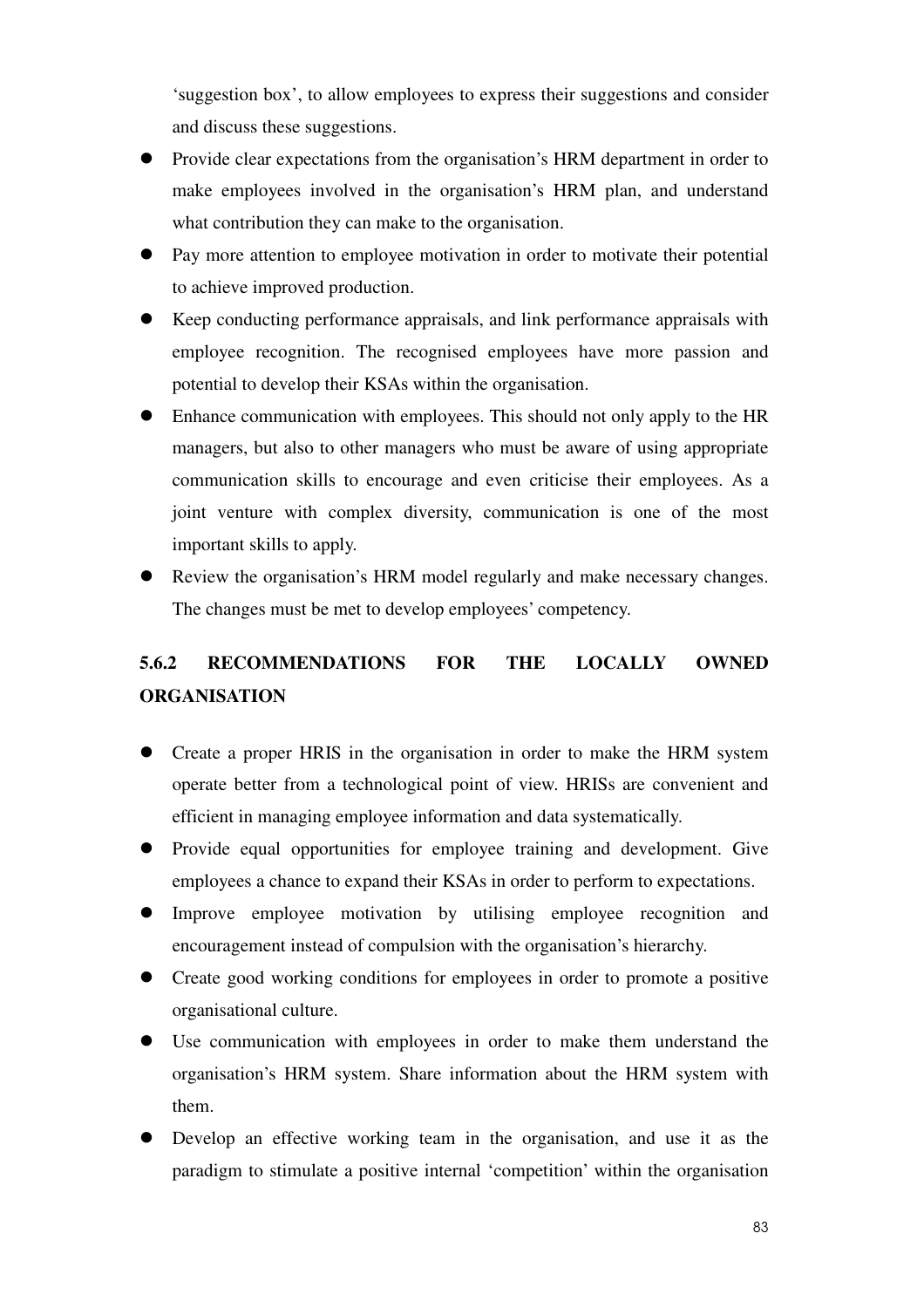‘suggestion box’, to allow employees to express their suggestions and consider and discuss these suggestions.

- Provide clear expectations from the organisation’s HRM department in order to make employees involved in the organisation’s HRM plan, and understand what contribution they can make to the organisation.
- Pay more attention to employee motivation in order to motivate their potential to achieve improved production.
- Keep conducting performance appraisals, and link performance appraisals with employee recognition. The recognised employees have more passion and potential to develop their KSAs within the organisation.
- Enhance communication with employees. This should not only apply to the HR managers, but also to other managers who must be aware of using appropriate communication skills to encourage and even criticise their employees. As a joint venture with complex diversity, communication is one of the most important skills to apply.
- Review the organisation’s HRM model regularly and make necessary changes. The changes must be met to develop employees’ competency.

### 5.6.2 RECOMMENDATIONS FOR THE LOCALLY OWNED ORGANISATION

- Create a proper HRIS in the organisation in order to make the HRM system operate better from a technological point of view. HRISs are convenient and efficient in managing employee information and data systematically.
- Provide equal opportunities for employee training and development. Give employees a chance to expand their KSAs in order to perform to expectations.
- Improve employee motivation by utilising employee recognition and encouragement instead of compulsion with the organisation’s hierarchy.
- Create good working conditions for employees in order to promote a positive organisational culture.
- Use communication with employees in order to make them understand the organisation’s HRM system. Share information about the HRM system with them.
- Develop an effective working team in the organisation, and use it as the paradigm to stimulate a positive internal ‘competition’ within the organisation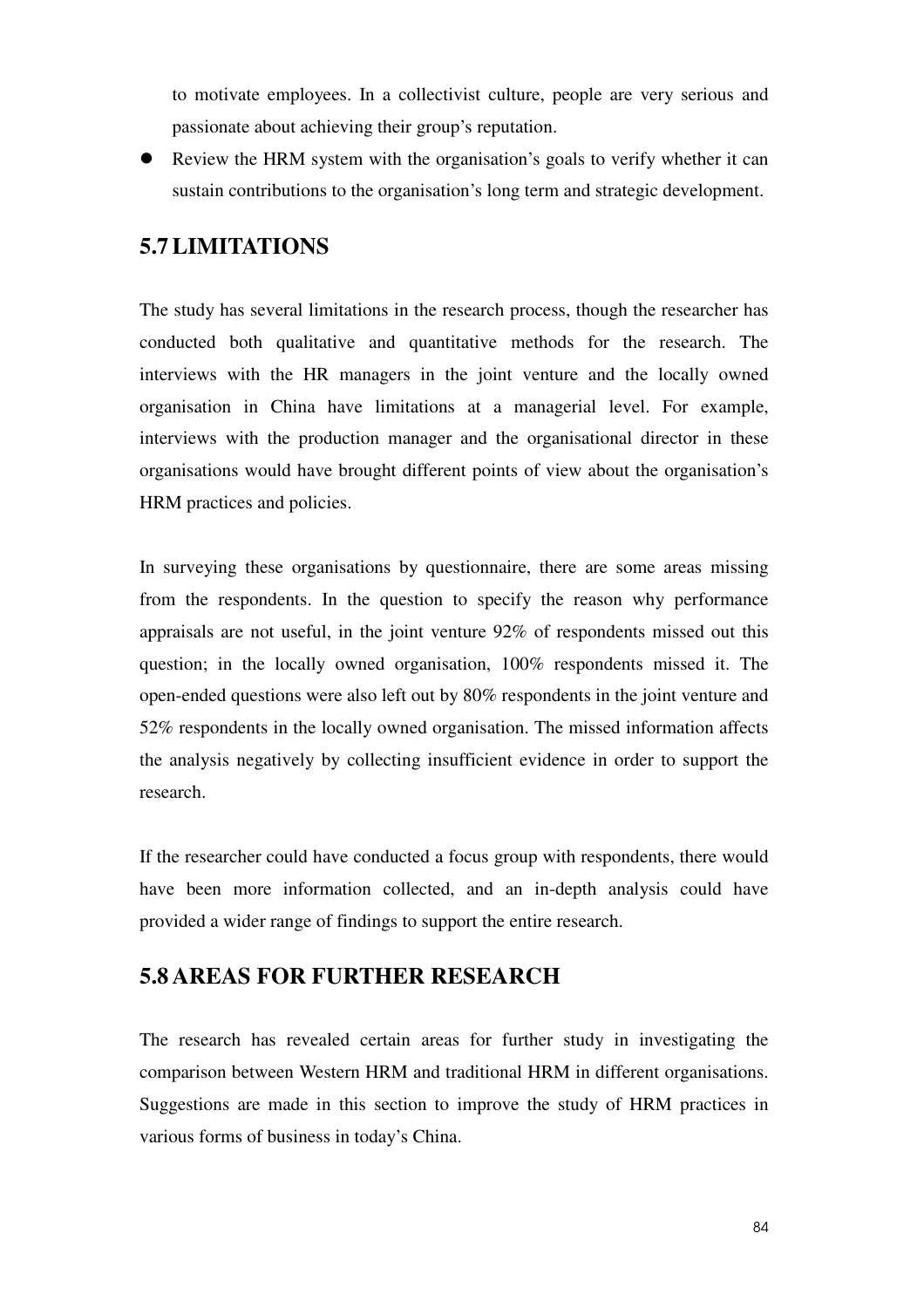to motivate employees. In a collectivist culture, people are very serious and passionate about achieving their group's reputation.

- Review the HRM system with the organisation's goals to verify whether it can sustain contributions to the organisation's long term and strategic development.

## 5.7 LIMITATIONS

The study has several limitations in the research process, though the researcher has conducted both qualitative and quantitative methods for the research. The interviews with the HR managers in the joint venture and the locally owned organisation in China have limitations at a managerial level. For example, interviews with the production manager and the organisational director in these organisations would have brought different points of view about the organisation's HRM practices and policies.

In surveying these organisations by questionnaire, there are some areas missing from the respondents. In the question to specify the reason why performance appraisals are not useful, in the joint venture 92% of respondents missed out this question; in the locally owned organisation, 100% respondents missed it. The open-ended questions were also left out by 80% respondents in the joint venture and 52% respondents in the locally owned organisation. The missed information affects the analysis negatively by collecting insufficient evidence in order to support the research.

If the researcher could have conducted a focus group with respondents, there would have been more information collected, and an in-depth analysis could have provided a wider range of findings to support the entire research.

## 5.8 AREAS FOR FURTHER RESEARCH

The research has revealed certain areas for further study in investigating the comparison between Western HRM and traditional HRM in different organisations. Suggestions are made in this section to improve the study of HRM practices in various forms of business in today's China.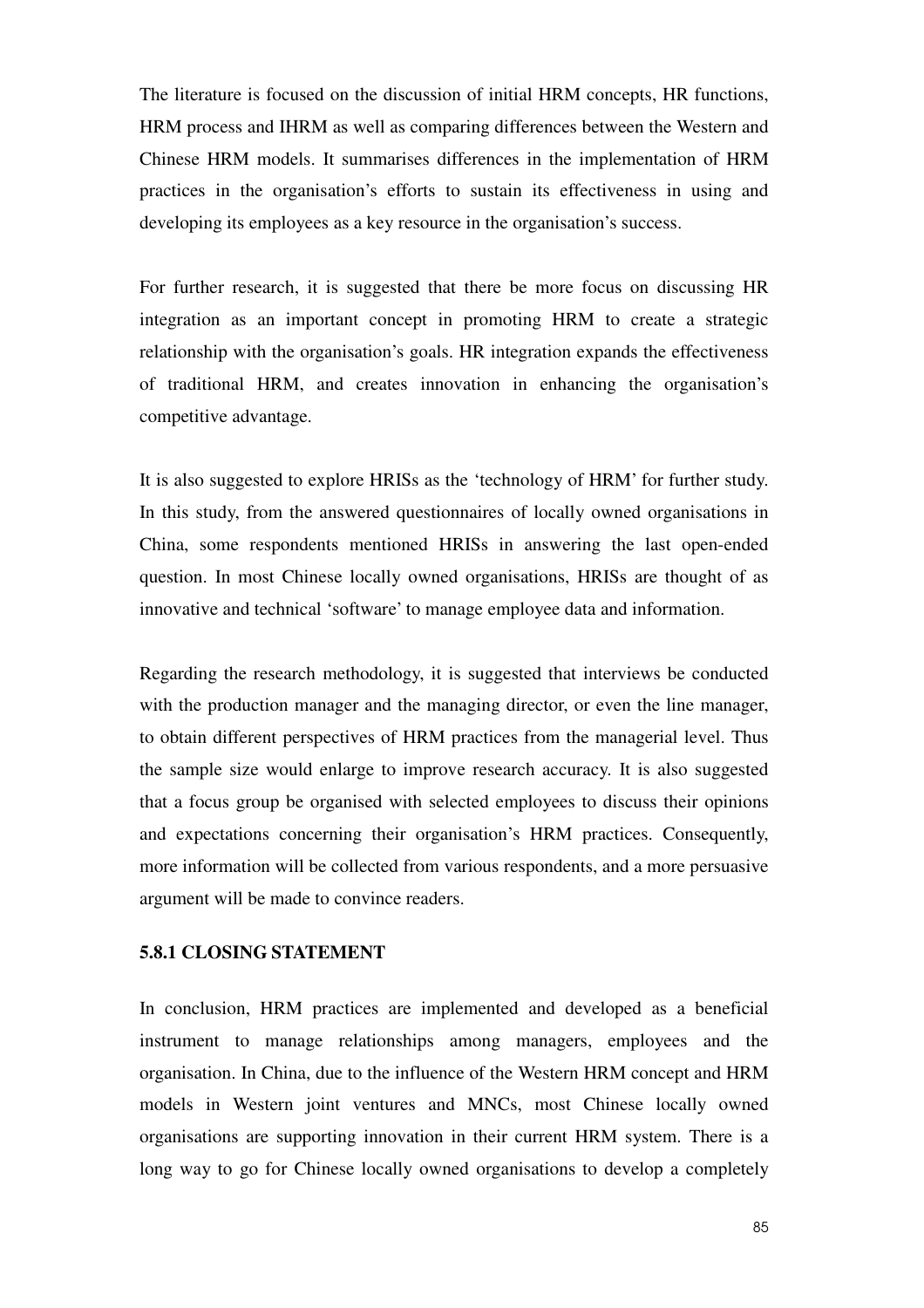The literature is focused on the discussion of initial HRM concepts, HR functions, HRM process and IHRM as well as comparing differences between the Western and Chinese HRM models. It summarises differences in the implementation of HRM practices in the organisation's efforts to sustain its effectiveness in using and developing its employees as a key resource in the organisation's success.

For further research, it is suggested that there be more focus on discussing HR integration as an important concept in promoting HRM to create a strategic relationship with the organisation's goals. HR integration expands the effectiveness of traditional HRM, and creates innovation in enhancing the organisation's competitive advantage.

It is also suggested to explore HRISs as the 'technology of HRM' for further study. In this study, from the answered questionnaires of locally owned organisations in China, some respondents mentioned HRISs in answering the last open-ended question. In most Chinese locally owned organisations, HRISs are thought of as innovative and technical 'software' to manage employee data and information.

Regarding the research methodology, it is suggested that interviews be conducted with the production manager and the managing director, or even the line manager, to obtain different perspectives of HRM practices from the managerial level. Thus the sample size would enlarge to improve research accuracy. It is also suggested that a focus group be organised with selected employees to discuss their opinions and expectations concerning their organisation's HRM practices. Consequently, more information will be collected from various respondents, and a more persuasive argument will be made to convince readers.

### 5.8.1 CLOSING STATEMENT

In conclusion, HRM practices are implemented and developed as a beneficial instrument to manage relationships among managers, employees and the organisation. In China, due to the influence of the Western HRM concept and HRM models in Western joint ventures and MNCs, most Chinese locally owned organisations are supporting innovation in their current HRM system. There is a long way to go for Chinese locally owned organisations to develop a completely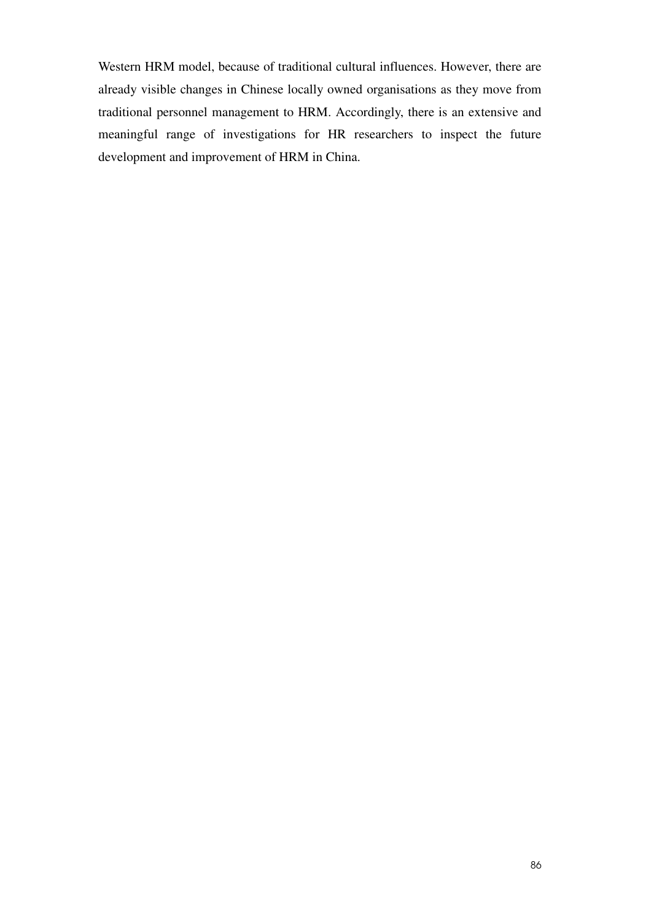Western HRM model, because of traditional cultural influences. However, there are already visible changes in Chinese locally owned organisations as they move from traditional personnel management to HRM. Accordingly, there is an extensive and meaningful range of investigations for HR researchers to inspect the future development and improvement of HRM in China.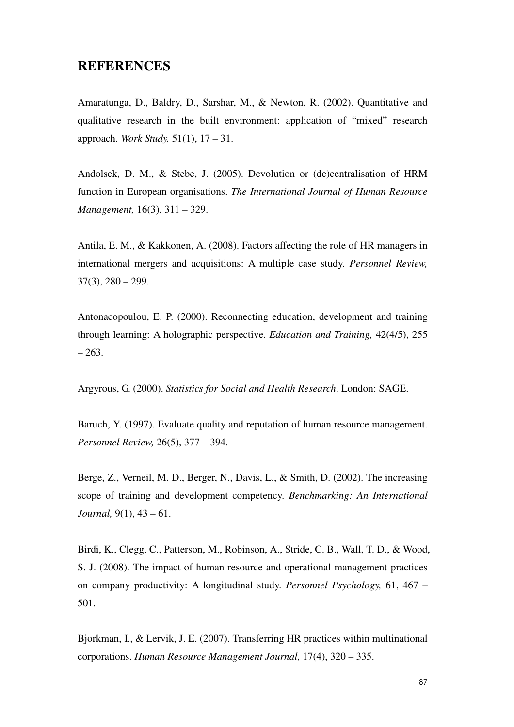## REFERENCES

Amaratunga, D., Baldry, D., Sarshar, M., & Newton, R. (2002). Quantitative and qualitative research in the built environment: application of “mixed” research approach. *Work Study,* 51(1), 17 – 31.

Andolsek, D. M., & Stebe, J. (2005). Devolution or (de)centralisation of HRM function in European organisations. *The International Journal of Human Resource Management,* 16(3), 311 – 329.

Antila, E. M., & Kakkonen, A. (2008). Factors affecting the role of HR managers in international mergers and acquisitions: A multiple case study. *Personnel Review,* 37(3), 280 – 299.

Antonacopoulou, E. P. (2000). Reconnecting education, development and training through learning: A holographic perspective. *Education and Training,* 42(4/5), 255 – 263.

Argyrous, G. (2000). *Statistics for Social and Health Research*. London: SAGE.

Baruch, Y. (1997). Evaluate quality and reputation of human resource management. *Personnel Review,* 26(5), 377 – 394.

Berge, Z., Verneil, M. D., Berger, N., Davis, L., & Smith, D. (2002). The increasing scope of training and development competency. *Benchmarking: An International Journal,* 9(1), 43 – 61.

Birdi, K., Clegg, C., Patterson, M., Robinson, A., Stride, C. B., Wall, T. D., & Wood, S. J. (2008). The impact of human resource and operational management practices on company productivity: A longitudinal study. *Personnel Psychology,* 61, 467 – 501.

Bjorkman, I., & Lervik, J. E. (2007). Transferring HR practices within multinational corporations. *Human Resource Management Journal,* 17(4), 320 – 335.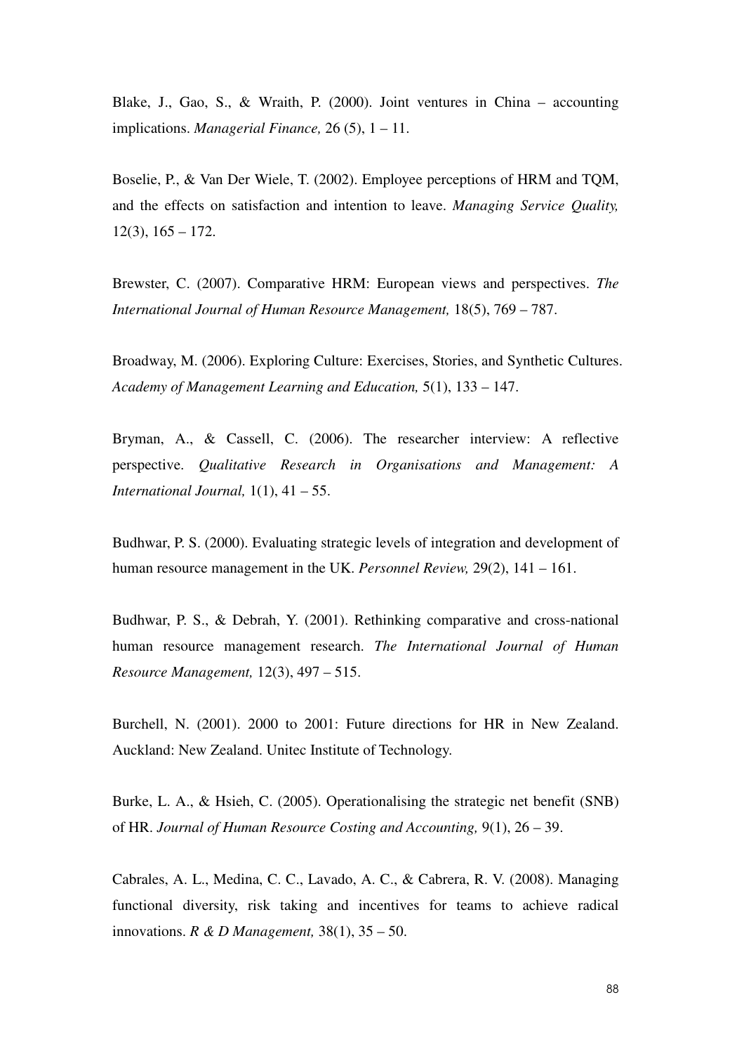Blake, J., Gao, S., & Wraith, P. (2000). Joint ventures in China – accounting implications. *Managerial Finance,* 26 (5), 1 – 11.

Boselie, P., & Van Der Wiele, T. (2002). Employee perceptions of HRM and TQM, and the effects on satisfaction and intention to leave. *Managing Service Quality,* 12(3), 165 – 172.

Brewster, C. (2007). Comparative HRM: European views and perspectives. *The International Journal of Human Resource Management,* 18(5), 769 – 787.

Broadway, M. (2006). Exploring Culture: Exercises, Stories, and Synthetic Cultures. *Academy of Management Learning and Education,* 5(1), 133 – 147.

Bryman, A., & Cassell, C. (2006). The researcher interview: A reflective perspective. *Qualitative Research in Organisations and Management: A International Journal,* 1(1), 41 – 55.

Budhwar, P. S. (2000). Evaluating strategic levels of integration and development of human resource management in the UK. *Personnel Review,* 29(2), 141 – 161.

Budhwar, P. S., & Debrah, Y. (2001). Rethinking comparative and cross-national human resource management research. *The International Journal of Human Resource Management,* 12(3), 497 – 515.

Burchell, N. (2001). 2000 to 2001: Future directions for HR in New Zealand. Auckland: New Zealand. Unitec Institute of Technology.

Burke, L. A., & Hsieh, C. (2005). Operationalising the strategic net benefit (SNB) of HR. *Journal of Human Resource Costing and Accounting,* 9(1), 26 – 39.

Cabrales, A. L., Medina, C. C., Lavado, A. C., & Cabrera, R. V. (2008). Managing functional diversity, risk taking and incentives for teams to achieve radical innovations. *R & D Management,* 38(1), 35 – 50.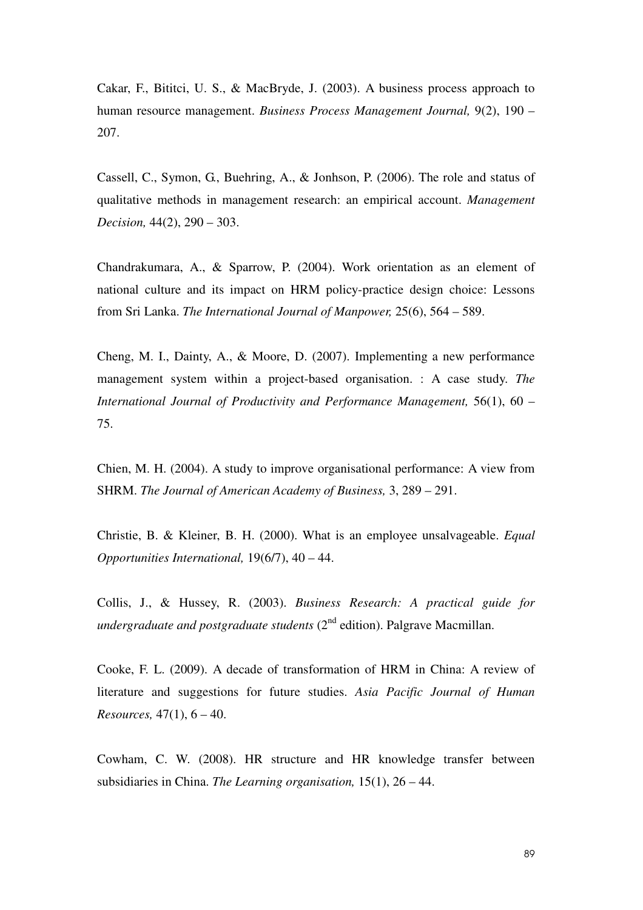Cakar, F., Bititci, U. S., & MacBryde, J. (2003). A business process approach to human resource management. *Business Process Management Journal,* 9(2), 190 – 207.

Cassell, C., Symon, G., Buehring, A., & Jonhson, P. (2006). The role and status of qualitative methods in management research: an empirical account. *Management Decision,* 44(2), 290 – 303.

Chandrakumara, A., & Sparrow, P. (2004). Work orientation as an element of national culture and its impact on HRM policy-practice design choice: Lessons from Sri Lanka. *The International Journal of Manpower,* 25(6), 564 – 589.

Cheng, M. I., Dainty, A., & Moore, D. (2007). Implementing a new performance management system within a project-based organisation. : A case study. *The International Journal of Productivity and Performance Management,* 56(1), 60 – 75.

Chien, M. H. (2004). A study to improve organisational performance: A view from SHRM. *The Journal of American Academy of Business,* 3, 289 – 291.

Christie, B. & Kleiner, B. H. (2000). What is an employee unsalvageable. *Equal Opportunities International,* 19(6/7), 40 – 44.

Collis, J., & Hussey, R. (2003). *Business Research: A practical guide for undergraduate and postgraduate students* (2nd edition). Palgrave Macmillan.

Cooke, F. L. (2009). A decade of transformation of HRM in China: A review of literature and suggestions for future studies. *Asia Pacific Journal of Human Resources,* 47(1), 6 – 40.

Cowham, C. W. (2008). HR structure and HR knowledge transfer between subsidiaries in China. *The Learning organisation,* 15(1), 26 – 44.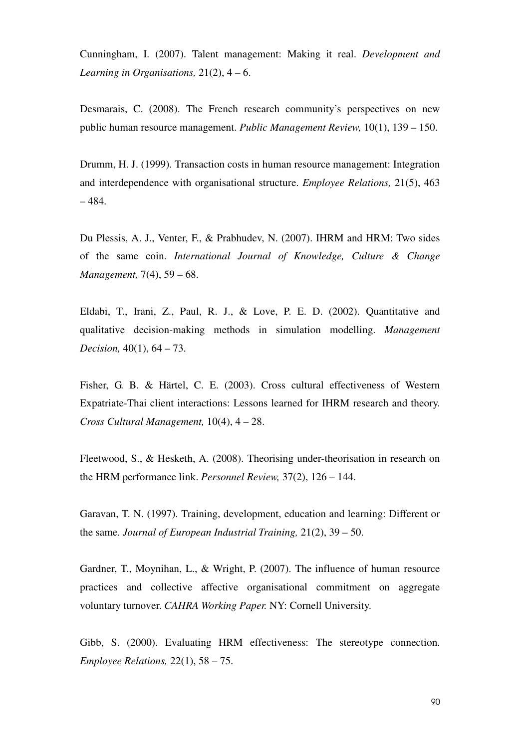Cunningham, I. (2007). Talent management: Making it real. *Development and Learning in Organisations,* 21(2), 4 – 6.

Desmarais, C. (2008). The French research community's perspectives on new public human resource management. *Public Management Review,* 10(1), 139 – 150.

Drumm, H. J. (1999). Transaction costs in human resource management: Integration and interdependence with organisational structure. *Employee Relations,* 21(5), 463 – 484.

Du Plessis, A. J., Venter, F., & Prabhudev, N. (2007). IHRM and HRM: Two sides of the same coin. *International Journal of Knowledge, Culture & Change Management,* 7(4), 59 – 68.

Eldabi, T., Irani, Z., Paul, R. J., & Love, P. E. D. (2002). Quantitative and qualitative decision-making methods in simulation modelling. *Management Decision,* 40(1), 64 – 73.

Fisher, G. B. & Härtel, C. E. (2003). Cross cultural effectiveness of Western Expatriate-Thai client interactions: Lessons learned for IHRM research and theory. *Cross Cultural Management,* 10(4), 4 – 28.

Fleetwood, S., & Hesketh, A. (2008). Theorising under-theorisation in research on the HRM performance link. *Personnel Review,* 37(2), 126 – 144.

Garavan, T. N. (1997). Training, development, education and learning: Different or the same. *Journal of European Industrial Training,* 21(2), 39 – 50.

Gardner, T., Moynihan, L., & Wright, P. (2007). The influence of human resource practices and collective affective organisational commitment on aggregate voluntary turnover. *CAHRA Working Paper.* NY: Cornell University.

Gibb, S. (2000). Evaluating HRM effectiveness: The stereotype connection. *Employee Relations,* 22(1), 58 – 75.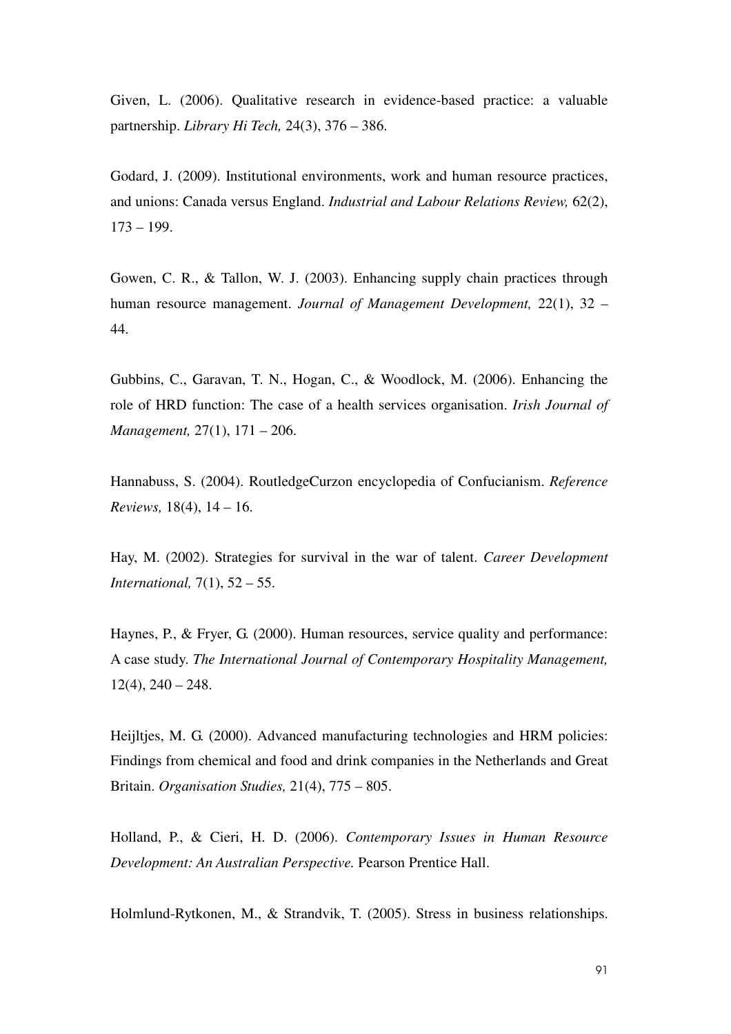Given, L. (2006). Qualitative research in evidence-based practice: a valuable partnership. *Library Hi Tech,* 24(3), 376 – 386.

Godard, J. (2009). Institutional environments, work and human resource practices, and unions: Canada versus England. *Industrial and Labour Relations Review,* 62(2), 173 – 199.

Gowen, C. R., & Tallon, W. J. (2003). Enhancing supply chain practices through human resource management. *Journal of Management Development,* 22(1), 32 – 44.

Gubbins, C., Garavan, T. N., Hogan, C., & Woodlock, M. (2006). Enhancing the role of HRD function: The case of a health services organisation. *Irish Journal of Management,* 27(1), 171 – 206.

Hannabuss, S. (2004). RoutledgeCurzon encyclopedia of Confucianism. *Reference Reviews,* 18(4), 14 – 16.

Hay, M. (2002). Strategies for survival in the war of talent. *Career Development International,* 7(1), 52 – 55.

Haynes, P., & Fryer, G. (2000). Human resources, service quality and performance: A case study. *The International Journal of Contemporary Hospitality Management,* 12(4), 240 – 248.

Heijltjes, M. G. (2000). Advanced manufacturing technologies and HRM policies: Findings from chemical and food and drink companies in the Netherlands and Great Britain. *Organisation Studies,* 21(4), 775 – 805.

Holland, P., & Cieri, H. D. (2006). *Contemporary Issues in Human Resource Development: An Australian Perspective.* Pearson Prentice Hall.

Holmlund-Rytkonen, M., & Strandvik, T. (2005). Stress in business relationships.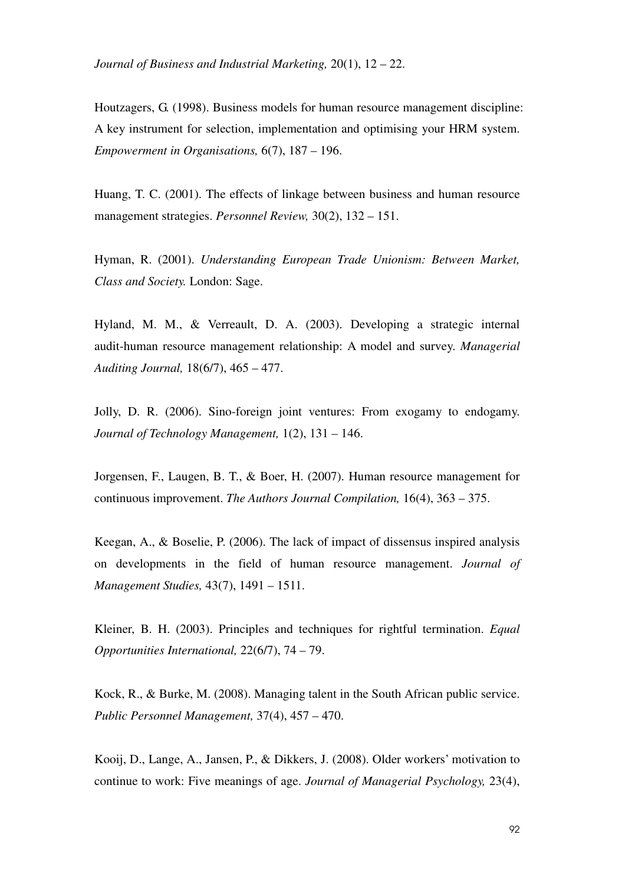*Journal of Business and Industrial Marketing,* 20(1), 12 – 22.

Houtzagers, G. (1998). Business models for human resource management discipline: A key instrument for selection, implementation and optimising your HRM system. *Empowerment in Organisations,* 6(7), 187 – 196.

Huang, T. C. (2001). The effects of linkage between business and human resource management strategies. *Personnel Review,* 30(2), 132 – 151.

Hyman, R. (2001). *Understanding European Trade Unionism: Between Market, Class and Society.* London: Sage.

Hyland, M. M., & Verreault, D. A. (2003). Developing a strategic internal audit-human resource management relationship: A model and survey. *Managerial Auditing Journal,* 18(6/7), 465 – 477.

Jolly, D. R. (2006). Sino-foreign joint ventures: From exogamy to endogamy. *Journal of Technology Management,* 1(2), 131 – 146.

Jorgensen, F., Laugen, B. T., & Boer, H. (2007). Human resource management for continuous improvement. *The Authors Journal Compilation,* 16(4), 363 – 375.

Keegan, A., & Boselie, P. (2006). The lack of impact of dissensus inspired analysis on developments in the field of human resource management. *Journal of Management Studies,* 43(7), 1491 – 1511.

Kleiner, B. H. (2003). Principles and techniques for rightful termination. *Equal Opportunities International,* 22(6/7), 74 – 79.

Kock, R., & Burke, M. (2008). Managing talent in the South African public service. *Public Personnel Management,* 37(4), 457 – 470.

Kooij, D., Lange, A., Jansen, P., & Dikkers, J. (2008). Older workers' motivation to continue to work: Five meanings of age. *Journal of Managerial Psychology,* 23(4),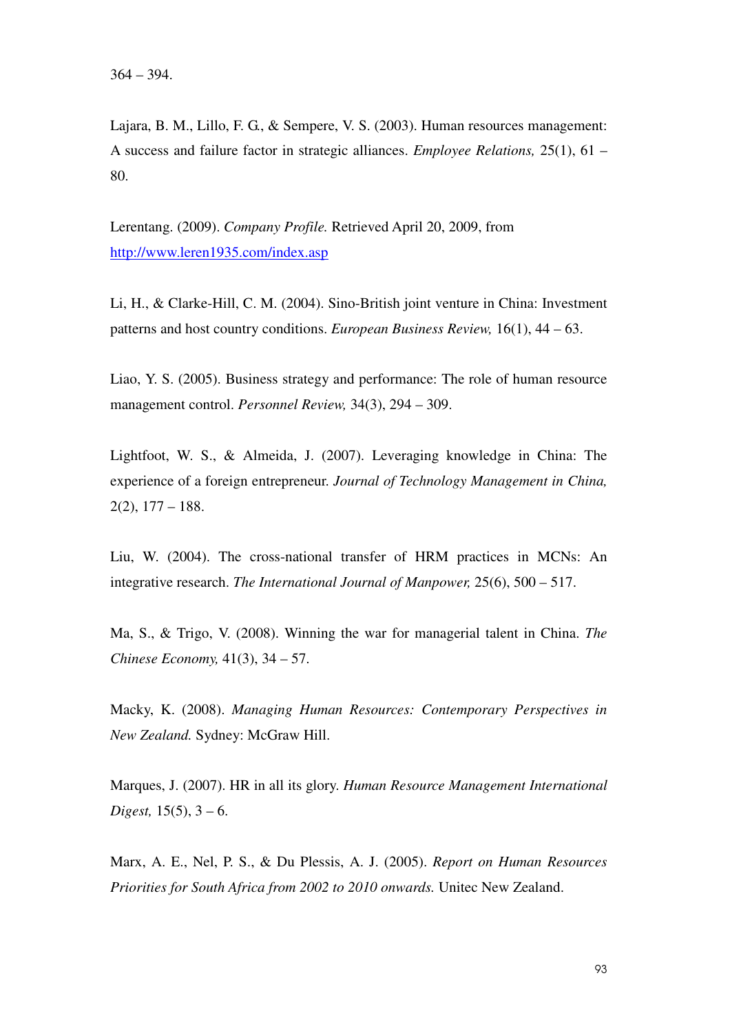364 – 394.

Lajara, B. M., Lillo, F. G., & Sempere, V. S. (2003). Human resources management: A success and failure factor in strategic alliances. *Employee Relations,* 25(1), 61 – 80.

Lerentang. (2009). *Company Profile.* Retrieved April 20, 2009, from http://www.leren1935.com/index.asp

Li, H., & Clarke-Hill, C. M. (2004). Sino-British joint venture in China: Investment patterns and host country conditions. *European Business Review,* 16(1), 44 – 63.

Liao, Y. S. (2005). Business strategy and performance: The role of human resource management control. *Personnel Review,* 34(3), 294 – 309.

Lightfoot, W. S., & Almeida, J. (2007). Leveraging knowledge in China: The experience of a foreign entrepreneur. *Journal of Technology Management in China,* 2(2), 177 – 188.

Liu, W. (2004). The cross-national transfer of HRM practices in MCNs: An integrative research. *The International Journal of Manpower,* 25(6), 500 – 517.

Ma, S., & Trigo, V. (2008). Winning the war for managerial talent in China. *The Chinese Economy,* 41(3), 34 – 57.

Macky, K. (2008). *Managing Human Resources: Contemporary Perspectives in New Zealand.* Sydney: McGraw Hill.

Marques, J. (2007). HR in all its glory. *Human Resource Management International Digest,* 15(5), 3 – 6.

Marx, A. E., Nel, P. S., & Du Plessis, A. J. (2005). *Report on Human Resources Priorities for South Africa from 2002 to 2010 onwards.* Unitec New Zealand.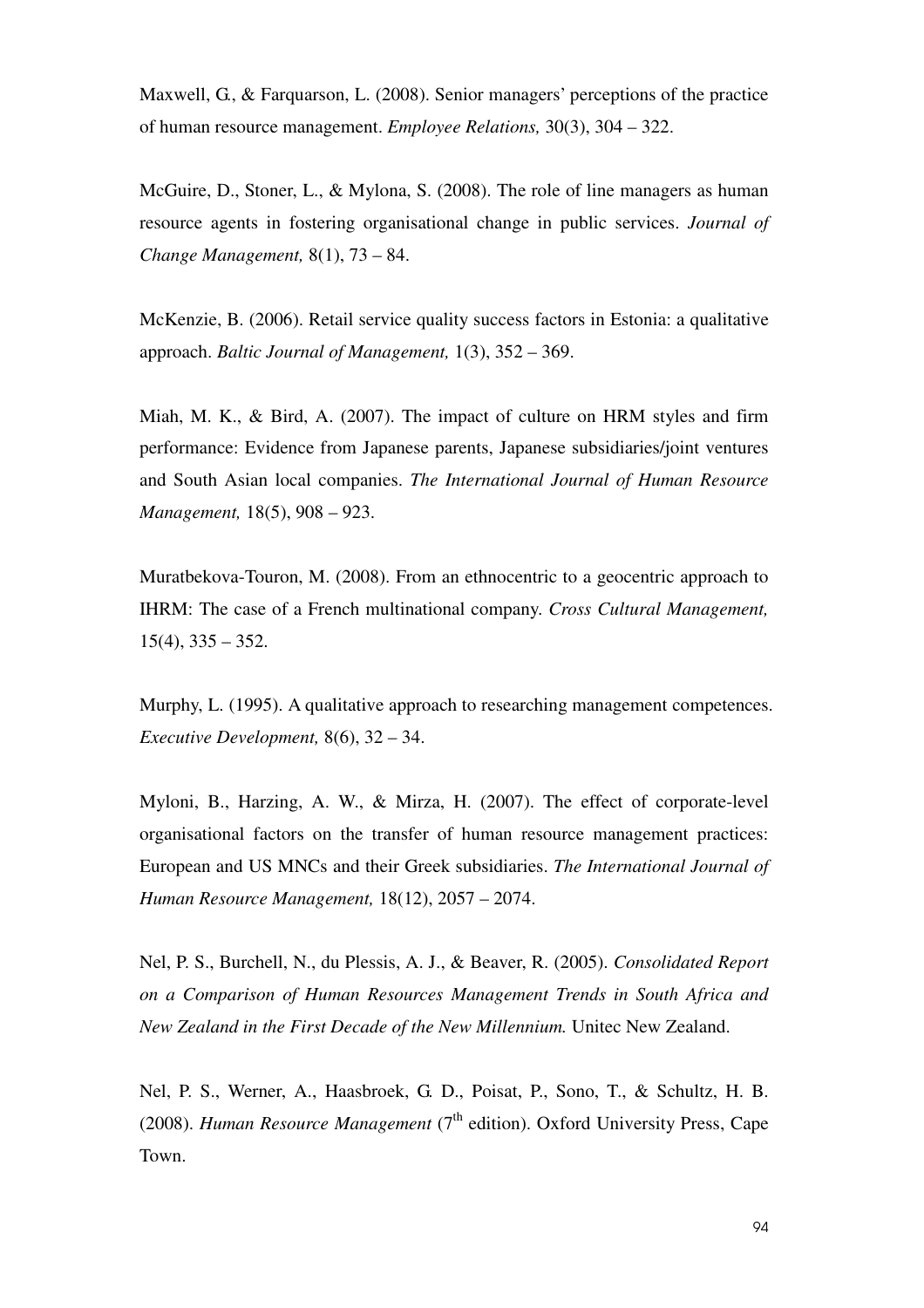Maxwell, G., & Farquarson, L. (2008). Senior managers' perceptions of the practice of human resource management. *Employee Relations,* 30(3), 304 – 322.

McGuire, D., Stoner, L., & Mylona, S. (2008). The role of line managers as human resource agents in fostering organisational change in public services. *Journal of Change Management,* 8(1), 73 – 84.

McKenzie, B. (2006). Retail service quality success factors in Estonia: a qualitative approach. *Baltic Journal of Management,* 1(3), 352 – 369.

Miah, M. K., & Bird, A. (2007). The impact of culture on HRM styles and firm performance: Evidence from Japanese parents, Japanese subsidiaries/joint ventures and South Asian local companies. *The International Journal of Human Resource Management,* 18(5), 908 – 923.

Muratbekova-Touron, M. (2008). From an ethnocentric to a geocentric approach to IHRM: The case of a French multinational company. *Cross Cultural Management,* 15(4), 335 – 352.

Murphy, L. (1995). A qualitative approach to researching management competences. *Executive Development,* 8(6), 32 – 34.

Myloni, B., Harzing, A. W., & Mirza, H. (2007). The effect of corporate-level organisational factors on the transfer of human resource management practices: European and US MNCs and their Greek subsidiaries. *The International Journal of Human Resource Management,* 18(12), 2057 – 2074.

Nel, P. S., Burchell, N., du Plessis, A. J., & Beaver, R. (2005). *Consolidated Report on a Comparison of Human Resources Management Trends in South Africa and New Zealand in the First Decade of the New Millennium.* Unitec New Zealand.

Nel, P. S., Werner, A., Haasbroek, G. D., Poisat, P., Sono, T., & Schultz, H. B. (2008). *Human Resource Management* (7th edition). Oxford University Press, Cape Town.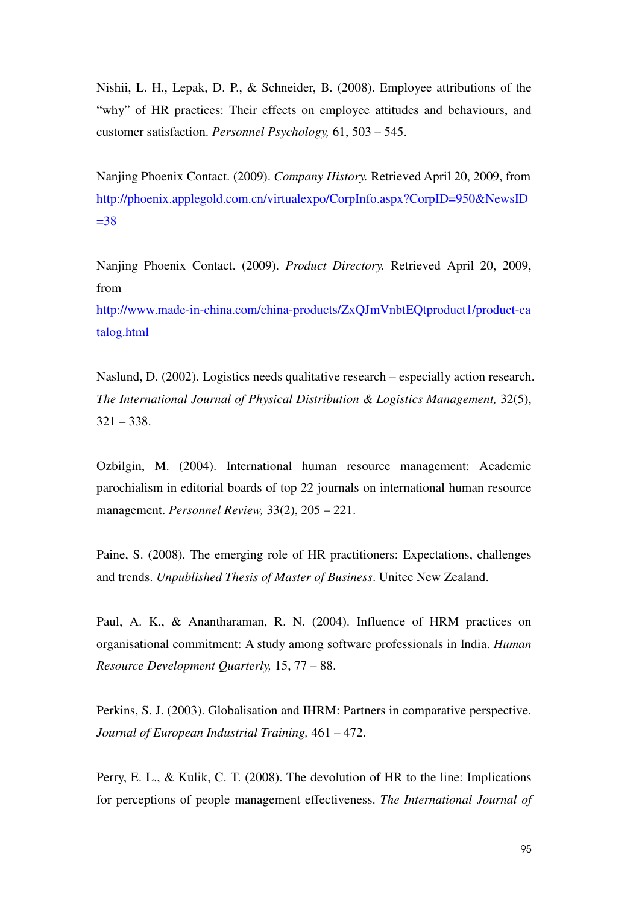Nishii, L. H., Lepak, D. P., & Schneider, B. (2008). Employee attributions of the "why" of HR practices: Their effects on employee attitudes and behaviours, and customer satisfaction. *Personnel Psychology,* 61, 503 – 545.

Nanjing Phoenix Contact. (2009). *Company History.* Retrieved April 20, 2009, from http://phoenix.applegold.com.cn/virtualexpo/CorpInfo.aspx?CorpID=950&NewsID=38

Nanjing Phoenix Contact. (2009). *Product Directory.* Retrieved April 20, 2009, from http://www.made-in-china.com/china-products/ZxQJmVnbtEQtproduct1/product-catalog.html

Naslund, D. (2002). Logistics needs qualitative research – especially action research. *The International Journal of Physical Distribution & Logistics Management,* 32(5), 321 – 338.

Ozbilgin, M. (2004). International human resource management: Academic parochialism in editorial boards of top 22 journals on international human resource management. *Personnel Review,* 33(2), 205 – 221.

Paine, S. (2008). The emerging role of HR practitioners: Expectations, challenges and trends. *Unpublished Thesis of Master of Business*. Unitec New Zealand.

Paul, A. K., & Anantharaman, R. N. (2004). Influence of HRM practices on organisational commitment: A study among software professionals in India. *Human Resource Development Quarterly,* 15, 77 – 88.

Perkins, S. J. (2003). Globalisation and IHRM: Partners in comparative perspective. *Journal of European Industrial Training,* 461 – 472.

Perry, E. L., & Kulik, C. T. (2008). The devolution of HR to the line: Implications for perceptions of people management effectiveness. *The International Journal of*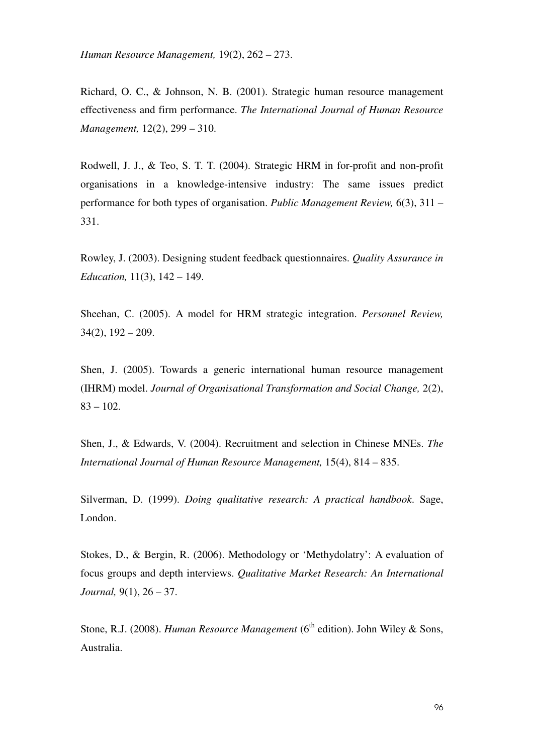*Human Resource Management,* 19(2), 262 – 273.

Richard, O. C., & Johnson, N. B. (2001). Strategic human resource management effectiveness and firm performance. *The International Journal of Human Resource Management,* 12(2), 299 – 310.

Rodwell, J. J., & Teo, S. T. T. (2004). Strategic HRM in for-profit and non-profit organisations in a knowledge-intensive industry: The same issues predict performance for both types of organisation. *Public Management Review,* 6(3), 311 – 331.

Rowley, J. (2003). Designing student feedback questionnaires. *Quality Assurance in Education,* 11(3), 142 – 149.

Sheehan, C. (2005). A model for HRM strategic integration. *Personnel Review,* 34(2), 192 – 209.

Shen, J. (2005). Towards a generic international human resource management (IHRM) model. *Journal of Organisational Transformation and Social Change,* 2(2), 83 – 102.

Shen, J., & Edwards, V. (2004). Recruitment and selection in Chinese MNEs. *The International Journal of Human Resource Management,* 15(4), 814 – 835.

Silverman, D. (1999). *Doing qualitative research: A practical handbook*. Sage, London.

Stokes, D., & Bergin, R. (2006). Methodology or 'Methydolatry': A evaluation of focus groups and depth interviews. *Qualitative Market Research: An International Journal,* 9(1), 26 – 37.

Stone, R.J. (2008). *Human Resource Management* (6th edition). John Wiley & Sons, Australia.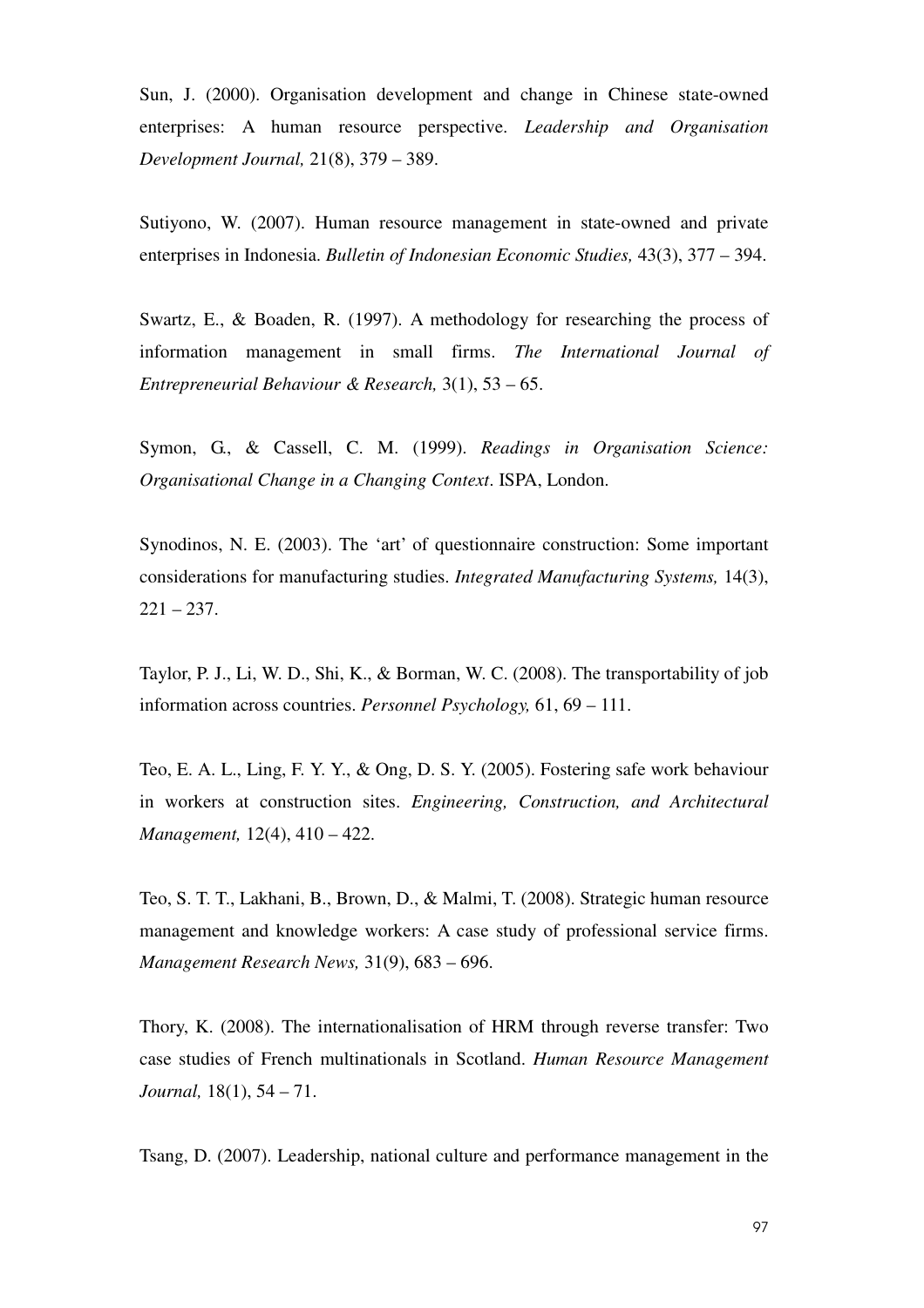Sun, J. (2000). Organisation development and change in Chinese state-owned enterprises: A human resource perspective. *Leadership and Organisation Development Journal,* 21(8), 379 – 389.

Sutiyono, W. (2007). Human resource management in state-owned and private enterprises in Indonesia. *Bulletin of Indonesian Economic Studies,* 43(3), 377 – 394.

Swartz, E., & Boaden, R. (1997). A methodology for researching the process of information management in small firms. *The International Journal of Entrepreneurial Behaviour & Research,* 3(1), 53 – 65.

Symon, G., & Cassell, C. M. (1999). *Readings in Organisation Science: Organisational Change in a Changing Context*. ISPA, London.

Synodinos, N. E. (2003). The 'art' of questionnaire construction: Some important considerations for manufacturing studies. *Integrated Manufacturing Systems,* 14(3), 221 – 237.

Taylor, P. J., Li, W. D., Shi, K., & Borman, W. C. (2008). The transportability of job information across countries. *Personnel Psychology,* 61, 69 – 111.

Teo, E. A. L., Ling, F. Y. Y., & Ong, D. S. Y. (2005). Fostering safe work behaviour in workers at construction sites. *Engineering, Construction, and Architectural Management,* 12(4), 410 – 422.

Teo, S. T. T., Lakhani, B., Brown, D., & Malmi, T. (2008). Strategic human resource management and knowledge workers: A case study of professional service firms. *Management Research News,* 31(9), 683 – 696.

Thory, K. (2008). The internationalisation of HRM through reverse transfer: Two case studies of French multinationals in Scotland. *Human Resource Management Journal,* 18(1), 54 – 71.

Tsang, D. (2007). Leadership, national culture and performance management in the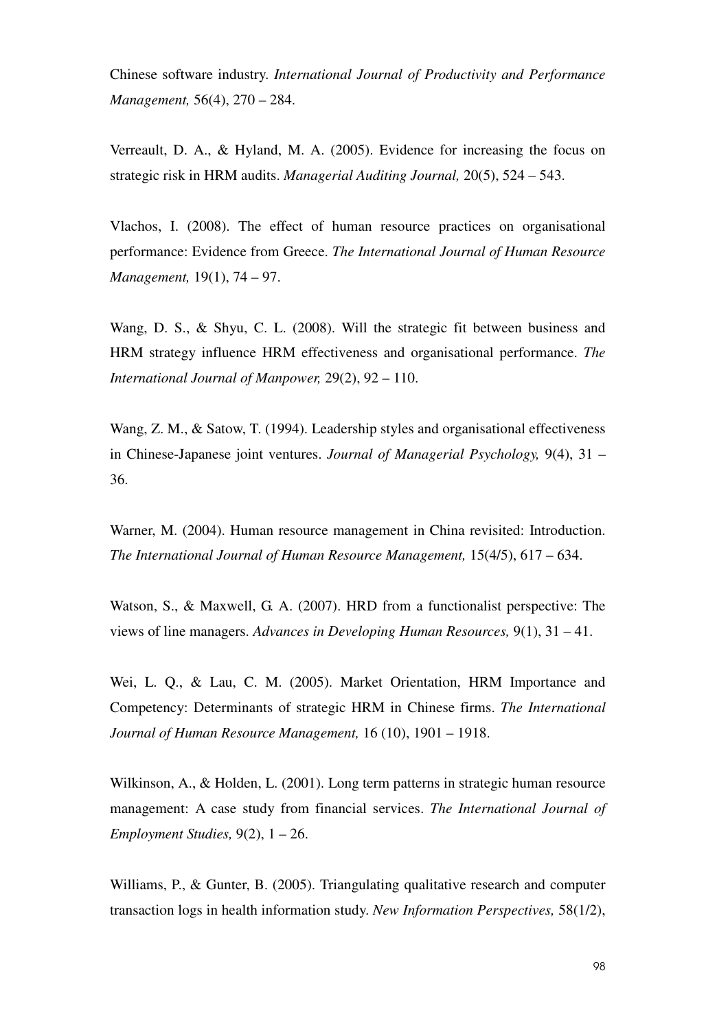Chinese software industry. *International Journal of Productivity and Performance Management,* 56(4), 270 – 284.

Verreault, D. A., & Hyland, M. A. (2005). Evidence for increasing the focus on strategic risk in HRM audits. *Managerial Auditing Journal,* 20(5), 524 – 543.

Vlachos, I. (2008). The effect of human resource practices on organisational performance: Evidence from Greece. *The International Journal of Human Resource Management,* 19(1), 74 – 97.

Wang, D. S., & Shyu, C. L. (2008). Will the strategic fit between business and HRM strategy influence HRM effectiveness and organisational performance. *The International Journal of Manpower,* 29(2), 92 – 110.

Wang, Z. M., & Satow, T. (1994). Leadership styles and organisational effectiveness in Chinese-Japanese joint ventures. *Journal of Managerial Psychology,* 9(4), 31 – 36.

Warner, M. (2004). Human resource management in China revisited: Introduction. *The International Journal of Human Resource Management,* 15(4/5), 617 – 634.

Watson, S., & Maxwell, G. A. (2007). HRD from a functionalist perspective: The views of line managers. *Advances in Developing Human Resources,* 9(1), 31 – 41.

Wei, L. Q., & Lau, C. M. (2005). Market Orientation, HRM Importance and Competency: Determinants of strategic HRM in Chinese firms. *The International Journal of Human Resource Management,* 16 (10), 1901 – 1918.

Wilkinson, A., & Holden, L. (2001). Long term patterns in strategic human resource management: A case study from financial services. *The International Journal of Employment Studies,* 9(2), 1 – 26.

Williams, P., & Gunter, B. (2005). Triangulating qualitative research and computer transaction logs in health information study. *New Information Perspectives,* 58(1/2),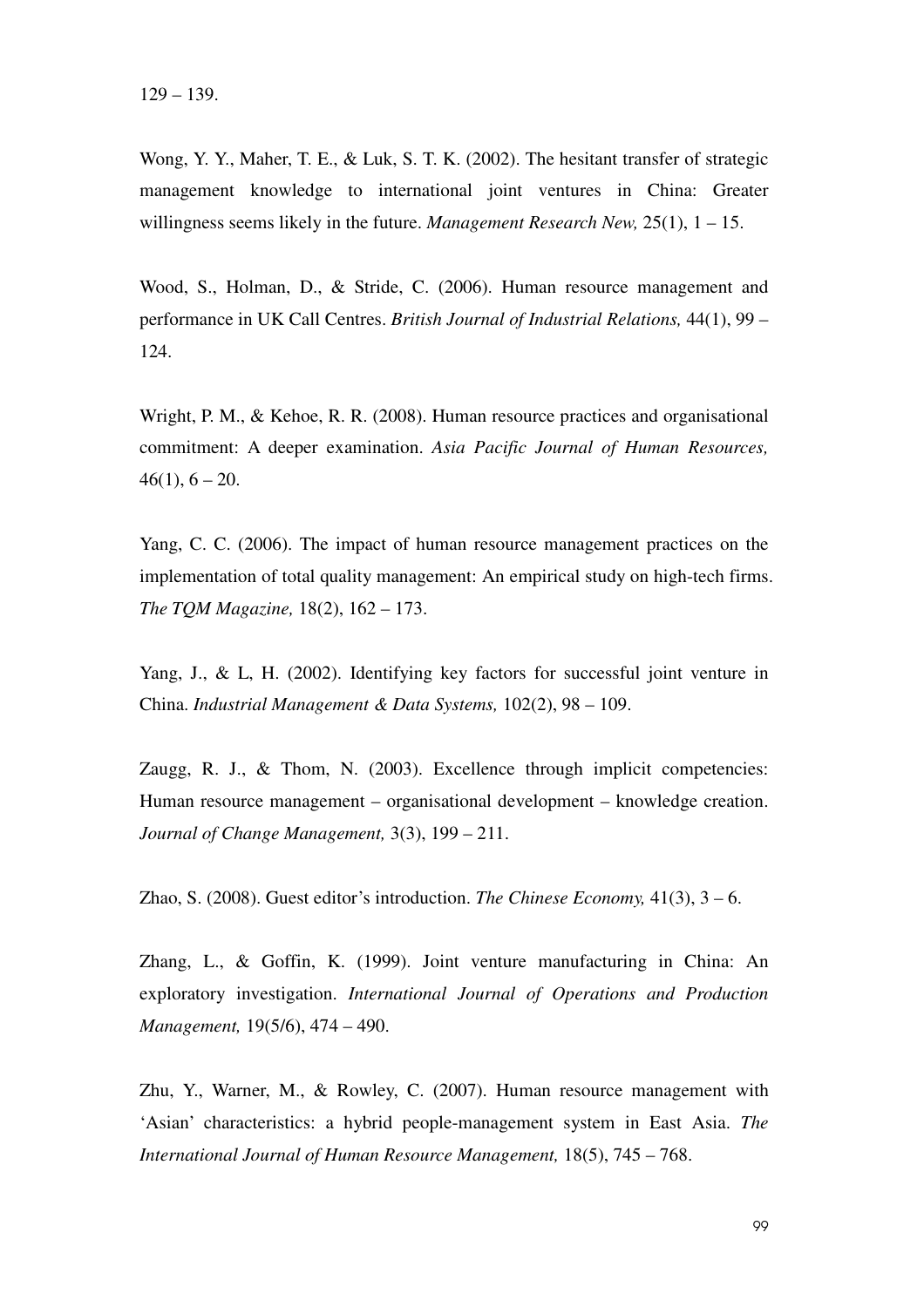129 – 139.

Wong, Y. Y., Maher, T. E., & Luk, S. T. K. (2002). The hesitant transfer of strategic management knowledge to international joint ventures in China: Greater willingness seems likely in the future. *Management Research New,* 25(1), 1 – 15.

Wood, S., Holman, D., & Stride, C. (2006). Human resource management and performance in UK Call Centres. *British Journal of Industrial Relations,* 44(1), 99 – 124.

Wright, P. M., & Kehoe, R. R. (2008). Human resource practices and organisational commitment: A deeper examination. *Asia Pacific Journal of Human Resources,* 46(1), 6 – 20.

Yang, C. C. (2006). The impact of human resource management practices on the implementation of total quality management: An empirical study on high-tech firms. *The TQM Magazine,* 18(2), 162 – 173.

Yang, J., & L, H. (2002). Identifying key factors for successful joint venture in China. *Industrial Management & Data Systems,* 102(2), 98 – 109.

Zaugg, R. J., & Thom, N. (2003). Excellence through implicit competencies: Human resource management – organisational development – knowledge creation. *Journal of Change Management,* 3(3), 199 – 211.

Zhao, S. (2008). Guest editor's introduction. *The Chinese Economy,* 41(3), 3 – 6.

Zhang, L., & Goffin, K. (1999). Joint venture manufacturing in China: An exploratory investigation. *International Journal of Operations and Production Management,* 19(5/6), 474 – 490.

Zhu, Y., Warner, M., & Rowley, C. (2007). Human resource management with 'Asian' characteristics: a hybrid people-management system in East Asia. *The International Journal of Human Resource Management,* 18(5), 745 – 768.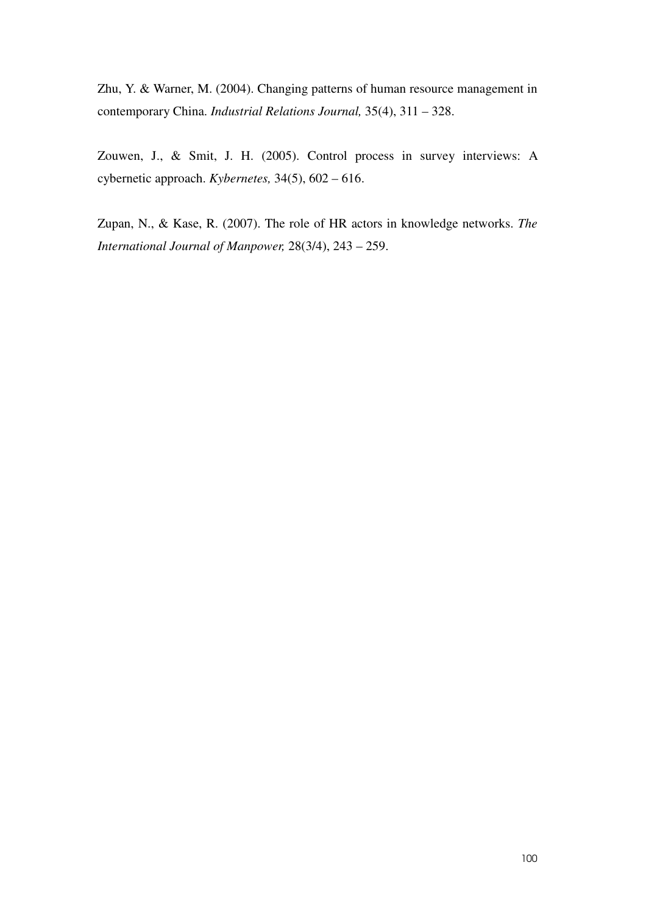Zhu, Y. & Warner, M. (2004). Changing patterns of human resource management in contemporary China. *Industrial Relations Journal,* 35(4), 311 – 328.

Zouwen, J., & Smit, J. H. (2005). Control process in survey interviews: A cybernetic approach. *Kybernetes,* 34(5), 602 – 616.

Zupan, N., & Kase, R. (2007). The role of HR actors in knowledge networks. *The International Journal of Manpower,* 28(3/4), 243 – 259.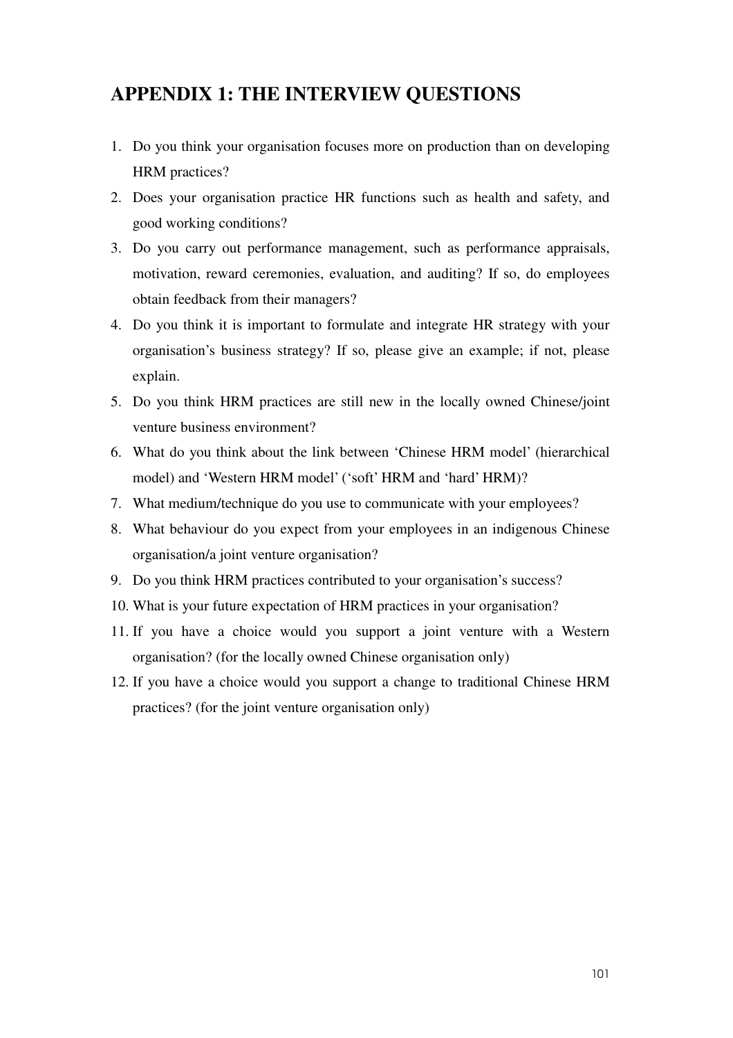# APPENDIX 1: THE INTERVIEW QUESTIONS

1. Do you think your organisation focuses more on production than on developing HRM practices?
2. Does your organisation practice HR functions such as health and safety, and good working conditions?
3. Do you carry out performance management, such as performance appraisals, motivation, reward ceremonies, evaluation, and auditing? If so, do employees obtain feedback from their managers?
4. Do you think it is important to formulate and integrate HR strategy with your organisation's business strategy? If so, please give an example; if not, please explain.
5. Do you think HRM practices are still new in the locally owned Chinese/joint venture business environment?
6. What do you think about the link between 'Chinese HRM model' (hierarchical model) and 'Western HRM model' ('soft' HRM and 'hard' HRM)?
7. What medium/technique do you use to communicate with your employees?
8. What behaviour do you expect from your employees in an indigenous Chinese organisation/a joint venture organisation?
9. Do you think HRM practices contributed to your organisation's success?
10. What is your future expectation of HRM practices in your organisation?
11. If you have a choice would you support a joint venture with a Western organisation? (for the locally owned Chinese organisation only)
12. If you have a choice would you support a change to traditional Chinese HRM practices? (for the joint venture organisation only)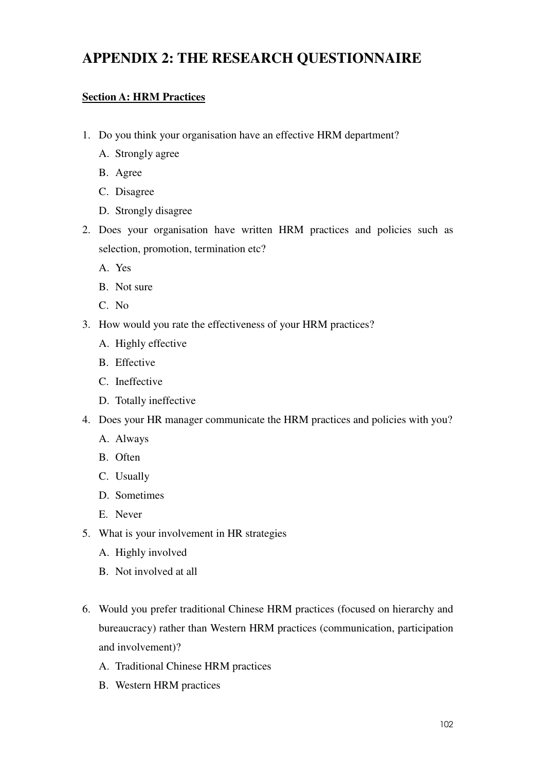# APPENDIX 2: THE RESEARCH QUESTIONNAIRE

**<u>Section A: HRM Practices</u>**

1. Do you think your organisation have an effective HRM department?
   A. Strongly agree
   B. Agree
   C. Disagree
   D. Strongly disagree
2. Does your organisation have written HRM practices and policies such as selection, promotion, termination etc?
   A. Yes
   B. Not sure
   C. No
3. How would you rate the effectiveness of your HRM practices?
   A. Highly effective
   B. Effective
   C. Ineffective
   D. Totally ineffective
4. Does your HR manager communicate the HRM practices and policies with you?
   A. Always
   B. Often
   C. Usually
   D. Sometimes
   E. Never
5. What is your involvement in HR strategies
   A. Highly involved
   B. Not involved at all

6. Would you prefer traditional Chinese HRM practices (focused on hierarchy and bureaucracy) rather than Western HRM practices (communication, participation and involvement)?
   A. Traditional Chinese HRM practices
   B. Western HRM practices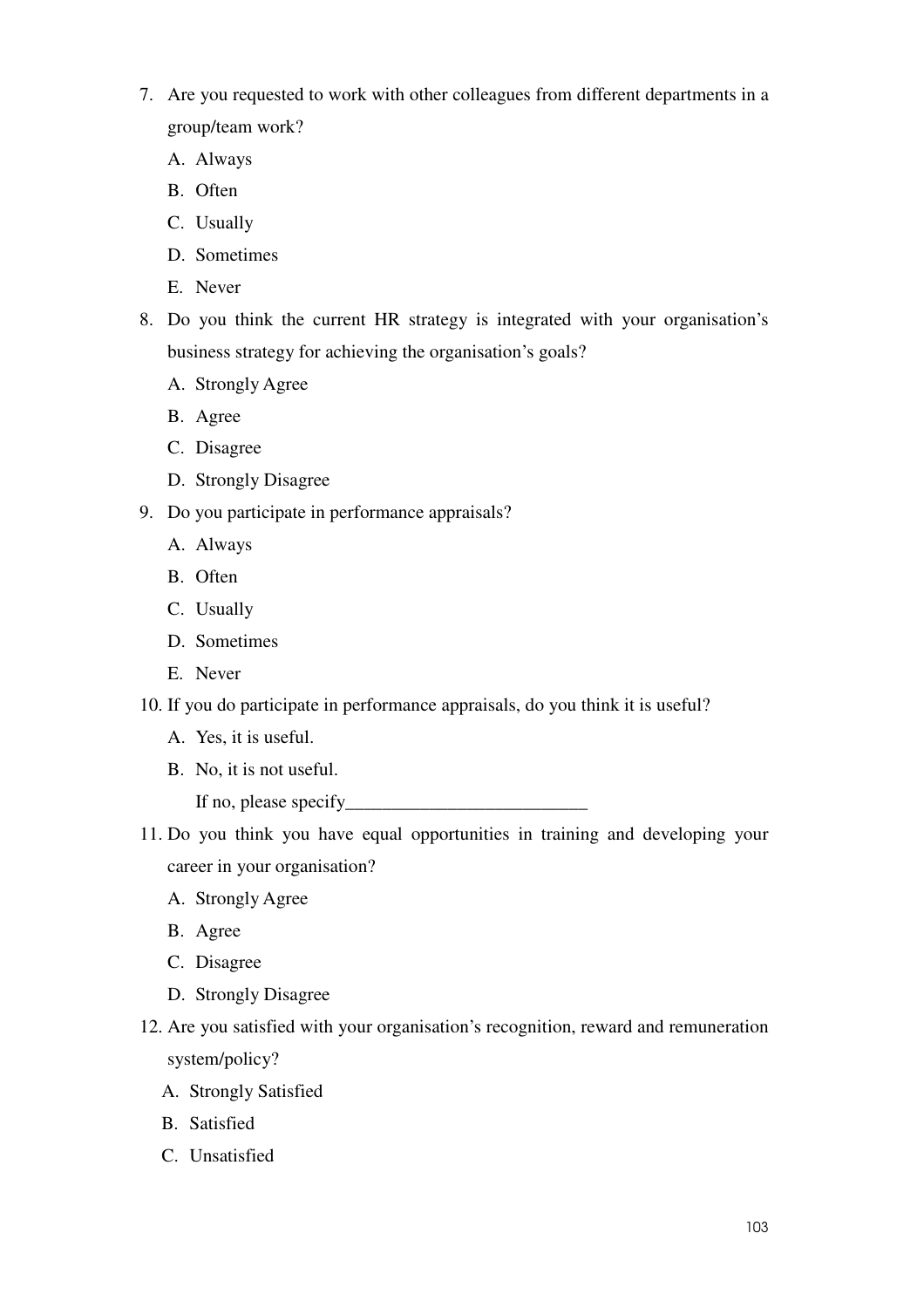7. Are you requested to work with other colleagues from different departments in a group/team work?
   - A. Always
   - B. Often
   - C. Usually
   - D. Sometimes
   - E. Never
8. Do you think the current HR strategy is integrated with your organisation's business strategy for achieving the organisation's goals?
   - A. Strongly Agree
   - B. Agree
   - C. Disagree
   - D. Strongly Disagree
9. Do you participate in performance appraisals?
   - A. Always
   - B. Often
   - C. Usually
   - D. Sometimes
   - E. Never
10. If you do participate in performance appraisals, do you think it is useful?
    - A. Yes, it is useful.
    - B. No, it is not useful.

      If no, please specify__________________________
11. Do you think you have equal opportunities in training and developing your career in your organisation?
    - A. Strongly Agree
    - B. Agree
    - C. Disagree
    - D. Strongly Disagree
12. Are you satisfied with your organisation's recognition, reward and remuneration system/policy?
    - A. Strongly Satisfied
    - B. Satisfied
    - C. Unsatisfied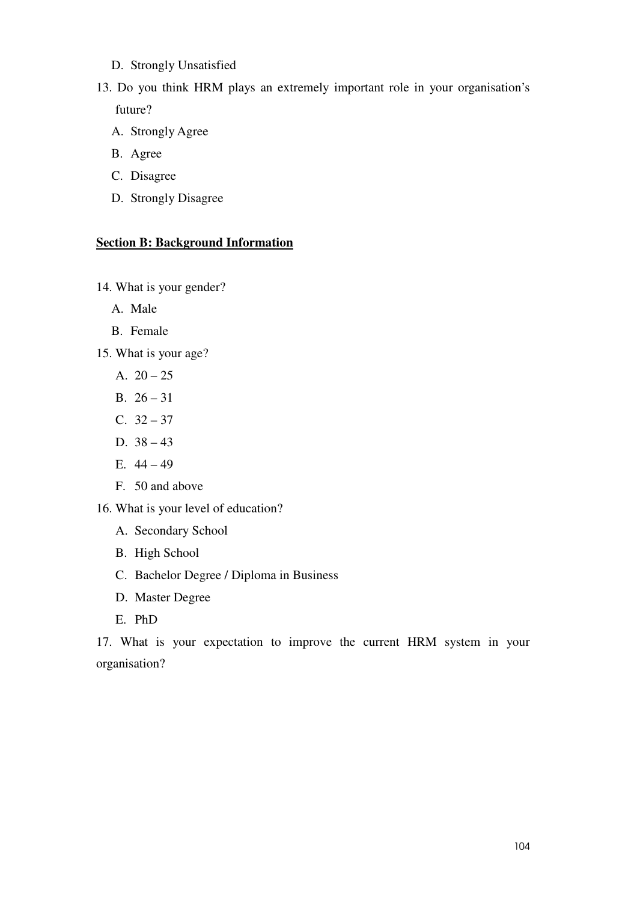D. Strongly Unsatisfied

13. Do you think HRM plays an extremely important role in your organisation's future?

    A. Strongly Agree
    B. Agree
    C. Disagree
    D. Strongly Disagree

**Section B: Background Information**

14. What is your gender?

    A. Male
    B. Female

15. What is your age?

    A. 20 – 25
    B. 26 – 31
    C. 32 – 37
    D. 38 – 43
    E. 44 – 49
    F. 50 and above

16. What is your level of education?

    A. Secondary School
    B. High School
    C. Bachelor Degree / Diploma in Business
    D. Master Degree
    E. PhD

17. What is your expectation to improve the current HRM system in your organisation?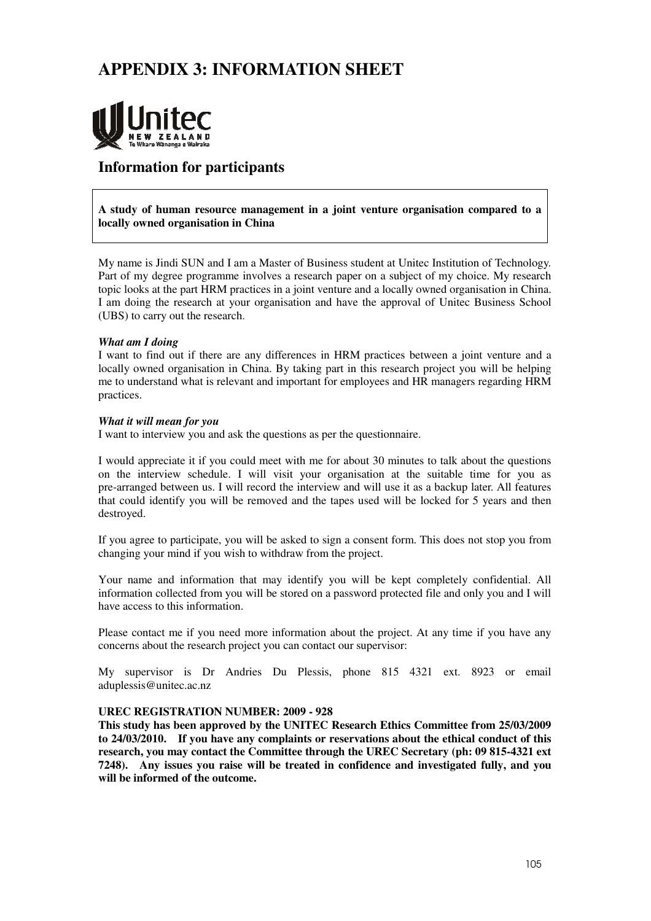# APPENDIX 3: INFORMATION SHEET

## Information for participants

**A study of human resource management in a joint venture organisation compared to a locally owned organisation in China**

My name is Jindi SUN and I am a Master of Business student at Unitec Institution of Technology. Part of my degree programme involves a research paper on a subject of my choice. My research topic looks at the part HRM practices in a joint venture and a locally owned organisation in China. I am doing the research at your organisation and have the approval of Unitec Business School (UBS) to carry out the research.

***What am I doing***

I want to find out if there are any differences in HRM practices between a joint venture and a locally owned organisation in China. By taking part in this research project you will be helping me to understand what is relevant and important for employees and HR managers regarding HRM practices.

***What it will mean for you***

I want to interview you and ask the questions as per the questionnaire.

I would appreciate it if you could meet with me for about 30 minutes to talk about the questions on the interview schedule. I will visit your organisation at the suitable time for you as pre-arranged between us. I will record the interview and will use it as a backup later. All features that could identify you will be removed and the tapes used will be locked for 5 years and then destroyed.

If you agree to participate, you will be asked to sign a consent form. This does not stop you from changing your mind if you wish to withdraw from the project.

Your name and information that may identify you will be kept completely confidential. All information collected from you will be stored on a password protected file and only you and I will have access to this information.

Please contact me if you need more information about the project. At any time if you have any concerns about the research project you can contact our supervisor:

My supervisor is Dr Andries Du Plessis, phone 815 4321 ext. 8923 or email aduplessis@unitec.ac.nz

**UREC REGISTRATION NUMBER: 2009 - 928**

**This study has been approved by the UNITEC Research Ethics Committee from 25/03/2009 to 24/03/2010. If you have any complaints or reservations about the ethical conduct of this research, you may contact the Committee through the UREC Secretary (ph: 09 815-4321 ext 7248). Any issues you raise will be treated in confidence and investigated fully, and you will be informed of the outcome.**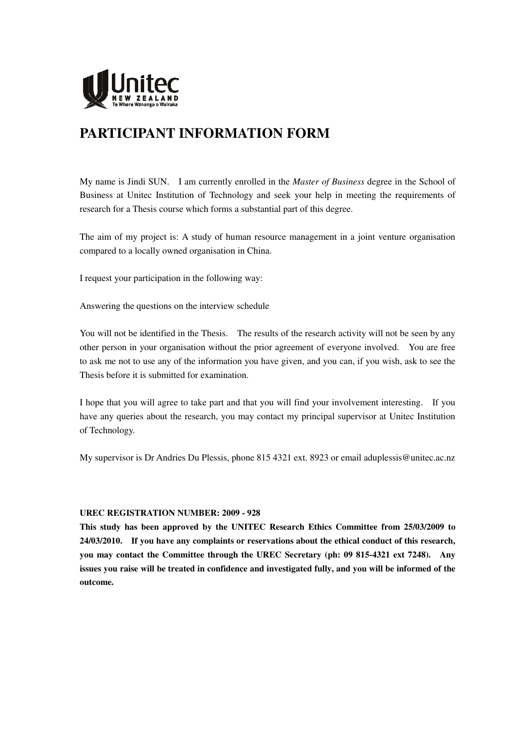# PARTICIPANT INFORMATION FORM

My name is Jindi SUN. I am currently enrolled in the *Master of Business* degree in the School of Business at Unitec Institution of Technology and seek your help in meeting the requirements of research for a Thesis course which forms a substantial part of this degree.

The aim of my project is: A study of human resource management in a joint venture organisation compared to a locally owned organisation in China.

I request your participation in the following way:

Answering the questions on the interview schedule

You will not be identified in the Thesis. The results of the research activity will not be seen by any other person in your organisation without the prior agreement of everyone involved. You are free to ask me not to use any of the information you have given, and you can, if you wish, ask to see the Thesis before it is submitted for examination.

I hope that you will agree to take part and that you will find your involvement interesting. If you have any queries about the research, you may contact my principal supervisor at Unitec Institution of Technology.

My supervisor is Dr Andries Du Plessis, phone 815 4321 ext. 8923 or email aduplessis@unitec.ac.nz

**UREC REGISTRATION NUMBER: 2009 - 928**

**This study has been approved by the UNITEC Research Ethics Committee from 25/03/2009 to 24/03/2010. If you have any complaints or reservations about the ethical conduct of this research, you may contact the Committee through the UREC Secretary (ph: 09 815-4321 ext 7248). Any issues you raise will be treated in confidence and investigated fully, and you will be informed of the outcome.**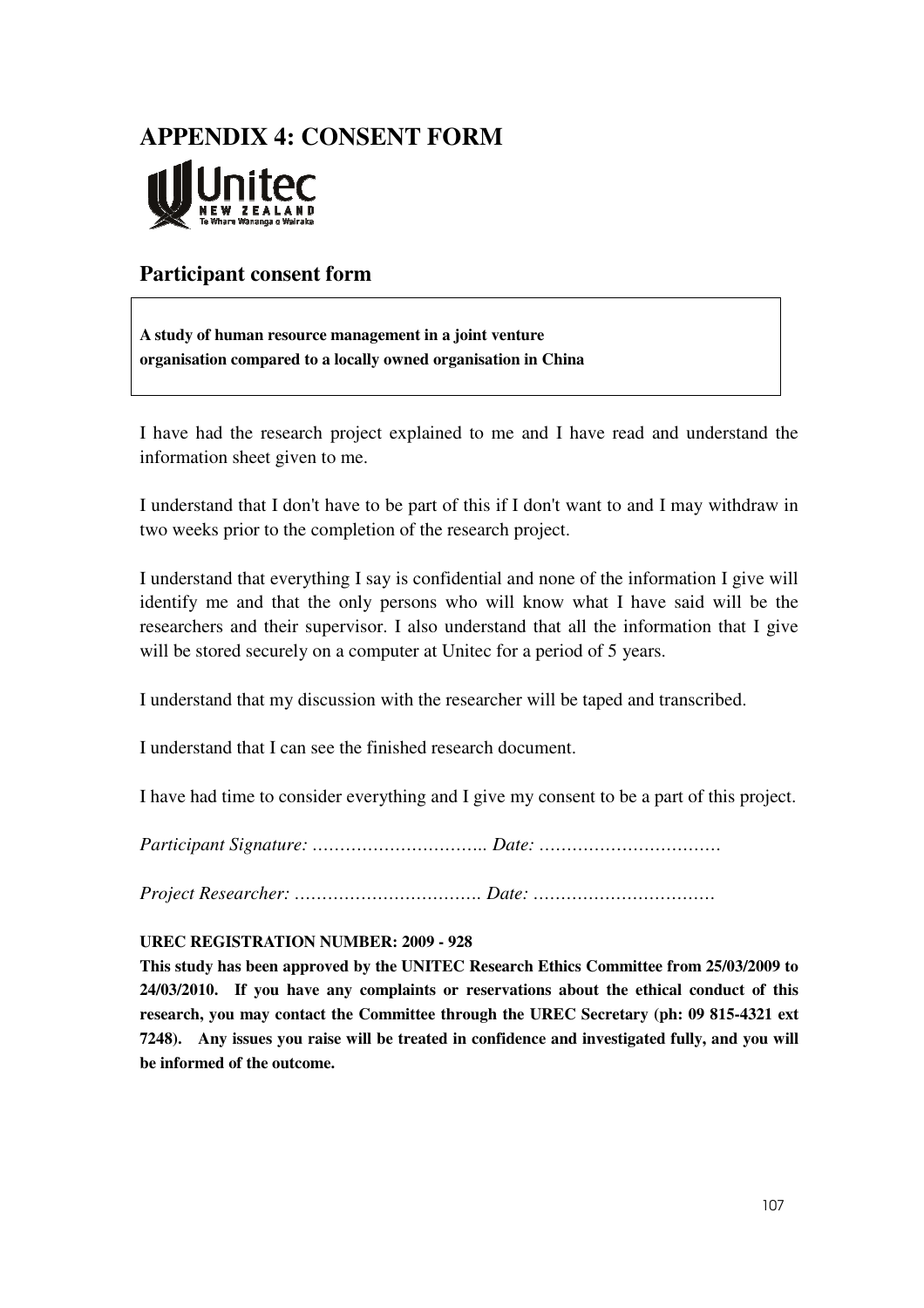# APPENDIX 4: CONSENT FORM

## Participant consent form

**A study of human resource management in a joint venture organisation compared to a locally owned organisation in China**

I have had the research project explained to me and I have read and understand the information sheet given to me.

I understand that I don't have to be part of this if I don't want to and I may withdraw in two weeks prior to the completion of the research project.

I understand that everything I say is confidential and none of the information I give will identify me and that the only persons who will know what I have said will be the researchers and their supervisor. I also understand that all the information that I give will be stored securely on a computer at Unitec for a period of 5 years.

I understand that my discussion with the researcher will be taped and transcribed.

I understand that I can see the finished research document.

I have had time to consider everything and I give my consent to be a part of this project.

*Participant Signature: ………………………….. Date: ……………………………*

*Project Researcher: ……………………………. Date: ……………………………*

**UREC REGISTRATION NUMBER: 2009 - 928**

**This study has been approved by the UNITEC Research Ethics Committee from 25/03/2009 to 24/03/2010. If you have any complaints or reservations about the ethical conduct of this research, you may contact the Committee through the UREC Secretary (ph: 09 815-4321 ext 7248). Any issues you raise will be treated in confidence and investigated fully, and you will be informed of the outcome.**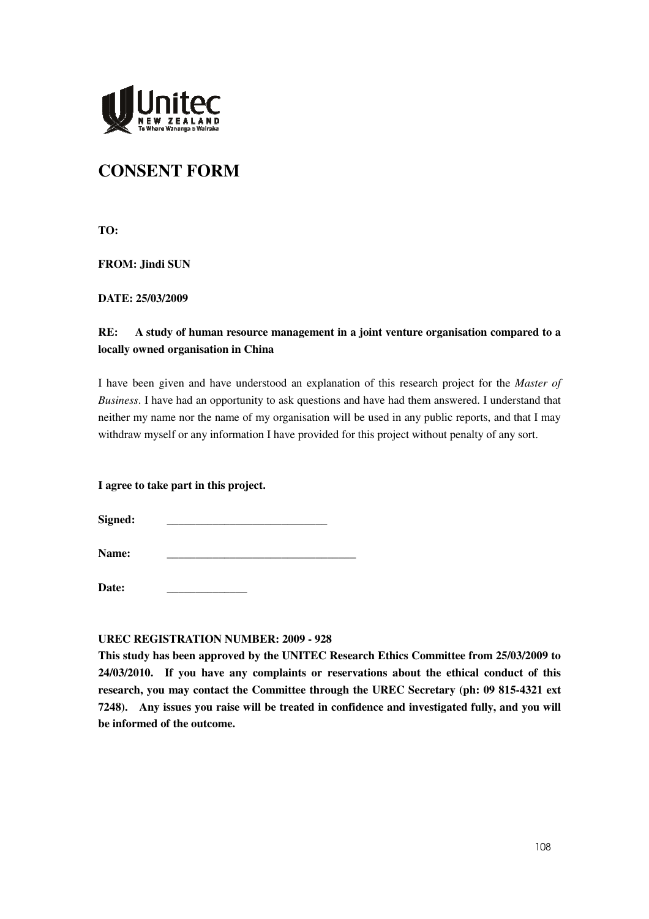Unitec
NEW ZEALAND
Te Whare Wānanga o Wairaka

# CONSENT FORM

**TO:**

**FROM: Jindi SUN**

**DATE: 25/03/2009**

**RE: A study of human resource management in a joint venture organisation compared to a locally owned organisation in China**

I have been given and have understood an explanation of this research project for the *Master of Business*. I have had an opportunity to ask questions and have had them answered. I understand that neither my name nor the name of my organisation will be used in any public reports, and that I may withdraw myself or any information I have provided for this project without penalty of any sort.

**I agree to take part in this project.**

**Signed:** ____________________________

**Name:** _________________________________

**Date:** ______________

**UREC REGISTRATION NUMBER: 2009 - 928**

**This study has been approved by the UNITEC Research Ethics Committee from 25/03/2009 to 24/03/2010. If you have any complaints or reservations about the ethical conduct of this research, you may contact the Committee through the UREC Secretary (ph: 09 815-4321 ext 7248). Any issues you raise will be treated in confidence and investigated fully, and you will be informed of the outcome.**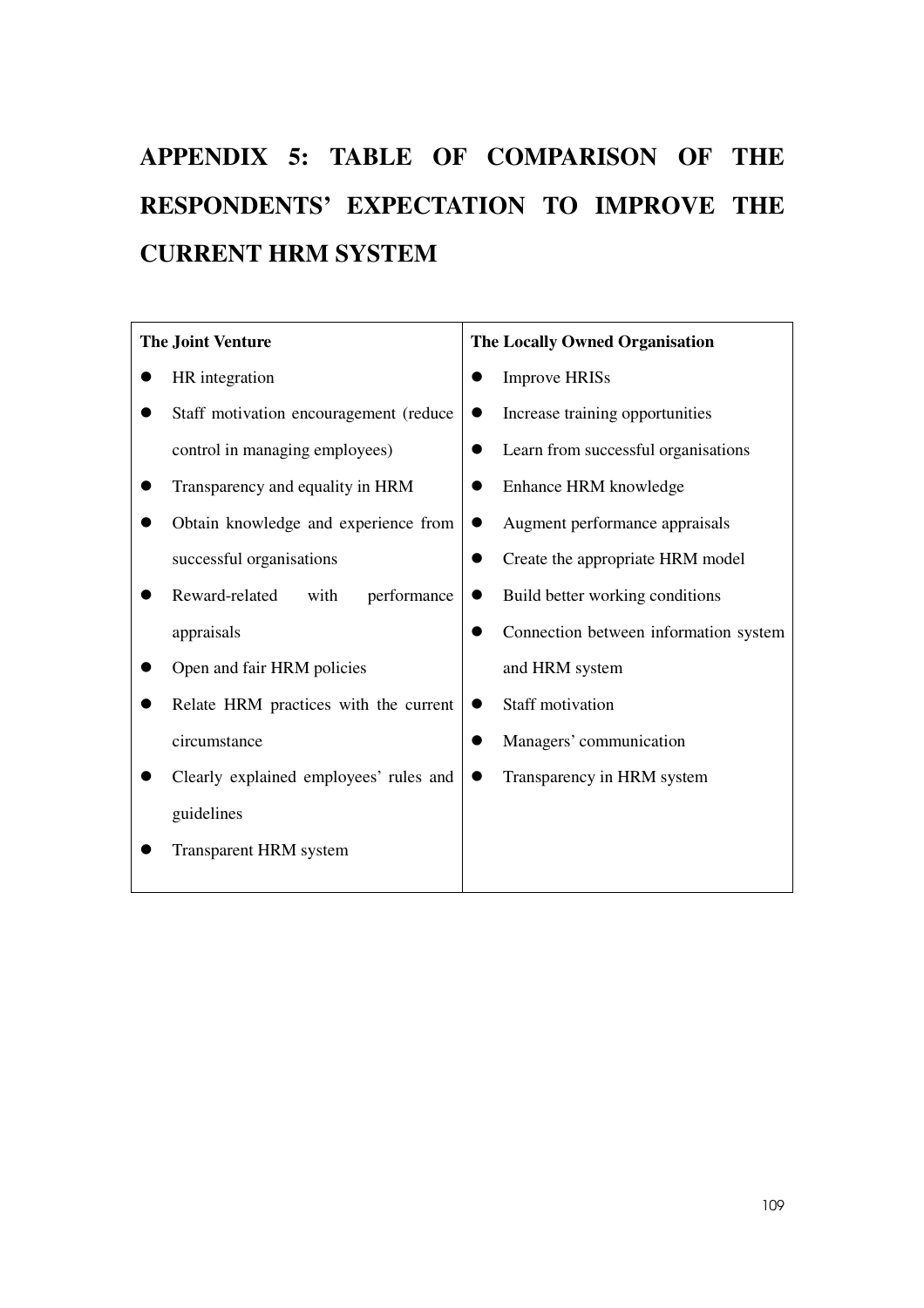# APPENDIX 5: TABLE OF COMPARISON OF THE RESPONDENTS' EXPECTATION TO IMPROVE THE CURRENT HRM SYSTEM

| **The Joint Venture** | **The Locally Owned Organisation** |
|---|---|
| • HR integration<br>• Staff motivation encouragement (reduce control in managing employees)<br>• Transparency and equality in HRM<br>• Obtain knowledge and experience from successful organisations<br>• Reward-related with performance appraisals<br>• Open and fair HRM policies<br>• Relate HRM practices with the current circumstance<br>• Clearly explained employees' rules and guidelines<br>• Transparent HRM system | • Improve HRISs<br>• Increase training opportunities<br>• Learn from successful organisations<br>• Enhance HRM knowledge<br>• Augment performance appraisals<br>• Create the appropriate HRM model<br>• Build better working conditions<br>• Connection between information system and HRM system<br>• Staff motivation<br>• Managers' communication<br>• Transparency in HRM system |